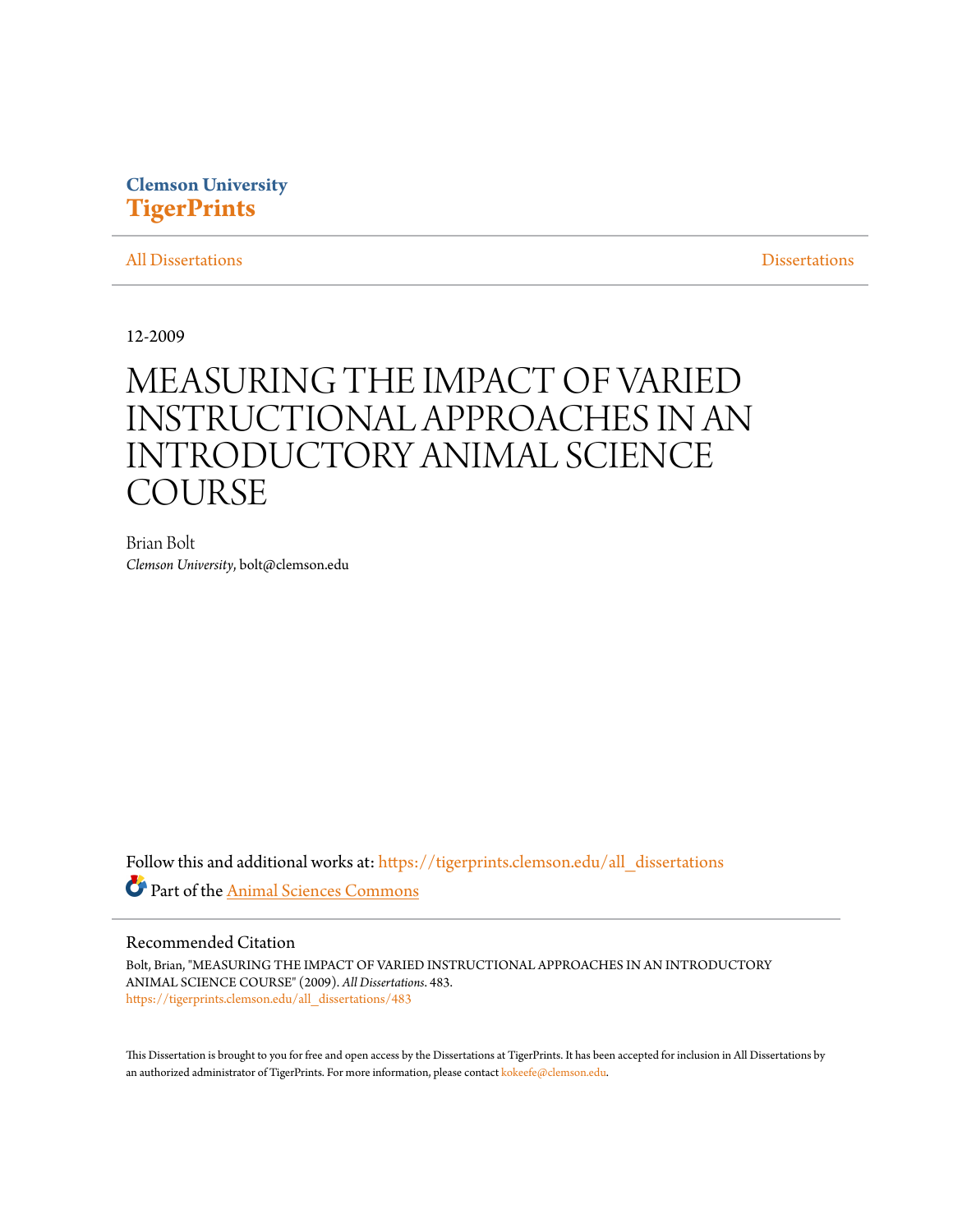Clemson University
**TigerPrints**

All Dissertations | Dissertations

12-2009

# MEASURING THE IMPACT OF VARIED INSTRUCTIONAL APPROACHES IN AN INTRODUCTORY ANIMAL SCIENCE COURSE

Brian Bolt
*Clemson University*, bolt@clemson.edu

Follow this and additional works at: https://tigerprints.clemson.edu/all_dissertations

Part of the Animal Sciences Commons

## Recommended Citation

Bolt, Brian, "MEASURING THE IMPACT OF VARIED INSTRUCTIONAL APPROACHES IN AN INTRODUCTORY ANIMAL SCIENCE COURSE" (2009). *All Dissertations*. 483.
https://tigerprints.clemson.edu/all_dissertations/483

This Dissertation is brought to you for free and open access by the Dissertations at TigerPrints. It has been accepted for inclusion in All Dissertations by an authorized administrator of TigerPrints. For more information, please contact kokeefe@clemson.edu.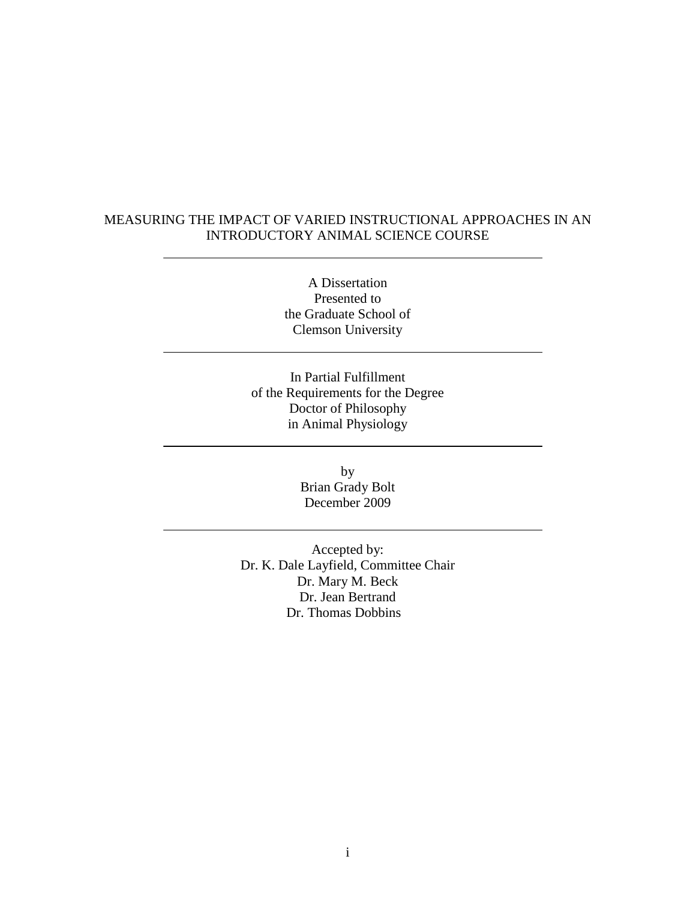# MEASURING THE IMPACT OF VARIED INSTRUCTIONAL APPROACHES IN AN INTRODUCTORY ANIMAL SCIENCE COURSE

---

A Dissertation
Presented to
the Graduate School of
Clemson University

---

In Partial Fulfillment
of the Requirements for the Degree
Doctor of Philosophy
in Animal Physiology

---

by
Brian Grady Bolt
December 2009

---

Accepted by:
Dr. K. Dale Layfield, Committee Chair
Dr. Mary M. Beck
Dr. Jean Bertrand
Dr. Thomas Dobbins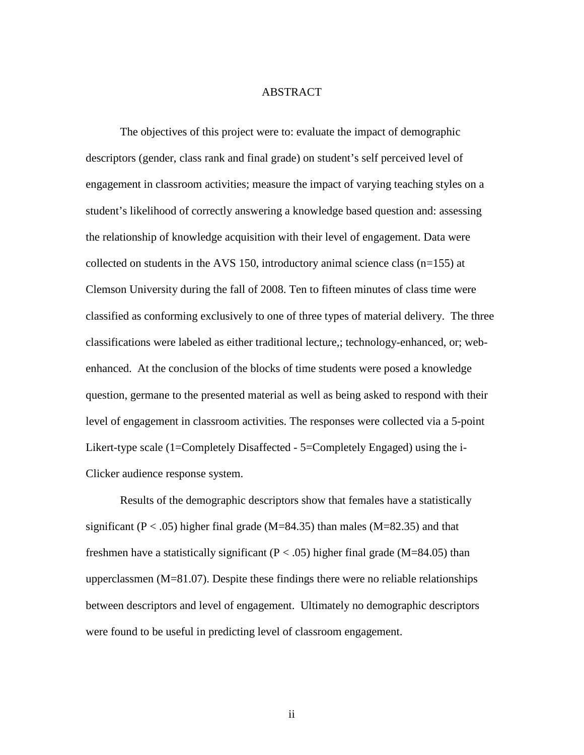# ABSTRACT

The objectives of this project were to: evaluate the impact of demographic descriptors (gender, class rank and final grade) on student's self perceived level of engagement in classroom activities; measure the impact of varying teaching styles on a student's likelihood of correctly answering a knowledge based question and: assessing the relationship of knowledge acquisition with their level of engagement. Data were collected on students in the AVS 150, introductory animal science class (n=155) at Clemson University during the fall of 2008. Ten to fifteen minutes of class time were classified as conforming exclusively to one of three types of material delivery. The three classifications were labeled as either traditional lecture,; technology-enhanced, or; web-enhanced. At the conclusion of the blocks of time students were posed a knowledge question, germane to the presented material as well as being asked to respond with their level of engagement in classroom activities. The responses were collected via a 5-point Likert-type scale (1=Completely Disaffected - 5=Completely Engaged) using the i-Clicker audience response system.

Results of the demographic descriptors show that females have a statistically significant ($P < .05$) higher final grade (M=84.35) than males (M=82.35) and that freshmen have a statistically significant ($P < .05$) higher final grade (M=84.05) than upperclassmen (M=81.07). Despite these findings there were no reliable relationships between descriptors and level of engagement. Ultimately no demographic descriptors were found to be useful in predicting level of classroom engagement.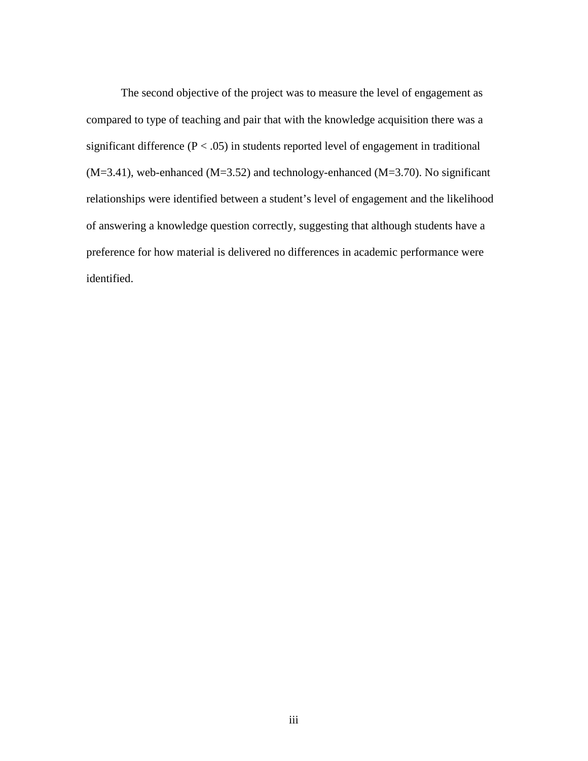The second objective of the project was to measure the level of engagement as compared to type of teaching and pair that with the knowledge acquisition there was a significant difference ($P < .05$) in students reported level of engagement in traditional ($M=3.41$), web-enhanced ($M=3.52$) and technology-enhanced ($M=3.70$). No significant relationships were identified between a student's level of engagement and the likelihood of answering a knowledge question correctly, suggesting that although students have a preference for how material is delivered no differences in academic performance were identified.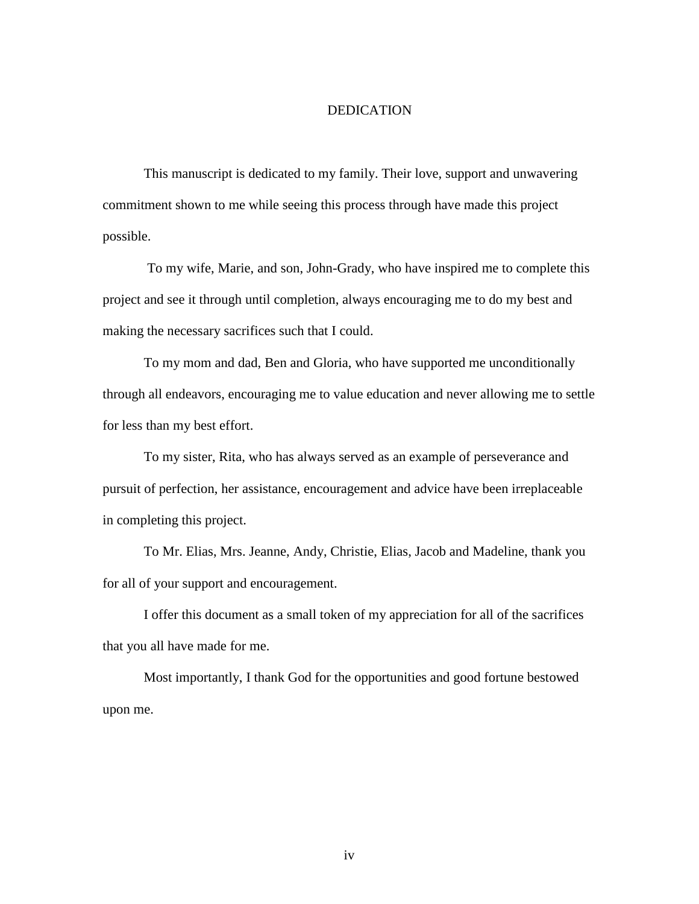# DEDICATION

This manuscript is dedicated to my family. Their love, support and unwavering commitment shown to me while seeing this process through have made this project possible.

To my wife, Marie, and son, John-Grady, who have inspired me to complete this project and see it through until completion, always encouraging me to do my best and making the necessary sacrifices such that I could.

To my mom and dad, Ben and Gloria, who have supported me unconditionally through all endeavors, encouraging me to value education and never allowing me to settle for less than my best effort.

To my sister, Rita, who has always served as an example of perseverance and pursuit of perfection, her assistance, encouragement and advice have been irreplaceable in completing this project.

To Mr. Elias, Mrs. Jeanne, Andy, Christie, Elias, Jacob and Madeline, thank you for all of your support and encouragement.

I offer this document as a small token of my appreciation for all of the sacrifices that you all have made for me.

Most importantly, I thank God for the opportunities and good fortune bestowed upon me.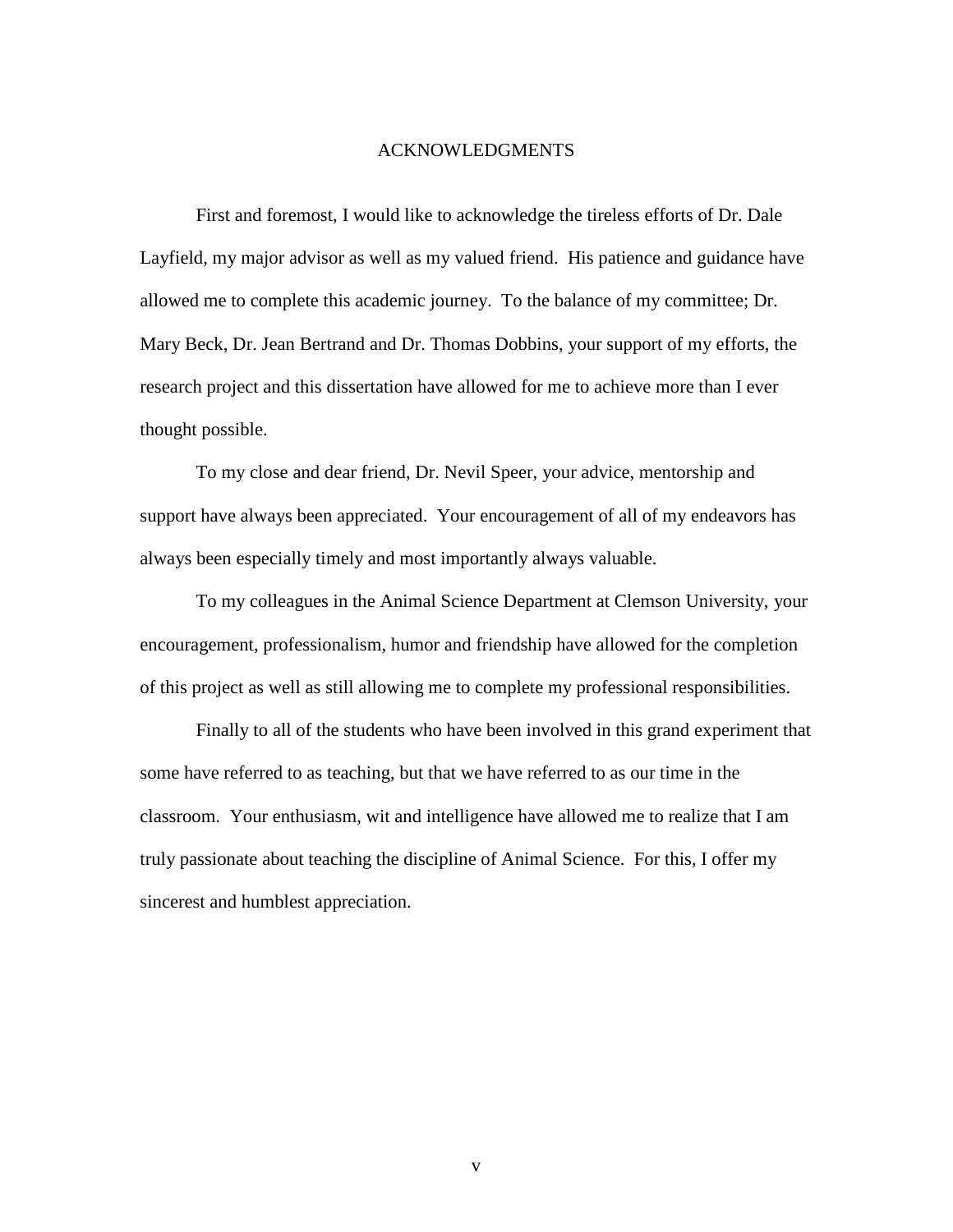# ACKNOWLEDGMENTS

First and foremost, I would like to acknowledge the tireless efforts of Dr. Dale Layfield, my major advisor as well as my valued friend. His patience and guidance have allowed me to complete this academic journey. To the balance of my committee; Dr. Mary Beck, Dr. Jean Bertrand and Dr. Thomas Dobbins, your support of my efforts, the research project and this dissertation have allowed for me to achieve more than I ever thought possible.

To my close and dear friend, Dr. Nevil Speer, your advice, mentorship and support have always been appreciated. Your encouragement of all of my endeavors has always been especially timely and most importantly always valuable.

To my colleagues in the Animal Science Department at Clemson University, your encouragement, professionalism, humor and friendship have allowed for the completion of this project as well as still allowing me to complete my professional responsibilities.

Finally to all of the students who have been involved in this grand experiment that some have referred to as teaching, but that we have referred to as our time in the classroom. Your enthusiasm, wit and intelligence have allowed me to realize that I am truly passionate about teaching the discipline of Animal Science. For this, I offer my sincerest and humblest appreciation.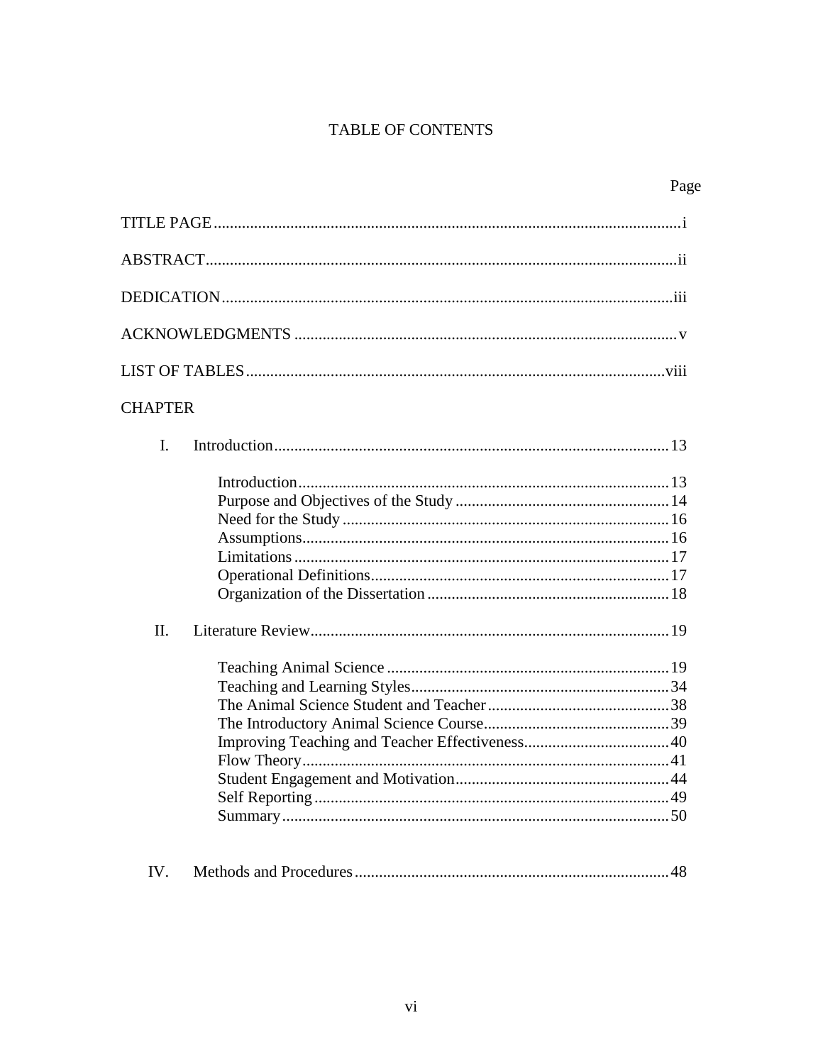# TABLE OF CONTENTS

Page

TITLE PAGE ........................................................................................................ i

ABSTRACT ........................................................................................................ ii

DEDICATION ..................................................................................................... iii

ACKNOWLEDGMENTS ..................................................................................... v

LIST OF TABLES ............................................................................................. viii

CHAPTER

I. Introduction ................................................................................................ 13

- Introduction ........................................................................................... 13
- Purpose and Objectives of the Study ..................................................... 14
- Need for the Study ................................................................................. 16
- Assumptions .......................................................................................... 16
- Limitations ............................................................................................ 17
- Operational Definitions ......................................................................... 17
- Organization of the Dissertation ............................................................ 18

II. Literature Review ....................................................................................... 19

- Teaching Animal Science ...................................................................... 19
- Teaching and Learning Styles ................................................................ 34
- The Animal Science Student and Teacher ............................................. 38
- The Introductory Animal Science Course .............................................. 39
- Improving Teaching and Teacher Effectiveness .................................... 40
- Flow Theory ........................................................................................... 41
- Student Engagement and Motivation ..................................................... 44
- Self Reporting ........................................................................................ 49
- Summary ............................................................................................... 50

IV. Methods and Procedures ............................................................................ 48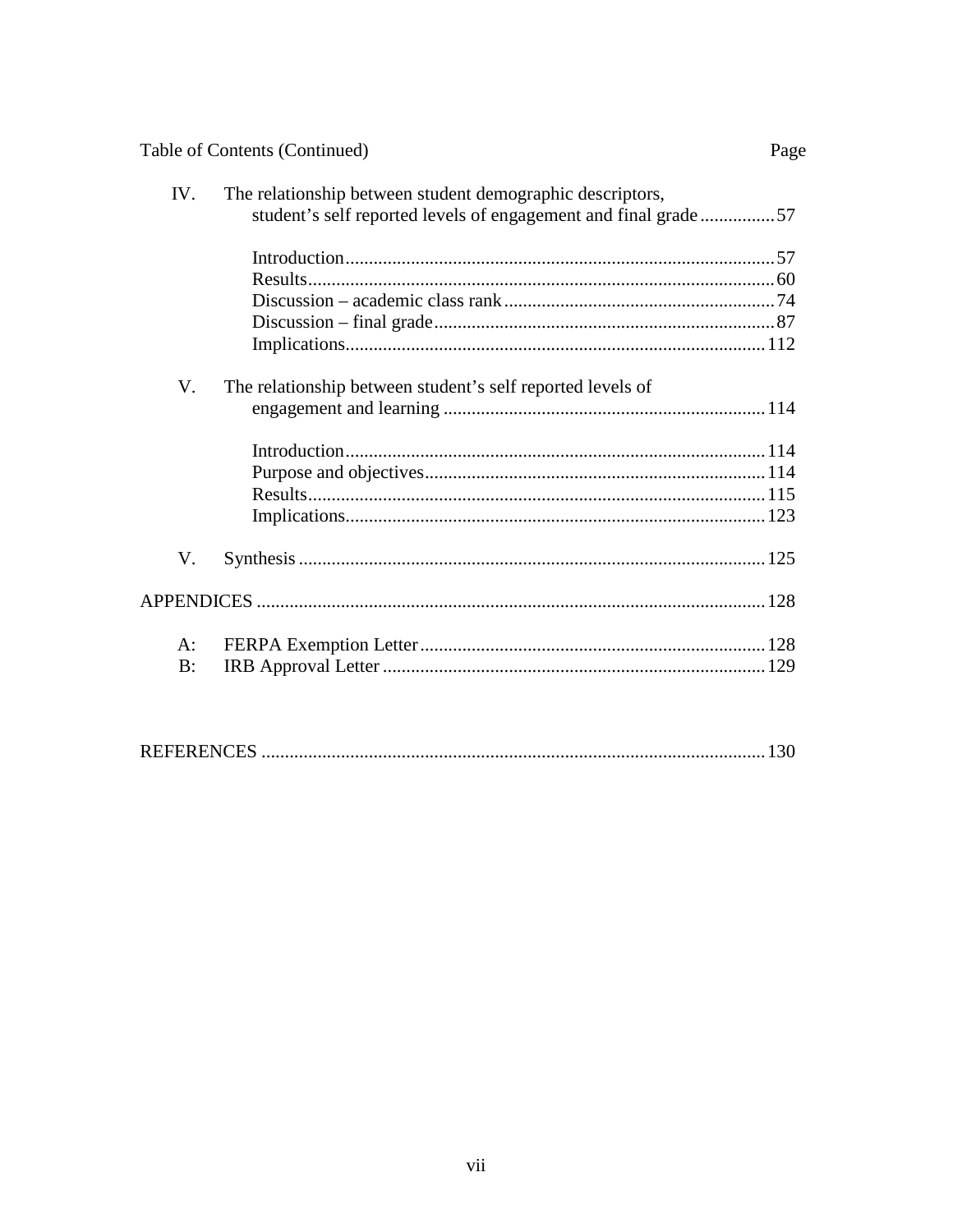Table of Contents (Continued) Page

IV. The relationship between student demographic descriptors, student's self reported levels of engagement and final grade ................ 57

- Introduction ........................................................................................ 57
- Results ................................................................................................ 60
- Discussion – academic class rank ........................................................ 74
- Discussion – final grade ...................................................................... 87
- Implications ...................................................................................... 112

V. The relationship between student's self reported levels of engagement and learning .................................................................... 114

- Introduction ...................................................................................... 114
- Purpose and objectives ...................................................................... 114
- Results .............................................................................................. 115
- Implications ...................................................................................... 123

V. Synthesis ................................................................................................ 125

APPENDICES ............................................................................................. 128

- A: FERPA Exemption Letter ................................................................ 128
- B: IRB Approval Letter ....................................................................... 129

REFERENCES ............................................................................................ 130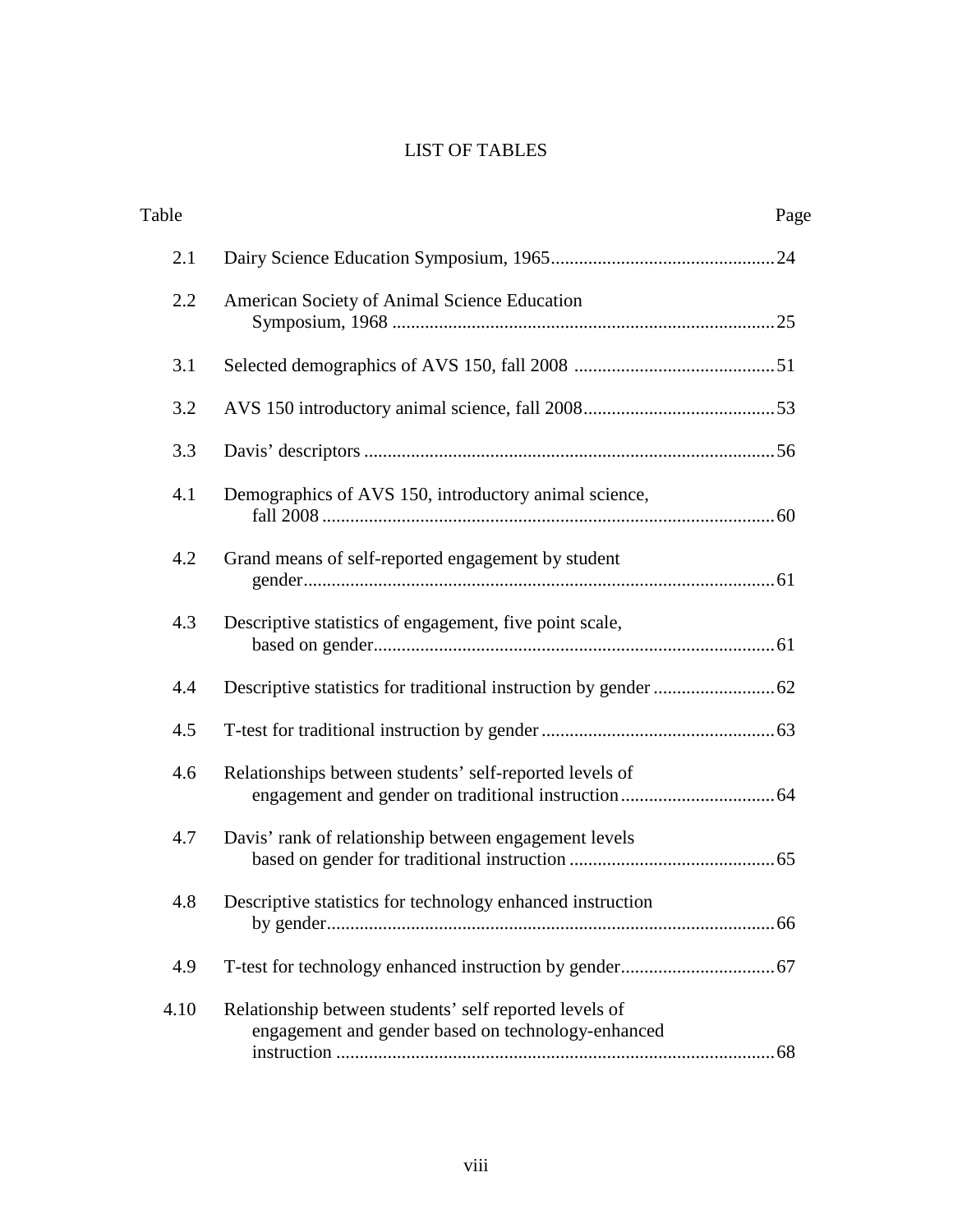# LIST OF TABLES

| Table | | Page |
|---|---|---|
| 2.1 | Dairy Science Education Symposium, 1965 | 24 |
| 2.2 | American Society of Animal Science Education Symposium, 1968 | 25 |
| 3.1 | Selected demographics of AVS 150, fall 2008 | 51 |
| 3.2 | AVS 150 introductory animal science, fall 2008 | 53 |
| 3.3 | Davis' descriptors | 56 |
| 4.1 | Demographics of AVS 150, introductory animal science, fall 2008 | 60 |
| 4.2 | Grand means of self-reported engagement by student gender | 61 |
| 4.3 | Descriptive statistics of engagement, five point scale, based on gender | 61 |
| 4.4 | Descriptive statistics for traditional instruction by gender | 62 |
| 4.5 | T-test for traditional instruction by gender | 63 |
| 4.6 | Relationships between students' self-reported levels of engagement and gender on traditional instruction | 64 |
| 4.7 | Davis' rank of relationship between engagement levels based on gender for traditional instruction | 65 |
| 4.8 | Descriptive statistics for technology enhanced instruction by gender | 66 |
| 4.9 | T-test for technology enhanced instruction by gender | 67 |
| 4.10 | Relationship between students' self reported levels of engagement and gender based on technology-enhanced instruction | 68 |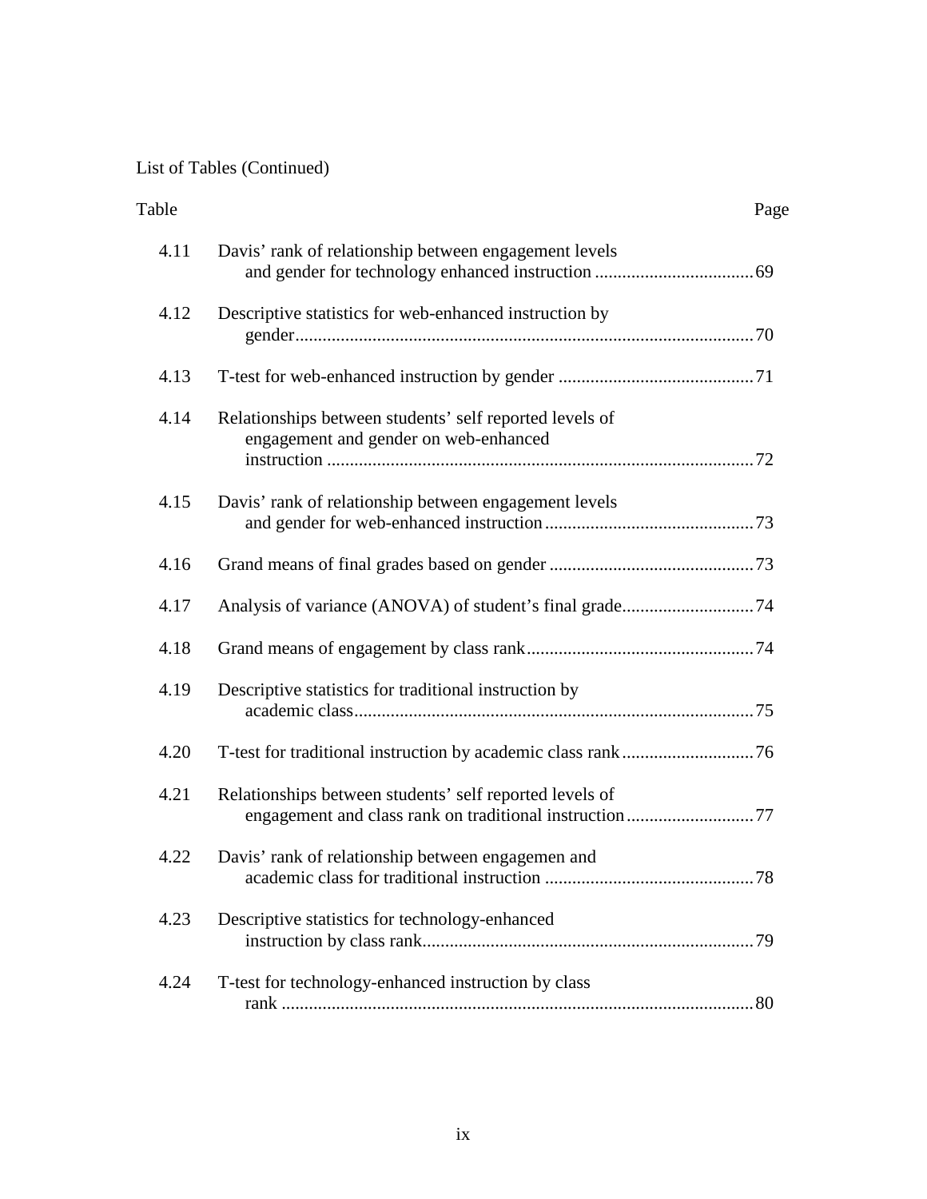List of Tables (Continued)

| Table | | Page |
| --- | --- | --- |
| 4.11 | Davis' rank of relationship between engagement levels and gender for technology enhanced instruction | 69 |
| 4.12 | Descriptive statistics for web-enhanced instruction by gender | 70 |
| 4.13 | T-test for web-enhanced instruction by gender | 71 |
| 4.14 | Relationships between students' self reported levels of engagement and gender on web-enhanced instruction | 72 |
| 4.15 | Davis' rank of relationship between engagement levels and gender for web-enhanced instruction | 73 |
| 4.16 | Grand means of final grades based on gender | 73 |
| 4.17 | Analysis of variance (ANOVA) of student's final grade | 74 |
| 4.18 | Grand means of engagement by class rank | 74 |
| 4.19 | Descriptive statistics for traditional instruction by academic class | 75 |
| 4.20 | T-test for traditional instruction by academic class rank | 76 |
| 4.21 | Relationships between students' self reported levels of engagement and class rank on traditional instruction | 77 |
| 4.22 | Davis' rank of relationship between engagemen and academic class for traditional instruction | 78 |
| 4.23 | Descriptive statistics for technology-enhanced instruction by class rank | 79 |
| 4.24 | T-test for technology-enhanced instruction by class rank | 80 |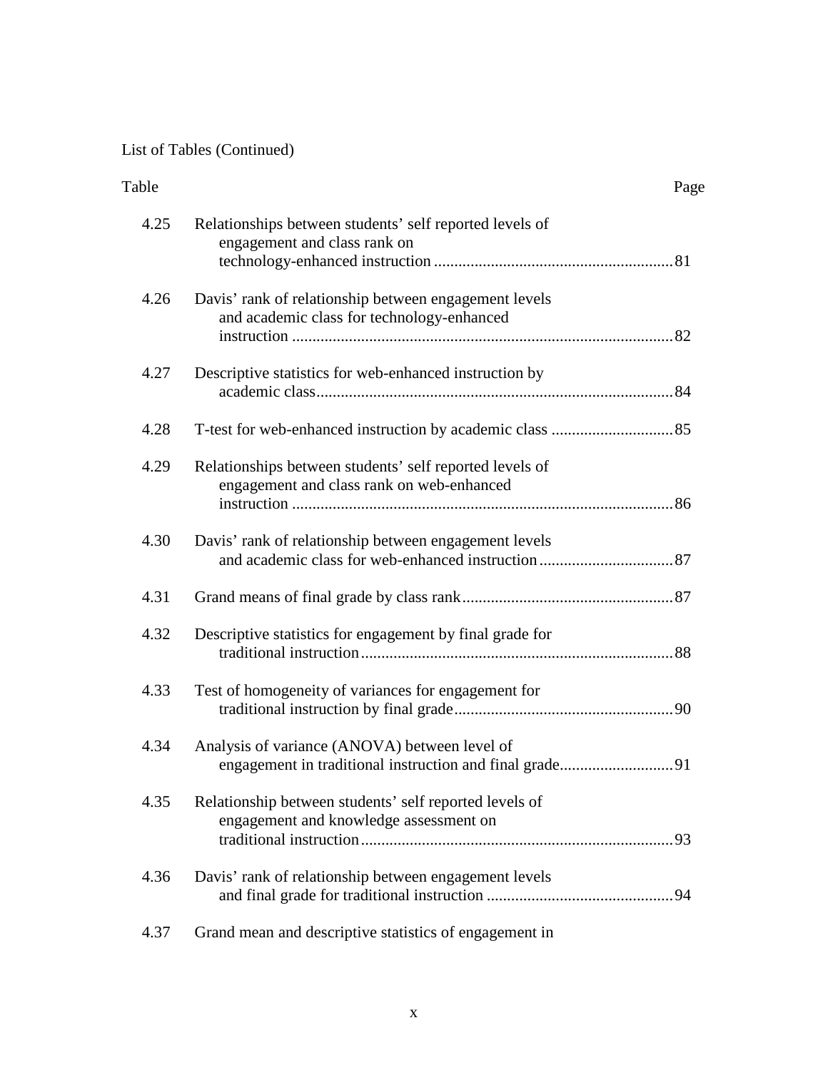List of Tables (Continued)

| Table | | Page |
|---|---|---|
| 4.25 | Relationships between students' self reported levels of engagement and class rank on technology-enhanced instruction | 81 |
| 4.26 | Davis' rank of relationship between engagement levels and academic class for technology-enhanced instruction | 82 |
| 4.27 | Descriptive statistics for web-enhanced instruction by academic class | 84 |
| 4.28 | T-test for web-enhanced instruction by academic class | 85 |
| 4.29 | Relationships between students' self reported levels of engagement and class rank on web-enhanced instruction | 86 |
| 4.30 | Davis' rank of relationship between engagement levels and academic class for web-enhanced instruction | 87 |
| 4.31 | Grand means of final grade by class rank | 87 |
| 4.32 | Descriptive statistics for engagement by final grade for traditional instruction | 88 |
| 4.33 | Test of homogeneity of variances for engagement for traditional instruction by final grade | 90 |
| 4.34 | Analysis of variance (ANOVA) between level of engagement in traditional instruction and final grade | 91 |
| 4.35 | Relationship between students' self reported levels of engagement and knowledge assessment on traditional instruction | 93 |
| 4.36 | Davis' rank of relationship between engagement levels and final grade for traditional instruction | 94 |
| 4.37 | Grand mean and descriptive statistics of engagement in | |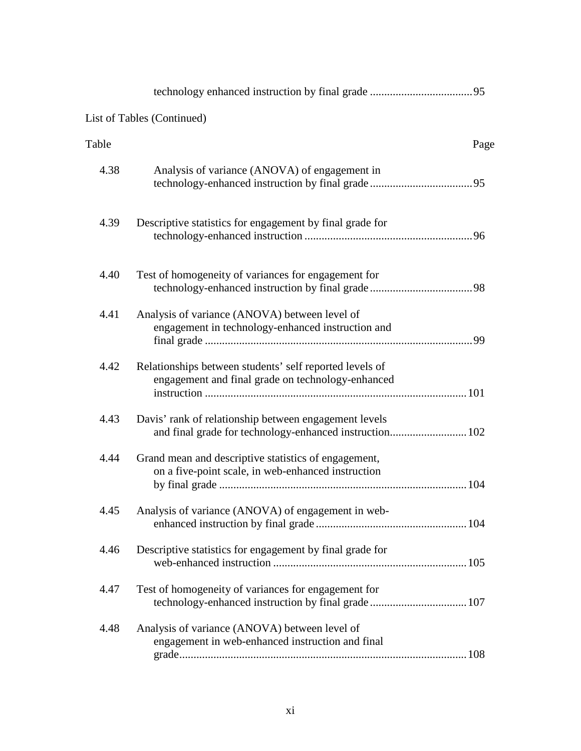technology enhanced instruction by final grade ....................................95

List of Tables (Continued)

| Table | | Page |
|---|---|---|
| 4.38 | Analysis of variance (ANOVA) of engagement in technology-enhanced instruction by final grade | 95 |
| 4.39 | Descriptive statistics for engagement by final grade for technology-enhanced instruction | 96 |
| 4.40 | Test of homogeneity of variances for engagement for technology-enhanced instruction by final grade | 98 |
| 4.41 | Analysis of variance (ANOVA) between level of engagement in technology-enhanced instruction and final grade | 99 |
| 4.42 | Relationships between students' self reported levels of engagement and final grade on technology-enhanced instruction | 101 |
| 4.43 | Davis' rank of relationship between engagement levels and final grade for technology-enhanced instruction | 102 |
| 4.44 | Grand mean and descriptive statistics of engagement, on a five-point scale, in web-enhanced instruction by final grade | 104 |
| 4.45 | Analysis of variance (ANOVA) of engagement in web-enhanced instruction by final grade | 104 |
| 4.46 | Descriptive statistics for engagement by final grade for web-enhanced instruction | 105 |
| 4.47 | Test of homogeneity of variances for engagement for technology-enhanced instruction by final grade | 107 |
| 4.48 | Analysis of variance (ANOVA) between level of engagement in web-enhanced instruction and final grade | 108 |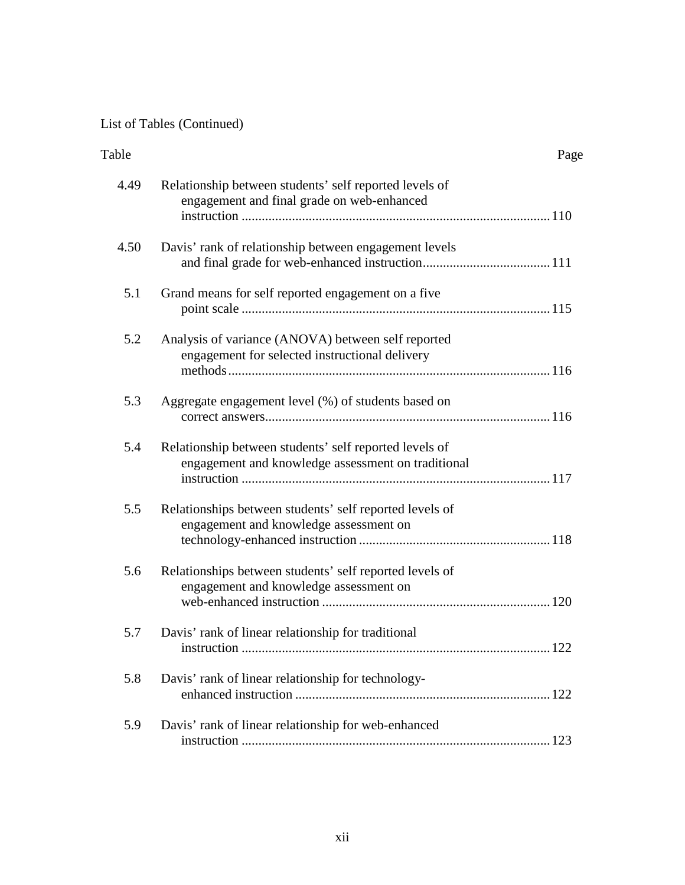List of Tables (Continued)

| Table | | Page |
|---|---|---|
| 4.49 | Relationship between students' self reported levels of engagement and final grade on web-enhanced instruction | 110 |
| 4.50 | Davis' rank of relationship between engagement levels and final grade for web-enhanced instruction | 111 |
| 5.1 | Grand means for self reported engagement on a five point scale | 115 |
| 5.2 | Analysis of variance (ANOVA) between self reported engagement for selected instructional delivery methods | 116 |
| 5.3 | Aggregate engagement level (%) of students based on correct answers | 116 |
| 5.4 | Relationship between students' self reported levels of engagement and knowledge assessment on traditional instruction | 117 |
| 5.5 | Relationships between students' self reported levels of engagement and knowledge assessment on technology-enhanced instruction | 118 |
| 5.6 | Relationships between students' self reported levels of engagement and knowledge assessment on web-enhanced instruction | 120 |
| 5.7 | Davis' rank of linear relationship for traditional instruction | 122 |
| 5.8 | Davis' rank of linear relationship for technology-enhanced instruction | 122 |
| 5.9 | Davis' rank of linear relationship for web-enhanced instruction | 123 |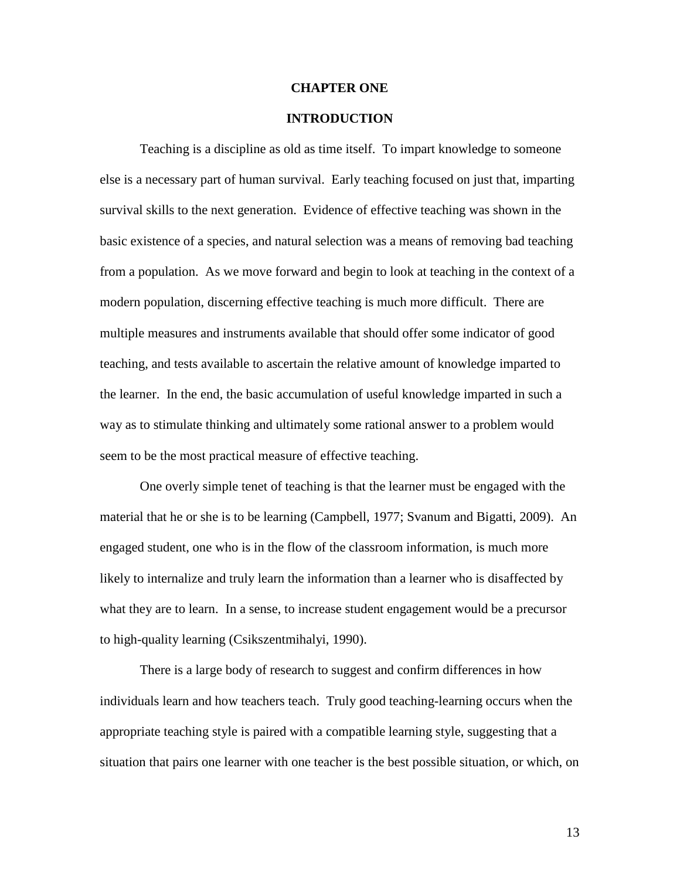# CHAPTER ONE

## INTRODUCTION

Teaching is a discipline as old as time itself. To impart knowledge to someone else is a necessary part of human survival. Early teaching focused on just that, imparting survival skills to the next generation. Evidence of effective teaching was shown in the basic existence of a species, and natural selection was a means of removing bad teaching from a population. As we move forward and begin to look at teaching in the context of a modern population, discerning effective teaching is much more difficult. There are multiple measures and instruments available that should offer some indicator of good teaching, and tests available to ascertain the relative amount of knowledge imparted to the learner. In the end, the basic accumulation of useful knowledge imparted in such a way as to stimulate thinking and ultimately some rational answer to a problem would seem to be the most practical measure of effective teaching.

One overly simple tenet of teaching is that the learner must be engaged with the material that he or she is to be learning (Campbell, 1977; Svanum and Bigatti, 2009). An engaged student, one who is in the flow of the classroom information, is much more likely to internalize and truly learn the information than a learner who is disaffected by what they are to learn. In a sense, to increase student engagement would be a precursor to high-quality learning (Csikszentmihalyi, 1990).

There is a large body of research to suggest and confirm differences in how individuals learn and how teachers teach. Truly good teaching-learning occurs when the appropriate teaching style is paired with a compatible learning style, suggesting that a situation that pairs one learner with one teacher is the best possible situation, or which, on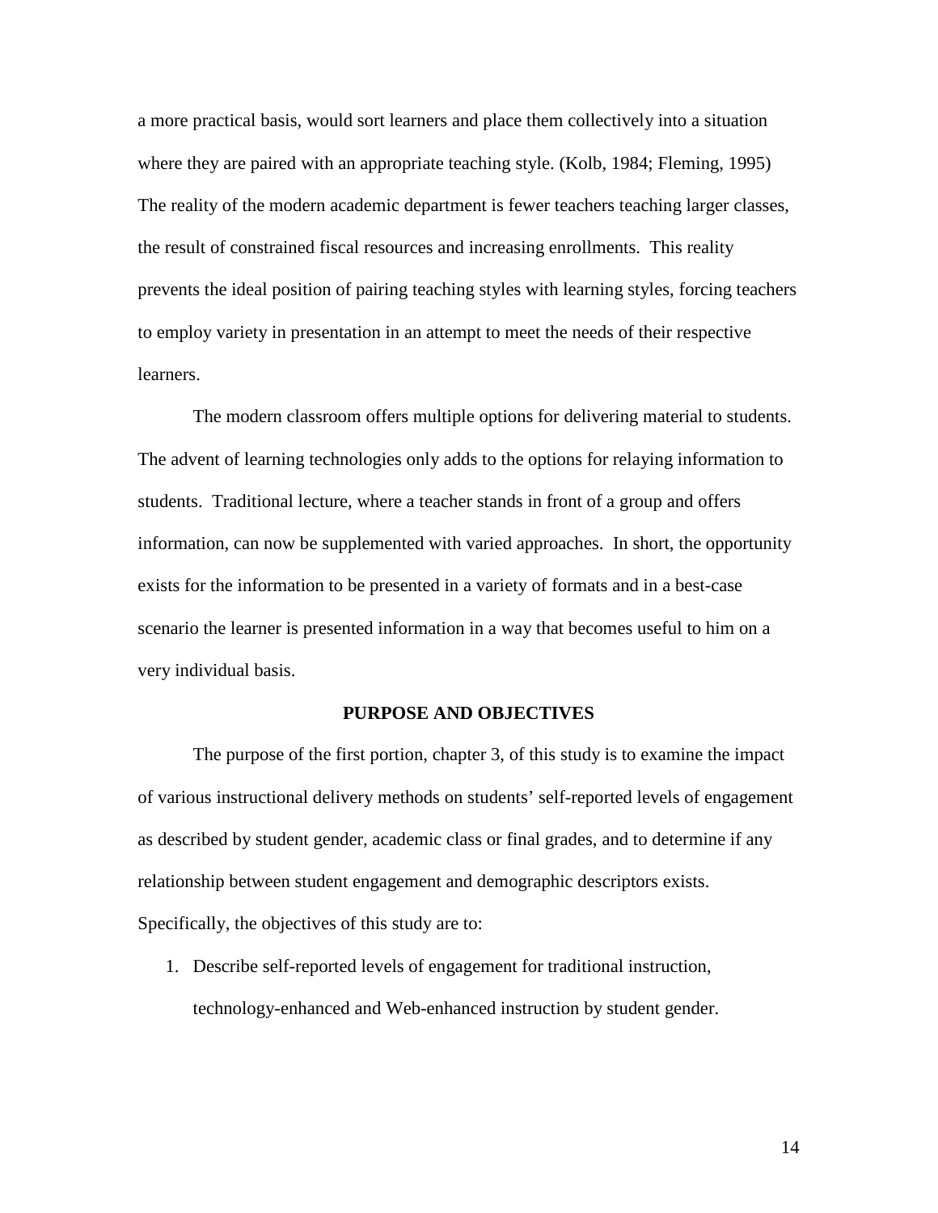a more practical basis, would sort learners and place them collectively into a situation where they are paired with an appropriate teaching style. (Kolb, 1984; Fleming, 1995) The reality of the modern academic department is fewer teachers teaching larger classes, the result of constrained fiscal resources and increasing enrollments. This reality prevents the ideal position of pairing teaching styles with learning styles, forcing teachers to employ variety in presentation in an attempt to meet the needs of their respective learners.

The modern classroom offers multiple options for delivering material to students. The advent of learning technologies only adds to the options for relaying information to students. Traditional lecture, where a teacher stands in front of a group and offers information, can now be supplemented with varied approaches. In short, the opportunity exists for the information to be presented in a variety of formats and in a best-case scenario the learner is presented information in a way that becomes useful to him on a very individual basis.

## PURPOSE AND OBJECTIVES

The purpose of the first portion, chapter 3, of this study is to examine the impact of various instructional delivery methods on students' self-reported levels of engagement as described by student gender, academic class or final grades, and to determine if any relationship between student engagement and demographic descriptors exists. Specifically, the objectives of this study are to:

1. Describe self-reported levels of engagement for traditional instruction, technology-enhanced and Web-enhanced instruction by student gender.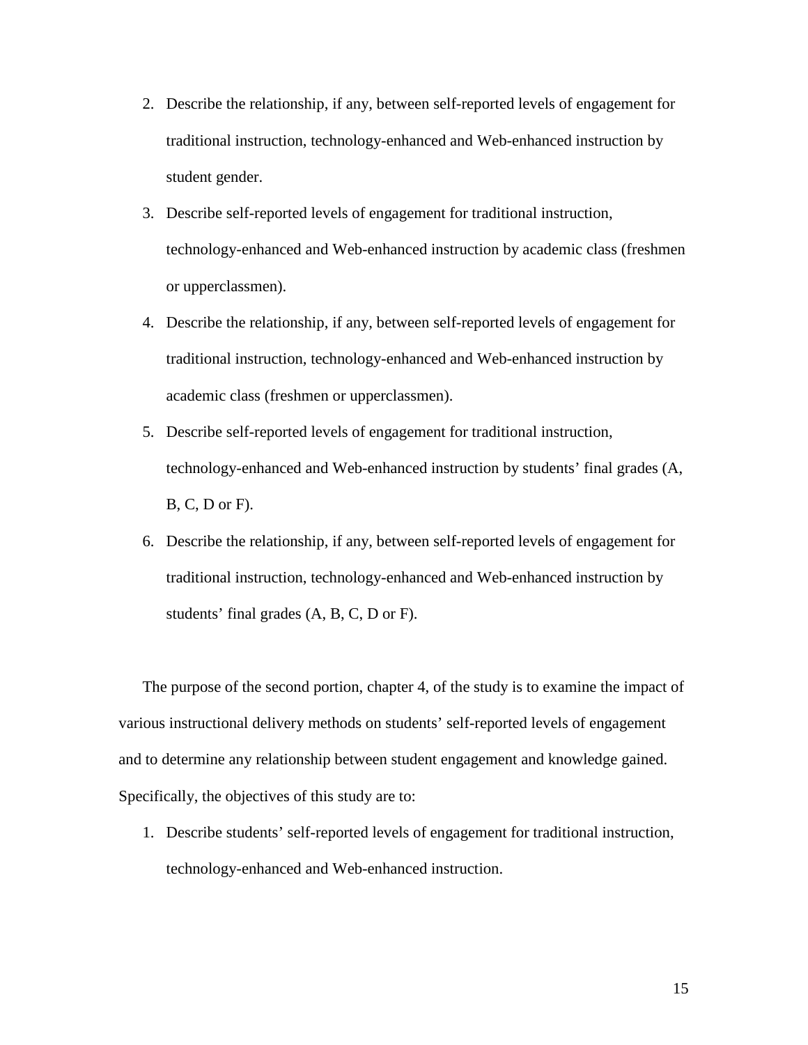2. Describe the relationship, if any, between self-reported levels of engagement for traditional instruction, technology-enhanced and Web-enhanced instruction by student gender.
3. Describe self-reported levels of engagement for traditional instruction, technology-enhanced and Web-enhanced instruction by academic class (freshmen or upperclassmen).
4. Describe the relationship, if any, between self-reported levels of engagement for traditional instruction, technology-enhanced and Web-enhanced instruction by academic class (freshmen or upperclassmen).
5. Describe self-reported levels of engagement for traditional instruction, technology-enhanced and Web-enhanced instruction by students' final grades (A, B, C, D or F).
6. Describe the relationship, if any, between self-reported levels of engagement for traditional instruction, technology-enhanced and Web-enhanced instruction by students' final grades (A, B, C, D or F).

The purpose of the second portion, chapter 4, of the study is to examine the impact of various instructional delivery methods on students' self-reported levels of engagement and to determine any relationship between student engagement and knowledge gained. Specifically, the objectives of this study are to:

1. Describe students' self-reported levels of engagement for traditional instruction, technology-enhanced and Web-enhanced instruction.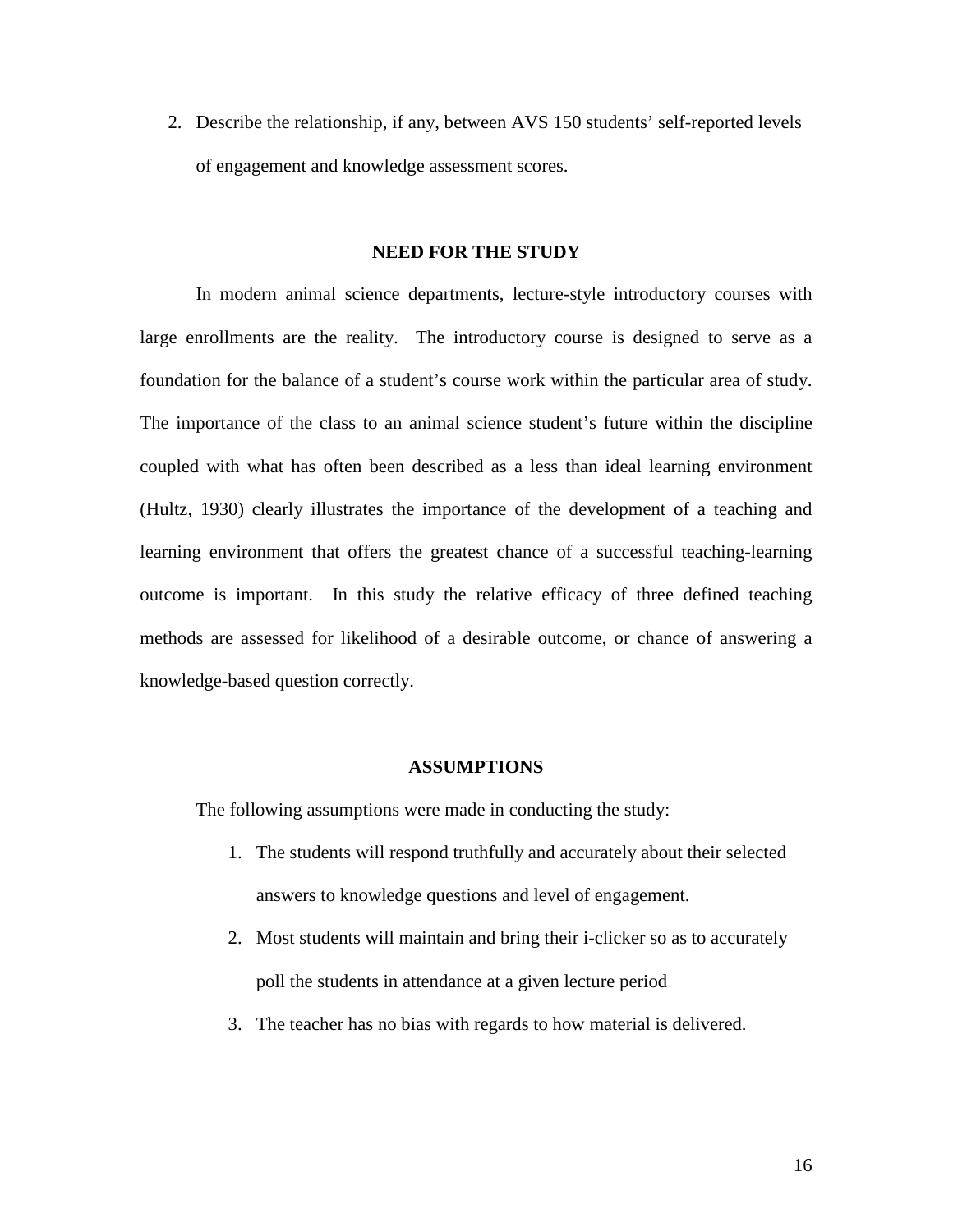2. Describe the relationship, if any, between AVS 150 students' self-reported levels of engagement and knowledge assessment scores.

## NEED FOR THE STUDY

In modern animal science departments, lecture-style introductory courses with large enrollments are the reality. The introductory course is designed to serve as a foundation for the balance of a student's course work within the particular area of study. The importance of the class to an animal science student's future within the discipline coupled with what has often been described as a less than ideal learning environment (Hultz, 1930) clearly illustrates the importance of the development of a teaching and learning environment that offers the greatest chance of a successful teaching-learning outcome is important. In this study the relative efficacy of three defined teaching methods are assessed for likelihood of a desirable outcome, or chance of answering a knowledge-based question correctly.

## ASSUMPTIONS

The following assumptions were made in conducting the study:

1. The students will respond truthfully and accurately about their selected answers to knowledge questions and level of engagement.
2. Most students will maintain and bring their i-clicker so as to accurately poll the students in attendance at a given lecture period
3. The teacher has no bias with regards to how material is delivered.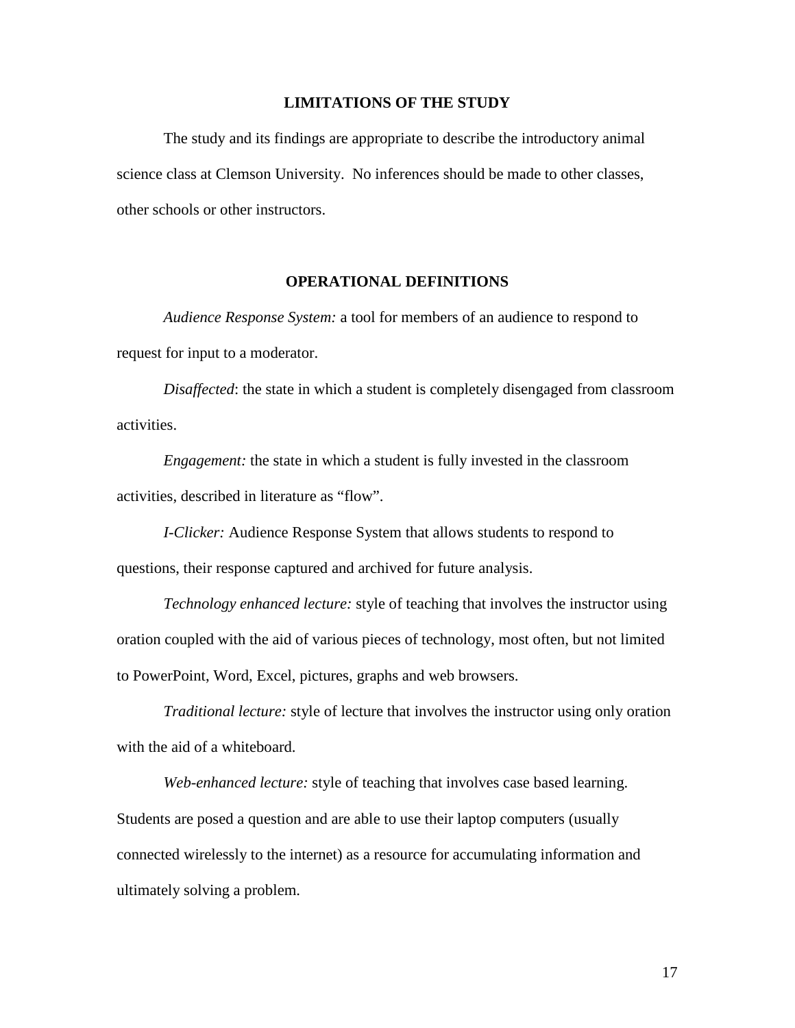## LIMITATIONS OF THE STUDY

The study and its findings are appropriate to describe the introductory animal science class at Clemson University. No inferences should be made to other classes, other schools or other instructors.

## OPERATIONAL DEFINITIONS

*Audience Response System:* a tool for members of an audience to respond to request for input to a moderator.

*Disaffected*: the state in which a student is completely disengaged from classroom activities.

*Engagement:* the state in which a student is fully invested in the classroom activities, described in literature as "flow".

*I-Clicker:* Audience Response System that allows students to respond to questions, their response captured and archived for future analysis.

*Technology enhanced lecture:* style of teaching that involves the instructor using oration coupled with the aid of various pieces of technology, most often, but not limited to PowerPoint, Word, Excel, pictures, graphs and web browsers.

*Traditional lecture:* style of lecture that involves the instructor using only oration with the aid of a whiteboard.

*Web-enhanced lecture:* style of teaching that involves case based learning. Students are posed a question and are able to use their laptop computers (usually connected wirelessly to the internet) as a resource for accumulating information and ultimately solving a problem.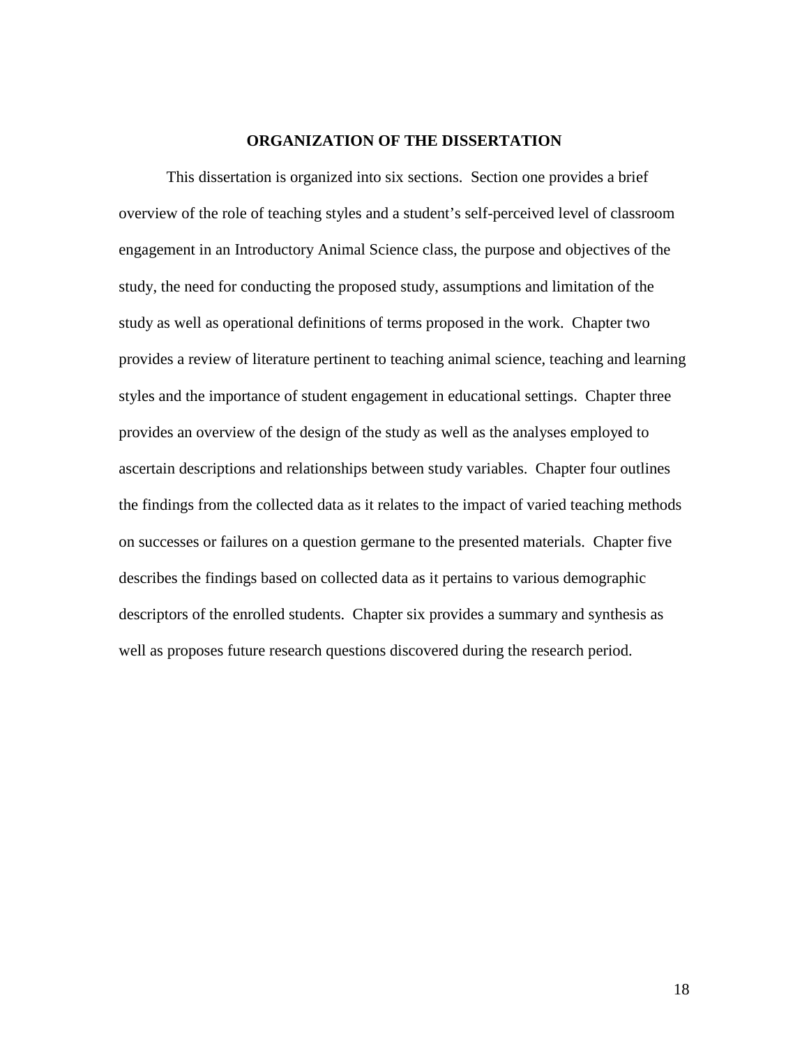## ORGANIZATION OF THE DISSERTATION

This dissertation is organized into six sections. Section one provides a brief overview of the role of teaching styles and a student's self-perceived level of classroom engagement in an Introductory Animal Science class, the purpose and objectives of the study, the need for conducting the proposed study, assumptions and limitation of the study as well as operational definitions of terms proposed in the work. Chapter two provides a review of literature pertinent to teaching animal science, teaching and learning styles and the importance of student engagement in educational settings. Chapter three provides an overview of the design of the study as well as the analyses employed to ascertain descriptions and relationships between study variables. Chapter four outlines the findings from the collected data as it relates to the impact of varied teaching methods on successes or failures on a question germane to the presented materials. Chapter five describes the findings based on collected data as it pertains to various demographic descriptors of the enrolled students. Chapter six provides a summary and synthesis as well as proposes future research questions discovered during the research period.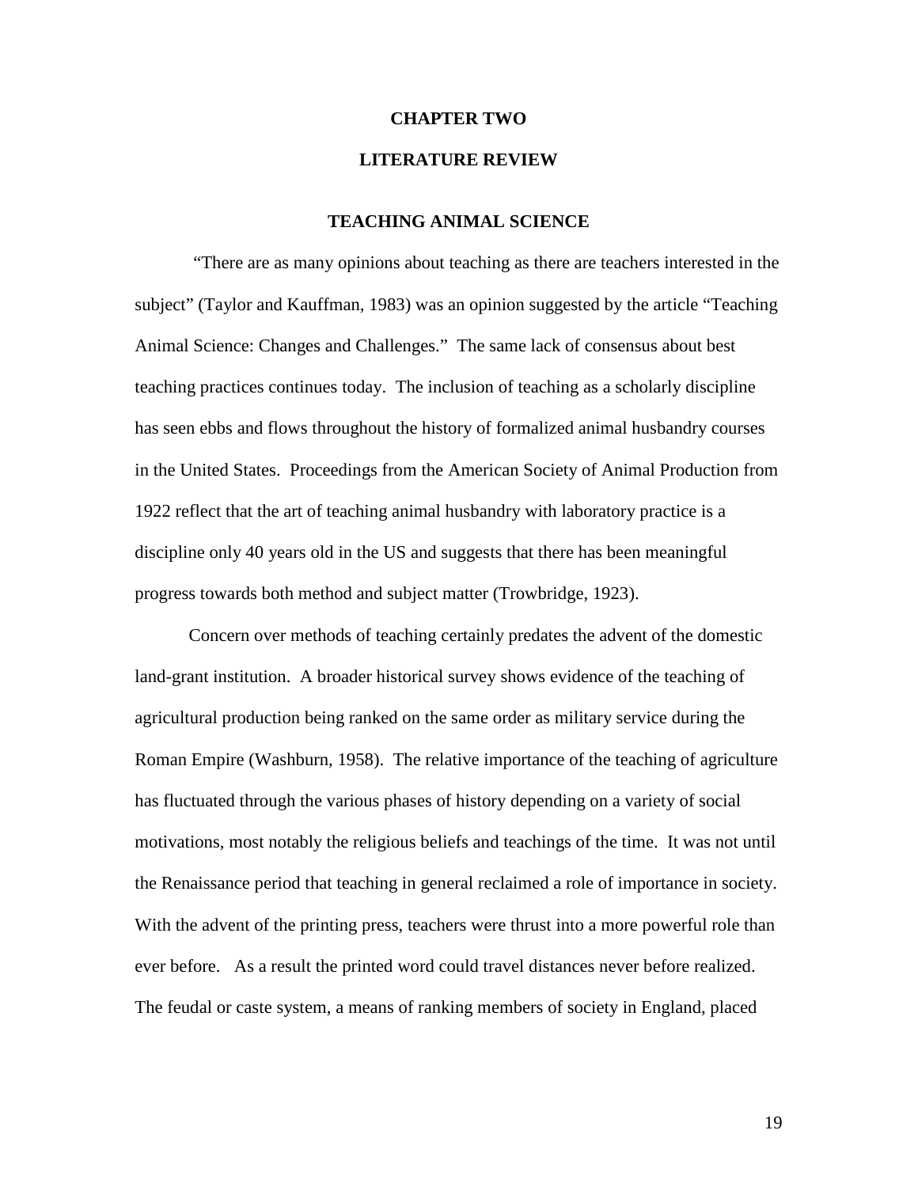# CHAPTER TWO

# LITERATURE REVIEW

## TEACHING ANIMAL SCIENCE

"There are as many opinions about teaching as there are teachers interested in the subject" (Taylor and Kauffman, 1983) was an opinion suggested by the article "Teaching Animal Science: Changes and Challenges." The same lack of consensus about best teaching practices continues today. The inclusion of teaching as a scholarly discipline has seen ebbs and flows throughout the history of formalized animal husbandry courses in the United States. Proceedings from the American Society of Animal Production from 1922 reflect that the art of teaching animal husbandry with laboratory practice is a discipline only 40 years old in the US and suggests that there has been meaningful progress towards both method and subject matter (Trowbridge, 1923).

Concern over methods of teaching certainly predates the advent of the domestic land-grant institution. A broader historical survey shows evidence of the teaching of agricultural production being ranked on the same order as military service during the Roman Empire (Washburn, 1958). The relative importance of the teaching of agriculture has fluctuated through the various phases of history depending on a variety of social motivations, most notably the religious beliefs and teachings of the time. It was not until the Renaissance period that teaching in general reclaimed a role of importance in society. With the advent of the printing press, teachers were thrust into a more powerful role than ever before. As a result the printed word could travel distances never before realized. The feudal or caste system, a means of ranking members of society in England, placed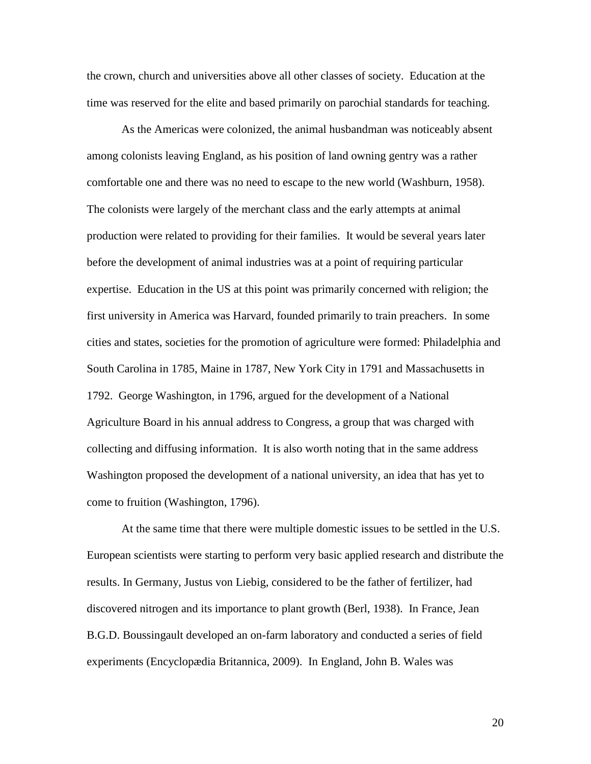the crown, church and universities above all other classes of society. Education at the time was reserved for the elite and based primarily on parochial standards for teaching.

As the Americas were colonized, the animal husbandman was noticeably absent among colonists leaving England, as his position of land owning gentry was a rather comfortable one and there was no need to escape to the new world (Washburn, 1958). The colonists were largely of the merchant class and the early attempts at animal production were related to providing for their families. It would be several years later before the development of animal industries was at a point of requiring particular expertise. Education in the US at this point was primarily concerned with religion; the first university in America was Harvard, founded primarily to train preachers. In some cities and states, societies for the promotion of agriculture were formed: Philadelphia and South Carolina in 1785, Maine in 1787, New York City in 1791 and Massachusetts in 1792. George Washington, in 1796, argued for the development of a National Agriculture Board in his annual address to Congress, a group that was charged with collecting and diffusing information. It is also worth noting that in the same address Washington proposed the development of a national university, an idea that has yet to come to fruition (Washington, 1796).

At the same time that there were multiple domestic issues to be settled in the U.S. European scientists were starting to perform very basic applied research and distribute the results. In Germany, Justus von Liebig, considered to be the father of fertilizer, had discovered nitrogen and its importance to plant growth (Berl, 1938). In France, Jean B.G.D. Boussingault developed an on-farm laboratory and conducted a series of field experiments (Encyclopædia Britannica, 2009). In England, John B. Wales was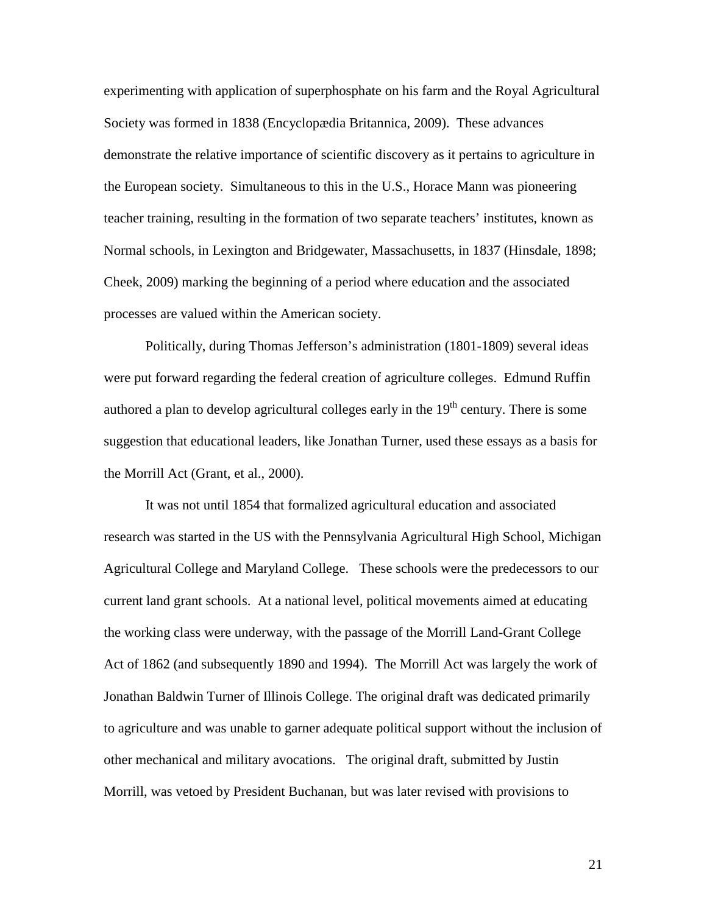experimenting with application of superphosphate on his farm and the Royal Agricultural Society was formed in 1838 (Encyclopædia Britannica, 2009). These advances demonstrate the relative importance of scientific discovery as it pertains to agriculture in the European society. Simultaneous to this in the U.S., Horace Mann was pioneering teacher training, resulting in the formation of two separate teachers' institutes, known as Normal schools, in Lexington and Bridgewater, Massachusetts, in 1837 (Hinsdale, 1898; Cheek, 2009) marking the beginning of a period where education and the associated processes are valued within the American society.

Politically, during Thomas Jefferson's administration (1801-1809) several ideas were put forward regarding the federal creation of agriculture colleges. Edmund Ruffin authored a plan to develop agricultural colleges early in the 19th century. There is some suggestion that educational leaders, like Jonathan Turner, used these essays as a basis for the Morrill Act (Grant, et al., 2000).

It was not until 1854 that formalized agricultural education and associated research was started in the US with the Pennsylvania Agricultural High School, Michigan Agricultural College and Maryland College. These schools were the predecessors to our current land grant schools. At a national level, political movements aimed at educating the working class were underway, with the passage of the Morrill Land-Grant College Act of 1862 (and subsequently 1890 and 1994). The Morrill Act was largely the work of Jonathan Baldwin Turner of Illinois College. The original draft was dedicated primarily to agriculture and was unable to garner adequate political support without the inclusion of other mechanical and military avocations. The original draft, submitted by Justin Morrill, was vetoed by President Buchanan, but was later revised with provisions to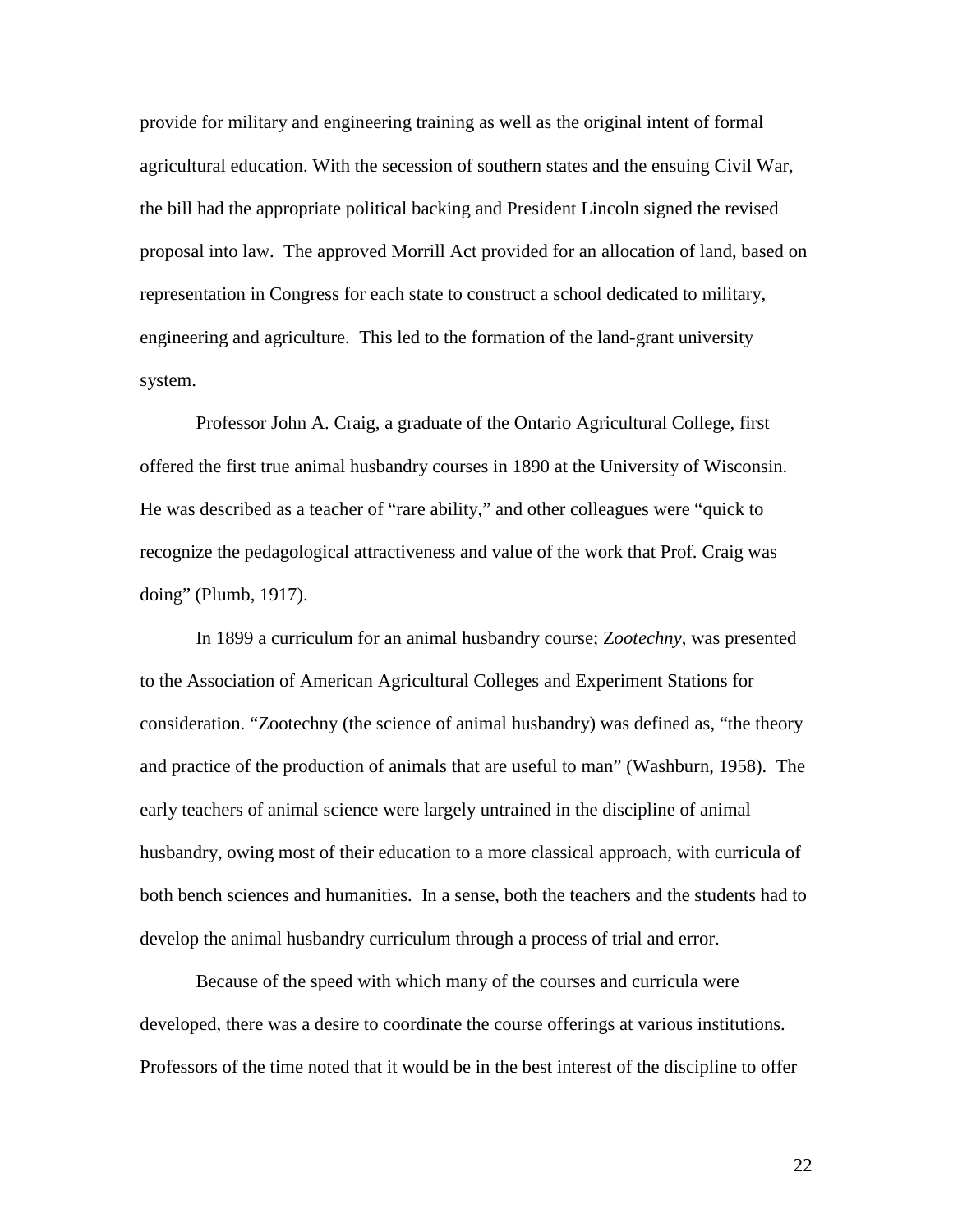provide for military and engineering training as well as the original intent of formal agricultural education. With the secession of southern states and the ensuing Civil War, the bill had the appropriate political backing and President Lincoln signed the revised proposal into law. The approved Morrill Act provided for an allocation of land, based on representation in Congress for each state to construct a school dedicated to military, engineering and agriculture. This led to the formation of the land-grant university system.

Professor John A. Craig, a graduate of the Ontario Agricultural College, first offered the first true animal husbandry courses in 1890 at the University of Wisconsin. He was described as a teacher of "rare ability," and other colleagues were "quick to recognize the pedagological attractiveness and value of the work that Prof. Craig was doing" (Plumb, 1917).

In 1899 a curriculum for an animal husbandry course; Z*ootechny*, was presented to the Association of American Agricultural Colleges and Experiment Stations for consideration. "Zootechny (the science of animal husbandry) was defined as, "the theory and practice of the production of animals that are useful to man" (Washburn, 1958). The early teachers of animal science were largely untrained in the discipline of animal husbandry, owing most of their education to a more classical approach, with curricula of both bench sciences and humanities. In a sense, both the teachers and the students had to develop the animal husbandry curriculum through a process of trial and error.

Because of the speed with which many of the courses and curricula were developed, there was a desire to coordinate the course offerings at various institutions. Professors of the time noted that it would be in the best interest of the discipline to offer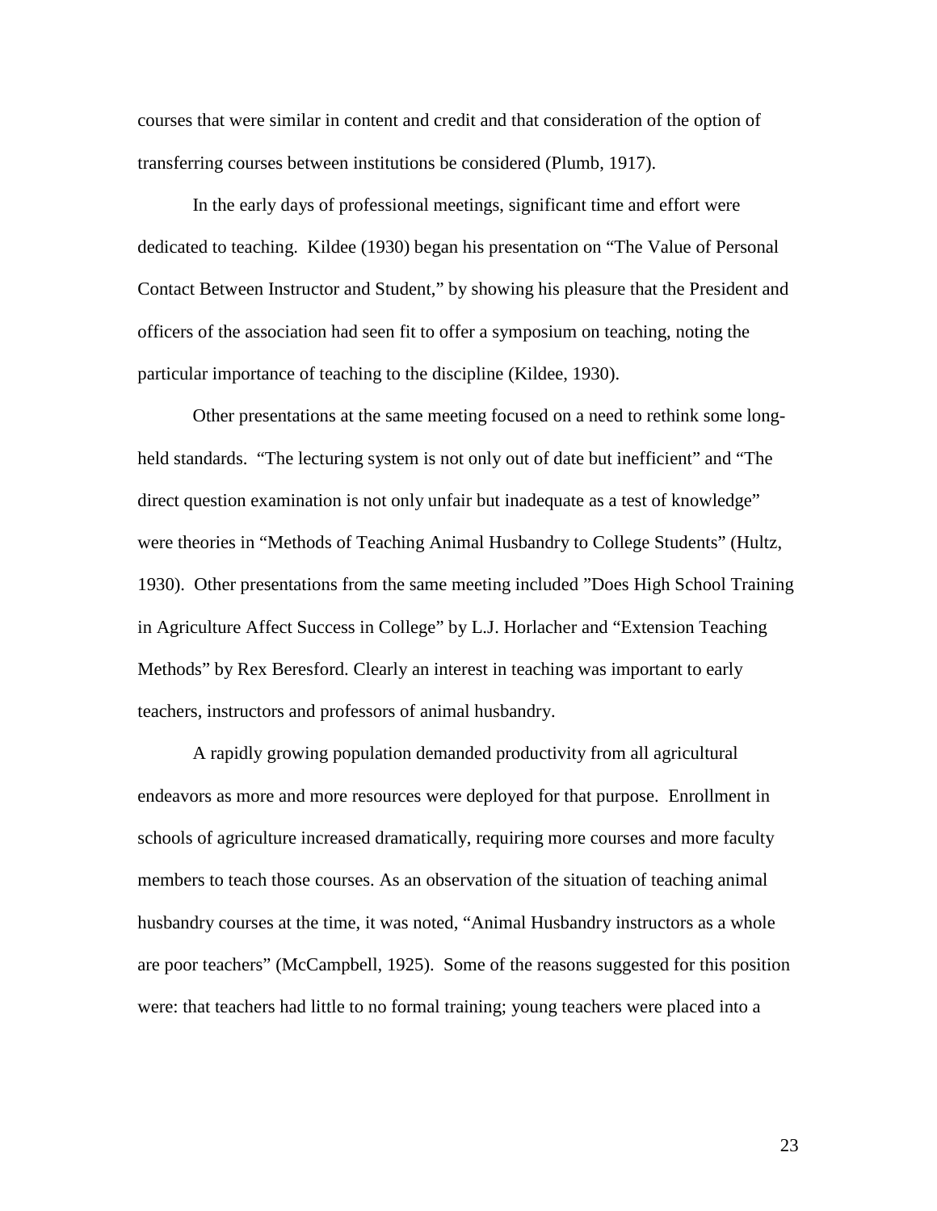courses that were similar in content and credit and that consideration of the option of transferring courses between institutions be considered (Plumb, 1917).

In the early days of professional meetings, significant time and effort were dedicated to teaching. Kildee (1930) began his presentation on "The Value of Personal Contact Between Instructor and Student," by showing his pleasure that the President and officers of the association had seen fit to offer a symposium on teaching, noting the particular importance of teaching to the discipline (Kildee, 1930).

Other presentations at the same meeting focused on a need to rethink some long-held standards. "The lecturing system is not only out of date but inefficient" and "The direct question examination is not only unfair but inadequate as a test of knowledge" were theories in "Methods of Teaching Animal Husbandry to College Students" (Hultz, 1930). Other presentations from the same meeting included "Does High School Training in Agriculture Affect Success in College" by L.J. Horlacher and "Extension Teaching Methods" by Rex Beresford. Clearly an interest in teaching was important to early teachers, instructors and professors of animal husbandry.

A rapidly growing population demanded productivity from all agricultural endeavors as more and more resources were deployed for that purpose. Enrollment in schools of agriculture increased dramatically, requiring more courses and more faculty members to teach those courses. As an observation of the situation of teaching animal husbandry courses at the time, it was noted, "Animal Husbandry instructors as a whole are poor teachers" (McCampbell, 1925). Some of the reasons suggested for this position were: that teachers had little to no formal training; young teachers were placed into a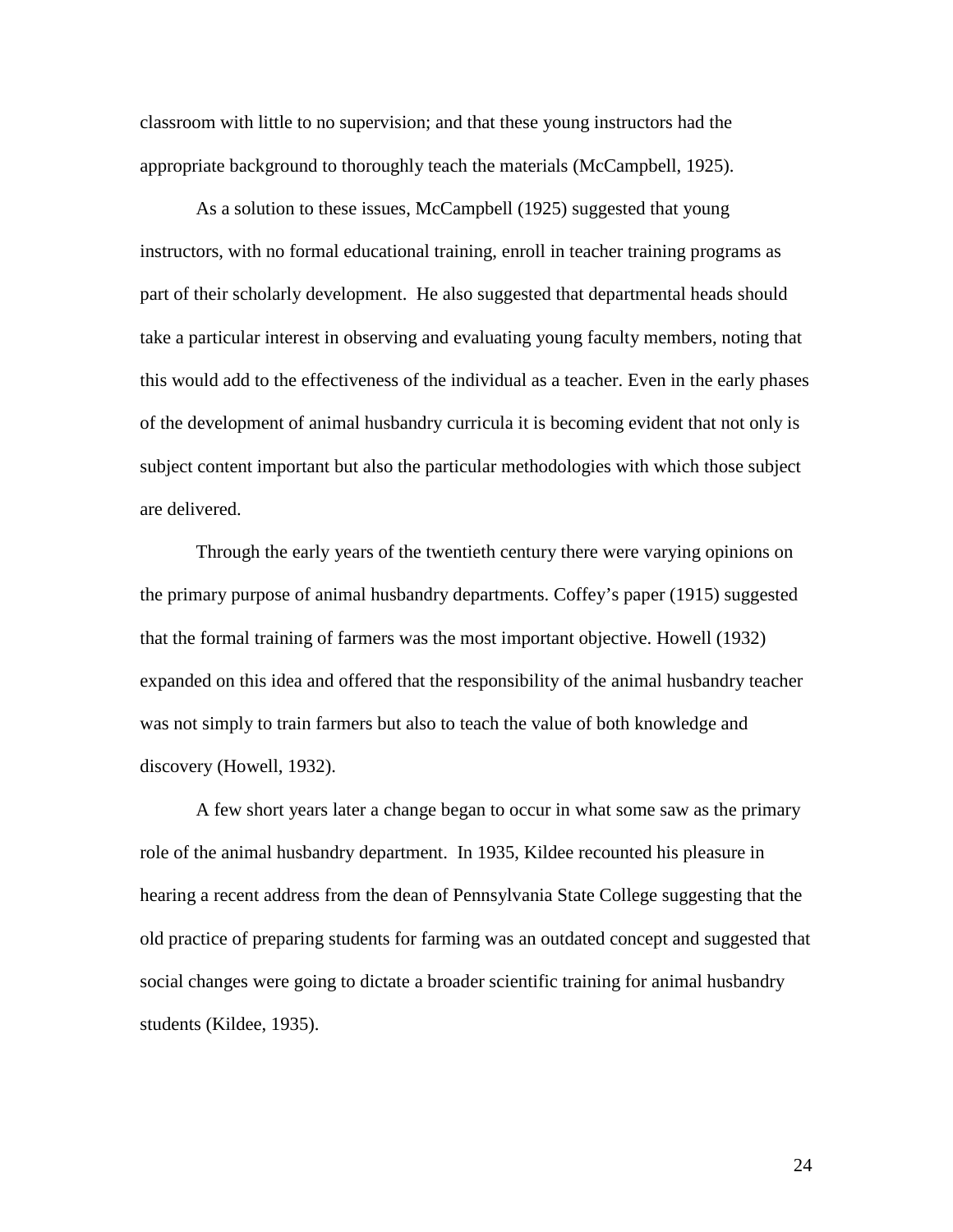classroom with little to no supervision; and that these young instructors had the appropriate background to thoroughly teach the materials (McCampbell, 1925).

As a solution to these issues, McCampbell (1925) suggested that young instructors, with no formal educational training, enroll in teacher training programs as part of their scholarly development. He also suggested that departmental heads should take a particular interest in observing and evaluating young faculty members, noting that this would add to the effectiveness of the individual as a teacher. Even in the early phases of the development of animal husbandry curricula it is becoming evident that not only is subject content important but also the particular methodologies with which those subject are delivered.

Through the early years of the twentieth century there were varying opinions on the primary purpose of animal husbandry departments. Coffey's paper (1915) suggested that the formal training of farmers was the most important objective. Howell (1932) expanded on this idea and offered that the responsibility of the animal husbandry teacher was not simply to train farmers but also to teach the value of both knowledge and discovery (Howell, 1932).

A few short years later a change began to occur in what some saw as the primary role of the animal husbandry department. In 1935, Kildee recounted his pleasure in hearing a recent address from the dean of Pennsylvania State College suggesting that the old practice of preparing students for farming was an outdated concept and suggested that social changes were going to dictate a broader scientific training for animal husbandry students (Kildee, 1935).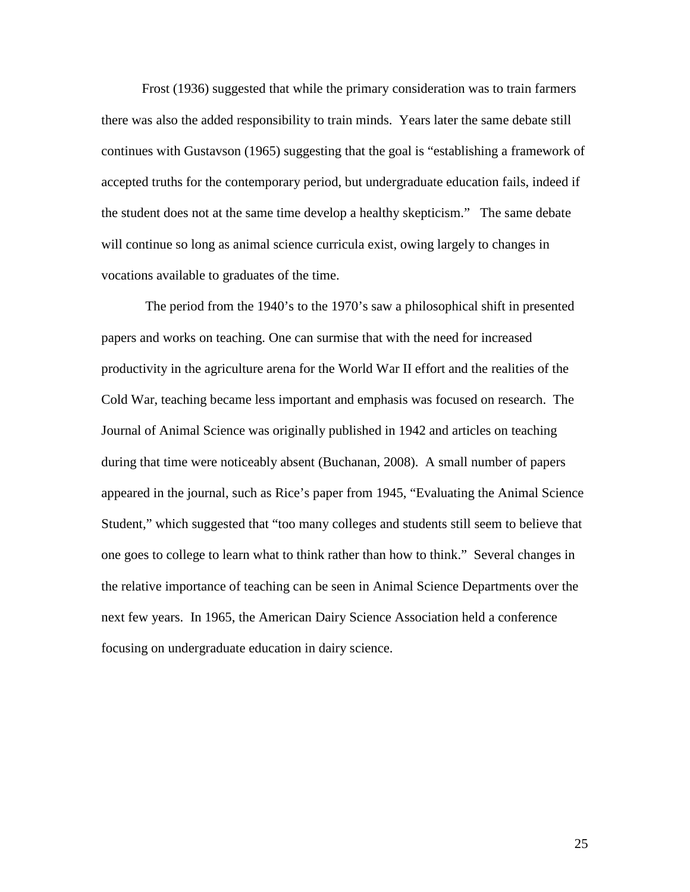Frost (1936) suggested that while the primary consideration was to train farmers there was also the added responsibility to train minds. Years later the same debate still continues with Gustavson (1965) suggesting that the goal is "establishing a framework of accepted truths for the contemporary period, but undergraduate education fails, indeed if the student does not at the same time develop a healthy skepticism." The same debate will continue so long as animal science curricula exist, owing largely to changes in vocations available to graduates of the time.

The period from the 1940's to the 1970's saw a philosophical shift in presented papers and works on teaching. One can surmise that with the need for increased productivity in the agriculture arena for the World War II effort and the realities of the Cold War, teaching became less important and emphasis was focused on research. The Journal of Animal Science was originally published in 1942 and articles on teaching during that time were noticeably absent (Buchanan, 2008). A small number of papers appeared in the journal, such as Rice's paper from 1945, "Evaluating the Animal Science Student," which suggested that "too many colleges and students still seem to believe that one goes to college to learn what to think rather than how to think." Several changes in the relative importance of teaching can be seen in Animal Science Departments over the next few years. In 1965, the American Dairy Science Association held a conference focusing on undergraduate education in dairy science.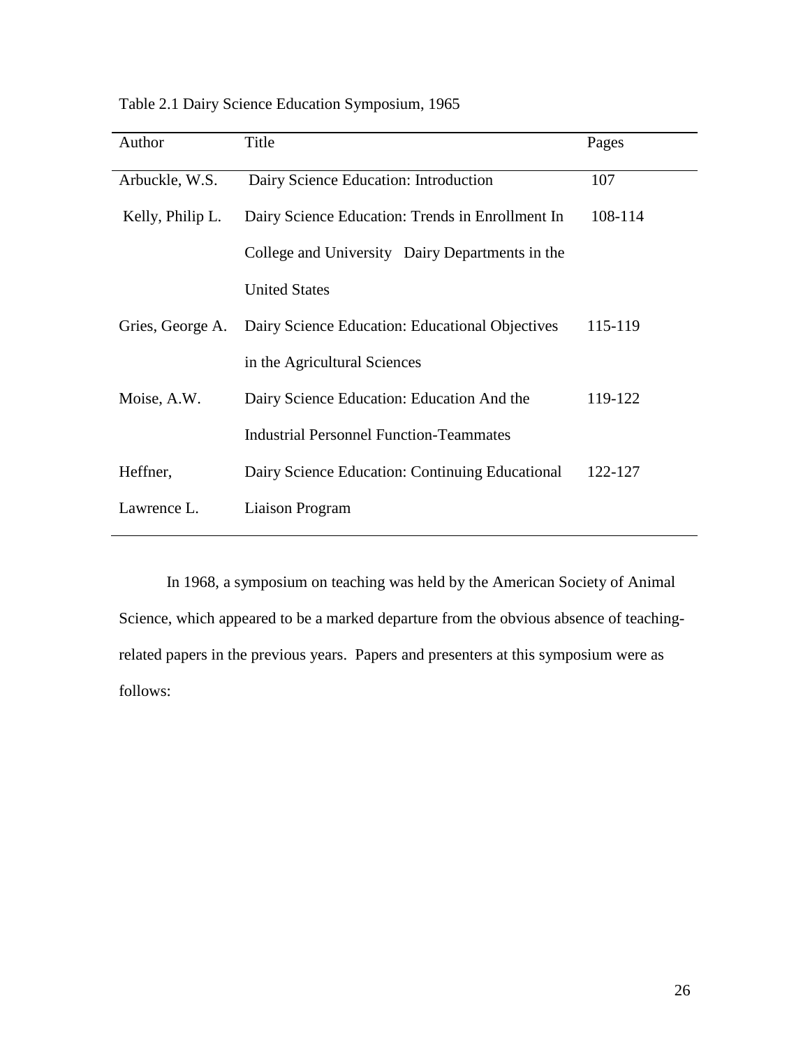Table 2.1 Dairy Science Education Symposium, 1965

| Author | Title | Pages |
|---|---|---|
| Arbuckle, W.S. | Dairy Science Education: Introduction | 107 |
| Kelly, Philip L. | Dairy Science Education: Trends in Enrollment In College and University Dairy Departments in the United States | 108-114 |
| Gries, George A. | Dairy Science Education: Educational Objectives in the Agricultural Sciences | 115-119 |
| Moise, A.W. | Dairy Science Education: Education And the Industrial Personnel Function-Teammates | 119-122 |
| Heffner, Lawrence L. | Dairy Science Education: Continuing Educational Liaison Program | 122-127 |

In 1968, a symposium on teaching was held by the American Society of Animal Science, which appeared to be a marked departure from the obvious absence of teaching-related papers in the previous years. Papers and presenters at this symposium were as follows: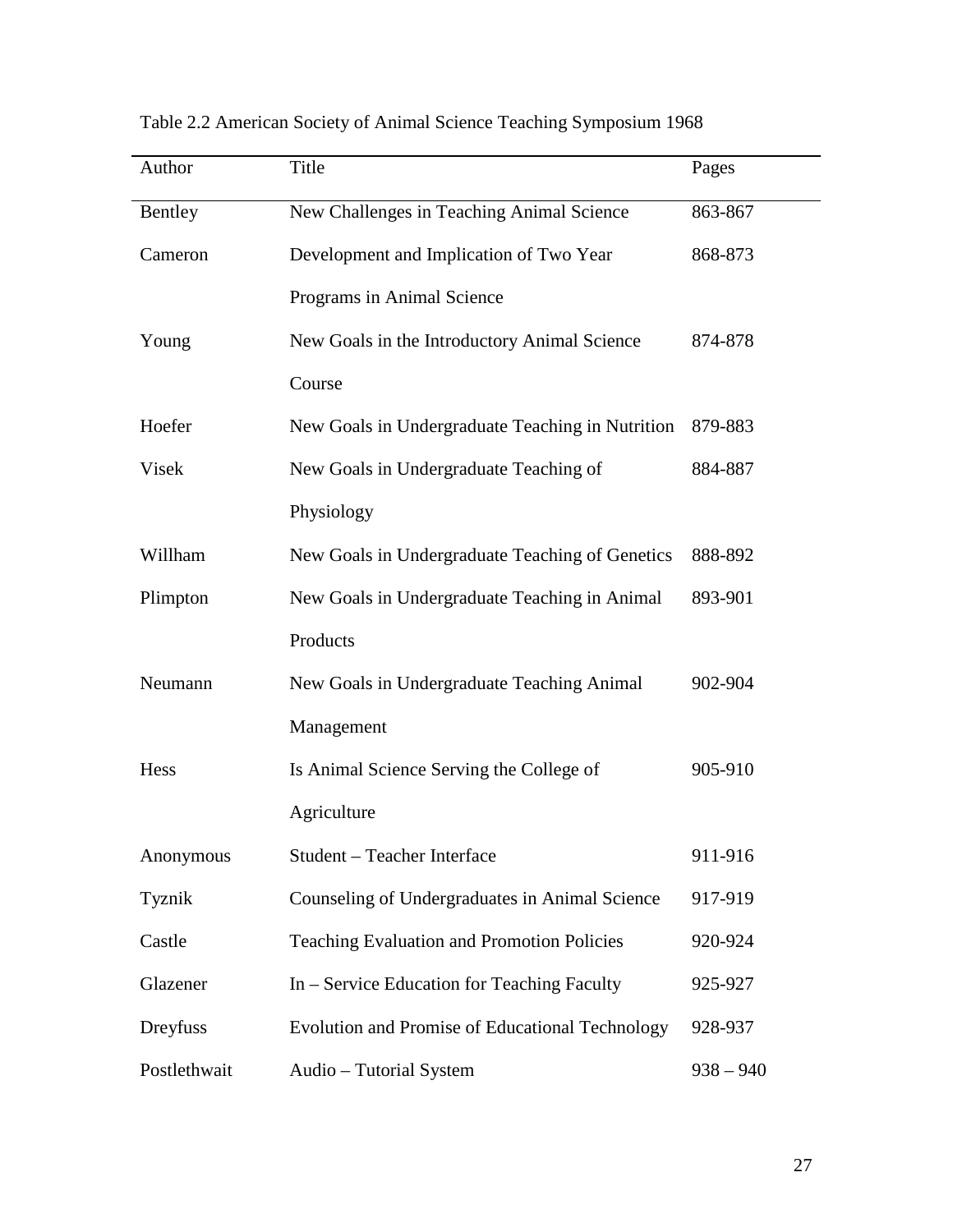Table 2.2 American Society of Animal Science Teaching Symposium 1968

| Author | Title | Pages |
|---|---|---|
| Bentley | New Challenges in Teaching Animal Science | 863-867 |
| Cameron | Development and Implication of Two Year Programs in Animal Science | 868-873 |
| Young | New Goals in the Introductory Animal Science Course | 874-878 |
| Hoefer | New Goals in Undergraduate Teaching in Nutrition | 879-883 |
| Visek | New Goals in Undergraduate Teaching of Physiology | 884-887 |
| Willham | New Goals in Undergraduate Teaching of Genetics | 888-892 |
| Plimpton | New Goals in Undergraduate Teaching in Animal Products | 893-901 |
| Neumann | New Goals in Undergraduate Teaching Animal Management | 902-904 |
| Hess | Is Animal Science Serving the College of Agriculture | 905-910 |
| Anonymous | Student – Teacher Interface | 911-916 |
| Tyznik | Counseling of Undergraduates in Animal Science | 917-919 |
| Castle | Teaching Evaluation and Promotion Policies | 920-924 |
| Glazener | In – Service Education for Teaching Faculty | 925-927 |
| Dreyfuss | Evolution and Promise of Educational Technology | 928-937 |
| Postlethwait | Audio – Tutorial System | 938 – 940 |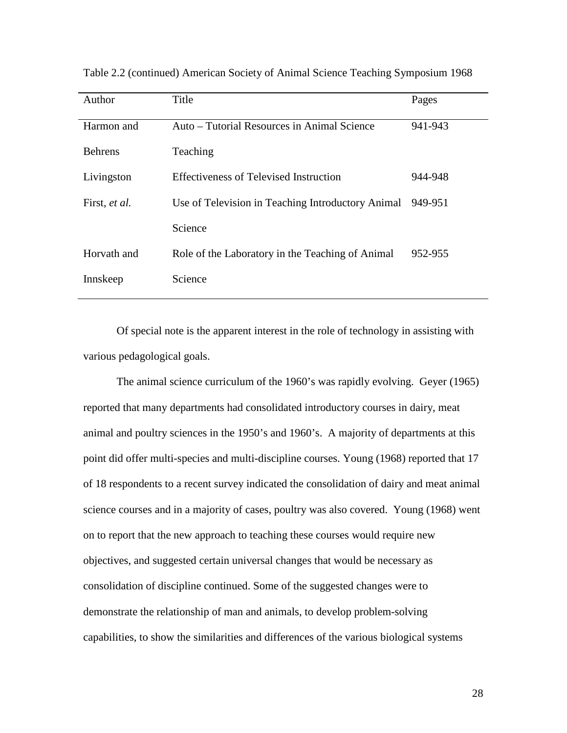Table 2.2 (continued) American Society of Animal Science Teaching Symposium 1968

| Author | Title | Pages |
|---|---|---|
| Harmon and Behrens | Auto – Tutorial Resources in Animal Science Teaching | 941-943 |
| Livingston | Effectiveness of Televised Instruction | 944-948 |
| First, *et al.* | Use of Television in Teaching Introductory Animal Science | 949-951 |
| Horvath and Innskeep | Role of the Laboratory in the Teaching of Animal Science | 952-955 |

Of special note is the apparent interest in the role of technology in assisting with various pedagogological goals.

The animal science curriculum of the 1960's was rapidly evolving. Geyer (1965) reported that many departments had consolidated introductory courses in dairy, meat animal and poultry sciences in the 1950's and 1960's. A majority of departments at this point did offer multi-species and multi-discipline courses. Young (1968) reported that 17 of 18 respondents to a recent survey indicated the consolidation of dairy and meat animal science courses and in a majority of cases, poultry was also covered. Young (1968) went on to report that the new approach to teaching these courses would require new objectives, and suggested certain universal changes that would be necessary as consolidation of discipline continued. Some of the suggested changes were to demonstrate the relationship of man and animals, to develop problem-solving capabilities, to show the similarities and differences of the various biological systems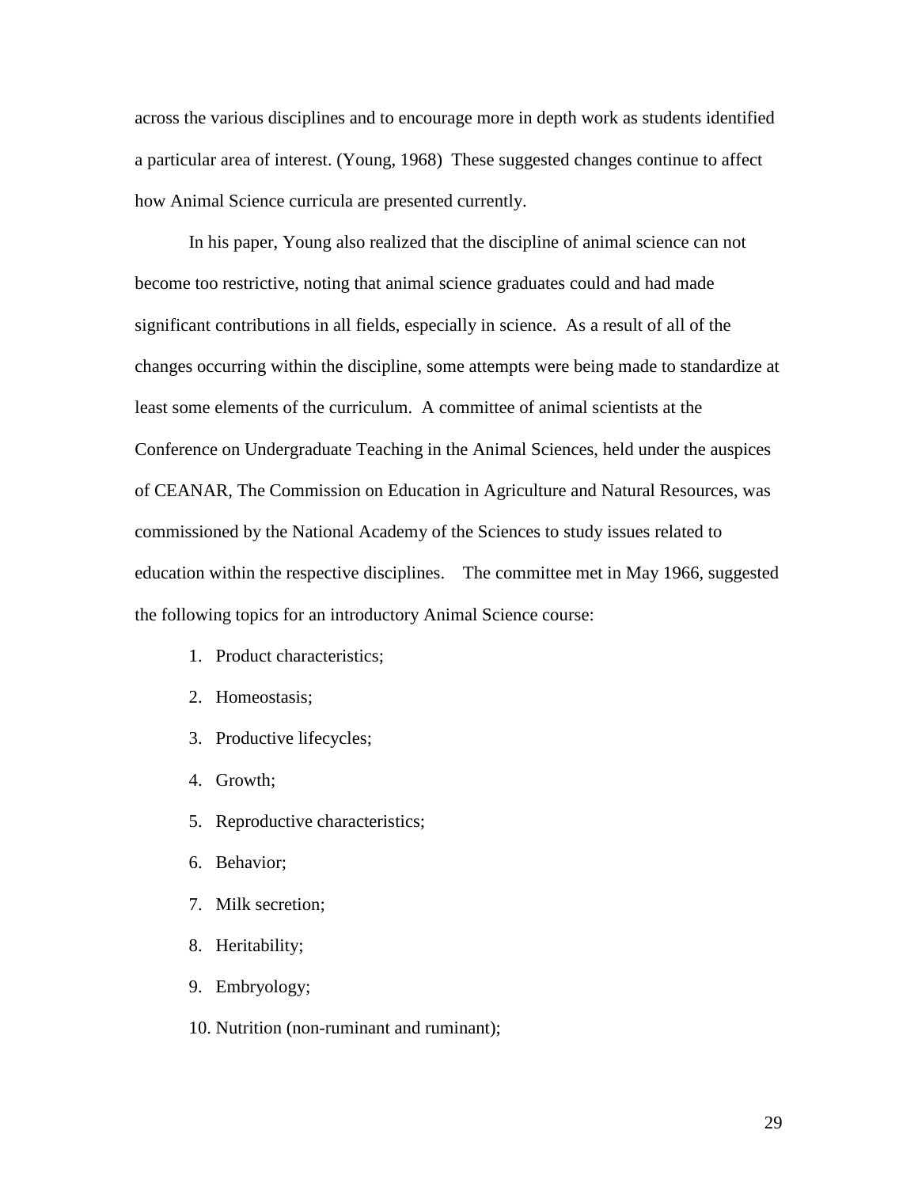across the various disciplines and to encourage more in depth work as students identified a particular area of interest. (Young, 1968) These suggested changes continue to affect how Animal Science curricula are presented currently.

In his paper, Young also realized that the discipline of animal science can not become too restrictive, noting that animal science graduates could and had made significant contributions in all fields, especially in science. As a result of all of the changes occurring within the discipline, some attempts were being made to standardize at least some elements of the curriculum. A committee of animal scientists at the Conference on Undergraduate Teaching in the Animal Sciences, held under the auspices of CEANAR, The Commission on Education in Agriculture and Natural Resources, was commissioned by the National Academy of the Sciences to study issues related to education within the respective disciplines. The committee met in May 1966, suggested the following topics for an introductory Animal Science course:

1. Product characteristics;
2. Homeostasis;
3. Productive lifecycles;
4. Growth;
5. Reproductive characteristics;
6. Behavior;
7. Milk secretion;
8. Heritability;
9. Embryology;
10. Nutrition (non-ruminant and ruminant);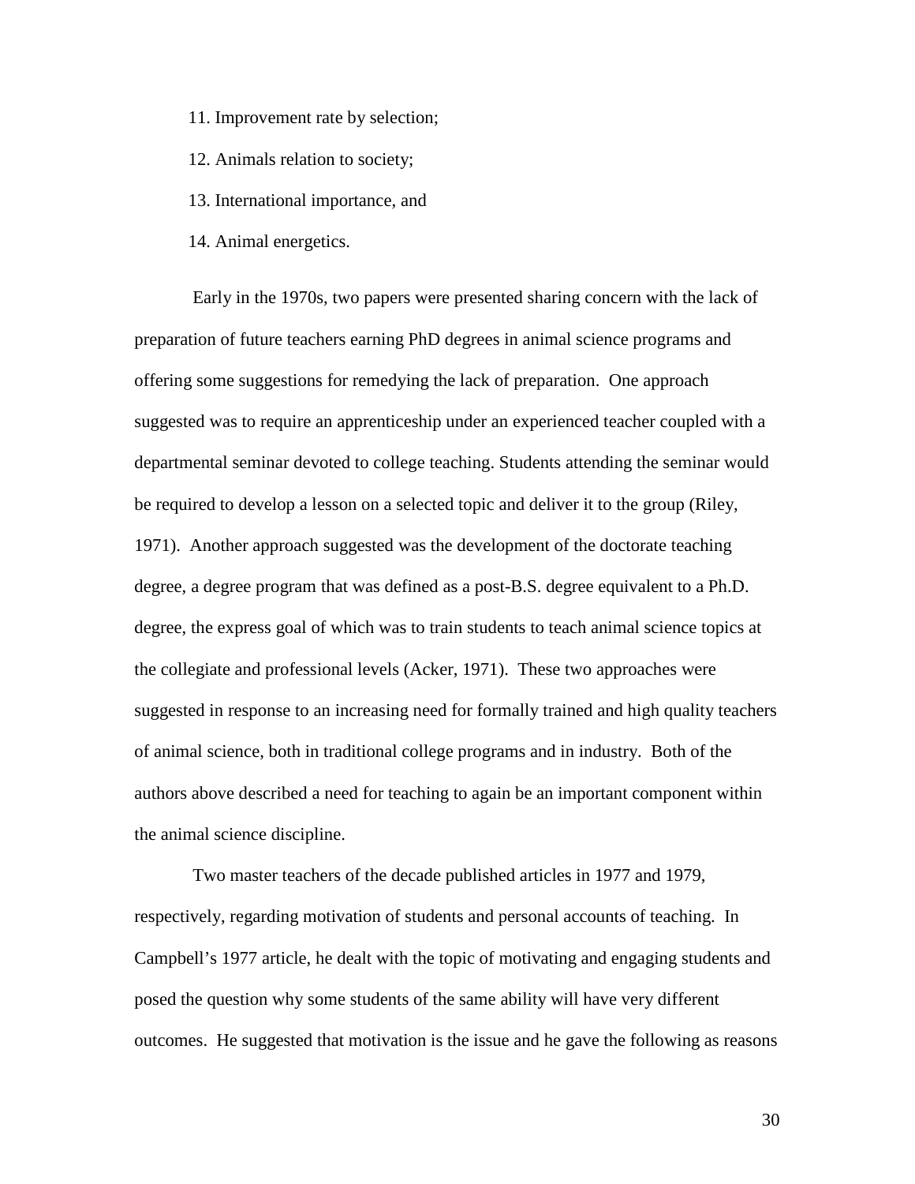11. Improvement rate by selection;
12. Animals relation to society;
13. International importance, and
14. Animal energetics.

Early in the 1970s, two papers were presented sharing concern with the lack of preparation of future teachers earning PhD degrees in animal science programs and offering some suggestions for remedying the lack of preparation. One approach suggested was to require an apprenticeship under an experienced teacher coupled with a departmental seminar devoted to college teaching. Students attending the seminar would be required to develop a lesson on a selected topic and deliver it to the group (Riley, 1971). Another approach suggested was the development of the doctorate teaching degree, a degree program that was defined as a post-B.S. degree equivalent to a Ph.D. degree, the express goal of which was to train students to teach animal science topics at the collegiate and professional levels (Acker, 1971). These two approaches were suggested in response to an increasing need for formally trained and high quality teachers of animal science, both in traditional college programs and in industry. Both of the authors above described a need for teaching to again be an important component within the animal science discipline.

Two master teachers of the decade published articles in 1977 and 1979, respectively, regarding motivation of students and personal accounts of teaching. In Campbell's 1977 article, he dealt with the topic of motivating and engaging students and posed the question why some students of the same ability will have very different outcomes. He suggested that motivation is the issue and he gave the following as reasons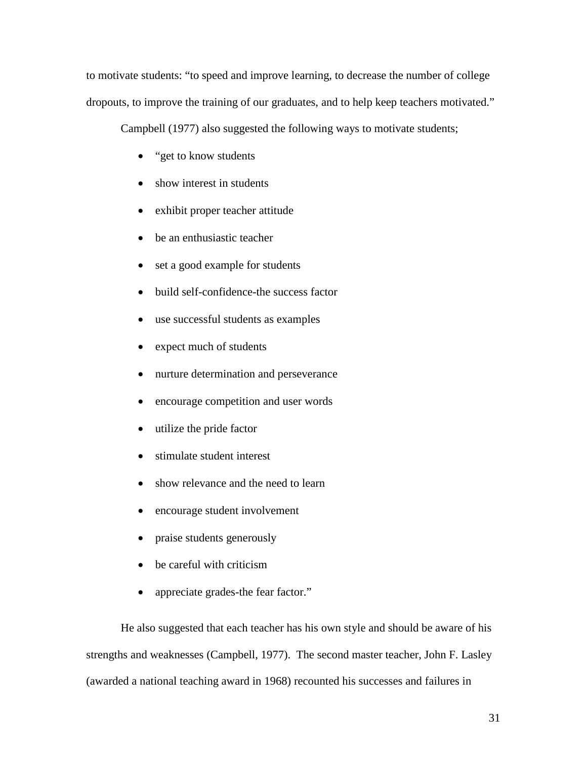to motivate students: “to speed and improve learning, to decrease the number of college dropouts, to improve the training of our graduates, and to help keep teachers motivated.”

Campbell (1977) also suggested the following ways to motivate students;

- “get to know students
- show interest in students
- exhibit proper teacher attitude
- be an enthusiastic teacher
- set a good example for students
- build self-confidence-the success factor
- use successful students as examples
- expect much of students
- nurture determination and perseverance
- encourage competition and user words
- utilize the pride factor
- stimulate student interest
- show relevance and the need to learn
- encourage student involvement
- praise students generously
- be careful with criticism
- appreciate grades-the fear factor.”

He also suggested that each teacher has his own style and should be aware of his strengths and weaknesses (Campbell, 1977). The second master teacher, John F. Lasley (awarded a national teaching award in 1968) recounted his successes and failures in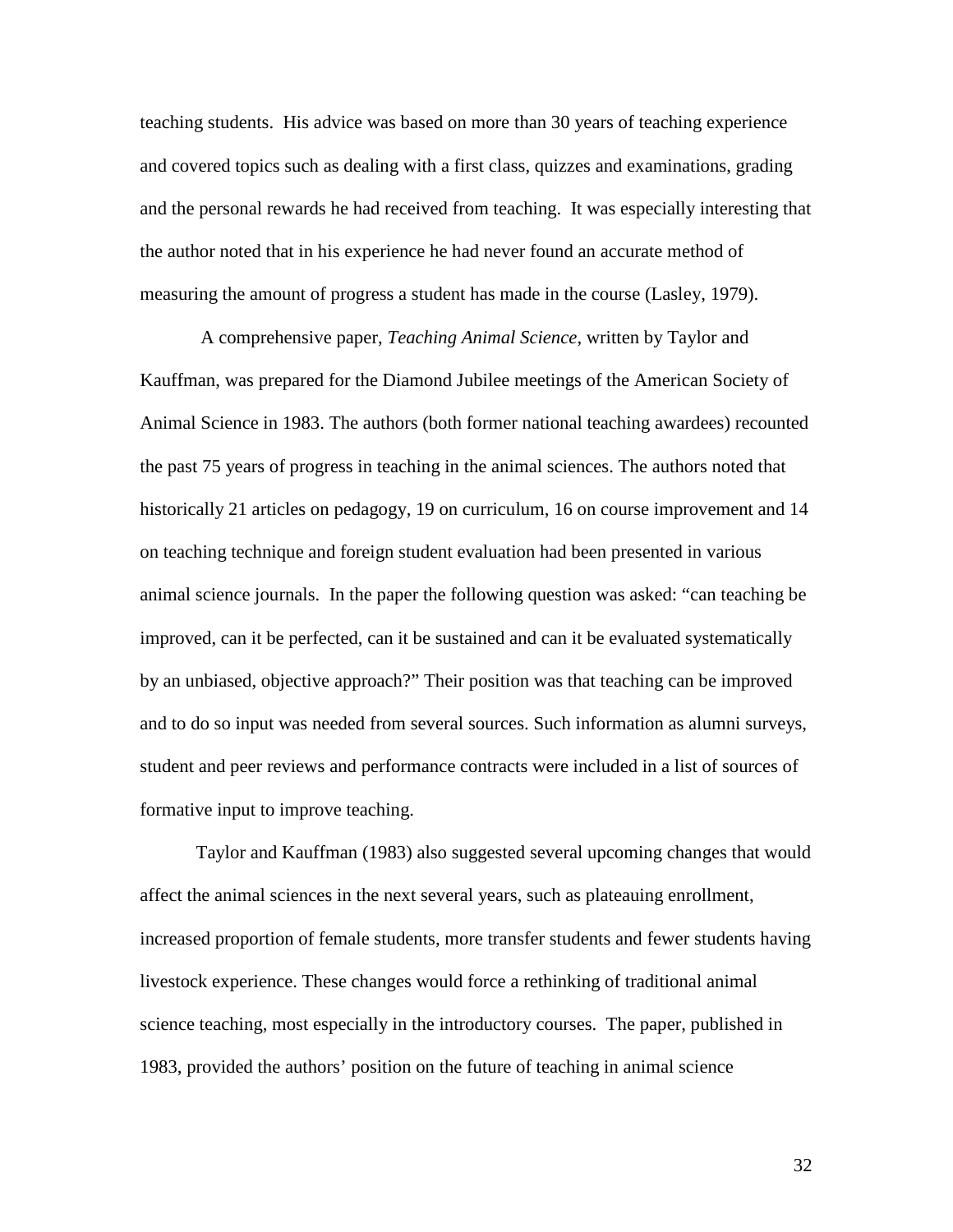teaching students. His advice was based on more than 30 years of teaching experience and covered topics such as dealing with a first class, quizzes and examinations, grading and the personal rewards he had received from teaching. It was especially interesting that the author noted that in his experience he had never found an accurate method of measuring the amount of progress a student has made in the course (Lasley, 1979).

A comprehensive paper, *Teaching Animal Science*, written by Taylor and Kauffman, was prepared for the Diamond Jubilee meetings of the American Society of Animal Science in 1983. The authors (both former national teaching awardees) recounted the past 75 years of progress in teaching in the animal sciences. The authors noted that historically 21 articles on pedagogy, 19 on curriculum, 16 on course improvement and 14 on teaching technique and foreign student evaluation had been presented in various animal science journals. In the paper the following question was asked: "can teaching be improved, can it be perfected, can it be sustained and can it be evaluated systematically by an unbiased, objective approach?" Their position was that teaching can be improved and to do so input was needed from several sources. Such information as alumni surveys, student and peer reviews and performance contracts were included in a list of sources of formative input to improve teaching.

Taylor and Kauffman (1983) also suggested several upcoming changes that would affect the animal sciences in the next several years, such as plateauing enrollment, increased proportion of female students, more transfer students and fewer students having livestock experience. These changes would force a rethinking of traditional animal science teaching, most especially in the introductory courses. The paper, published in 1983, provided the authors' position on the future of teaching in animal science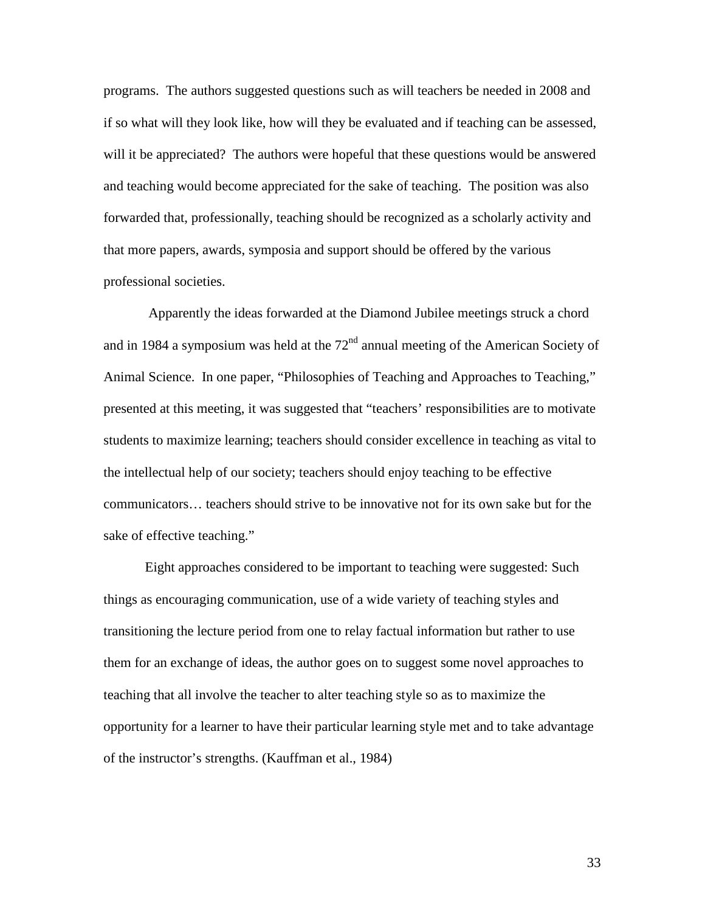programs. The authors suggested questions such as will teachers be needed in 2008 and if so what will they look like, how will they be evaluated and if teaching can be assessed, will it be appreciated? The authors were hopeful that these questions would be answered and teaching would become appreciated for the sake of teaching. The position was also forwarded that, professionally, teaching should be recognized as a scholarly activity and that more papers, awards, symposia and support should be offered by the various professional societies.

Apparently the ideas forwarded at the Diamond Jubilee meetings struck a chord and in 1984 a symposium was held at the 72nd annual meeting of the American Society of Animal Science. In one paper, "Philosophies of Teaching and Approaches to Teaching," presented at this meeting, it was suggested that "teachers' responsibilities are to motivate students to maximize learning; teachers should consider excellence in teaching as vital to the intellectual help of our society; teachers should enjoy teaching to be effective communicators… teachers should strive to be innovative not for its own sake but for the sake of effective teaching."

Eight approaches considered to be important to teaching were suggested: Such things as encouraging communication, use of a wide variety of teaching styles and transitioning the lecture period from one to relay factual information but rather to use them for an exchange of ideas, the author goes on to suggest some novel approaches to teaching that all involve the teacher to alter teaching style so as to maximize the opportunity for a learner to have their particular learning style met and to take advantage of the instructor's strengths. (Kauffman et al., 1984)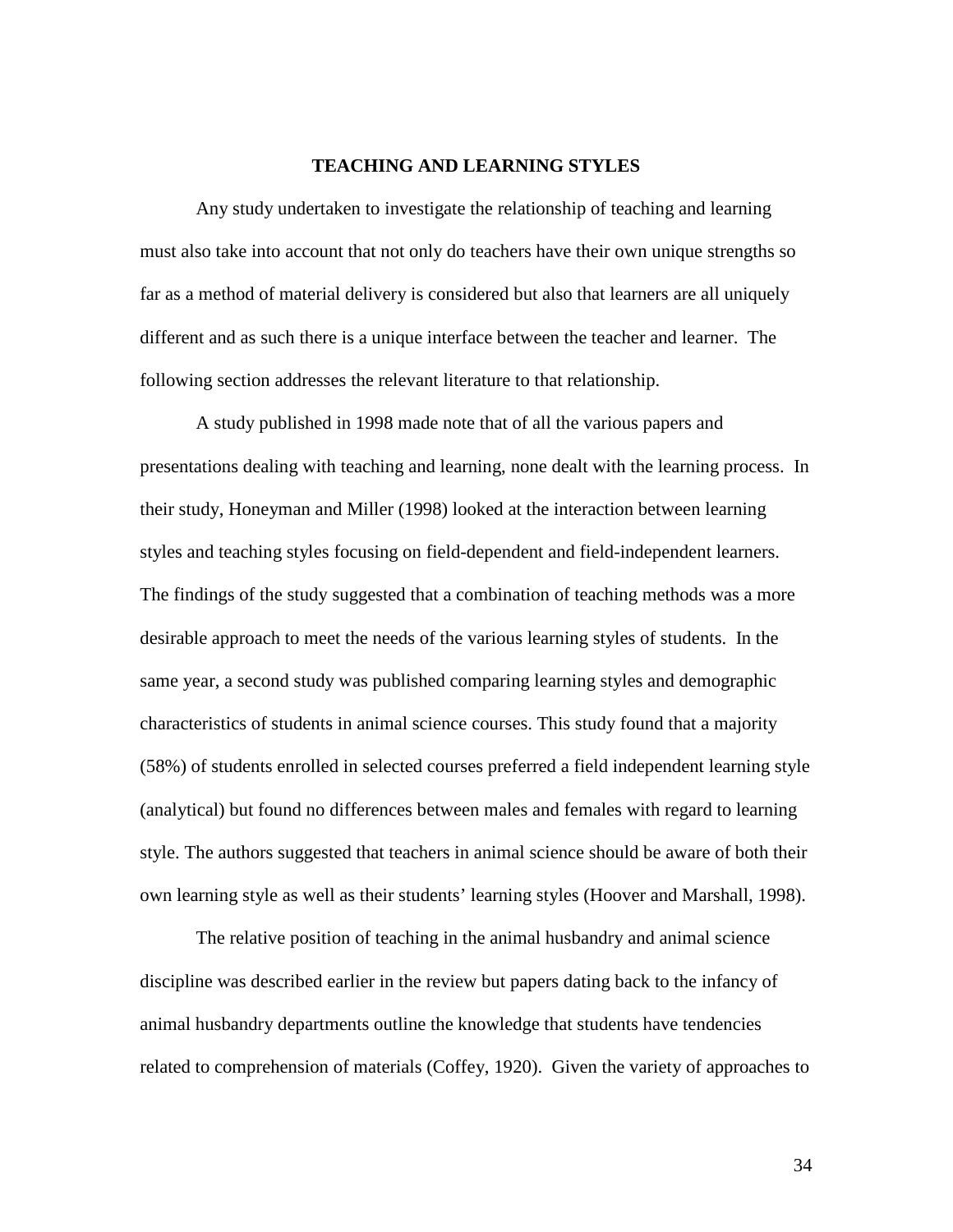## TEACHING AND LEARNING STYLES

Any study undertaken to investigate the relationship of teaching and learning must also take into account that not only do teachers have their own unique strengths so far as a method of material delivery is considered but also that learners are all uniquely different and as such there is a unique interface between the teacher and learner. The following section addresses the relevant literature to that relationship.

A study published in 1998 made note that of all the various papers and presentations dealing with teaching and learning, none dealt with the learning process. In their study, Honeyman and Miller (1998) looked at the interaction between learning styles and teaching styles focusing on field-dependent and field-independent learners. The findings of the study suggested that a combination of teaching methods was a more desirable approach to meet the needs of the various learning styles of students. In the same year, a second study was published comparing learning styles and demographic characteristics of students in animal science courses. This study found that a majority (58%) of students enrolled in selected courses preferred a field independent learning style (analytical) but found no differences between males and females with regard to learning style. The authors suggested that teachers in animal science should be aware of both their own learning style as well as their students' learning styles (Hoover and Marshall, 1998).

The relative position of teaching in the animal husbandry and animal science discipline was described earlier in the review but papers dating back to the infancy of animal husbandry departments outline the knowledge that students have tendencies related to comprehension of materials (Coffey, 1920). Given the variety of approaches to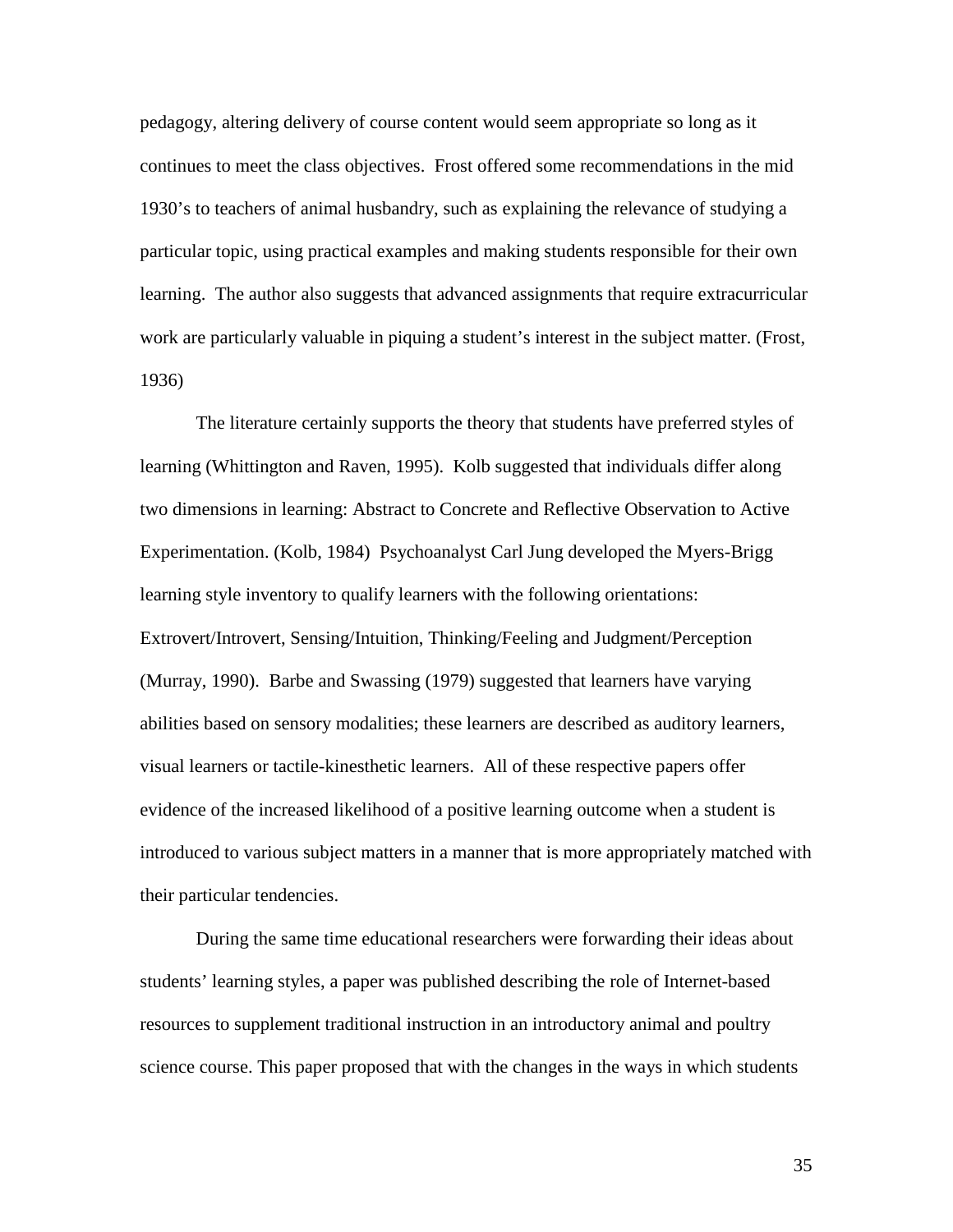pedagogy, altering delivery of course content would seem appropriate so long as it continues to meet the class objectives. Frost offered some recommendations in the mid 1930's to teachers of animal husbandry, such as explaining the relevance of studying a particular topic, using practical examples and making students responsible for their own learning. The author also suggests that advanced assignments that require extracurricular work are particularly valuable in piquing a student's interest in the subject matter. (Frost, 1936)

The literature certainly supports the theory that students have preferred styles of learning (Whittington and Raven, 1995). Kolb suggested that individuals differ along two dimensions in learning: Abstract to Concrete and Reflective Observation to Active Experimentation. (Kolb, 1984) Psychoanalyst Carl Jung developed the Myers-Brigg learning style inventory to qualify learners with the following orientations: Extrovert/Introvert, Sensing/Intuition, Thinking/Feeling and Judgment/Perception (Murray, 1990). Barbe and Swassing (1979) suggested that learners have varying abilities based on sensory modalities; these learners are described as auditory learners, visual learners or tactile-kinesthetic learners. All of these respective papers offer evidence of the increased likelihood of a positive learning outcome when a student is introduced to various subject matters in a manner that is more appropriately matched with their particular tendencies.

During the same time educational researchers were forwarding their ideas about students' learning styles, a paper was published describing the role of Internet-based resources to supplement traditional instruction in an introductory animal and poultry science course. This paper proposed that with the changes in the ways in which students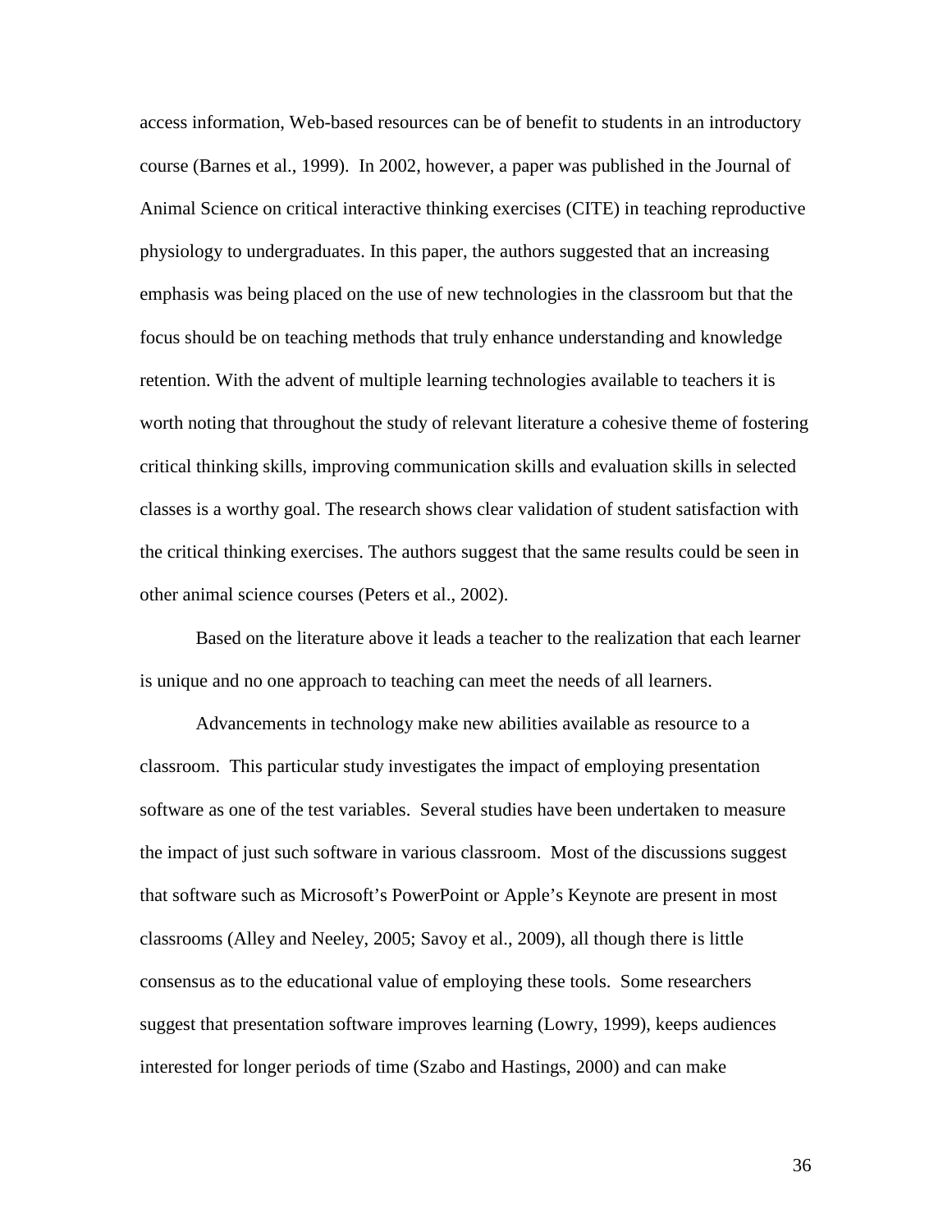access information, Web-based resources can be of benefit to students in an introductory course (Barnes et al., 1999). In 2002, however, a paper was published in the Journal of Animal Science on critical interactive thinking exercises (CITE) in teaching reproductive physiology to undergraduates. In this paper, the authors suggested that an increasing emphasis was being placed on the use of new technologies in the classroom but that the focus should be on teaching methods that truly enhance understanding and knowledge retention. With the advent of multiple learning technologies available to teachers it is worth noting that throughout the study of relevant literature a cohesive theme of fostering critical thinking skills, improving communication skills and evaluation skills in selected classes is a worthy goal. The research shows clear validation of student satisfaction with the critical thinking exercises. The authors suggest that the same results could be seen in other animal science courses (Peters et al., 2002).

Based on the literature above it leads a teacher to the realization that each learner is unique and no one approach to teaching can meet the needs of all learners.

Advancements in technology make new abilities available as resource to a classroom. This particular study investigates the impact of employing presentation software as one of the test variables. Several studies have been undertaken to measure the impact of just such software in various classroom. Most of the discussions suggest that software such as Microsoft's PowerPoint or Apple's Keynote are present in most classrooms (Alley and Neeley, 2005; Savoy et al., 2009), all though there is little consensus as to the educational value of employing these tools. Some researchers suggest that presentation software improves learning (Lowry, 1999), keeps audiences interested for longer periods of time (Szabo and Hastings, 2000) and can make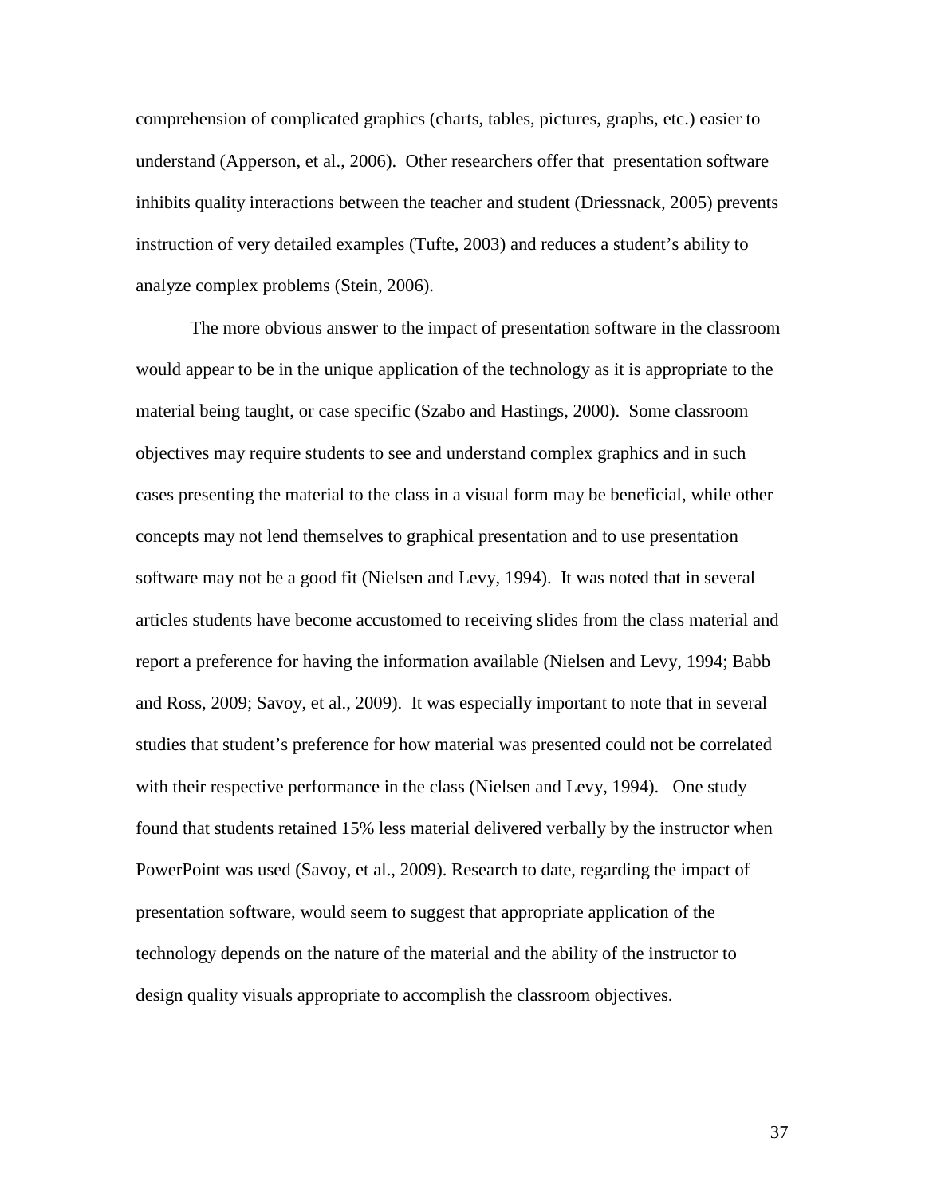comprehension of complicated graphics (charts, tables, pictures, graphs, etc.) easier to understand (Apperson, et al., 2006). Other researchers offer that presentation software inhibits quality interactions between the teacher and student (Driessnack, 2005) prevents instruction of very detailed examples (Tufte, 2003) and reduces a student's ability to analyze complex problems (Stein, 2006).

The more obvious answer to the impact of presentation software in the classroom would appear to be in the unique application of the technology as it is appropriate to the material being taught, or case specific (Szabo and Hastings, 2000). Some classroom objectives may require students to see and understand complex graphics and in such cases presenting the material to the class in a visual form may be beneficial, while other concepts may not lend themselves to graphical presentation and to use presentation software may not be a good fit (Nielsen and Levy, 1994). It was noted that in several articles students have become accustomed to receiving slides from the class material and report a preference for having the information available (Nielsen and Levy, 1994; Babb and Ross, 2009; Savoy, et al., 2009). It was especially important to note that in several studies that student's preference for how material was presented could not be correlated with their respective performance in the class (Nielsen and Levy, 1994). One study found that students retained 15% less material delivered verbally by the instructor when PowerPoint was used (Savoy, et al., 2009). Research to date, regarding the impact of presentation software, would seem to suggest that appropriate application of the technology depends on the nature of the material and the ability of the instructor to design quality visuals appropriate to accomplish the classroom objectives.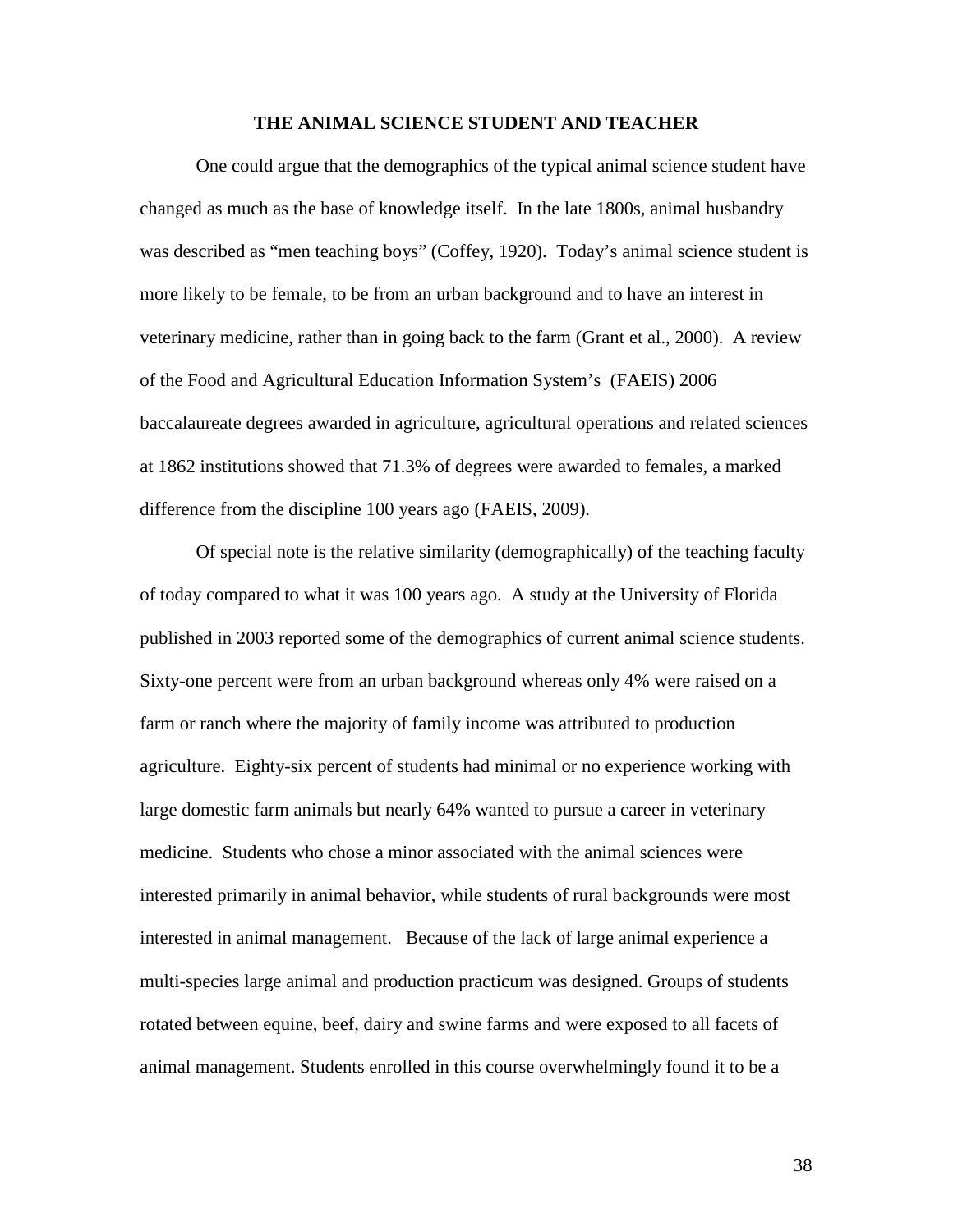## THE ANIMAL SCIENCE STUDENT AND TEACHER

One could argue that the demographics of the typical animal science student have changed as much as the base of knowledge itself. In the late 1800s, animal husbandry was described as "men teaching boys" (Coffey, 1920). Today's animal science student is more likely to be female, to be from an urban background and to have an interest in veterinary medicine, rather than in going back to the farm (Grant et al., 2000). A review of the Food and Agricultural Education Information System's (FAEIS) 2006 baccalaureate degrees awarded in agriculture, agricultural operations and related sciences at 1862 institutions showed that 71.3% of degrees were awarded to females, a marked difference from the discipline 100 years ago (FAEIS, 2009).

Of special note is the relative similarity (demographically) of the teaching faculty of today compared to what it was 100 years ago. A study at the University of Florida published in 2003 reported some of the demographics of current animal science students. Sixty-one percent were from an urban background whereas only 4% were raised on a farm or ranch where the majority of family income was attributed to production agriculture. Eighty-six percent of students had minimal or no experience working with large domestic farm animals but nearly 64% wanted to pursue a career in veterinary medicine. Students who chose a minor associated with the animal sciences were interested primarily in animal behavior, while students of rural backgrounds were most interested in animal management. Because of the lack of large animal experience a multi-species large animal and production practicum was designed. Groups of students rotated between equine, beef, dairy and swine farms and were exposed to all facets of animal management. Students enrolled in this course overwhelmingly found it to be a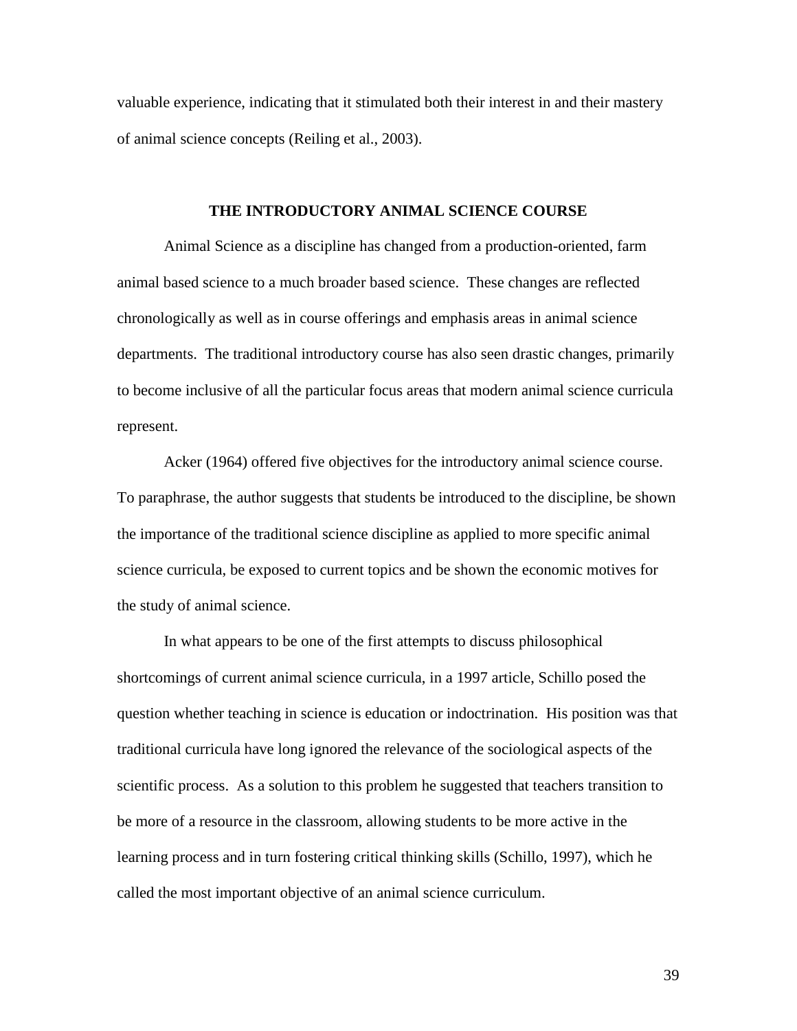valuable experience, indicating that it stimulated both their interest in and their mastery of animal science concepts (Reiling et al., 2003).

## THE INTRODUCTORY ANIMAL SCIENCE COURSE

Animal Science as a discipline has changed from a production-oriented, farm animal based science to a much broader based science. These changes are reflected chronologically as well as in course offerings and emphasis areas in animal science departments. The traditional introductory course has also seen drastic changes, primarily to become inclusive of all the particular focus areas that modern animal science curricula represent.

Acker (1964) offered five objectives for the introductory animal science course. To paraphrase, the author suggests that students be introduced to the discipline, be shown the importance of the traditional science discipline as applied to more specific animal science curricula, be exposed to current topics and be shown the economic motives for the study of animal science.

In what appears to be one of the first attempts to discuss philosophical shortcomings of current animal science curricula, in a 1997 article, Schillo posed the question whether teaching in science is education or indoctrination. His position was that traditional curricula have long ignored the relevance of the sociological aspects of the scientific process. As a solution to this problem he suggested that teachers transition to be more of a resource in the classroom, allowing students to be more active in the learning process and in turn fostering critical thinking skills (Schillo, 1997), which he called the most important objective of an animal science curriculum.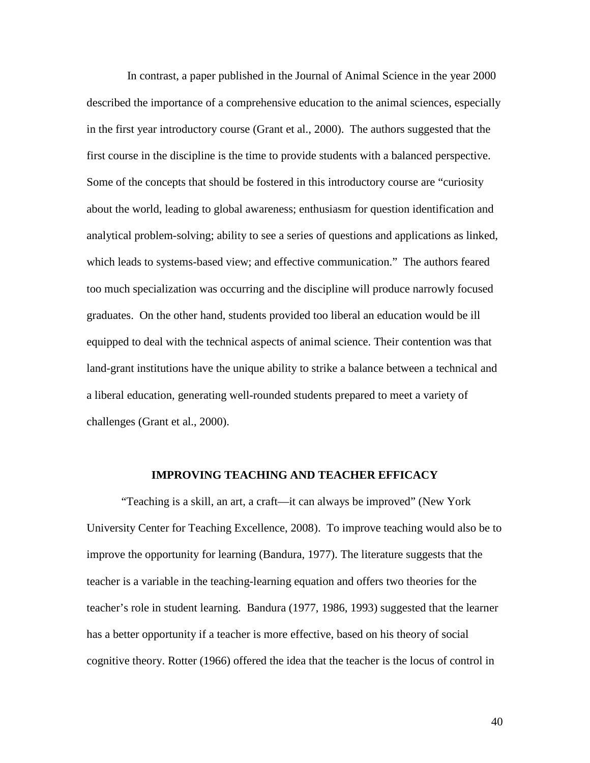In contrast, a paper published in the Journal of Animal Science in the year 2000 described the importance of a comprehensive education to the animal sciences, especially in the first year introductory course (Grant et al., 2000). The authors suggested that the first course in the discipline is the time to provide students with a balanced perspective. Some of the concepts that should be fostered in this introductory course are "curiosity about the world, leading to global awareness; enthusiasm for question identification and analytical problem-solving; ability to see a series of questions and applications as linked, which leads to systems-based view; and effective communication." The authors feared too much specialization was occurring and the discipline will produce narrowly focused graduates. On the other hand, students provided too liberal an education would be ill equipped to deal with the technical aspects of animal science. Their contention was that land-grant institutions have the unique ability to strike a balance between a technical and a liberal education, generating well-rounded students prepared to meet a variety of challenges (Grant et al., 2000).

## IMPROVING TEACHING AND TEACHER EFFICACY

"Teaching is a skill, an art, a craft—it can always be improved" (New York University Center for Teaching Excellence, 2008). To improve teaching would also be to improve the opportunity for learning (Bandura, 1977). The literature suggests that the teacher is a variable in the teaching-learning equation and offers two theories for the teacher's role in student learning. Bandura (1977, 1986, 1993) suggested that the learner has a better opportunity if a teacher is more effective, based on his theory of social cognitive theory. Rotter (1966) offered the idea that the teacher is the locus of control in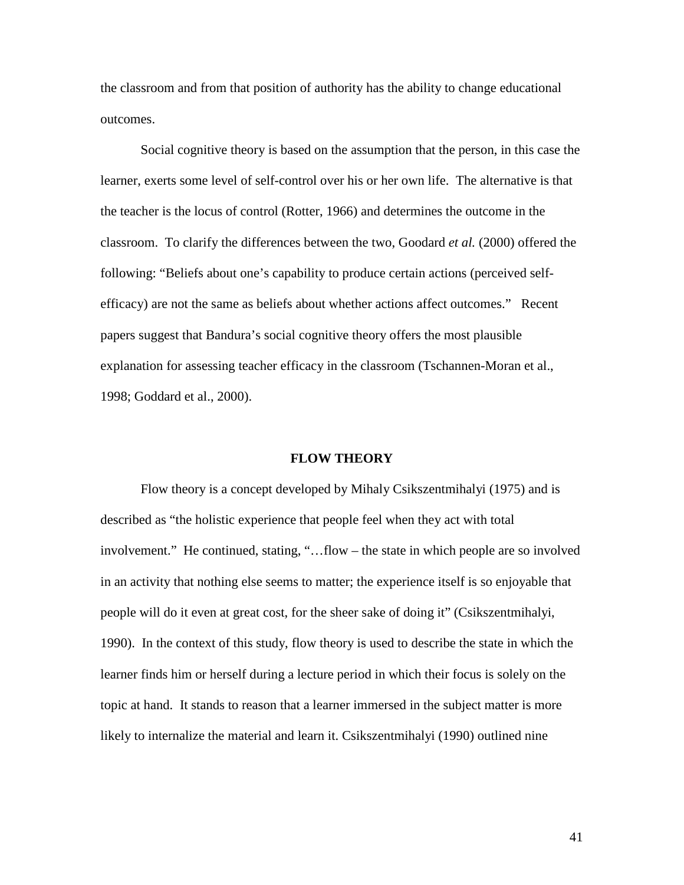the classroom and from that position of authority has the ability to change educational outcomes.

Social cognitive theory is based on the assumption that the person, in this case the learner, exerts some level of self-control over his or her own life. The alternative is that the teacher is the locus of control (Rotter, 1966) and determines the outcome in the classroom. To clarify the differences between the two, Goodard *et al.* (2000) offered the following: "Beliefs about one's capability to produce certain actions (perceived self-efficacy) are not the same as beliefs about whether actions affect outcomes." Recent papers suggest that Bandura's social cognitive theory offers the most plausible explanation for assessing teacher efficacy in the classroom (Tschannen-Moran et al., 1998; Goddard et al., 2000).

## FLOW THEORY

Flow theory is a concept developed by Mihaly Csikszentmihalyi (1975) and is described as "the holistic experience that people feel when they act with total involvement." He continued, stating, "…flow – the state in which people are so involved in an activity that nothing else seems to matter; the experience itself is so enjoyable that people will do it even at great cost, for the sheer sake of doing it" (Csikszentmihalyi, 1990). In the context of this study, flow theory is used to describe the state in which the learner finds him or herself during a lecture period in which their focus is solely on the topic at hand. It stands to reason that a learner immersed in the subject matter is more likely to internalize the material and learn it. Csikszentmihalyi (1990) outlined nine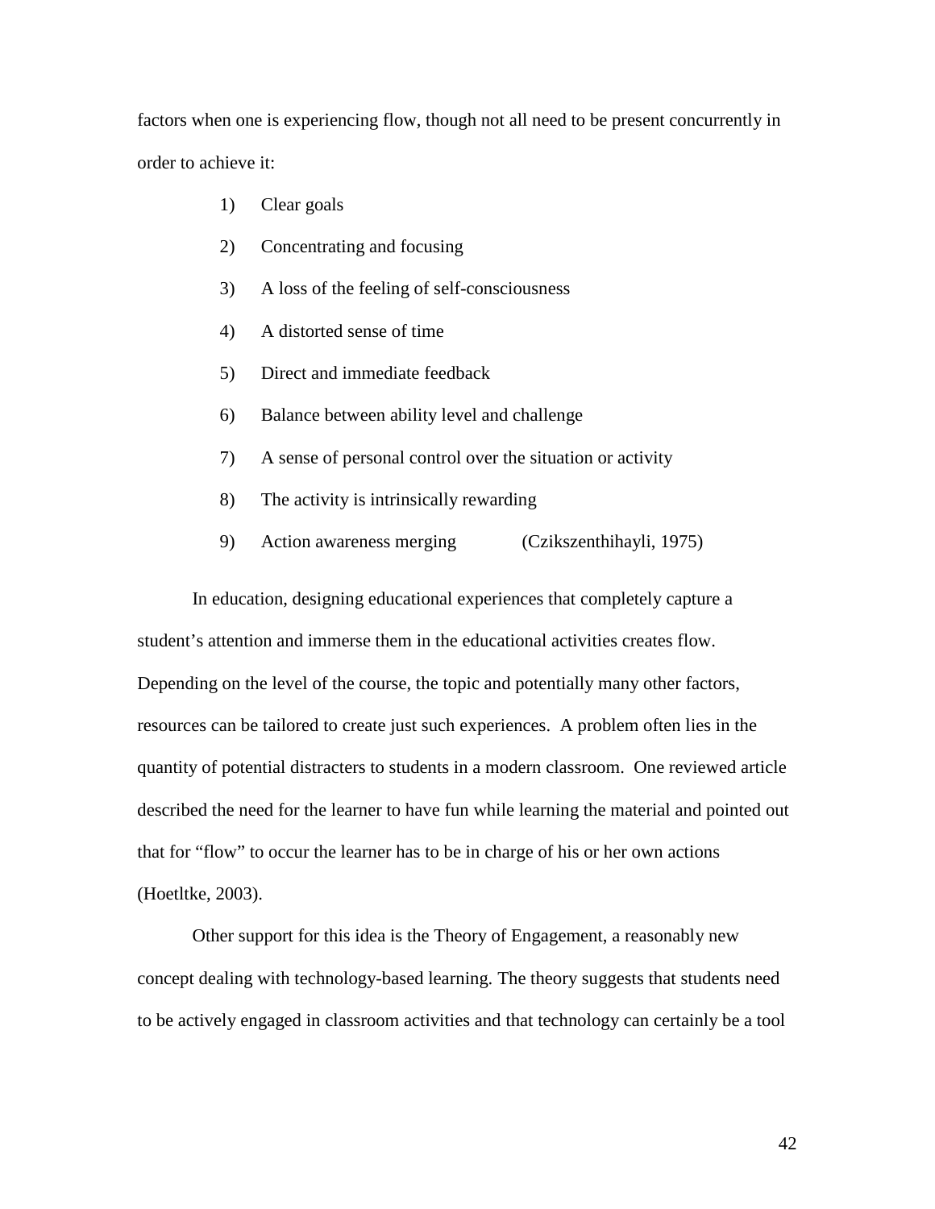factors when one is experiencing flow, though not all need to be present concurrently in order to achieve it:

1) Clear goals
2) Concentrating and focusing
3) A loss of the feeling of self-consciousness
4) A distorted sense of time
5) Direct and immediate feedback
6) Balance between ability level and challenge
7) A sense of personal control over the situation or activity
8) The activity is intrinsically rewarding
9) Action awareness merging (Czikszenthihayli, 1975)

In education, designing educational experiences that completely capture a student's attention and immerse them in the educational activities creates flow. Depending on the level of the course, the topic and potentially many other factors, resources can be tailored to create just such experiences. A problem often lies in the quantity of potential distracters to students in a modern classroom. One reviewed article described the need for the learner to have fun while learning the material and pointed out that for "flow" to occur the learner has to be in charge of his or her own actions (Hoetltke, 2003).

Other support for this idea is the Theory of Engagement, a reasonably new concept dealing with technology-based learning. The theory suggests that students need to be actively engaged in classroom activities and that technology can certainly be a tool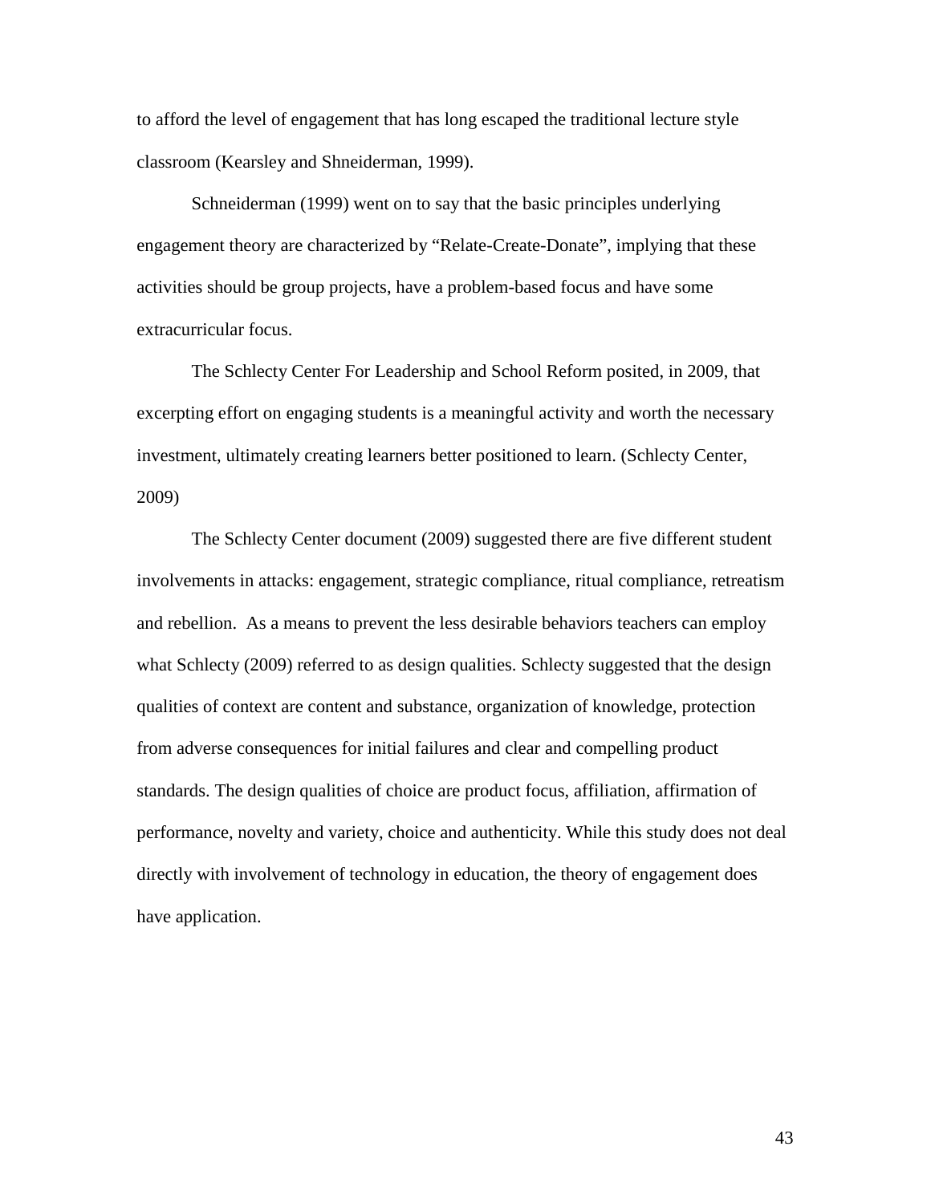to afford the level of engagement that has long escaped the traditional lecture style classroom (Kearsley and Shneiderman, 1999).

Schneiderman (1999) went on to say that the basic principles underlying engagement theory are characterized by "Relate-Create-Donate", implying that these activities should be group projects, have a problem-based focus and have some extracurricular focus.

The Schlecty Center For Leadership and School Reform posited, in 2009, that excerpting effort on engaging students is a meaningful activity and worth the necessary investment, ultimately creating learners better positioned to learn. (Schlecty Center, 2009)

The Schlecty Center document (2009) suggested there are five different student involvements in attacks: engagement, strategic compliance, ritual compliance, retreatism and rebellion. As a means to prevent the less desirable behaviors teachers can employ what Schlecty (2009) referred to as design qualities. Schlecty suggested that the design qualities of context are content and substance, organization of knowledge, protection from adverse consequences for initial failures and clear and compelling product standards. The design qualities of choice are product focus, affiliation, affirmation of performance, novelty and variety, choice and authenticity. While this study does not deal directly with involvement of technology in education, the theory of engagement does have application.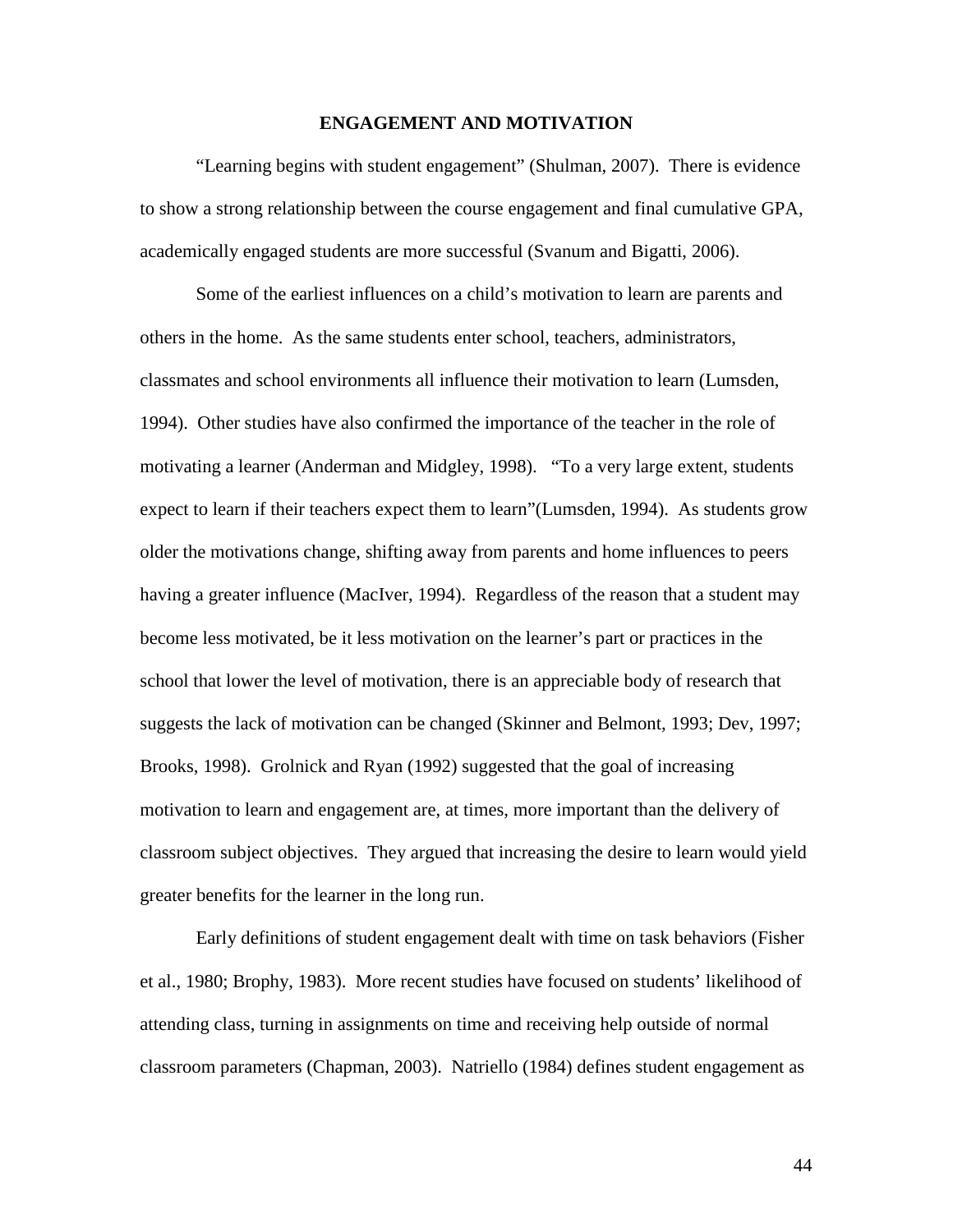## ENGAGEMENT AND MOTIVATION

"Learning begins with student engagement" (Shulman, 2007). There is evidence to show a strong relationship between the course engagement and final cumulative GPA, academically engaged students are more successful (Svanum and Bigatti, 2006).

Some of the earliest influences on a child's motivation to learn are parents and others in the home. As the same students enter school, teachers, administrators, classmates and school environments all influence their motivation to learn (Lumsden, 1994). Other studies have also confirmed the importance of the teacher in the role of motivating a learner (Anderman and Midgley, 1998). "To a very large extent, students expect to learn if their teachers expect them to learn"(Lumsden, 1994). As students grow older the motivations change, shifting away from parents and home influences to peers having a greater influence (MacIver, 1994). Regardless of the reason that a student may become less motivated, be it less motivation on the learner's part or practices in the school that lower the level of motivation, there is an appreciable body of research that suggests the lack of motivation can be changed (Skinner and Belmont, 1993; Dev, 1997; Brooks, 1998). Grolnick and Ryan (1992) suggested that the goal of increasing motivation to learn and engagement are, at times, more important than the delivery of classroom subject objectives. They argued that increasing the desire to learn would yield greater benefits for the learner in the long run.

Early definitions of student engagement dealt with time on task behaviors (Fisher et al., 1980; Brophy, 1983). More recent studies have focused on students' likelihood of attending class, turning in assignments on time and receiving help outside of normal classroom parameters (Chapman, 2003). Natriello (1984) defines student engagement as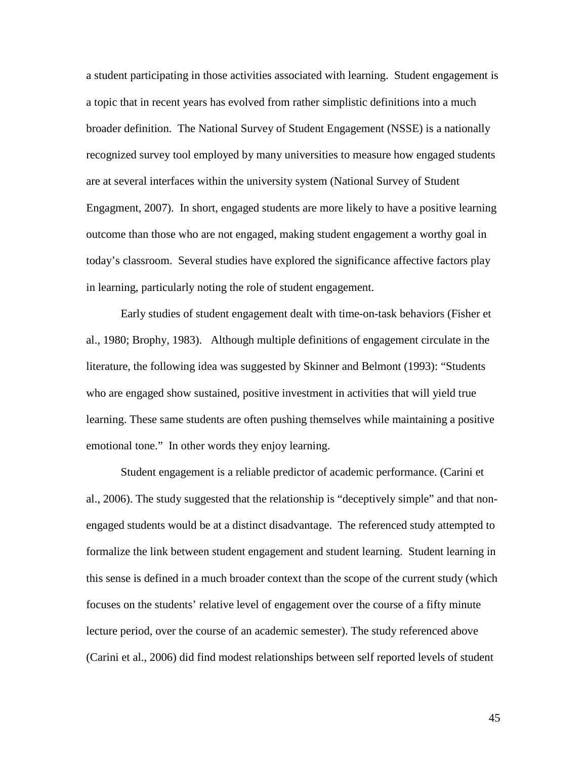a student participating in those activities associated with learning. Student engagement is a topic that in recent years has evolved from rather simplistic definitions into a much broader definition. The National Survey of Student Engagement (NSSE) is a nationally recognized survey tool employed by many universities to measure how engaged students are at several interfaces within the university system (National Survey of Student Engagment, 2007). In short, engaged students are more likely to have a positive learning outcome than those who are not engaged, making student engagement a worthy goal in today's classroom. Several studies have explored the significance affective factors play in learning, particularly noting the role of student engagement.

Early studies of student engagement dealt with time-on-task behaviors (Fisher et al., 1980; Brophy, 1983). Although multiple definitions of engagement circulate in the literature, the following idea was suggested by Skinner and Belmont (1993): "Students who are engaged show sustained, positive investment in activities that will yield true learning. These same students are often pushing themselves while maintaining a positive emotional tone." In other words they enjoy learning.

Student engagement is a reliable predictor of academic performance. (Carini et al., 2006). The study suggested that the relationship is "deceptively simple" and that non-engaged students would be at a distinct disadvantage. The referenced study attempted to formalize the link between student engagement and student learning. Student learning in this sense is defined in a much broader context than the scope of the current study (which focuses on the students' relative level of engagement over the course of a fifty minute lecture period, over the course of an academic semester). The study referenced above (Carini et al., 2006) did find modest relationships between self reported levels of student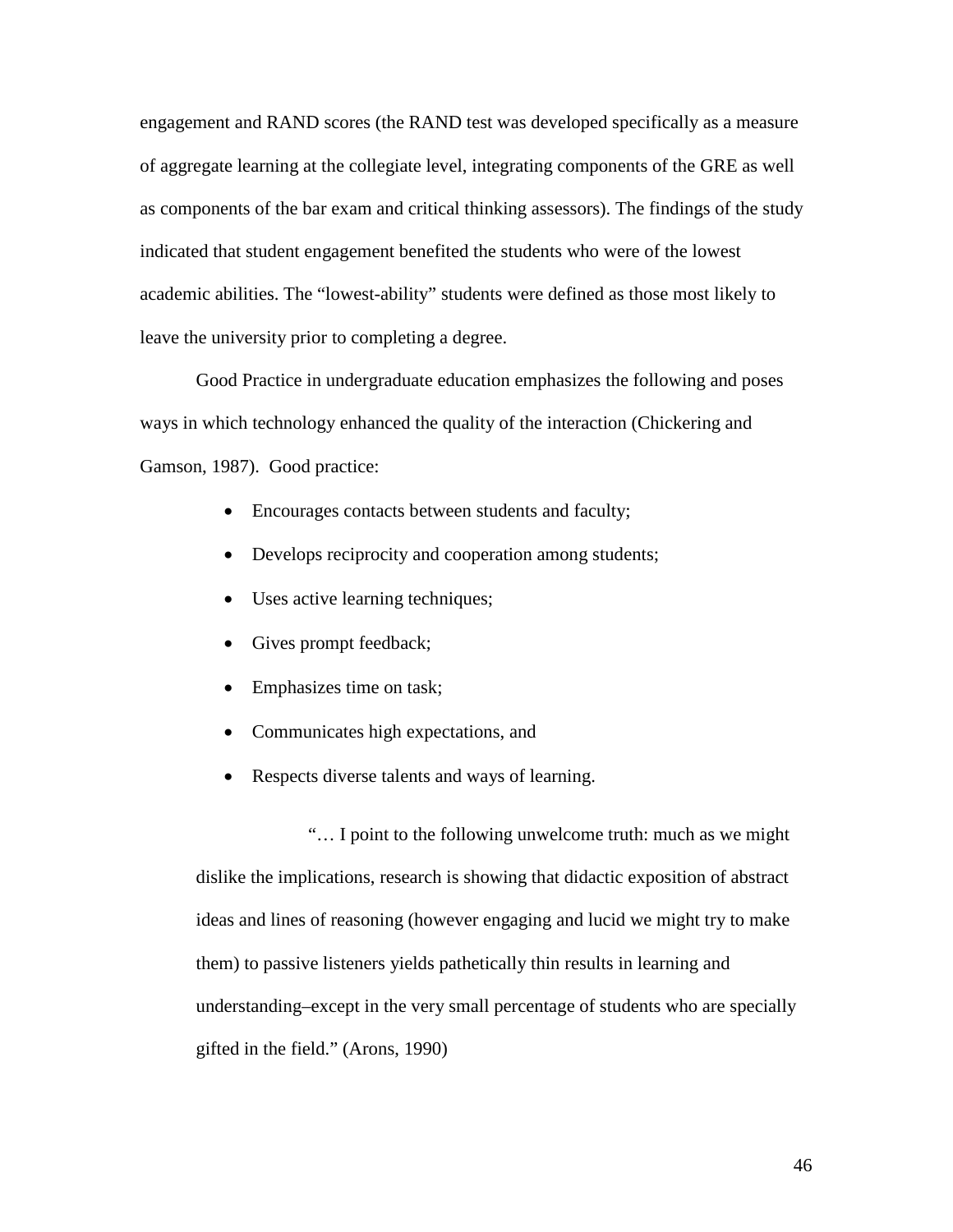engagement and RAND scores (the RAND test was developed specifically as a measure of aggregate learning at the collegiate level, integrating components of the GRE as well as components of the bar exam and critical thinking assessors). The findings of the study indicated that student engagement benefited the students who were of the lowest academic abilities. The "lowest-ability" students were defined as those most likely to leave the university prior to completing a degree.

Good Practice in undergraduate education emphasizes the following and poses ways in which technology enhanced the quality of the interaction (Chickering and Gamson, 1987). Good practice:

- Encourages contacts between students and faculty;
- Develops reciprocity and cooperation among students;
- Uses active learning techniques;
- Gives prompt feedback;
- Emphasizes time on task;
- Communicates high expectations, and
- Respects diverse talents and ways of learning.

> "… I point to the following unwelcome truth: much as we might dislike the implications, research is showing that didactic exposition of abstract ideas and lines of reasoning (however engaging and lucid we might try to make them) to passive listeners yields pathetically thin results in learning and understanding–except in the very small percentage of students who are specially gifted in the field." (Arons, 1990)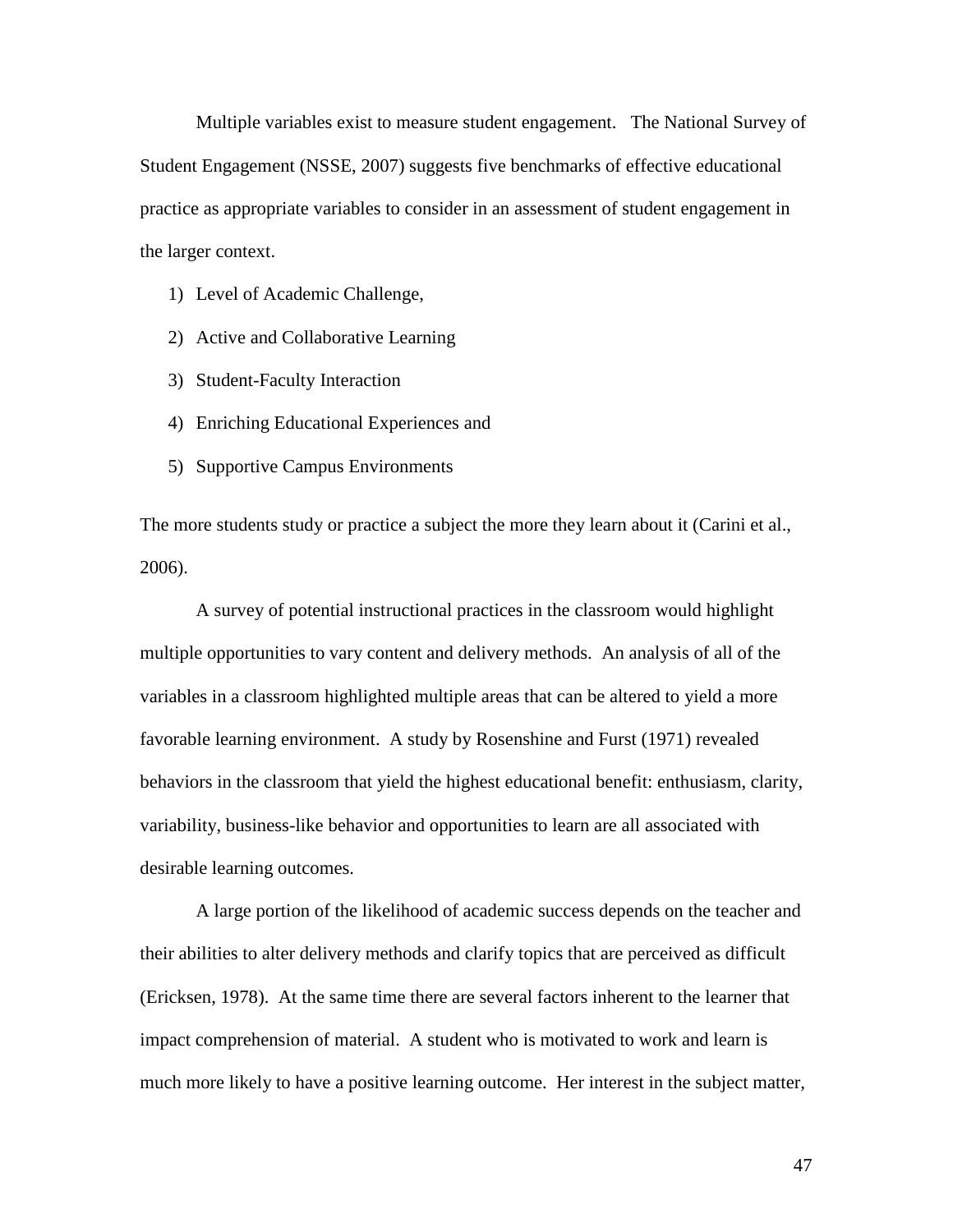Multiple variables exist to measure student engagement.   The National Survey of Student Engagement (NSSE, 2007) suggests five benchmarks of effective educational practice as appropriate variables to consider in an assessment of student engagement in the larger context.

1) Level of Academic Challenge,
2) Active and Collaborative Learning
3) Student-Faculty Interaction
4) Enriching Educational Experiences and
5) Supportive Campus Environments

The more students study or practice a subject the more they learn about it (Carini et al., 2006).

A survey of potential instructional practices in the classroom would highlight multiple opportunities to vary content and delivery methods.  An analysis of all of the variables in a classroom highlighted multiple areas that can be altered to yield a more favorable learning environment.  A study by Rosenshine and Furst (1971) revealed behaviors in the classroom that yield the highest educational benefit: enthusiasm, clarity, variability, business-like behavior and opportunities to learn are all associated with desirable learning outcomes.

A large portion of the likelihood of academic success depends on the teacher and their abilities to alter delivery methods and clarify topics that are perceived as difficult (Ericksen, 1978).  At the same time there are several factors inherent to the learner that impact comprehension of material.  A student who is motivated to work and learn is much more likely to have a positive learning outcome.  Her interest in the subject matter,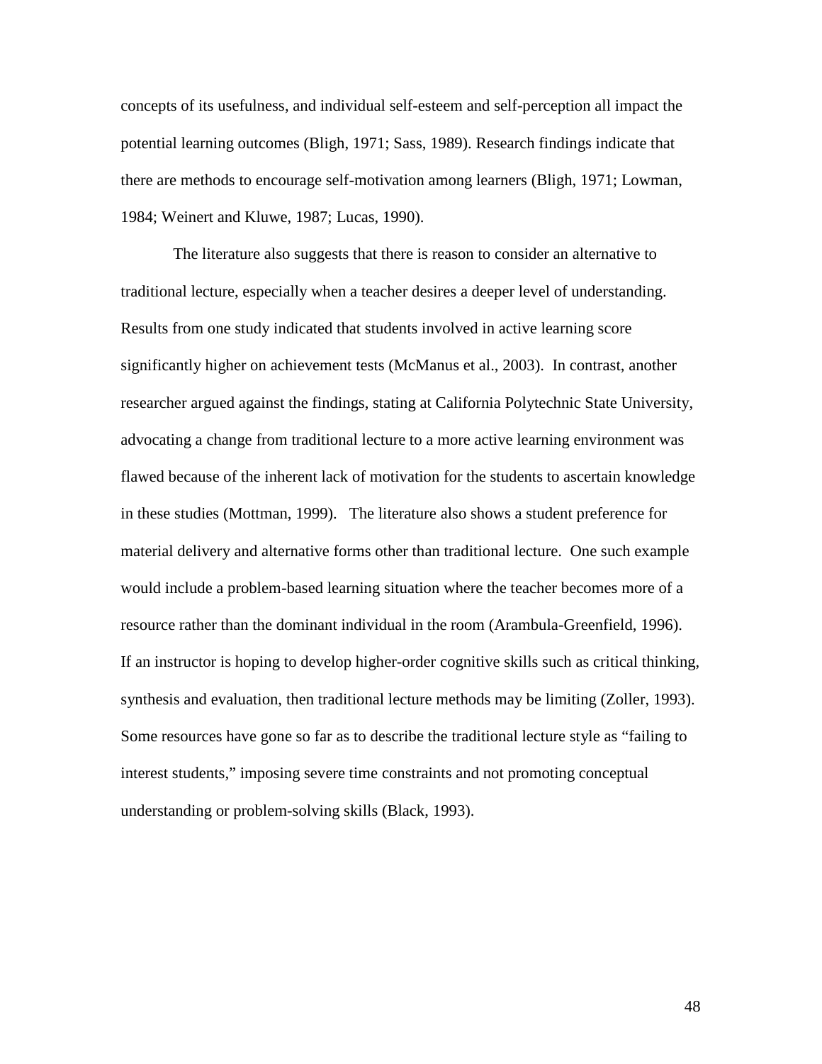concepts of its usefulness, and individual self-esteem and self-perception all impact the potential learning outcomes (Bligh, 1971; Sass, 1989). Research findings indicate that there are methods to encourage self-motivation among learners (Bligh, 1971; Lowman, 1984; Weinert and Kluwe, 1987; Lucas, 1990).

The literature also suggests that there is reason to consider an alternative to traditional lecture, especially when a teacher desires a deeper level of understanding. Results from one study indicated that students involved in active learning score significantly higher on achievement tests (McManus et al., 2003). In contrast, another researcher argued against the findings, stating at California Polytechnic State University, advocating a change from traditional lecture to a more active learning environment was flawed because of the inherent lack of motivation for the students to ascertain knowledge in these studies (Mottman, 1999). The literature also shows a student preference for material delivery and alternative forms other than traditional lecture. One such example would include a problem-based learning situation where the teacher becomes more of a resource rather than the dominant individual in the room (Arambula-Greenfield, 1996). If an instructor is hoping to develop higher-order cognitive skills such as critical thinking, synthesis and evaluation, then traditional lecture methods may be limiting (Zoller, 1993). Some resources have gone so far as to describe the traditional lecture style as "failing to interest students," imposing severe time constraints and not promoting conceptual understanding or problem-solving skills (Black, 1993).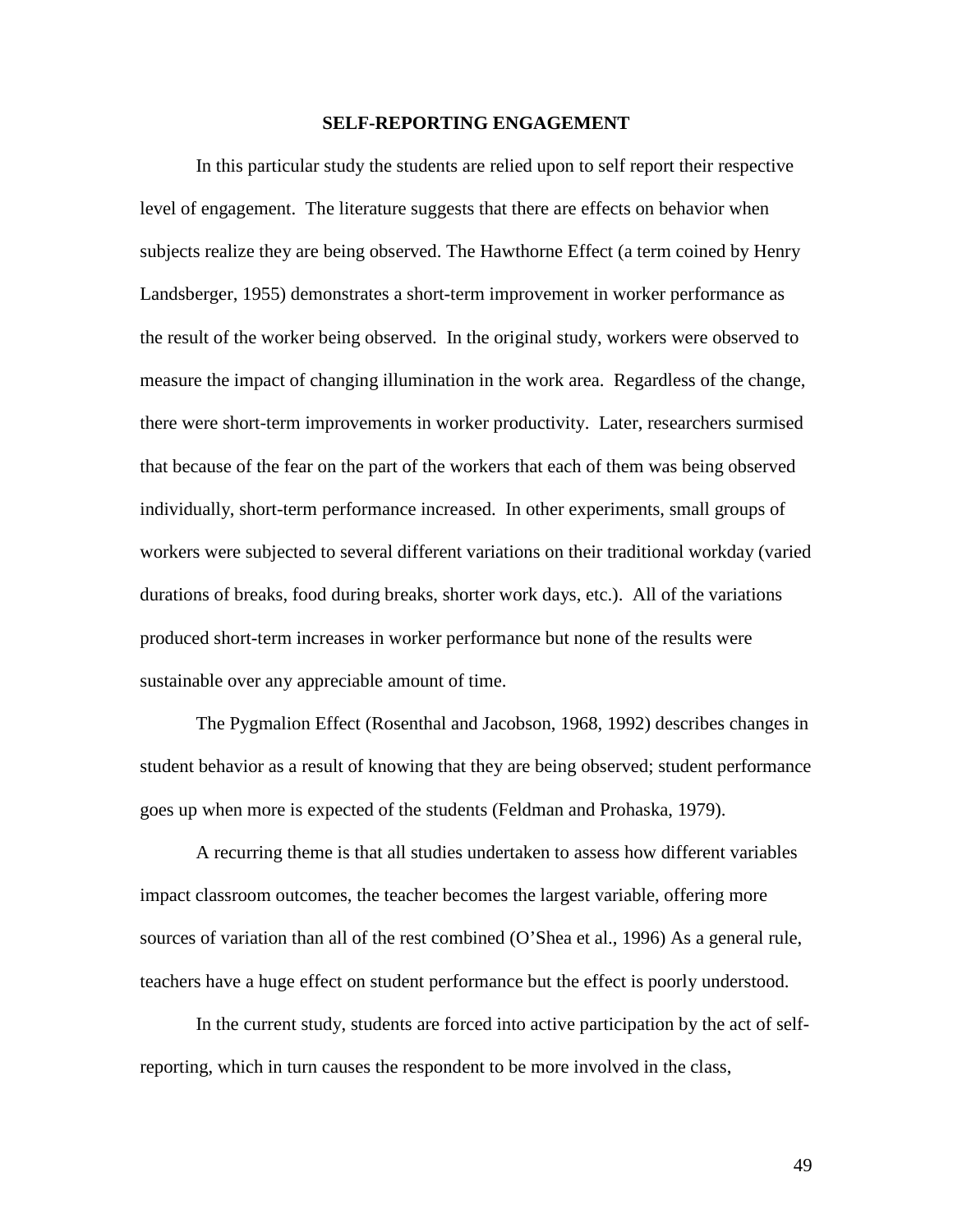## SELF-REPORTING ENGAGEMENT

In this particular study the students are relied upon to self report their respective level of engagement. The literature suggests that there are effects on behavior when subjects realize they are being observed. The Hawthorne Effect (a term coined by Henry Landsberger, 1955) demonstrates a short-term improvement in worker performance as the result of the worker being observed. In the original study, workers were observed to measure the impact of changing illumination in the work area. Regardless of the change, there were short-term improvements in worker productivity. Later, researchers surmised that because of the fear on the part of the workers that each of them was being observed individually, short-term performance increased. In other experiments, small groups of workers were subjected to several different variations on their traditional workday (varied durations of breaks, food during breaks, shorter work days, etc.). All of the variations produced short-term increases in worker performance but none of the results were sustainable over any appreciable amount of time.

The Pygmalion Effect (Rosenthal and Jacobson, 1968, 1992) describes changes in student behavior as a result of knowing that they are being observed; student performance goes up when more is expected of the students (Feldman and Prohaska, 1979).

A recurring theme is that all studies undertaken to assess how different variables impact classroom outcomes, the teacher becomes the largest variable, offering more sources of variation than all of the rest combined (O'Shea et al., 1996) As a general rule, teachers have a huge effect on student performance but the effect is poorly understood.

In the current study, students are forced into active participation by the act of self-reporting, which in turn causes the respondent to be more involved in the class,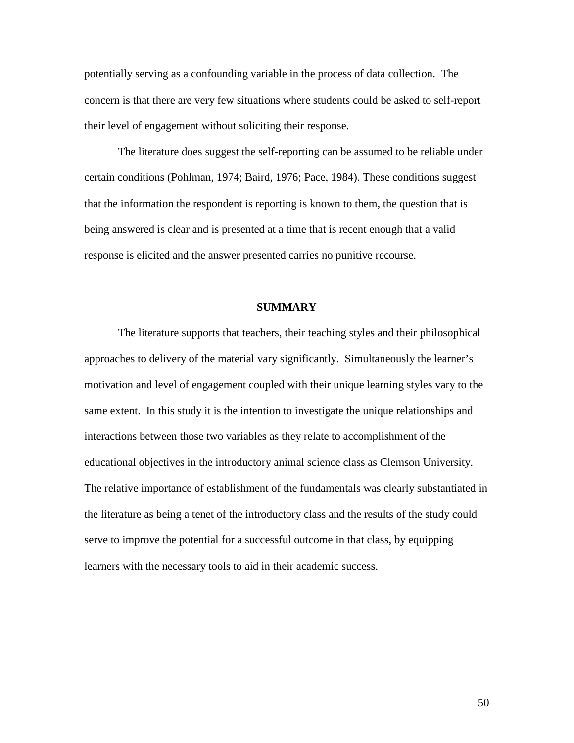potentially serving as a confounding variable in the process of data collection. The concern is that there are very few situations where students could be asked to self-report their level of engagement without soliciting their response.

The literature does suggest the self-reporting can be assumed to be reliable under certain conditions (Pohlman, 1974; Baird, 1976; Pace, 1984). These conditions suggest that the information the respondent is reporting is known to them, the question that is being answered is clear and is presented at a time that is recent enough that a valid response is elicited and the answer presented carries no punitive recourse.

## SUMMARY

The literature supports that teachers, their teaching styles and their philosophical approaches to delivery of the material vary significantly. Simultaneously the learner's motivation and level of engagement coupled with their unique learning styles vary to the same extent. In this study it is the intention to investigate the unique relationships and interactions between those two variables as they relate to accomplishment of the educational objectives in the introductory animal science class as Clemson University. The relative importance of establishment of the fundamentals was clearly substantiated in the literature as being a tenet of the introductory class and the results of the study could serve to improve the potential for a successful outcome in that class, by equipping learners with the necessary tools to aid in their academic success.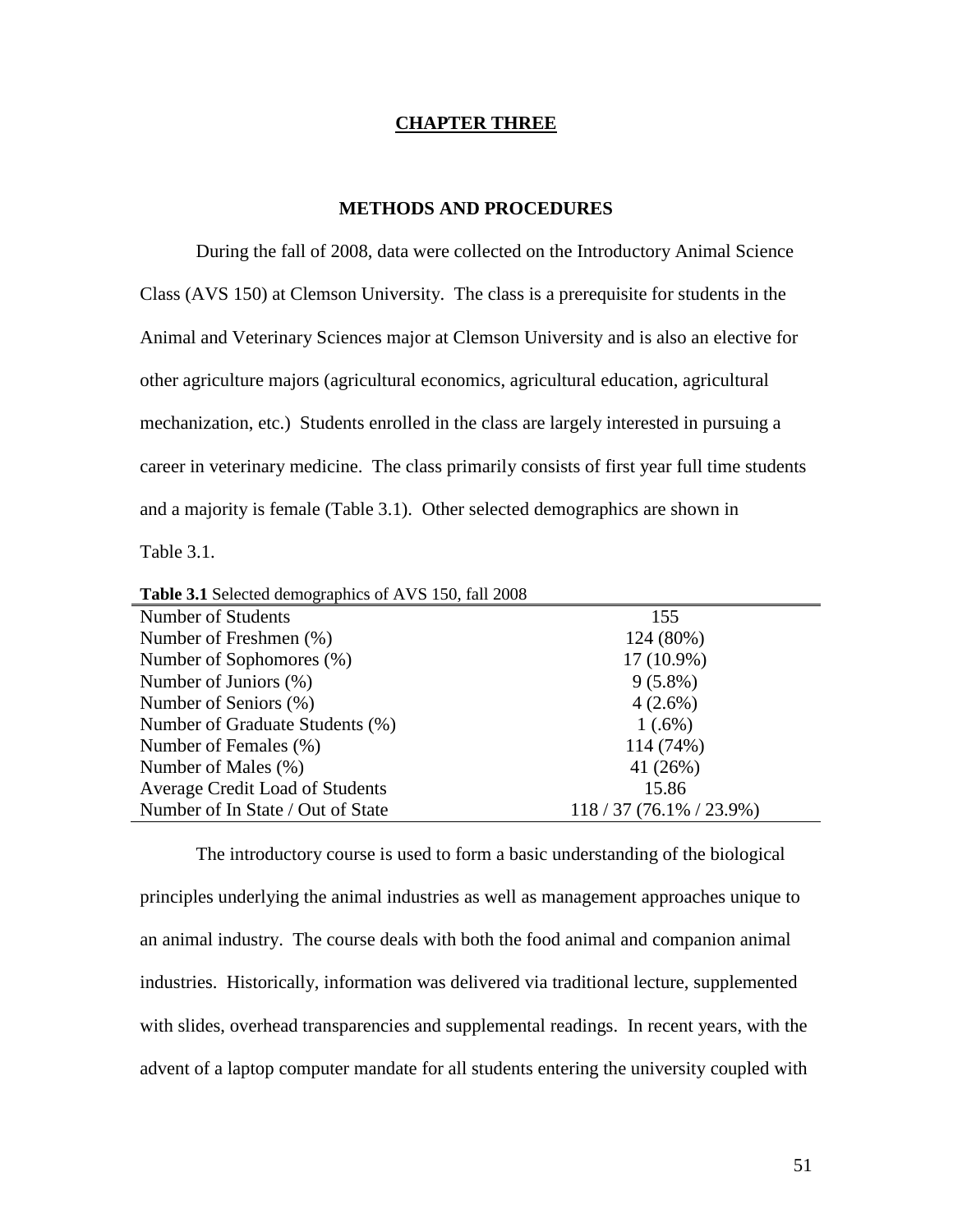# CHAPTER THREE

## METHODS AND PROCEDURES

During the fall of 2008, data were collected on the Introductory Animal Science Class (AVS 150) at Clemson University. The class is a prerequisite for students in the Animal and Veterinary Sciences major at Clemson University and is also an elective for other agriculture majors (agricultural economics, agricultural education, agricultural mechanization, etc.) Students enrolled in the class are largely interested in pursuing a career in veterinary medicine. The class primarily consists of first year full time students and a majority is female (Table 3.1). Other selected demographics are shown in Table 3.1.

**Table 3.1** Selected demographics of AVS 150, fall 2008

| | |
|---|---|
| Number of Students | 155 |
| Number of Freshmen (%) | 124 (80%) |
| Number of Sophomores (%) | 17 (10.9%) |
| Number of Juniors (%) | 9 (5.8%) |
| Number of Seniors (%) | 4 (2.6%) |
| Number of Graduate Students (%) | 1 (.6%) |
| Number of Females (%) | 114 (74%) |
| Number of Males (%) | 41 (26%) |
| Average Credit Load of Students | 15.86 |
| Number of In State / Out of State | 118 / 37 (76.1% / 23.9%) |

The introductory course is used to form a basic understanding of the biological principles underlying the animal industries as well as management approaches unique to an animal industry. The course deals with both the food animal and companion animal industries. Historically, information was delivered via traditional lecture, supplemented with slides, overhead transparencies and supplemental readings. In recent years, with the advent of a laptop computer mandate for all students entering the university coupled with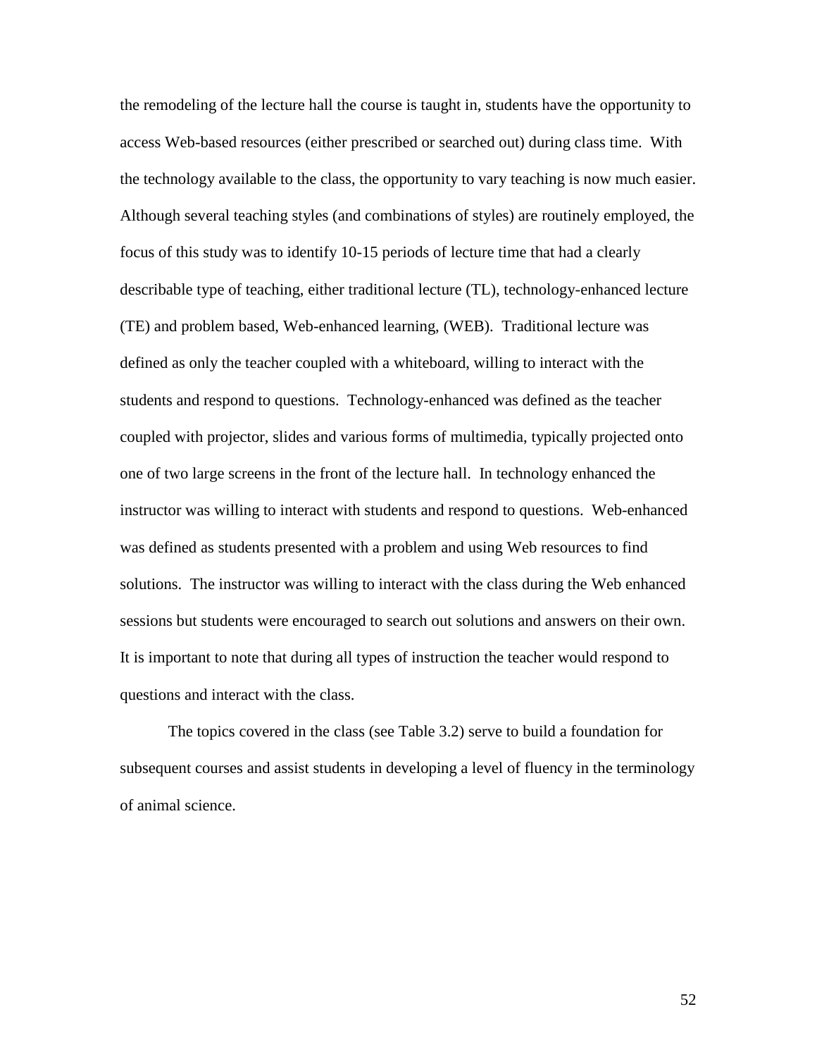the remodeling of the lecture hall the course is taught in, students have the opportunity to access Web-based resources (either prescribed or searched out) during class time. With the technology available to the class, the opportunity to vary teaching is now much easier. Although several teaching styles (and combinations of styles) are routinely employed, the focus of this study was to identify 10-15 periods of lecture time that had a clearly describable type of teaching, either traditional lecture (TL), technology-enhanced lecture (TE) and problem based, Web-enhanced learning, (WEB). Traditional lecture was defined as only the teacher coupled with a whiteboard, willing to interact with the students and respond to questions. Technology-enhanced was defined as the teacher coupled with projector, slides and various forms of multimedia, typically projected onto one of two large screens in the front of the lecture hall. In technology enhanced the instructor was willing to interact with students and respond to questions. Web-enhanced was defined as students presented with a problem and using Web resources to find solutions. The instructor was willing to interact with the class during the Web enhanced sessions but students were encouraged to search out solutions and answers on their own. It is important to note that during all types of instruction the teacher would respond to questions and interact with the class.

The topics covered in the class (see Table 3.2) serve to build a foundation for subsequent courses and assist students in developing a level of fluency in the terminology of animal science.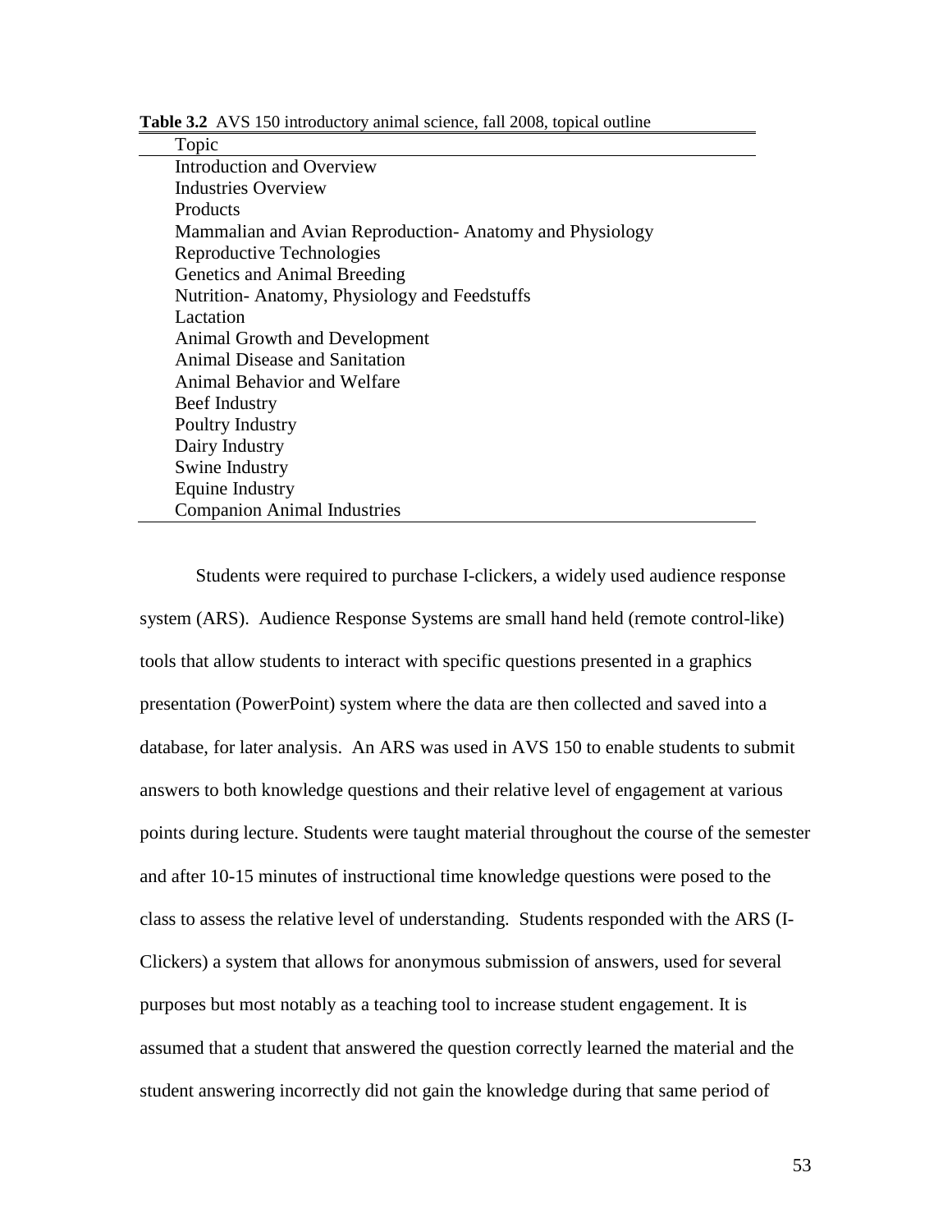**Table 3.2** AVS 150 introductory animal science, fall 2008, topical outline

| Topic |
|---|
| Introduction and Overview |
| Industries Overview |
| Products |
| Mammalian and Avian Reproduction- Anatomy and Physiology |
| Reproductive Technologies |
| Genetics and Animal Breeding |
| Nutrition- Anatomy, Physiology and Feedstuffs |
| Lactation |
| Animal Growth and Development |
| Animal Disease and Sanitation |
| Animal Behavior and Welfare |
| Beef Industry |
| Poultry Industry |
| Dairy Industry |
| Swine Industry |
| Equine Industry |
| Companion Animal Industries |

Students were required to purchase I-clickers, a widely used audience response system (ARS). Audience Response Systems are small hand held (remote control-like) tools that allow students to interact with specific questions presented in a graphics presentation (PowerPoint) system where the data are then collected and saved into a database, for later analysis. An ARS was used in AVS 150 to enable students to submit answers to both knowledge questions and their relative level of engagement at various points during lecture. Students were taught material throughout the course of the semester and after 10-15 minutes of instructional time knowledge questions were posed to the class to assess the relative level of understanding. Students responded with the ARS (I-Clickers) a system that allows for anonymous submission of answers, used for several purposes but most notably as a teaching tool to increase student engagement. It is assumed that a student that answered the question correctly learned the material and the student answering incorrectly did not gain the knowledge during that same period of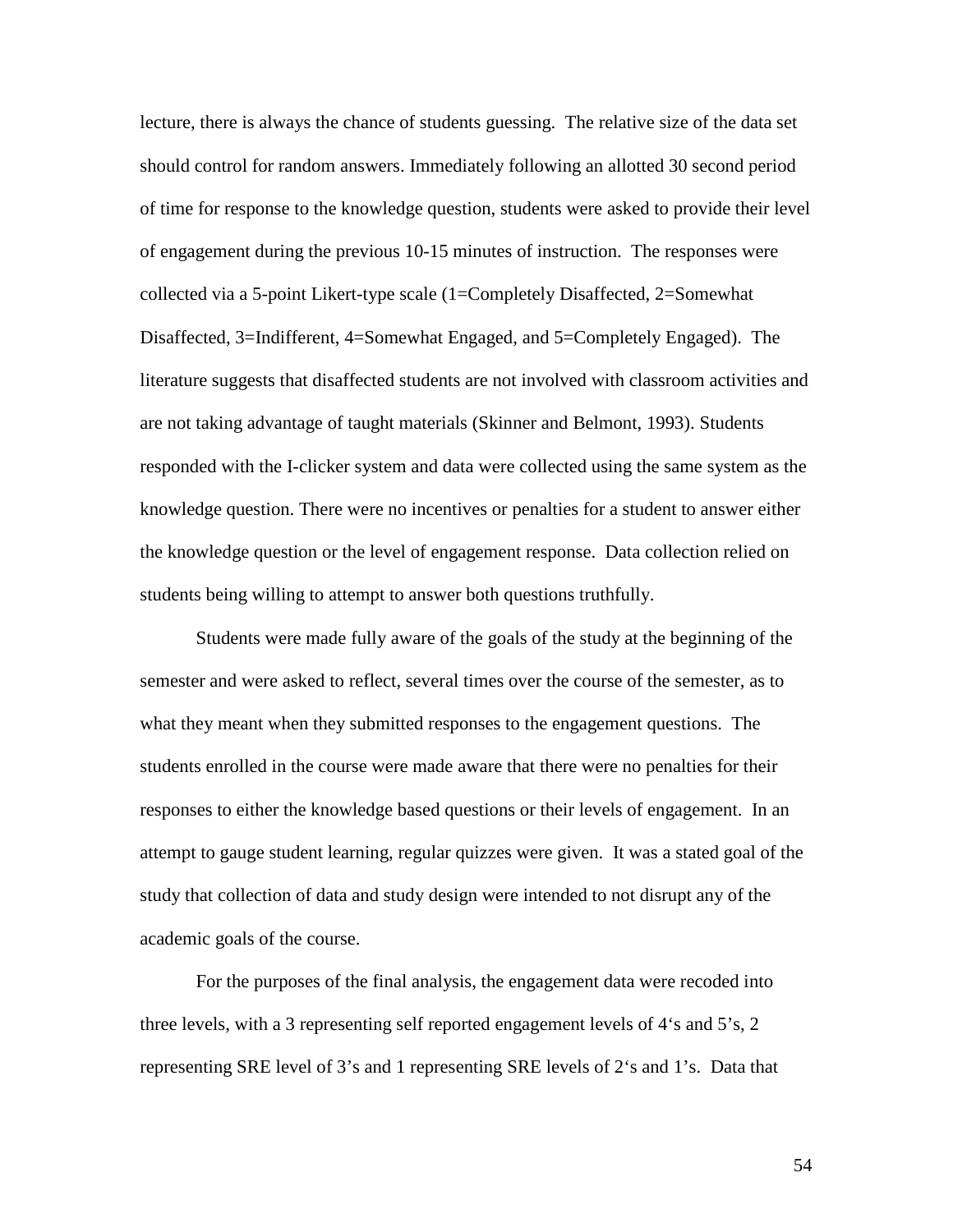lecture, there is always the chance of students guessing. The relative size of the data set should control for random answers. Immediately following an allotted 30 second period of time for response to the knowledge question, students were asked to provide their level of engagement during the previous 10-15 minutes of instruction. The responses were collected via a 5-point Likert-type scale (1=Completely Disaffected, 2=Somewhat Disaffected, 3=Indifferent, 4=Somewhat Engaged, and 5=Completely Engaged). The literature suggests that disaffected students are not involved with classroom activities and are not taking advantage of taught materials (Skinner and Belmont, 1993). Students responded with the I-clicker system and data were collected using the same system as the knowledge question. There were no incentives or penalties for a student to answer either the knowledge question or the level of engagement response. Data collection relied on students being willing to attempt to answer both questions truthfully.

Students were made fully aware of the goals of the study at the beginning of the semester and were asked to reflect, several times over the course of the semester, as to what they meant when they submitted responses to the engagement questions. The students enrolled in the course were made aware that there were no penalties for their responses to either the knowledge based questions or their levels of engagement. In an attempt to gauge student learning, regular quizzes were given. It was a stated goal of the study that collection of data and study design were intended to not disrupt any of the academic goals of the course.

For the purposes of the final analysis, the engagement data were recoded into three levels, with a 3 representing self reported engagement levels of 4's and 5's, 2 representing SRE level of 3's and 1 representing SRE levels of 2's and 1's. Data that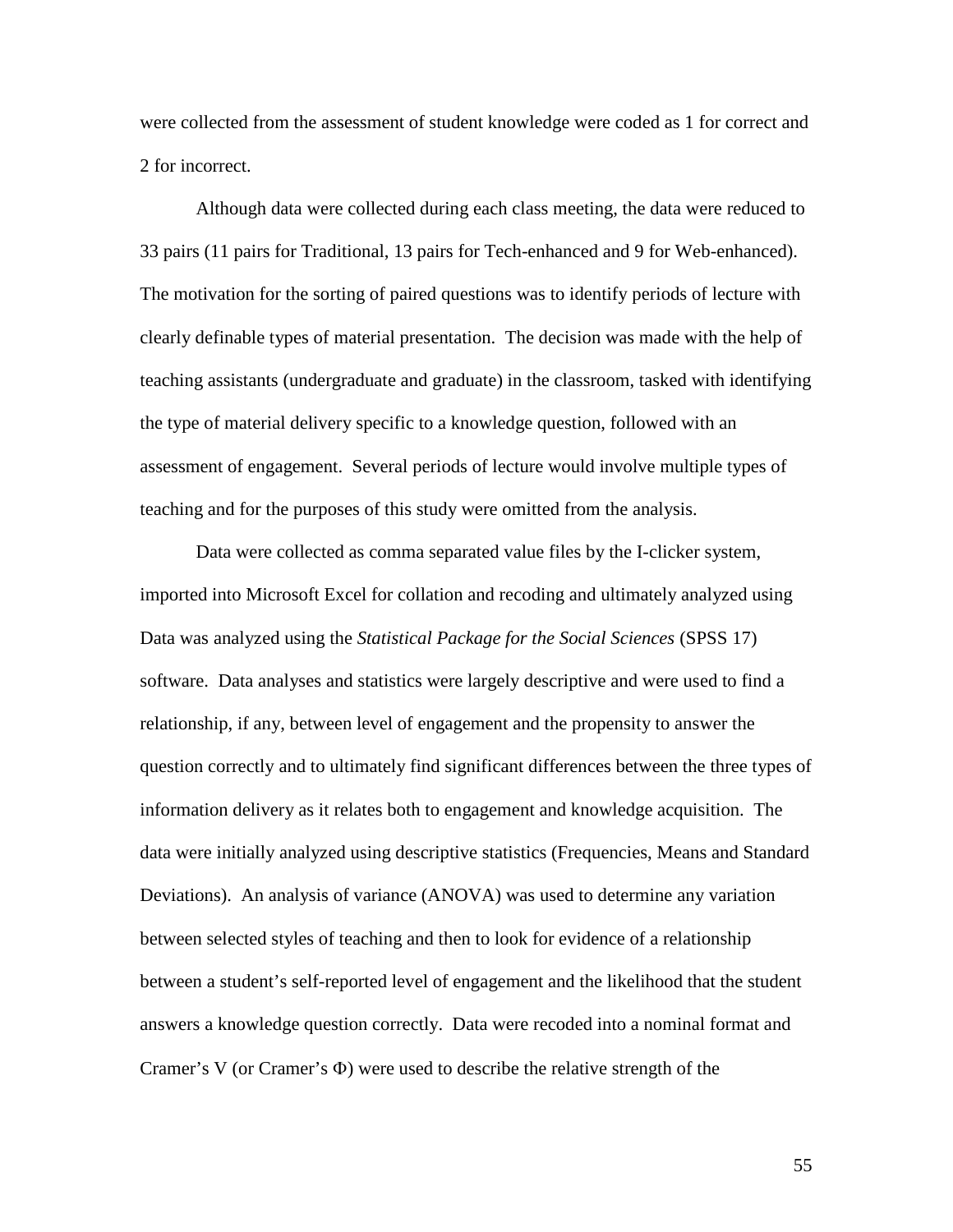were collected from the assessment of student knowledge were coded as 1 for correct and 2 for incorrect.

Although data were collected during each class meeting, the data were reduced to 33 pairs (11 pairs for Traditional, 13 pairs for Tech-enhanced and 9 for Web-enhanced). The motivation for the sorting of paired questions was to identify periods of lecture with clearly definable types of material presentation. The decision was made with the help of teaching assistants (undergraduate and graduate) in the classroom, tasked with identifying the type of material delivery specific to a knowledge question, followed with an assessment of engagement. Several periods of lecture would involve multiple types of teaching and for the purposes of this study were omitted from the analysis.

Data were collected as comma separated value files by the I-clicker system, imported into Microsoft Excel for collation and recoding and ultimately analyzed using Data was analyzed using the *Statistical Package for the Social Sciences* (SPSS 17) software. Data analyses and statistics were largely descriptive and were used to find a relationship, if any, between level of engagement and the propensity to answer the question correctly and to ultimately find significant differences between the three types of information delivery as it relates both to engagement and knowledge acquisition. The data were initially analyzed using descriptive statistics (Frequencies, Means and Standard Deviations). An analysis of variance (ANOVA) was used to determine any variation between selected styles of teaching and then to look for evidence of a relationship between a student's self-reported level of engagement and the likelihood that the student answers a knowledge question correctly. Data were recoded into a nominal format and Cramer's V (or Cramer's $\Phi$) were used to describe the relative strength of the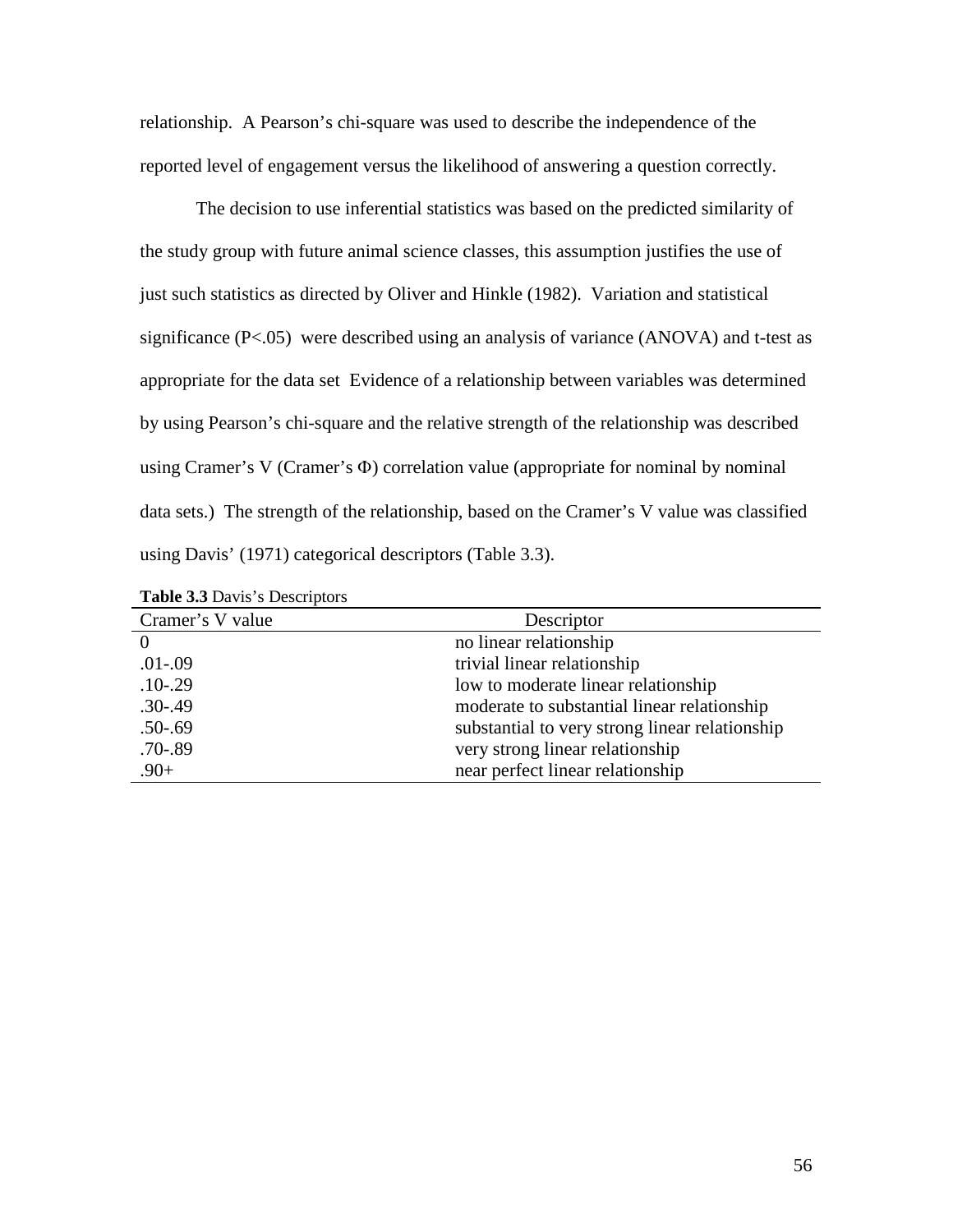relationship. A Pearson's chi-square was used to describe the independence of the reported level of engagement versus the likelihood of answering a question correctly.

The decision to use inferential statistics was based on the predicted similarity of the study group with future animal science classes, this assumption justifies the use of just such statistics as directed by Oliver and Hinkle (1982). Variation and statistical significance ($P<.05$) were described using an analysis of variance (ANOVA) and t-test as appropriate for the data set Evidence of a relationship between variables was determined by using Pearson's chi-square and the relative strength of the relationship was described using Cramer's V (Cramer's $\Phi$) correlation value (appropriate for nominal by nominal data sets.) The strength of the relationship, based on the Cramer's V value was classified using Davis' (1971) categorical descriptors (Table 3.3).

**Table 3.3** Davis's Descriptors

| Cramer's V value | Descriptor |
|---|---|
| 0 | no linear relationship |
| .01-.09 | trivial linear relationship |
| .10-.29 | low to moderate linear relationship |
| .30-.49 | moderate to substantial linear relationship |
| .50-.69 | substantial to very strong linear relationship |
| .70-.89 | very strong linear relationship |
| .90+ | near perfect linear relationship |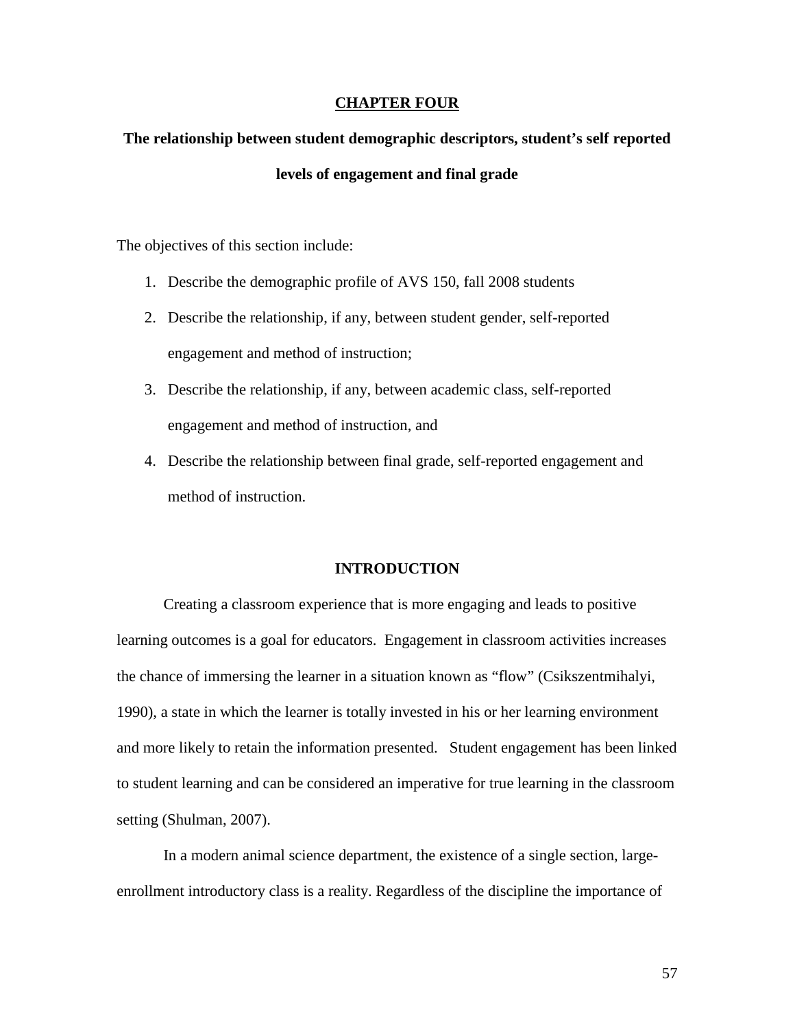# CHAPTER FOUR

## The relationship between student demographic descriptors, student's self reported levels of engagement and final grade

The objectives of this section include:

1. Describe the demographic profile of AVS 150, fall 2008 students
2. Describe the relationship, if any, between student gender, self-reported engagement and method of instruction;
3. Describe the relationship, if any, between academic class, self-reported engagement and method of instruction, and
4. Describe the relationship between final grade, self-reported engagement and method of instruction.

### INTRODUCTION

Creating a classroom experience that is more engaging and leads to positive learning outcomes is a goal for educators. Engagement in classroom activities increases the chance of immersing the learner in a situation known as "flow" (Csikszentmihalyi, 1990), a state in which the learner is totally invested in his or her learning environment and more likely to retain the information presented. Student engagement has been linked to student learning and can be considered an imperative for true learning in the classroom setting (Shulman, 2007).

In a modern animal science department, the existence of a single section, large-enrollment introductory class is a reality. Regardless of the discipline the importance of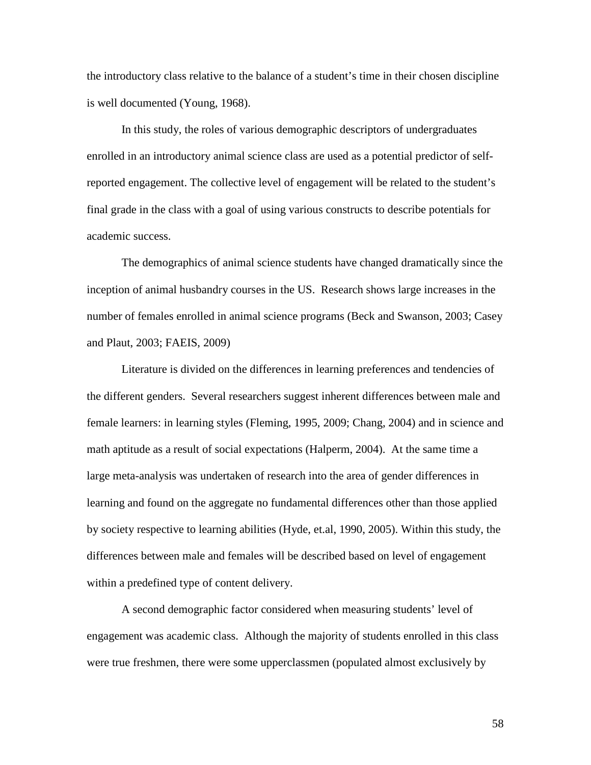the introductory class relative to the balance of a student's time in their chosen discipline is well documented (Young, 1968).

In this study, the roles of various demographic descriptors of undergraduates enrolled in an introductory animal science class are used as a potential predictor of self-reported engagement. The collective level of engagement will be related to the student's final grade in the class with a goal of using various constructs to describe potentials for academic success.

The demographics of animal science students have changed dramatically since the inception of animal husbandry courses in the US. Research shows large increases in the number of females enrolled in animal science programs (Beck and Swanson, 2003; Casey and Plaut, 2003; FAEIS, 2009)

Literature is divided on the differences in learning preferences and tendencies of the different genders. Several researchers suggest inherent differences between male and female learners: in learning styles (Fleming, 1995, 2009; Chang, 2004) and in science and math aptitude as a result of social expectations (Halperm, 2004). At the same time a large meta-analysis was undertaken of research into the area of gender differences in learning and found on the aggregate no fundamental differences other than those applied by society respective to learning abilities (Hyde, et.al, 1990, 2005). Within this study, the differences between male and females will be described based on level of engagement within a predefined type of content delivery.

A second demographic factor considered when measuring students' level of engagement was academic class. Although the majority of students enrolled in this class were true freshmen, there were some upperclassmen (populated almost exclusively by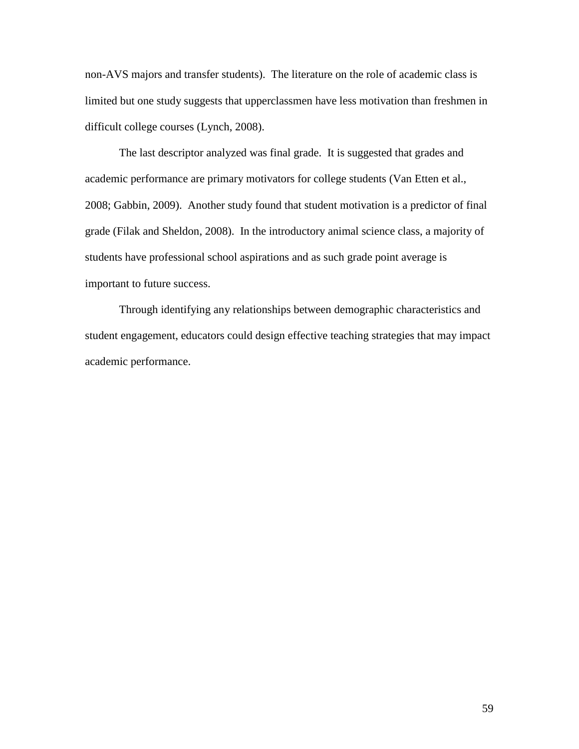non-AVS majors and transfer students). The literature on the role of academic class is limited but one study suggests that upperclassmen have less motivation than freshmen in difficult college courses (Lynch, 2008).

The last descriptor analyzed was final grade. It is suggested that grades and academic performance are primary motivators for college students (Van Etten et al., 2008; Gabbin, 2009). Another study found that student motivation is a predictor of final grade (Filak and Sheldon, 2008). In the introductory animal science class, a majority of students have professional school aspirations and as such grade point average is important to future success.

Through identifying any relationships between demographic characteristics and student engagement, educators could design effective teaching strategies that may impact academic performance.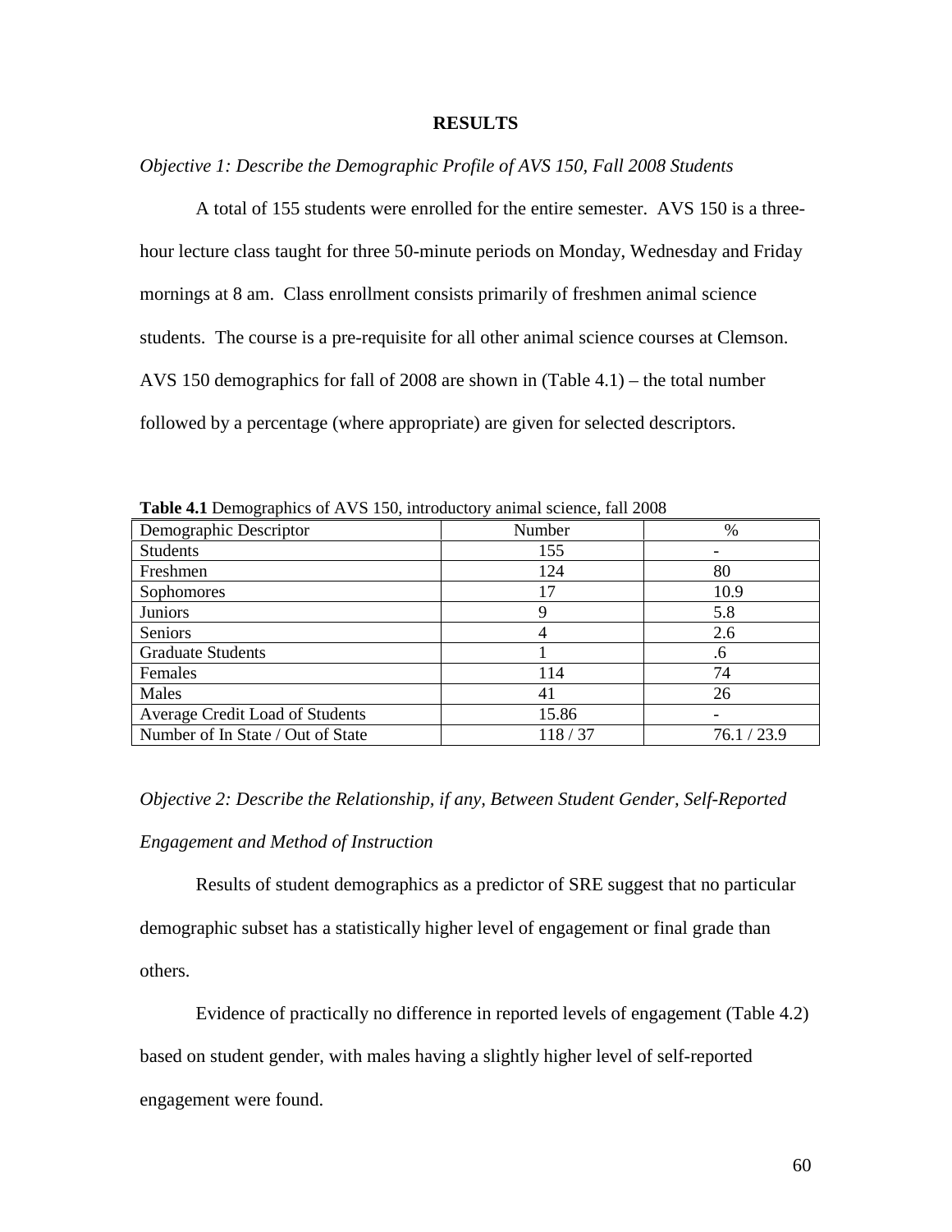# RESULTS

*Objective 1: Describe the Demographic Profile of AVS 150, Fall 2008 Students*

A total of 155 students were enrolled for the entire semester. AVS 150 is a three-hour lecture class taught for three 50-minute periods on Monday, Wednesday and Friday mornings at 8 am. Class enrollment consists primarily of freshmen animal science students. The course is a pre-requisite for all other animal science courses at Clemson. AVS 150 demographics for fall of 2008 are shown in (Table 4.1) – the total number followed by a percentage (where appropriate) are given for selected descriptors.

**Table 4.1** Demographics of AVS 150, introductory animal science, fall 2008

| Demographic Descriptor | Number | % |
|---|---|---|
| Students | 155 | - |
| Freshmen | 124 | 80 |
| Sophomores | 17 | 10.9 |
| Juniors | 9 | 5.8 |
| Seniors | 4 | 2.6 |
| Graduate Students | 1 | .6 |
| Females | 114 | 74 |
| Males | 41 | 26 |
| Average Credit Load of Students | 15.86 | - |
| Number of In State / Out of State | 118 / 37 | 76.1 / 23.9 |

*Objective 2: Describe the Relationship, if any, Between Student Gender, Self-Reported Engagement and Method of Instruction*

Results of student demographics as a predictor of SRE suggest that no particular demographic subset has a statistically higher level of engagement or final grade than others.

Evidence of practically no difference in reported levels of engagement (Table 4.2) based on student gender, with males having a slightly higher level of self-reported engagement were found.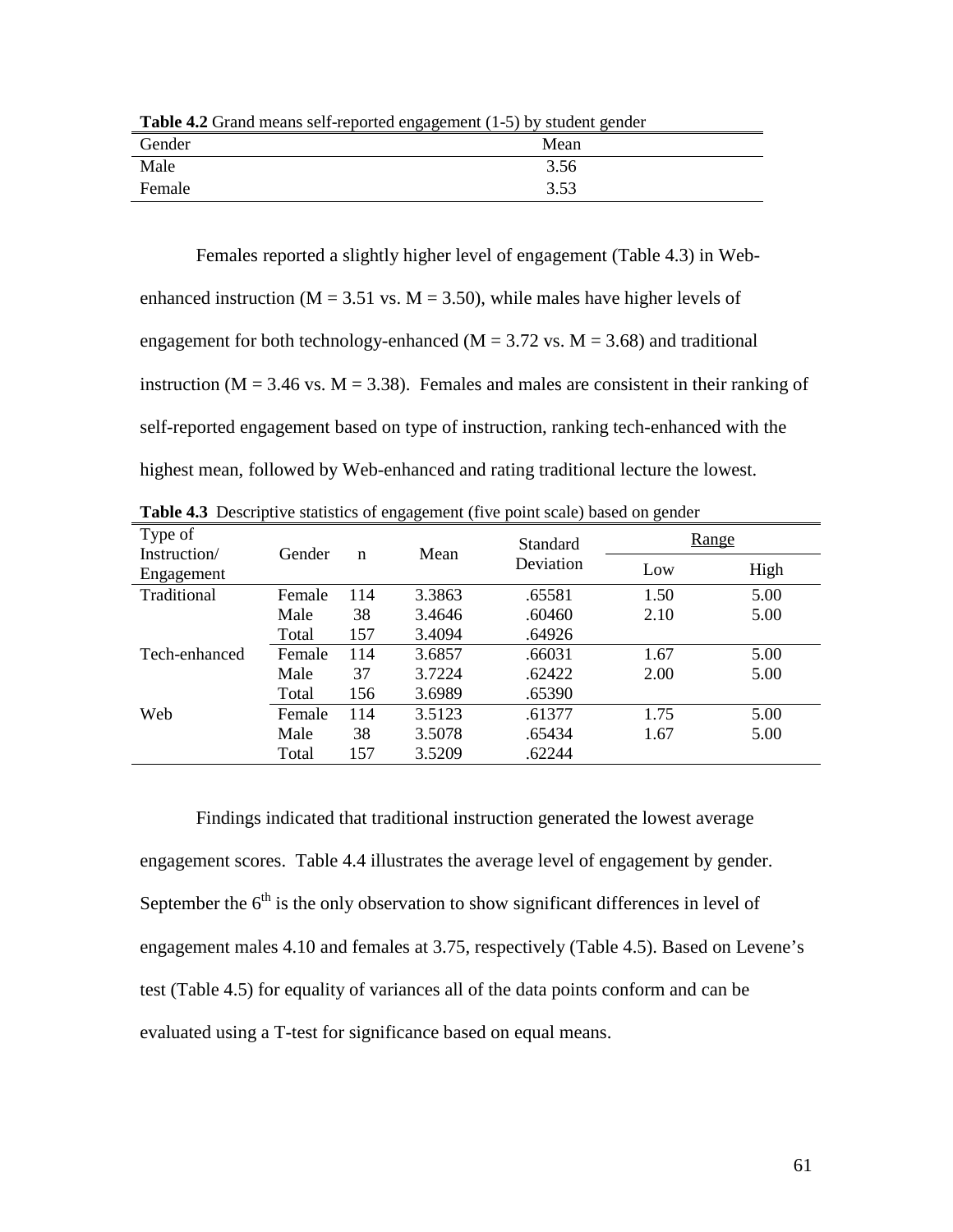**Table 4.2** Grand means self-reported engagement (1-5) by student gender

| Gender | Mean |
|---|---|
| Male | 3.56 |
| Female | 3.53 |

Females reported a slightly higher level of engagement (Table 4.3) in Web-enhanced instruction (M = 3.51 vs. M = 3.50), while males have higher levels of engagement for both technology-enhanced (M = 3.72 vs. M = 3.68) and traditional instruction (M = 3.46 vs. M = 3.38). Females and males are consistent in their ranking of self-reported engagement based on type of instruction, ranking tech-enhanced with the highest mean, followed by Web-enhanced and rating traditional lecture the lowest.

**Table 4.3** Descriptive statistics of engagement (five point scale) based on gender

| Type of Instruction/ Engagement | Gender | n | Mean | Standard Deviation | Range | |
|---|---|---|---|---|---|---|
| | | | | | Low | High |
| Traditional | Female | 114 | 3.3863 | .65581 | 1.50 | 5.00 |
| | Male | 38 | 3.4646 | .60460 | 2.10 | 5.00 |
| | Total | 157 | 3.4094 | .64926 | | |
| Tech-enhanced | Female | 114 | 3.6857 | .66031 | 1.67 | 5.00 |
| | Male | 37 | 3.7224 | .62422 | 2.00 | 5.00 |
| | Total | 156 | 3.6989 | .65390 | | |
| Web | Female | 114 | 3.5123 | .61377 | 1.75 | 5.00 |
| | Male | 38 | 3.5078 | .65434 | 1.67 | 5.00 |
| | Total | 157 | 3.5209 | .62244 | | |

Findings indicated that traditional instruction generated the lowest average engagement scores. Table 4.4 illustrates the average level of engagement by gender. September the 6$^{th}$ is the only observation to show significant differences in level of engagement males 4.10 and females at 3.75, respectively (Table 4.5). Based on Levene's test (Table 4.5) for equality of variances all of the data points conform and can be evaluated using a T-test for significance based on equal means.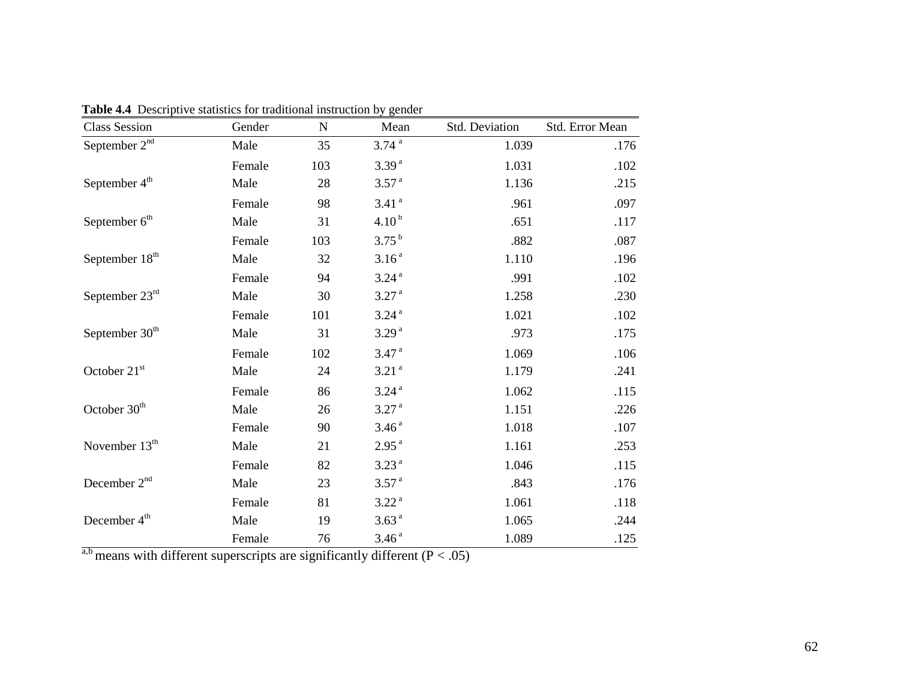**Table 4.4** Descriptive statistics for traditional instruction by gender

| Class Session | Gender | N | Mean | Std. Deviation | Std. Error Mean |
|---|---|---|---|---|---|
| September 2nd | Male | 35 | 3.74 [a] | 1.039 | .176 |
| | Female | 103 | 3.39 [a] | 1.031 | .102 |
| September 4th | Male | 28 | 3.57 [a] | 1.136 | .215 |
| | Female | 98 | 3.41 [a] | .961 | .097 |
| September 6th | Male | 31 | 4.10 [b] | .651 | .117 |
| | Female | 103 | 3.75 [b] | .882 | .087 |
| September 18th | Male | 32 | 3.16 [a] | 1.110 | .196 |
| | Female | 94 | 3.24 [a] | .991 | .102 |
| September 23rd | Male | 30 | 3.27 [a] | 1.258 | .230 |
| | Female | 101 | 3.24 [a] | 1.021 | .102 |
| September 30th | Male | 31 | 3.29 [a] | .973 | .175 |
| | Female | 102 | 3.47 [a] | 1.069 | .106 |
| October 21st | Male | 24 | 3.21 [a] | 1.179 | .241 |
| | Female | 86 | 3.24 [a] | 1.062 | .115 |
| October 30th | Male | 26 | 3.27 [a] | 1.151 | .226 |
| | Female | 90 | 3.46 [a] | 1.018 | .107 |
| November 13th | Male | 21 | 2.95 [a] | 1.161 | .253 |
| | Female | 82 | 3.23 [a] | 1.046 | .115 |
| December 2nd | Male | 23 | 3.57 [a] | .843 | .176 |
| | Female | 81 | 3.22 [a] | 1.061 | .118 |
| December 4th | Male | 19 | 3.63 [a] | 1.065 | .244 |
| | Female | 76 | 3.46 [a] | 1.089 | .125 |

[a,b] means with different superscripts are significantly different ($P < .05$)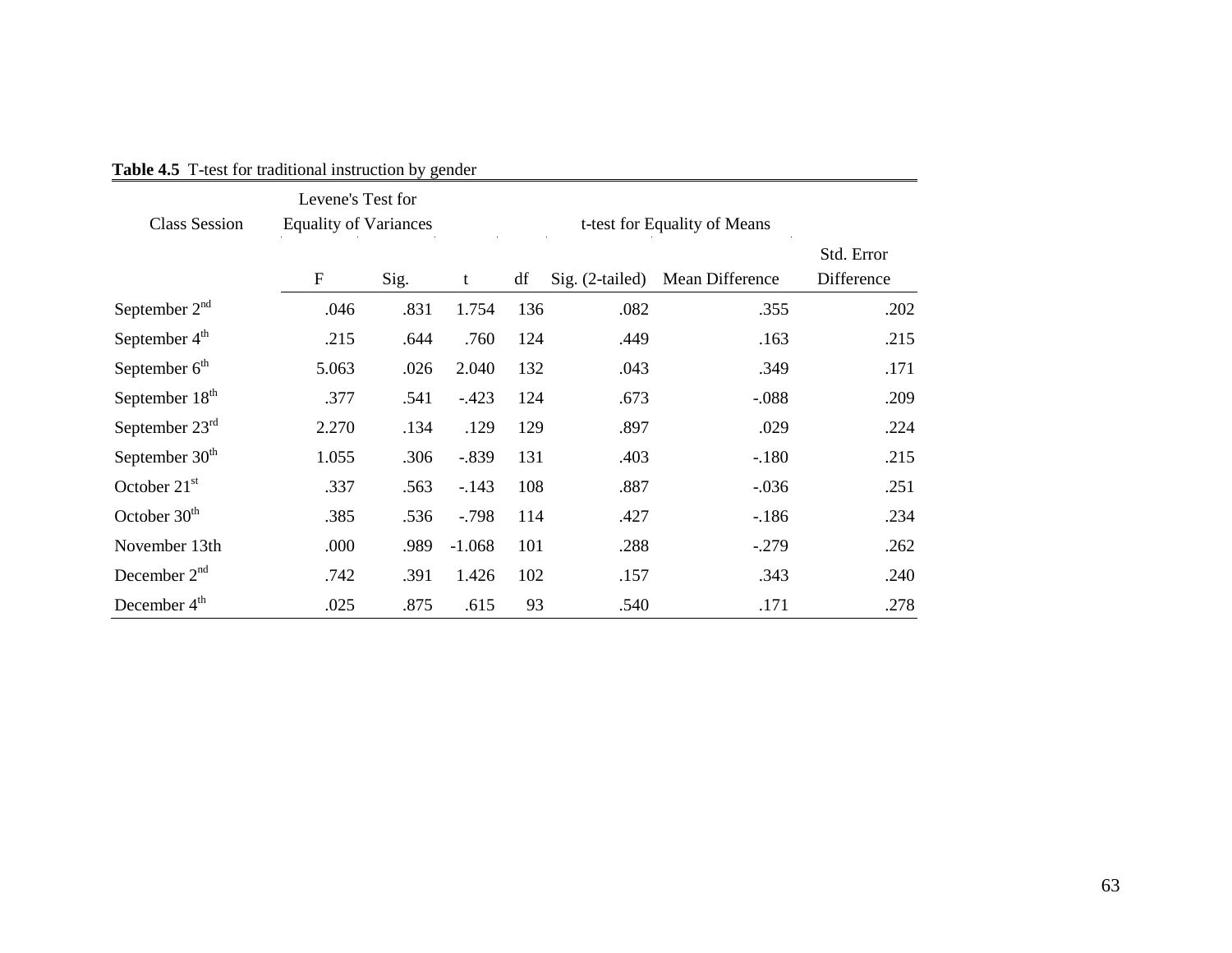**Table 4.5** T-test for traditional instruction by gender

| Class Session | Levene's Test for Equality of Variances | | t-test for Equality of Means | | | | |
|---|---|---|---|---|---|---|---|
| | F | Sig. | t | df | Sig. (2-tailed) | Mean Difference | Std. Error Difference |
| September 2nd | .046 | .831 | 1.754 | 136 | .082 | .355 | .202 |
| September 4th | .215 | .644 | .760 | 124 | .449 | .163 | .215 |
| September 6th | 5.063 | .026 | 2.040 | 132 | .043 | .349 | .171 |
| September 18th | .377 | .541 | -.423 | 124 | .673 | -.088 | .209 |
| September 23rd | 2.270 | .134 | .129 | 129 | .897 | .029 | .224 |
| September 30th | 1.055 | .306 | -.839 | 131 | .403 | -.180 | .215 |
| October 21st | .337 | .563 | -.143 | 108 | .887 | -.036 | .251 |
| October 30th | .385 | .536 | -.798 | 114 | .427 | -.186 | .234 |
| November 13th | .000 | .989 | -1.068 | 101 | .288 | -.279 | .262 |
| December 2nd | .742 | .391 | 1.426 | 102 | .157 | .343 | .240 |
| December 4th | .025 | .875 | .615 | 93 | .540 | .171 | .278 |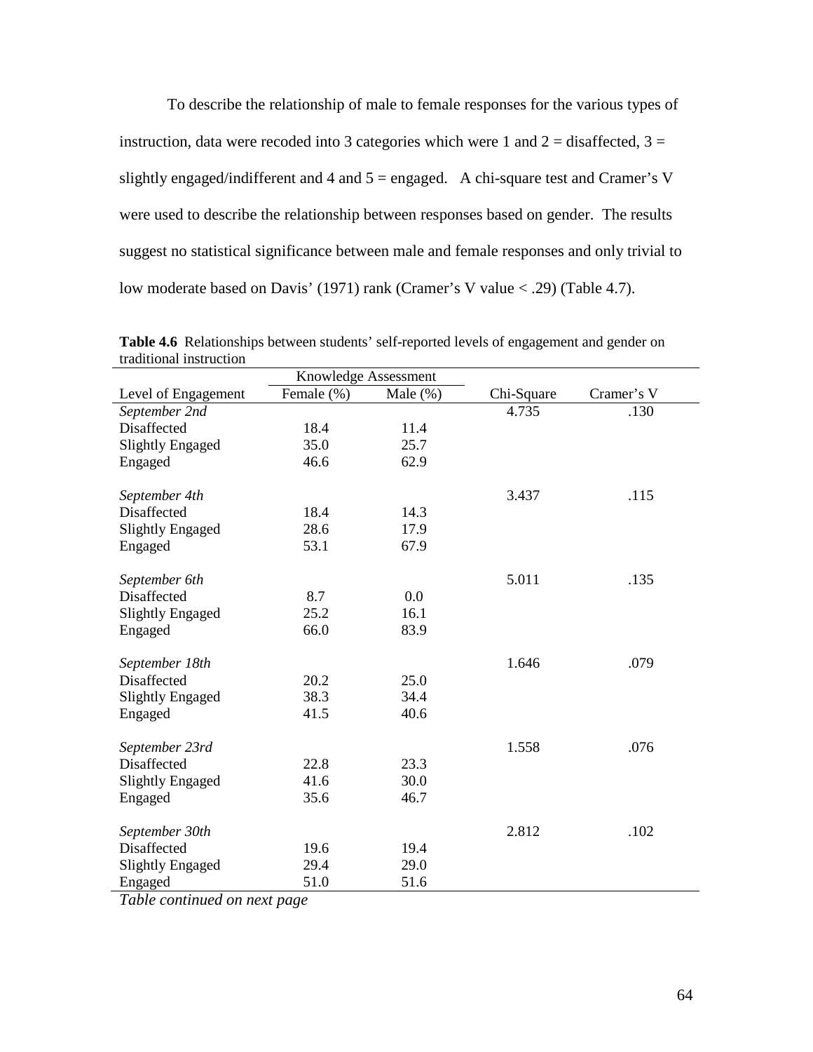To describe the relationship of male to female responses for the various types of instruction, data were recoded into 3 categories which were 1 and 2 = disaffected, 3 = slightly engaged/indifferent and 4 and 5 = engaged. A chi-square test and Cramer's V were used to describe the relationship between responses based on gender. The results suggest no statistical significance between male and female responses and only trivial to low moderate based on Davis' (1971) rank (Cramer's V value < .29) (Table 4.7).

**Table 4.6** Relationships between students' self-reported levels of engagement and gender on traditional instruction

| | Knowledge Assessment | | | |
|---|---|---|---|---|
| Level of Engagement | Female (%) | Male (%) | Chi-Square | Cramer's V |
| *September 2nd* | | | 4.735 | .130 |
| Disaffected | 18.4 | 11.4 | | |
| Slightly Engaged | 35.0 | 25.7 | | |
| Engaged | 46.6 | 62.9 | | |
| *September 4th* | | | 3.437 | .115 |
| Disaffected | 18.4 | 14.3 | | |
| Slightly Engaged | 28.6 | 17.9 | | |
| Engaged | 53.1 | 67.9 | | |
| *September 6th* | | | 5.011 | .135 |
| Disaffected | 8.7 | 0.0 | | |
| Slightly Engaged | 25.2 | 16.1 | | |
| Engaged | 66.0 | 83.9 | | |
| *September 18th* | | | 1.646 | .079 |
| Disaffected | 20.2 | 25.0 | | |
| Slightly Engaged | 38.3 | 34.4 | | |
| Engaged | 41.5 | 40.6 | | |
| *September 23rd* | | | 1.558 | .076 |
| Disaffected | 22.8 | 23.3 | | |
| Slightly Engaged | 41.6 | 30.0 | | |
| Engaged | 35.6 | 46.7 | | |
| *September 30th* | | | 2.812 | .102 |
| Disaffected | 19.6 | 19.4 | | |
| Slightly Engaged | 29.4 | 29.0 | | |
| Engaged | 51.0 | 51.6 | | |

*Table continued on next page*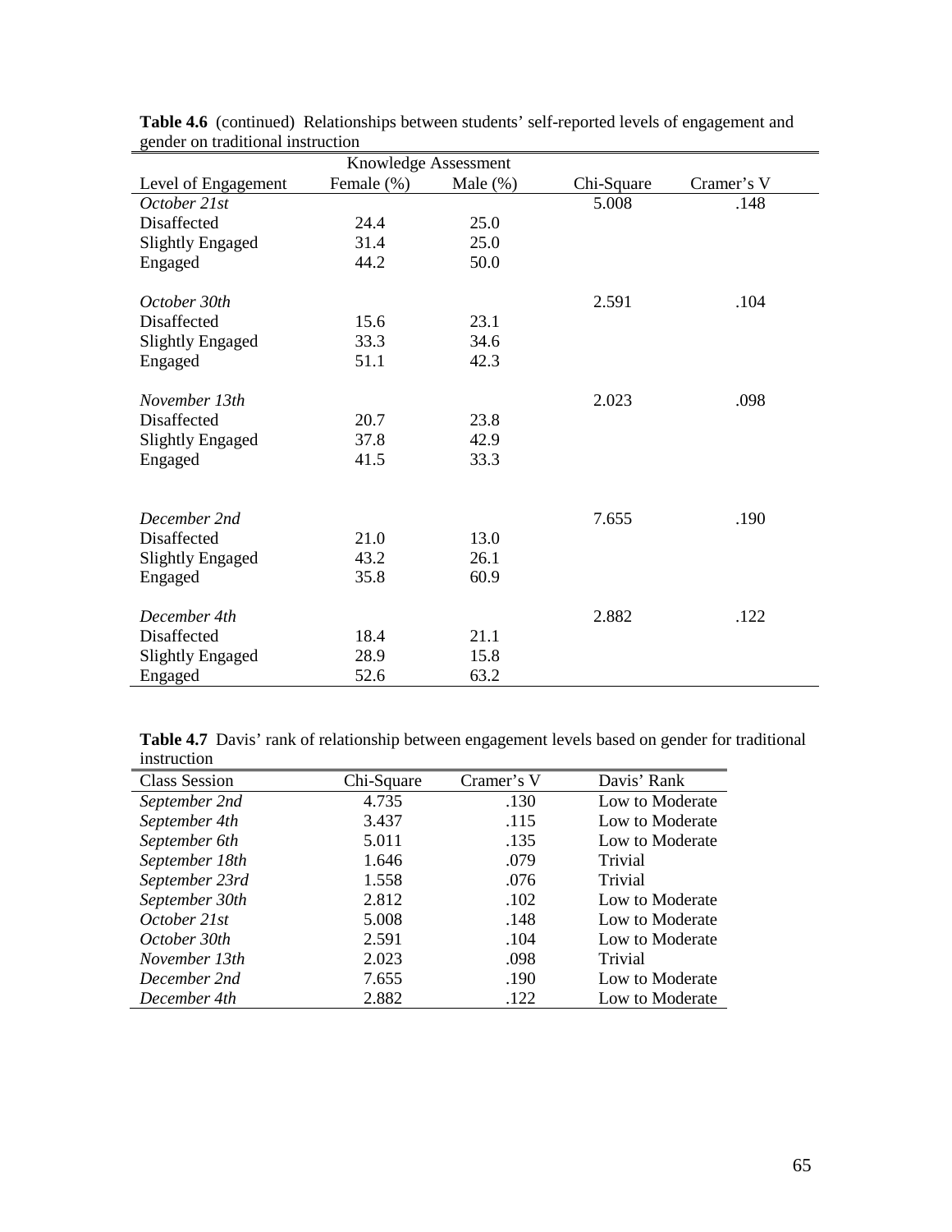**Table 4.6** (continued) Relationships between students' self-reported levels of engagement and gender on traditional instruction

| | Knowledge Assessment | | | |
|---|---|---|---|---|
| Level of Engagement | Female (%) | Male (%) | Chi-Square | Cramer's V |
| *October 21st* | | | 5.008 | .148 |
| Disaffected | 24.4 | 25.0 | | |
| Slightly Engaged | 31.4 | 25.0 | | |
| Engaged | 44.2 | 50.0 | | |
| *October 30th* | | | 2.591 | .104 |
| Disaffected | 15.6 | 23.1 | | |
| Slightly Engaged | 33.3 | 34.6 | | |
| Engaged | 51.1 | 42.3 | | |
| *November 13th* | | | 2.023 | .098 |
| Disaffected | 20.7 | 23.8 | | |
| Slightly Engaged | 37.8 | 42.9 | | |
| Engaged | 41.5 | 33.3 | | |
| *December 2nd* | | | 7.655 | .190 |
| Disaffected | 21.0 | 13.0 | | |
| Slightly Engaged | 43.2 | 26.1 | | |
| Engaged | 35.8 | 60.9 | | |
| *December 4th* | | | 2.882 | .122 |
| Disaffected | 18.4 | 21.1 | | |
| Slightly Engaged | 28.9 | 15.8 | | |
| Engaged | 52.6 | 63.2 | | |

**Table 4.7** Davis' rank of relationship between engagement levels based on gender for traditional instruction

| Class Session | Chi-Square | Cramer's V | Davis' Rank |
|---|---|---|---|
| *September 2nd* | 4.735 | .130 | Low to Moderate |
| *September 4th* | 3.437 | .115 | Low to Moderate |
| *September 6th* | 5.011 | .135 | Low to Moderate |
| *September 18th* | 1.646 | .079 | Trivial |
| *September 23rd* | 1.558 | .076 | Trivial |
| *September 30th* | 2.812 | .102 | Low to Moderate |
| *October 21st* | 5.008 | .148 | Low to Moderate |
| *October 30th* | 2.591 | .104 | Low to Moderate |
| *November 13th* | 2.023 | .098 | Trivial |
| *December 2nd* | 7.655 | .190 | Low to Moderate |
| *December 4th* | 2.882 | .122 | Low to Moderate |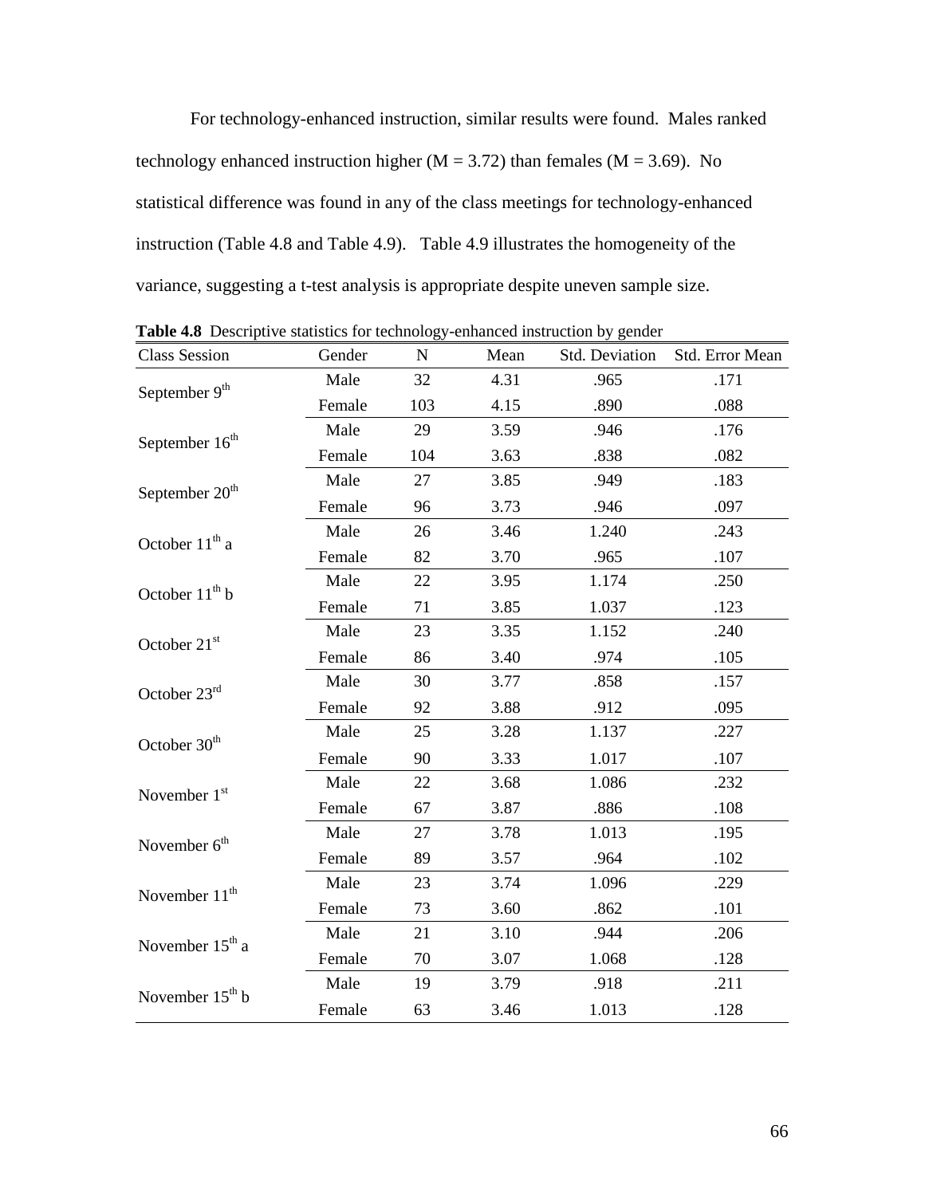For technology-enhanced instruction, similar results were found. Males ranked technology enhanced instruction higher ($M = 3.72$) than females ($M = 3.69$). No statistical difference was found in any of the class meetings for technology-enhanced instruction (Table 4.8 and Table 4.9). Table 4.9 illustrates the homogeneity of the variance, suggesting a t-test analysis is appropriate despite uneven sample size.

**Table 4.8** Descriptive statistics for technology-enhanced instruction by gender

| Class Session | Gender | N | Mean | Std. Deviation | Std. Error Mean |
|---|---|---|---|---|---|
| September 9th | Male | 32 | 4.31 | .965 | .171 |
| | Female | 103 | 4.15 | .890 | .088 |
| September 16th | Male | 29 | 3.59 | .946 | .176 |
| | Female | 104 | 3.63 | .838 | .082 |
| September 20th | Male | 27 | 3.85 | .949 | .183 |
| | Female | 96 | 3.73 | .946 | .097 |
| October 11th a | Male | 26 | 3.46 | 1.240 | .243 |
| | Female | 82 | 3.70 | .965 | .107 |
| October 11th b | Male | 22 | 3.95 | 1.174 | .250 |
| | Female | 71 | 3.85 | 1.037 | .123 |
| October 21st | Male | 23 | 3.35 | 1.152 | .240 |
| | Female | 86 | 3.40 | .974 | .105 |
| October 23rd | Male | 30 | 3.77 | .858 | .157 |
| | Female | 92 | 3.88 | .912 | .095 |
| October 30th | Male | 25 | 3.28 | 1.137 | .227 |
| | Female | 90 | 3.33 | 1.017 | .107 |
| November 1st | Male | 22 | 3.68 | 1.086 | .232 |
| | Female | 67 | 3.87 | .886 | .108 |
| November 6th | Male | 27 | 3.78 | 1.013 | .195 |
| | Female | 89 | 3.57 | .964 | .102 |
| November 11th | Male | 23 | 3.74 | 1.096 | .229 |
| | Female | 73 | 3.60 | .862 | .101 |
| November 15th a | Male | 21 | 3.10 | .944 | .206 |
| | Female | 70 | 3.07 | 1.068 | .128 |
| November 15th b | Male | 19 | 3.79 | .918 | .211 |
| | Female | 63 | 3.46 | 1.013 | .128 |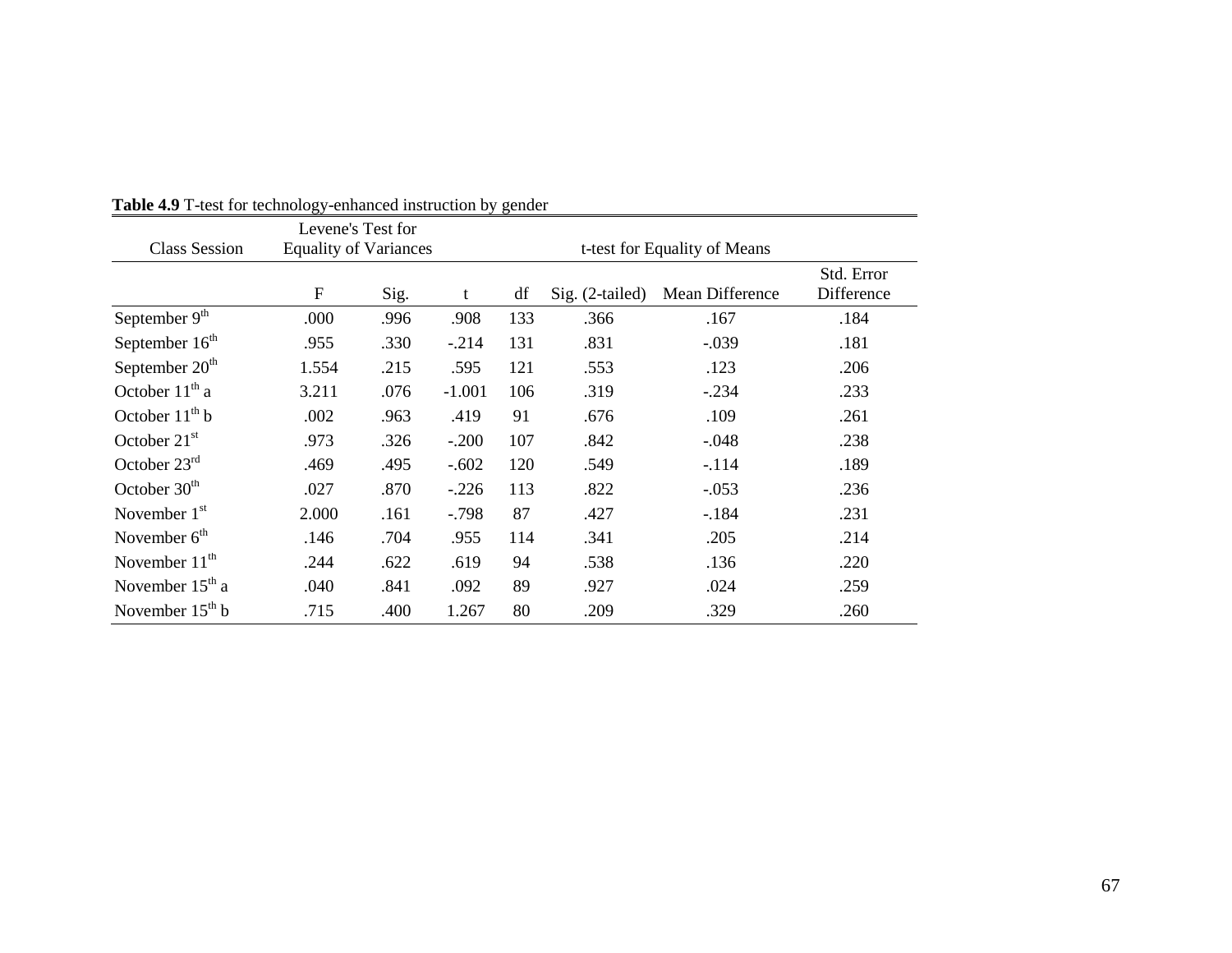**Table 4.9** T-test for technology-enhanced instruction by gender

| Class Session | Levene's Test for Equality of Variances | | t-test for Equality of Means | | | | |
|---|---|---|---|---|---|---|---|
| | F | Sig. | t | df | Sig. (2-tailed) | Mean Difference | Std. Error Difference |
| September 9th | .000 | .996 | .908 | 133 | .366 | .167 | .184 |
| September 16th | .955 | .330 | -.214 | 131 | .831 | -.039 | .181 |
| September 20th | 1.554 | .215 | .595 | 121 | .553 | .123 | .206 |
| October 11th a | 3.211 | .076 | -1.001 | 106 | .319 | -.234 | .233 |
| October 11th b | .002 | .963 | .419 | 91 | .676 | .109 | .261 |
| October 21st | .973 | .326 | -.200 | 107 | .842 | -.048 | .238 |
| October 23rd | .469 | .495 | -.602 | 120 | .549 | -.114 | .189 |
| October 30th | .027 | .870 | -.226 | 113 | .822 | -.053 | .236 |
| November 1st | 2.000 | .161 | -.798 | 87 | .427 | -.184 | .231 |
| November 6th | .146 | .704 | .955 | 114 | .341 | .205 | .214 |
| November 11th | .244 | .622 | .619 | 94 | .538 | .136 | .220 |
| November 15th a | .040 | .841 | .092 | 89 | .927 | .024 | .259 |
| November 15th b | .715 | .400 | 1.267 | 80 | .209 | .329 | .260 |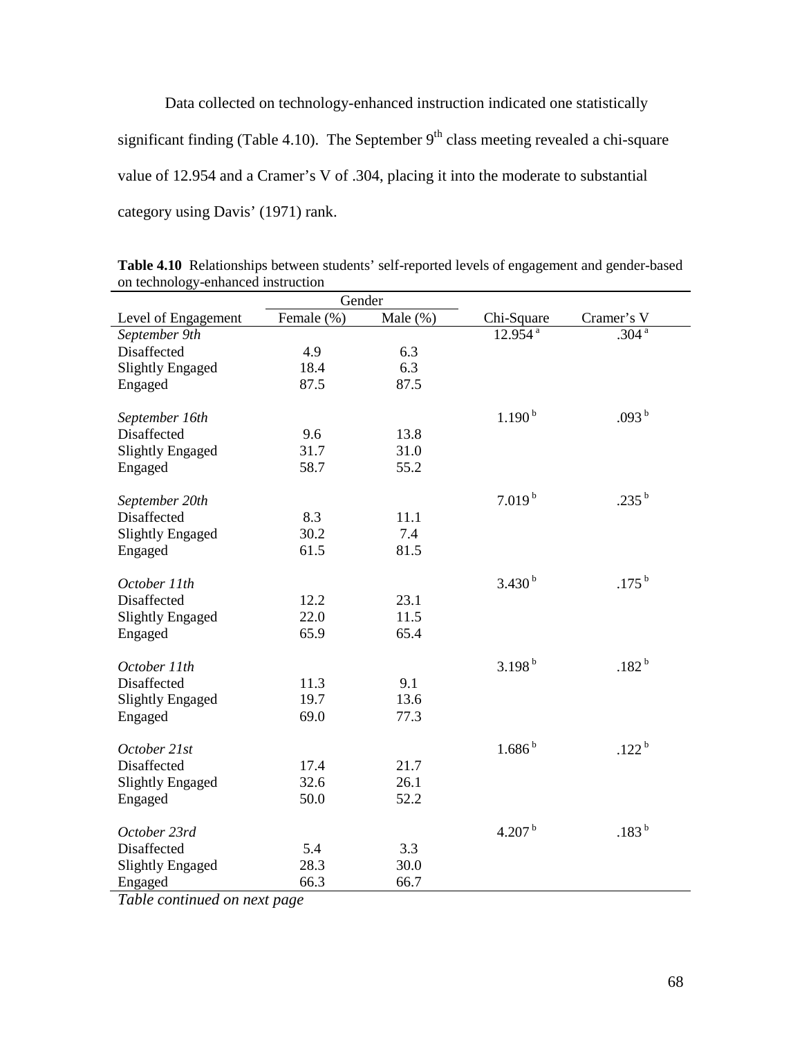Data collected on technology-enhanced instruction indicated one statistically significant finding (Table 4.10). The September 9th class meeting revealed a chi-square value of 12.954 and a Cramer's V of .304, placing it into the moderate to substantial category using Davis' (1971) rank.

**Table 4.10** Relationships between students' self-reported levels of engagement and gender-based on technology-enhanced instruction

| | Gender | | | |
|---|---|---|---|---|
| Level of Engagement | Female (%) | Male (%) | Chi-Square | Cramer's V |
| *September 9th* | | | 12.954 [a] | .304 [a] |
| Disaffected | 4.9 | 6.3 | | |
| Slightly Engaged | 18.4 | 6.3 | | |
| Engaged | 87.5 | 87.5 | | |
| *September 16th* | | | 1.190 [b] | .093 [b] |
| Disaffected | 9.6 | 13.8 | | |
| Slightly Engaged | 31.7 | 31.0 | | |
| Engaged | 58.7 | 55.2 | | |
| *September 20th* | | | 7.019 [b] | .235 [b] |
| Disaffected | 8.3 | 11.1 | | |
| Slightly Engaged | 30.2 | 7.4 | | |
| Engaged | 61.5 | 81.5 | | |
| *October 11th* | | | 3.430 [b] | .175 [b] |
| Disaffected | 12.2 | 23.1 | | |
| Slightly Engaged | 22.0 | 11.5 | | |
| Engaged | 65.9 | 65.4 | | |
| *October 11th* | | | 3.198 [b] | .182 [b] |
| Disaffected | 11.3 | 9.1 | | |
| Slightly Engaged | 19.7 | 13.6 | | |
| Engaged | 69.0 | 77.3 | | |
| *October 21st* | | | 1.686 [b] | .122 [b] |
| Disaffected | 17.4 | 21.7 | | |
| Slightly Engaged | 32.6 | 26.1 | | |
| Engaged | 50.0 | 52.2 | | |
| *October 23rd* | | | 4.207 [b] | .183 [b] |
| Disaffected | 5.4 | 3.3 | | |
| Slightly Engaged | 28.3 | 30.0 | | |
| Engaged | 66.3 | 66.7 | | |

*Table continued on next page*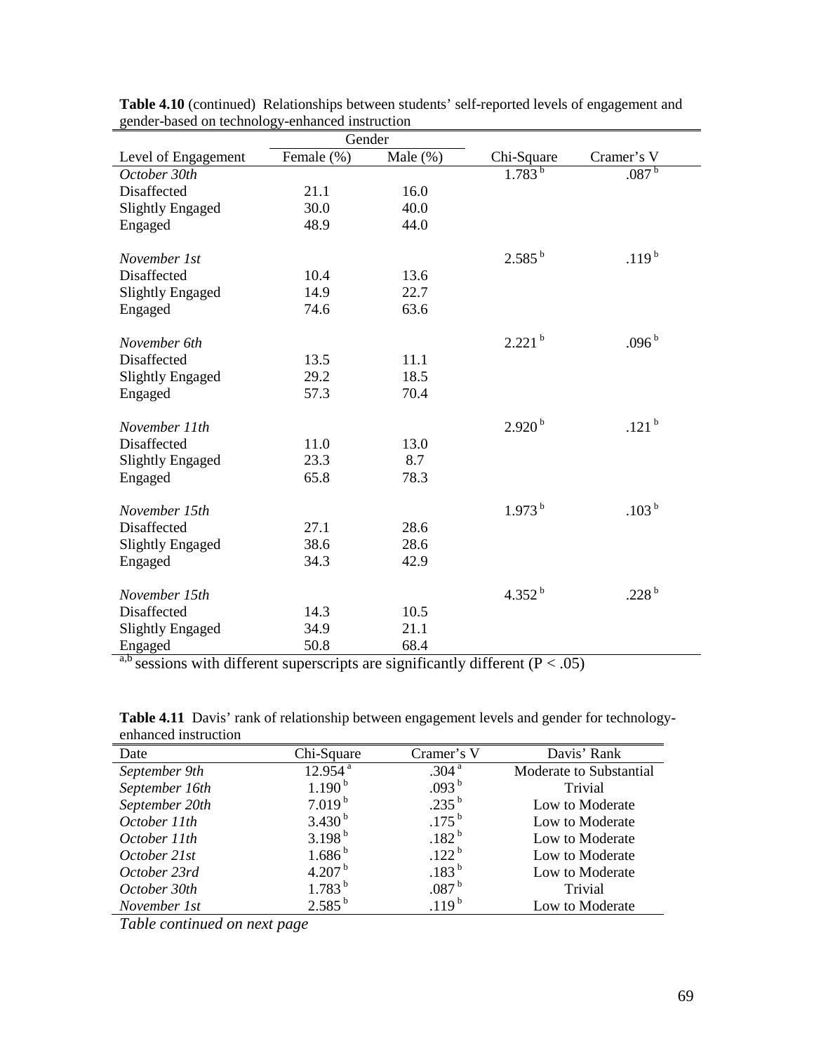**Table 4.10** (continued) Relationships between students' self-reported levels of engagement and gender-based on technology-enhanced instruction

| | Gender | | | |
|---|---|---|---|---|
| Level of Engagement | Female (%) | Male (%) | Chi-Square | Cramer's V |
| *October 30th* | | | 1.783 [b] | .087 [b] |
| Disaffected | 21.1 | 16.0 | | |
| Slightly Engaged | 30.0 | 40.0 | | |
| Engaged | 48.9 | 44.0 | | |
| *November 1st* | | | 2.585 [b] | .119 [b] |
| Disaffected | 10.4 | 13.6 | | |
| Slightly Engaged | 14.9 | 22.7 | | |
| Engaged | 74.6 | 63.6 | | |
| *November 6th* | | | 2.221 [b] | .096 [b] |
| Disaffected | 13.5 | 11.1 | | |
| Slightly Engaged | 29.2 | 18.5 | | |
| Engaged | 57.3 | 70.4 | | |
| *November 11th* | | | 2.920 [b] | .121 [b] |
| Disaffected | 11.0 | 13.0 | | |
| Slightly Engaged | 23.3 | 8.7 | | |
| Engaged | 65.8 | 78.3 | | |
| *November 15th* | | | 1.973 [b] | .103 [b] |
| Disaffected | 27.1 | 28.6 | | |
| Slightly Engaged | 38.6 | 28.6 | | |
| Engaged | 34.3 | 42.9 | | |
| *November 15th* | | | 4.352 [b] | .228 [b] |
| Disaffected | 14.3 | 10.5 | | |
| Slightly Engaged | 34.9 | 21.1 | | |
| Engaged | 50.8 | 68.4 | | |

[a,b] sessions with different superscripts are significantly different ($P < .05$)

**Table 4.11** Davis' rank of relationship between engagement levels and gender for technology-enhanced instruction

| Date | Chi-Square | Cramer's V | Davis' Rank |
|---|---|---|---|
| *September 9th* | 12.954 [a] | .304 [a] | Moderate to Substantial |
| *September 16th* | 1.190 [b] | .093 [b] | Trivial |
| *September 20th* | 7.019 [b] | .235 [b] | Low to Moderate |
| *October 11th* | 3.430 [b] | .175 [b] | Low to Moderate |
| *October 11th* | 3.198 [b] | .182 [b] | Low to Moderate |
| *October 21st* | 1.686 [b] | .122 [b] | Low to Moderate |
| *October 23rd* | 4.207 [b] | .183 [b] | Low to Moderate |
| *October 30th* | 1.783 [b] | .087 [b] | Trivial |
| *November 1st* | 2.585 [b] | .119 [b] | Low to Moderate |

*Table continued on next page*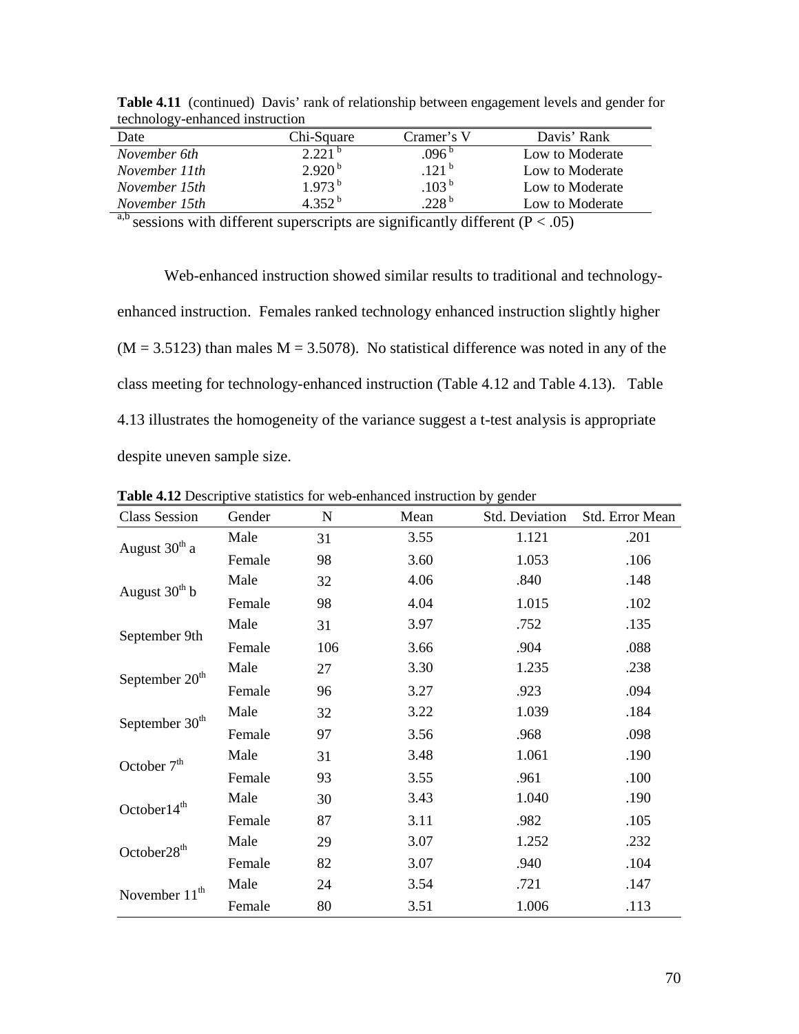**Table 4.11** (continued) Davis' rank of relationship between engagement levels and gender for technology-enhanced instruction

| Date | Chi-Square | Cramer's V | Davis' Rank |
|---|---|---|---|
| *November 6th* | 2.221 [b] | .096 [b] | Low to Moderate |
| *November 11th* | 2.920 [b] | .121 [b] | Low to Moderate |
| *November 15th* | 1.973 [b] | .103 [b] | Low to Moderate |
| *November 15th* | 4.352 [b] | .228 [b] | Low to Moderate |

[a,b] sessions with different superscripts are significantly different ($P < .05$)

Web-enhanced instruction showed similar results to traditional and technology-enhanced instruction. Females ranked technology enhanced instruction slightly higher ($M = 3.5123$) than males $M = 3.5078$). No statistical difference was noted in any of the class meeting for technology-enhanced instruction (Table 4.12 and Table 4.13). Table 4.13 illustrates the homogeneity of the variance suggest a t-test analysis is appropriate despite uneven sample size.

**Table 4.12** Descriptive statistics for web-enhanced instruction by gender

| Class Session | Gender | N | Mean | Std. Deviation | Std. Error Mean |
|---|---|---|---|---|---|
| August 30th a | Male | 31 | 3.55 | 1.121 | .201 |
| | Female | 98 | 3.60 | 1.053 | .106 |
| August 30th b | Male | 32 | 4.06 | .840 | .148 |
| | Female | 98 | 4.04 | 1.015 | .102 |
| September 9th | Male | 31 | 3.97 | .752 | .135 |
| | Female | 106 | 3.66 | .904 | .088 |
| September 20th | Male | 27 | 3.30 | 1.235 | .238 |
| | Female | 96 | 3.27 | .923 | .094 |
| September 30th | Male | 32 | 3.22 | 1.039 | .184 |
| | Female | 97 | 3.56 | .968 | .098 |
| October 7th | Male | 31 | 3.48 | 1.061 | .190 |
| | Female | 93 | 3.55 | .961 | .100 |
| October14th | Male | 30 | 3.43 | 1.040 | .190 |
| | Female | 87 | 3.11 | .982 | .105 |
| October28th | Male | 29 | 3.07 | 1.252 | .232 |
| | Female | 82 | 3.07 | .940 | .104 |
| November 11th | Male | 24 | 3.54 | .721 | .147 |
| | Female | 80 | 3.51 | 1.006 | .113 |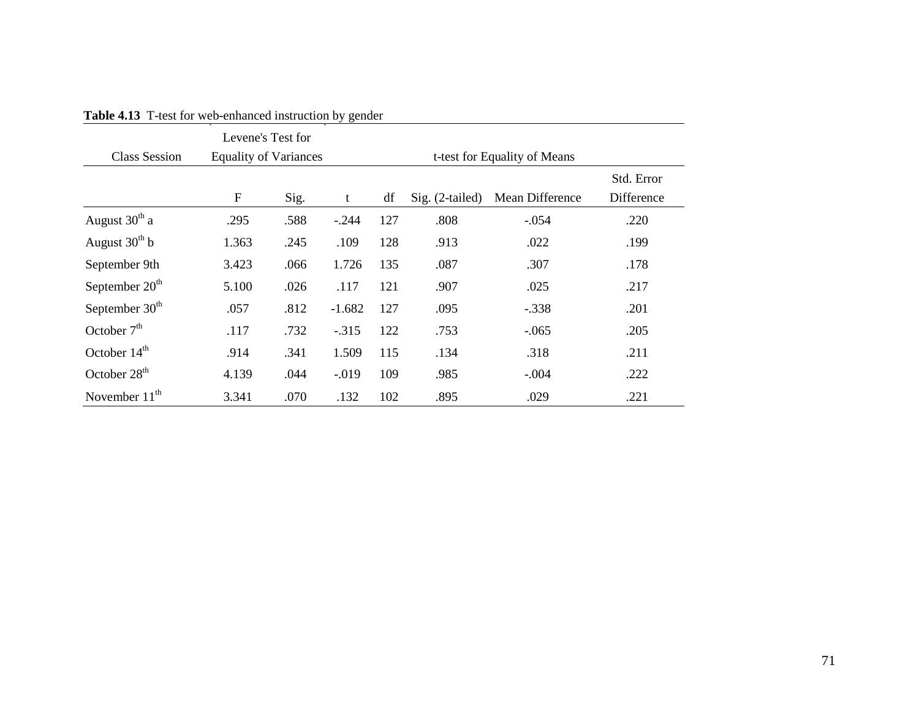**Table 4.13** T-test for web-enhanced instruction by gender

| Class Session | Levene's Test for Equality of Variances | | t-test for Equality of Means | | | | |
|---|---|---|---|---|---|---|---|
| | F | Sig. | t | df | Sig. (2-tailed) | Mean Difference | Std. Error Difference |
| August 30th a | .295 | .588 | -.244 | 127 | .808 | -.054 | .220 |
| August 30th b | 1.363 | .245 | .109 | 128 | .913 | .022 | .199 |
| September 9th | 3.423 | .066 | 1.726 | 135 | .087 | .307 | .178 |
| September 20th | 5.100 | .026 | .117 | 121 | .907 | .025 | .217 |
| September 30th | .057 | .812 | -1.682 | 127 | .095 | -.338 | .201 |
| October 7th | .117 | .732 | -.315 | 122 | .753 | -.065 | .205 |
| October 14th | .914 | .341 | 1.509 | 115 | .134 | .318 | .211 |
| October 28th | 4.139 | .044 | -.019 | 109 | .985 | -.004 | .222 |
| November 11th | 3.341 | .070 | .132 | 102 | .895 | .029 | .221 |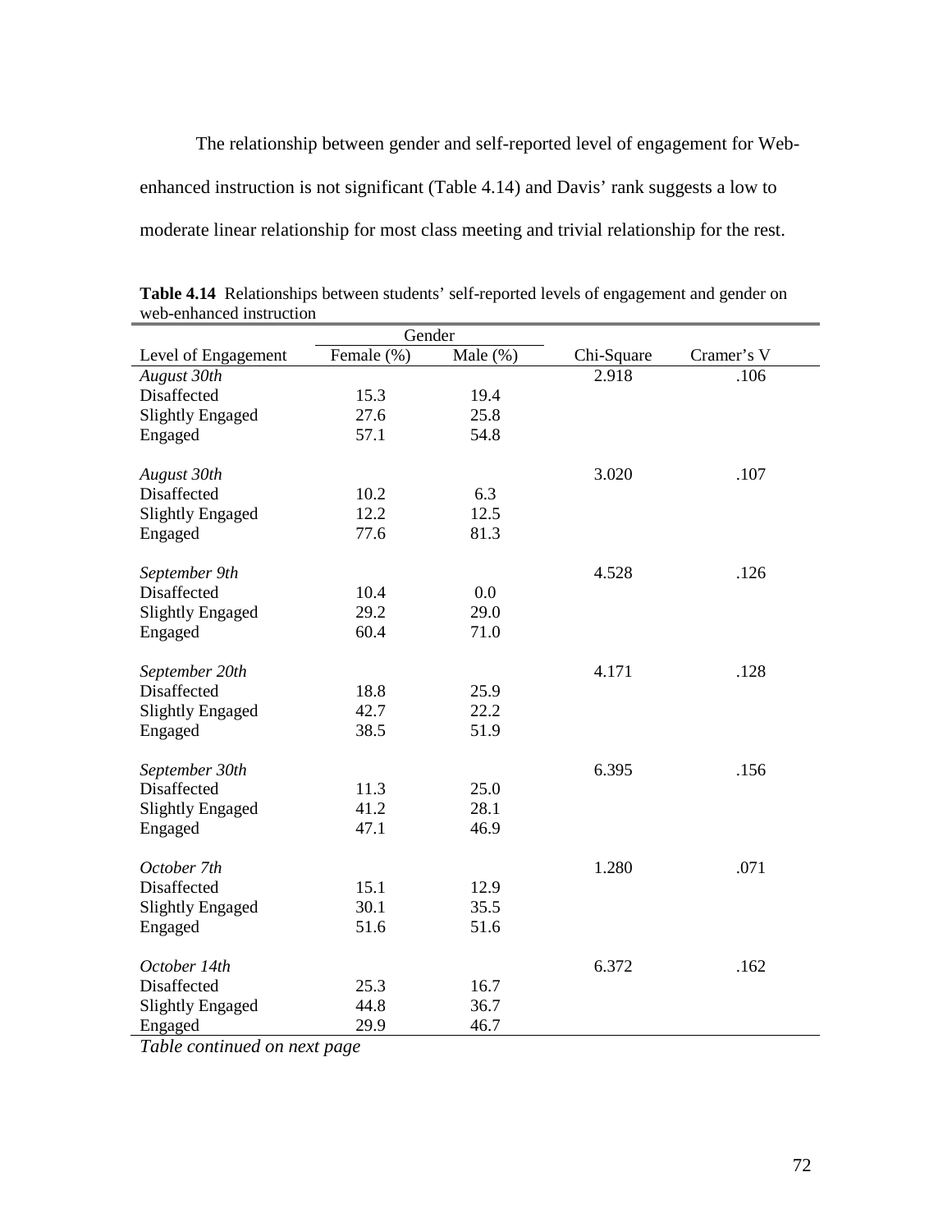The relationship between gender and self-reported level of engagement for Web-enhanced instruction is not significant (Table 4.14) and Davis' rank suggests a low to moderate linear relationship for most class meeting and trivial relationship for the rest.

**Table 4.14** Relationships between students' self-reported levels of engagement and gender on web-enhanced instruction

| | Gender | | | |
|---|---|---|---|---|
| Level of Engagement | Female (%) | Male (%) | Chi-Square | Cramer's V |
| *August 30th* | | | 2.918 | .106 |
| Disaffected | 15.3 | 19.4 | | |
| Slightly Engaged | 27.6 | 25.8 | | |
| Engaged | 57.1 | 54.8 | | |
| *August 30th* | | | 3.020 | .107 |
| Disaffected | 10.2 | 6.3 | | |
| Slightly Engaged | 12.2 | 12.5 | | |
| Engaged | 77.6 | 81.3 | | |
| *September 9th* | | | 4.528 | .126 |
| Disaffected | 10.4 | 0.0 | | |
| Slightly Engaged | 29.2 | 29.0 | | |
| Engaged | 60.4 | 71.0 | | |
| *September 20th* | | | 4.171 | .128 |
| Disaffected | 18.8 | 25.9 | | |
| Slightly Engaged | 42.7 | 22.2 | | |
| Engaged | 38.5 | 51.9 | | |
| *September 30th* | | | 6.395 | .156 |
| Disaffected | 11.3 | 25.0 | | |
| Slightly Engaged | 41.2 | 28.1 | | |
| Engaged | 47.1 | 46.9 | | |
| *October 7th* | | | 1.280 | .071 |
| Disaffected | 15.1 | 12.9 | | |
| Slightly Engaged | 30.1 | 35.5 | | |
| Engaged | 51.6 | 51.6 | | |
| *October 14th* | | | 6.372 | .162 |
| Disaffected | 25.3 | 16.7 | | |
| Slightly Engaged | 44.8 | 36.7 | | |
| Engaged | 29.9 | 46.7 | | |

*Table continued on next page*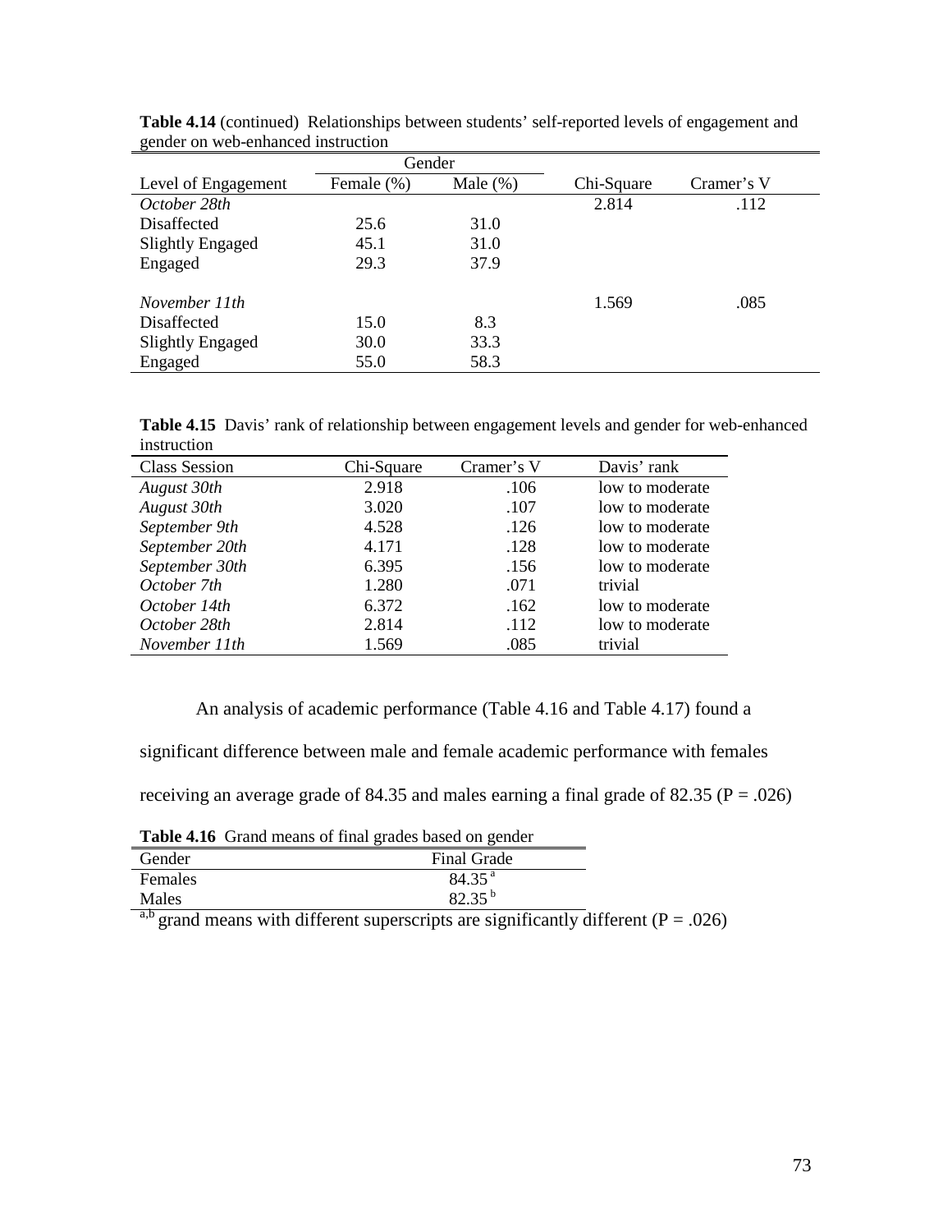**Table 4.14** (continued) Relationships between students' self-reported levels of engagement and gender on web-enhanced instruction

| | Gender | | | |
|---|---|---|---|---|
| Level of Engagement | Female (%) | Male (%) | Chi-Square | Cramer's V |
| *October 28th* | | | 2.814 | .112 |
| Disaffected | 25.6 | 31.0 | | |
| Slightly Engaged | 45.1 | 31.0 | | |
| Engaged | 29.3 | 37.9 | | |
| *November 11th* | | | 1.569 | .085 |
| Disaffected | 15.0 | 8.3 | | |
| Slightly Engaged | 30.0 | 33.3 | | |
| Engaged | 55.0 | 58.3 | | |

**Table 4.15** Davis' rank of relationship between engagement levels and gender for web-enhanced instruction

| Class Session | Chi-Square | Cramer's V | Davis' rank |
|---|---|---|---|
| *August 30th* | 2.918 | .106 | low to moderate |
| *August 30th* | 3.020 | .107 | low to moderate |
| *September 9th* | 4.528 | .126 | low to moderate |
| *September 20th* | 4.171 | .128 | low to moderate |
| *September 30th* | 6.395 | .156 | low to moderate |
| *October 7th* | 1.280 | .071 | trivial |
| *October 14th* | 6.372 | .162 | low to moderate |
| *October 28th* | 2.814 | .112 | low to moderate |
| *November 11th* | 1.569 | .085 | trivial |

An analysis of academic performance (Table 4.16 and Table 4.17) found a significant difference between male and female academic performance with females receiving an average grade of 84.35 and males earning a final grade of 82.35 ($P = .026$)

**Table 4.16** Grand means of final grades based on gender

| Gender | Final Grade |
|---|---|
| Females | 84.35 [a] |
| Males | 82.35 [b] |

[a,b] grand means with different superscripts are significantly different ($P = .026$)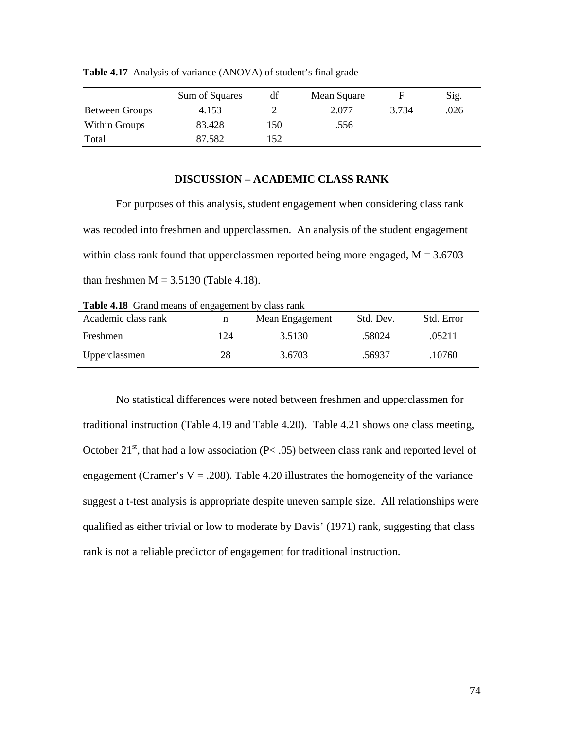**Table 4.17** Analysis of variance (ANOVA) of student's final grade

| | Sum of Squares | df | Mean Square | F | Sig. |
|---|---|---|---|---|---|
| Between Groups | 4.153 | 2 | 2.077 | 3.734 | .026 |
| Within Groups | 83.428 | 150 | .556 | | |
| Total | 87.582 | 152 | | | |

## DISCUSSION – ACADEMIC CLASS RANK

For purposes of this analysis, student engagement when considering class rank was recoded into freshmen and upperclassmen. An analysis of the student engagement within class rank found that upperclassmen reported being more engaged, $M = 3.6703$ than freshmen $M = 3.5130$ (Table 4.18).

**Table 4.18** Grand means of engagement by class rank

| Academic class rank | n | Mean Engagement | Std. Dev. | Std. Error |
|---|---|---|---|---|
| Freshmen | 124 | 3.5130 | .58024 | .05211 |
| Upperclassmen | 28 | 3.6703 | .56937 | .10760 |

No statistical differences were noted between freshmen and upperclassmen for traditional instruction (Table 4.19 and Table 4.20). Table 4.21 shows one class meeting, October 21$^{st}$, that had a low association ($P < .05$) between class rank and reported level of engagement (Cramer's $V = .208$). Table 4.20 illustrates the homogeneity of the variance suggest a t-test analysis is appropriate despite uneven sample size. All relationships were qualified as either trivial or low to moderate by Davis' (1971) rank, suggesting that class rank is not a reliable predictor of engagement for traditional instruction.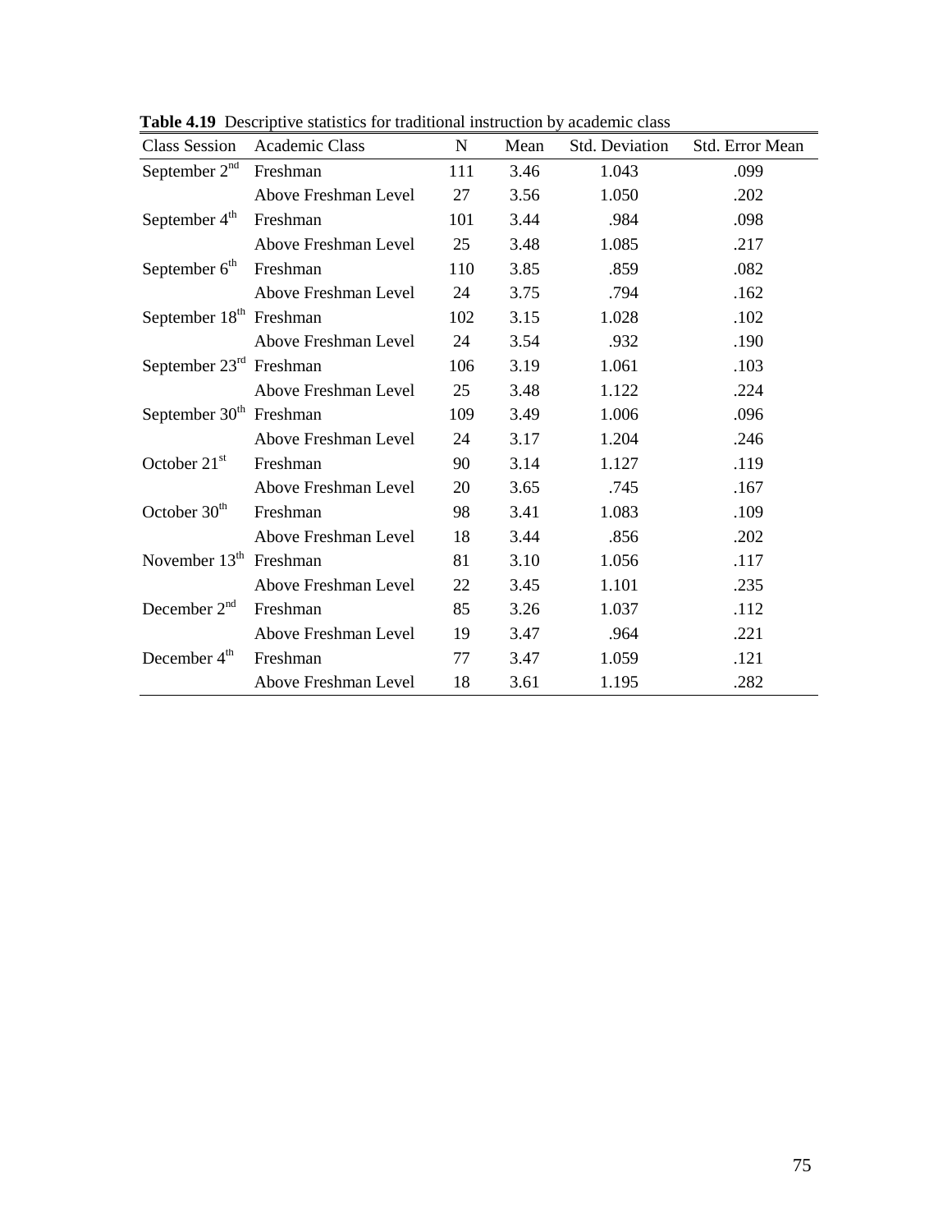**Table 4.19** Descriptive statistics for traditional instruction by academic class

| Class Session | Academic Class | N | Mean | Std. Deviation | Std. Error Mean |
|---|---|---|---|---|---|
| September 2nd | Freshman | 111 | 3.46 | 1.043 | .099 |
| | Above Freshman Level | 27 | 3.56 | 1.050 | .202 |
| September 4th | Freshman | 101 | 3.44 | .984 | .098 |
| | Above Freshman Level | 25 | 3.48 | 1.085 | .217 |
| September 6th | Freshman | 110 | 3.85 | .859 | .082 |
| | Above Freshman Level | 24 | 3.75 | .794 | .162 |
| September 18th | Freshman | 102 | 3.15 | 1.028 | .102 |
| | Above Freshman Level | 24 | 3.54 | .932 | .190 |
| September 23rd | Freshman | 106 | 3.19 | 1.061 | .103 |
| | Above Freshman Level | 25 | 3.48 | 1.122 | .224 |
| September 30th | Freshman | 109 | 3.49 | 1.006 | .096 |
| | Above Freshman Level | 24 | 3.17 | 1.204 | .246 |
| October 21st | Freshman | 90 | 3.14 | 1.127 | .119 |
| | Above Freshman Level | 20 | 3.65 | .745 | .167 |
| October 30th | Freshman | 98 | 3.41 | 1.083 | .109 |
| | Above Freshman Level | 18 | 3.44 | .856 | .202 |
| November 13th | Freshman | 81 | 3.10 | 1.056 | .117 |
| | Above Freshman Level | 22 | 3.45 | 1.101 | .235 |
| December 2nd | Freshman | 85 | 3.26 | 1.037 | .112 |
| | Above Freshman Level | 19 | 3.47 | .964 | .221 |
| December 4th | Freshman | 77 | 3.47 | 1.059 | .121 |
| | Above Freshman Level | 18 | 3.61 | 1.195 | .282 |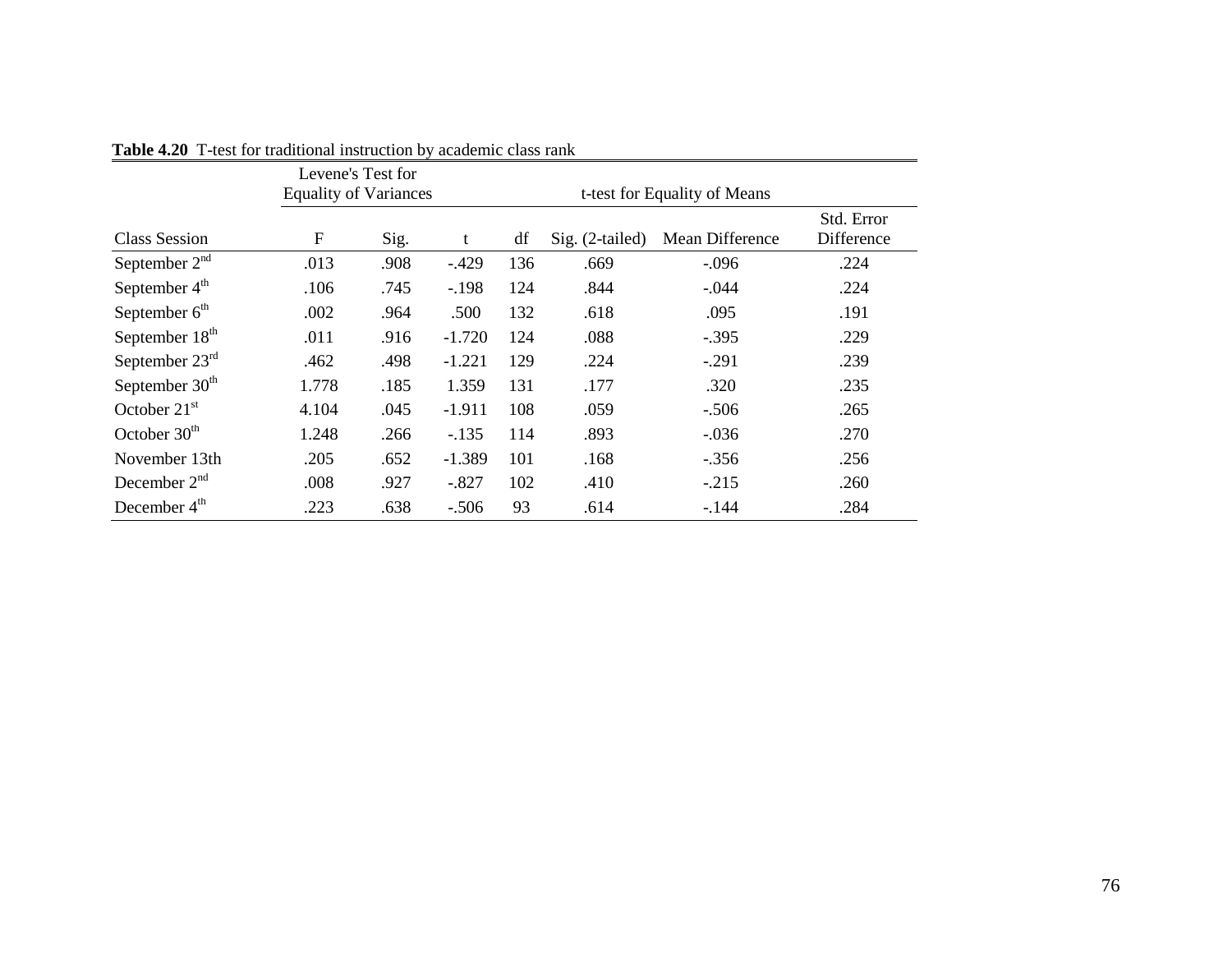**Table 4.20** T-test for traditional instruction by academic class rank

| | Levene's Test for Equality of Variances | | t-test for Equality of Means | | | | |
|---|---|---|---|---|---|---|---|
| Class Session | F | Sig. | t | df | Sig. (2-tailed) | Mean Difference | Std. Error Difference |
| September 2nd | .013 | .908 | -.429 | 136 | .669 | -.096 | .224 |
| September 4th | .106 | .745 | -.198 | 124 | .844 | -.044 | .224 |
| September 6th | .002 | .964 | .500 | 132 | .618 | .095 | .191 |
| September 18th | .011 | .916 | -1.720 | 124 | .088 | -.395 | .229 |
| September 23rd | .462 | .498 | -1.221 | 129 | .224 | -.291 | .239 |
| September 30th | 1.778 | .185 | 1.359 | 131 | .177 | .320 | .235 |
| October 21st | 4.104 | .045 | -1.911 | 108 | .059 | -.506 | .265 |
| October 30th | 1.248 | .266 | -.135 | 114 | .893 | -.036 | .270 |
| November 13th | .205 | .652 | -1.389 | 101 | .168 | -.356 | .256 |
| December 2nd | .008 | .927 | -.827 | 102 | .410 | -.215 | .260 |
| December 4th | .223 | .638 | -.506 | 93 | .614 | -.144 | .284 |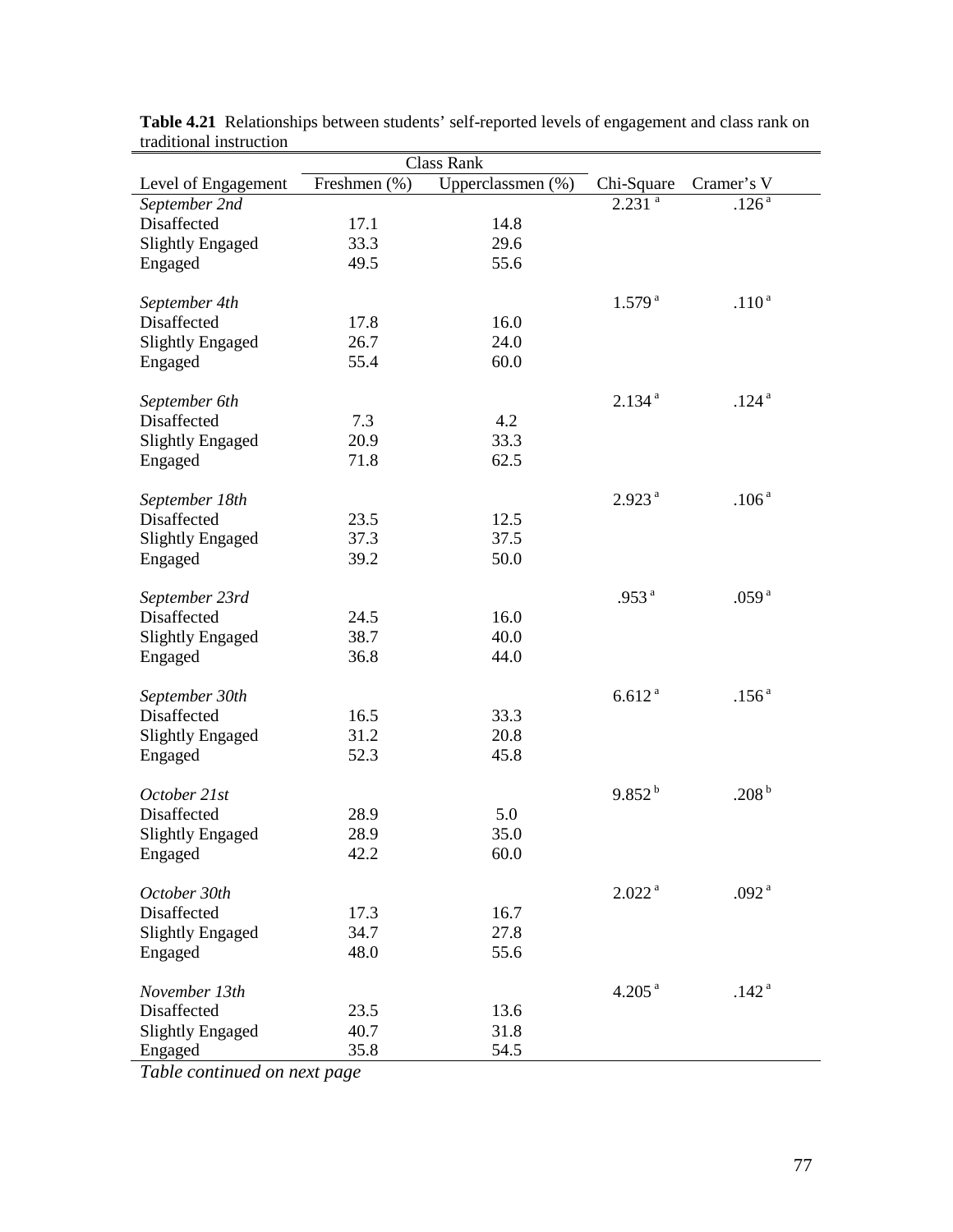**Table 4.21** Relationships between students' self-reported levels of engagement and class rank on traditional instruction

| | Class Rank | | | |
|---|---|---|---|---|
| Level of Engagement | Freshmen (%) | Upperclassmen (%) | Chi-Square | Cramer's V |
| *September 2nd* | | | 2.231 [a] | .126 [a] |
| Disaffected | 17.1 | 14.8 | | |
| Slightly Engaged | 33.3 | 29.6 | | |
| Engaged | 49.5 | 55.6 | | |
| *September 4th* | | | 1.579 [a] | .110 [a] |
| Disaffected | 17.8 | 16.0 | | |
| Slightly Engaged | 26.7 | 24.0 | | |
| Engaged | 55.4 | 60.0 | | |
| *September 6th* | | | 2.134 [a] | .124 [a] |
| Disaffected | 7.3 | 4.2 | | |
| Slightly Engaged | 20.9 | 33.3 | | |
| Engaged | 71.8 | 62.5 | | |
| *September 18th* | | | 2.923 [a] | .106 [a] |
| Disaffected | 23.5 | 12.5 | | |
| Slightly Engaged | 37.3 | 37.5 | | |
| Engaged | 39.2 | 50.0 | | |
| *September 23rd* | | | .953 [a] | .059 [a] |
| Disaffected | 24.5 | 16.0 | | |
| Slightly Engaged | 38.7 | 40.0 | | |
| Engaged | 36.8 | 44.0 | | |
| *September 30th* | | | 6.612 [a] | .156 [a] |
| Disaffected | 16.5 | 33.3 | | |
| Slightly Engaged | 31.2 | 20.8 | | |
| Engaged | 52.3 | 45.8 | | |
| *October 21st* | | | 9.852 [b] | .208 [b] |
| Disaffected | 28.9 | 5.0 | | |
| Slightly Engaged | 28.9 | 35.0 | | |
| Engaged | 42.2 | 60.0 | | |
| *October 30th* | | | 2.022 [a] | .092 [a] |
| Disaffected | 17.3 | 16.7 | | |
| Slightly Engaged | 34.7 | 27.8 | | |
| Engaged | 48.0 | 55.6 | | |
| *November 13th* | | | 4.205 [a] | .142 [a] |
| Disaffected | 23.5 | 13.6 | | |
| Slightly Engaged | 40.7 | 31.8 | | |
| Engaged | 35.8 | 54.5 | | |

*Table continued on next page*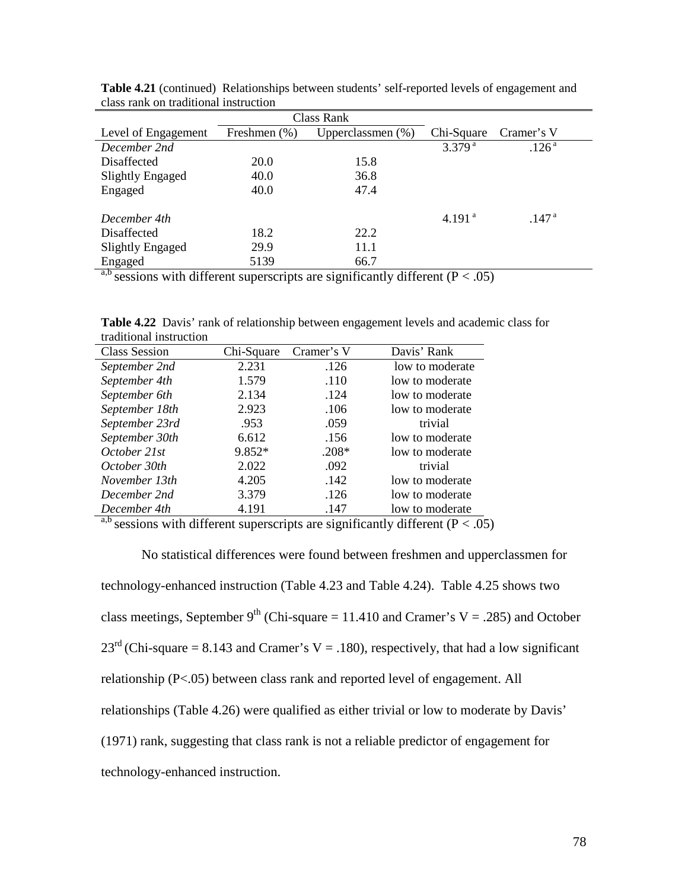**Table 4.21** (continued) Relationships between students' self-reported levels of engagement and class rank on traditional instruction

| | Class Rank | | | |
|---|---|---|---|---|
| Level of Engagement | Freshmen (%) | Upperclassmen (%) | Chi-Square | Cramer's V |
| *December 2nd* | | | 3.379 [a] | .126 [a] |
| Disaffected | 20.0 | 15.8 | | |
| Slightly Engaged | 40.0 | 36.8 | | |
| Engaged | 40.0 | 47.4 | | |
| | | | | |
| *December 4th* | | | 4.191 [a] | .147 [a] |
| Disaffected | 18.2 | 22.2 | | |
| Slightly Engaged | 29.9 | 11.1 | | |
| Engaged | 5139 | 66.7 | | |

[a,b] sessions with different superscripts are significantly different ($P < .05$)

**Table 4.22** Davis' rank of relationship between engagement levels and academic class for traditional instruction

| Class Session | Chi-Square | Cramer's V | Davis' Rank |
|---|---|---|---|
| *September 2nd* | 2.231 | .126 | low to moderate |
| *September 4th* | 1.579 | .110 | low to moderate |
| *September 6th* | 2.134 | .124 | low to moderate |
| *September 18th* | 2.923 | .106 | low to moderate |
| *September 23rd* | .953 | .059 | trivial |
| *September 30th* | 6.612 | .156 | low to moderate |
| *October 21st* | 9.852* | .208* | low to moderate |
| *October 30th* | 2.022 | .092 | trivial |
| *November 13th* | 4.205 | .142 | low to moderate |
| *December 2nd* | 3.379 | .126 | low to moderate |
| *December 4th* | 4.191 | .147 | low to moderate |

[a,b] sessions with different superscripts are significantly different ($P < .05$)

No statistical differences were found between freshmen and upperclassmen for technology-enhanced instruction (Table 4.23 and Table 4.24). Table 4.25 shows two class meetings, September 9th (Chi-square = 11.410 and Cramer's V = .285) and October 23rd (Chi-square = 8.143 and Cramer's V = .180), respectively, that had a low significant relationship ($P<.05$) between class rank and reported level of engagement. All relationships (Table 4.26) were qualified as either trivial or low to moderate by Davis' (1971) rank, suggesting that class rank is not a reliable predictor of engagement for technology-enhanced instruction.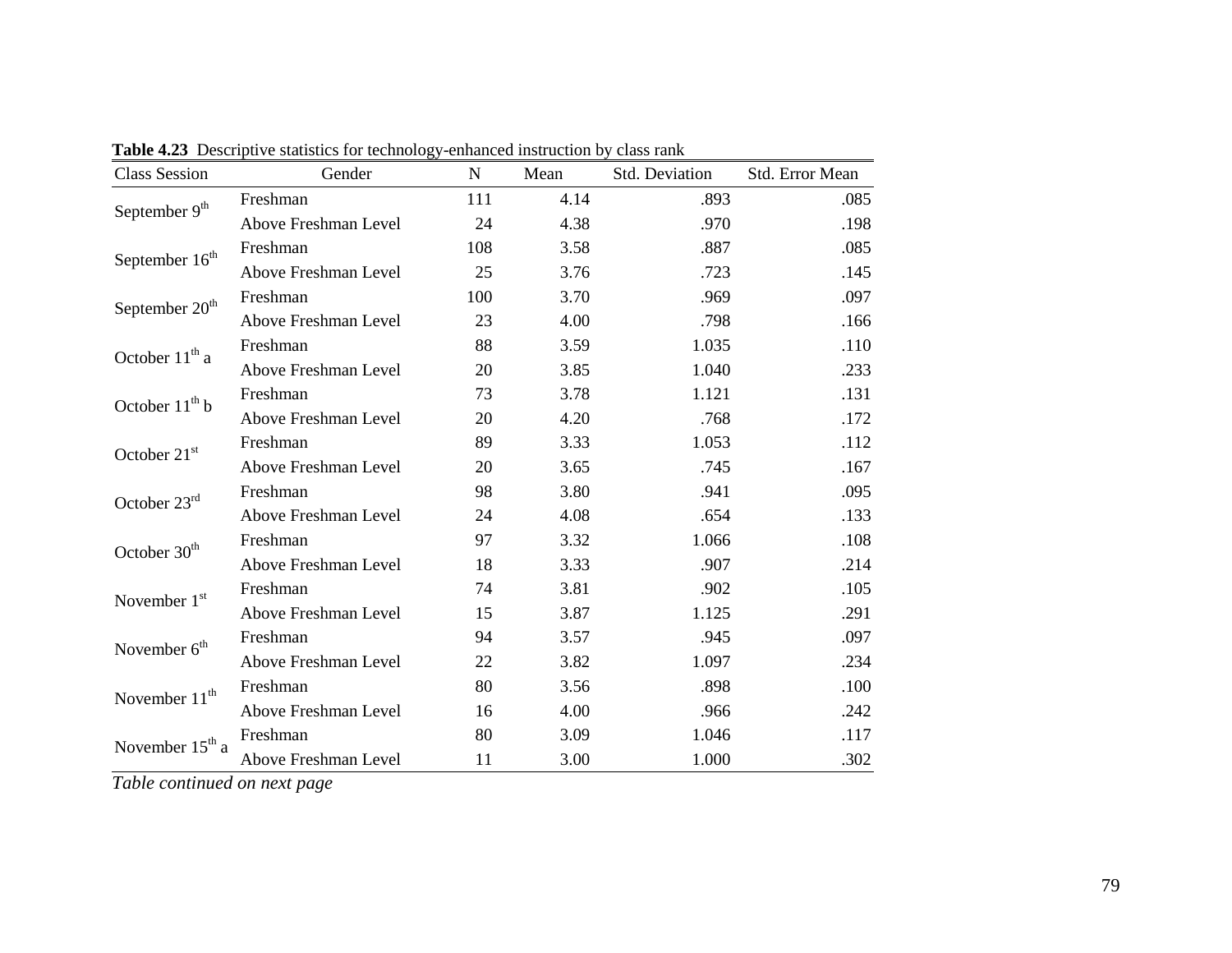**Table 4.23** Descriptive statistics for technology-enhanced instruction by class rank

| Class Session | Gender | N | Mean | Std. Deviation | Std. Error Mean |
|---|---|---|---|---|---|
| September 9th | Freshman | 111 | 4.14 | .893 | .085 |
| | Above Freshman Level | 24 | 4.38 | .970 | .198 |
| September 16th | Freshman | 108 | 3.58 | .887 | .085 |
| | Above Freshman Level | 25 | 3.76 | .723 | .145 |
| September 20th | Freshman | 100 | 3.70 | .969 | .097 |
| | Above Freshman Level | 23 | 4.00 | .798 | .166 |
| October 11th a | Freshman | 88 | 3.59 | 1.035 | .110 |
| | Above Freshman Level | 20 | 3.85 | 1.040 | .233 |
| October 11th b | Freshman | 73 | 3.78 | 1.121 | .131 |
| | Above Freshman Level | 20 | 4.20 | .768 | .172 |
| October 21st | Freshman | 89 | 3.33 | 1.053 | .112 |
| | Above Freshman Level | 20 | 3.65 | .745 | .167 |
| October 23rd | Freshman | 98 | 3.80 | .941 | .095 |
| | Above Freshman Level | 24 | 4.08 | .654 | .133 |
| October 30th | Freshman | 97 | 3.32 | 1.066 | .108 |
| | Above Freshman Level | 18 | 3.33 | .907 | .214 |
| November 1st | Freshman | 74 | 3.81 | .902 | .105 |
| | Above Freshman Level | 15 | 3.87 | 1.125 | .291 |
| November 6th | Freshman | 94 | 3.57 | .945 | .097 |
| | Above Freshman Level | 22 | 3.82 | 1.097 | .234 |
| November 11th | Freshman | 80 | 3.56 | .898 | .100 |
| | Above Freshman Level | 16 | 4.00 | .966 | .242 |
| November 15th a | Freshman | 80 | 3.09 | 1.046 | .117 |
| | Above Freshman Level | 11 | 3.00 | 1.000 | .302 |

*Table continued on next page*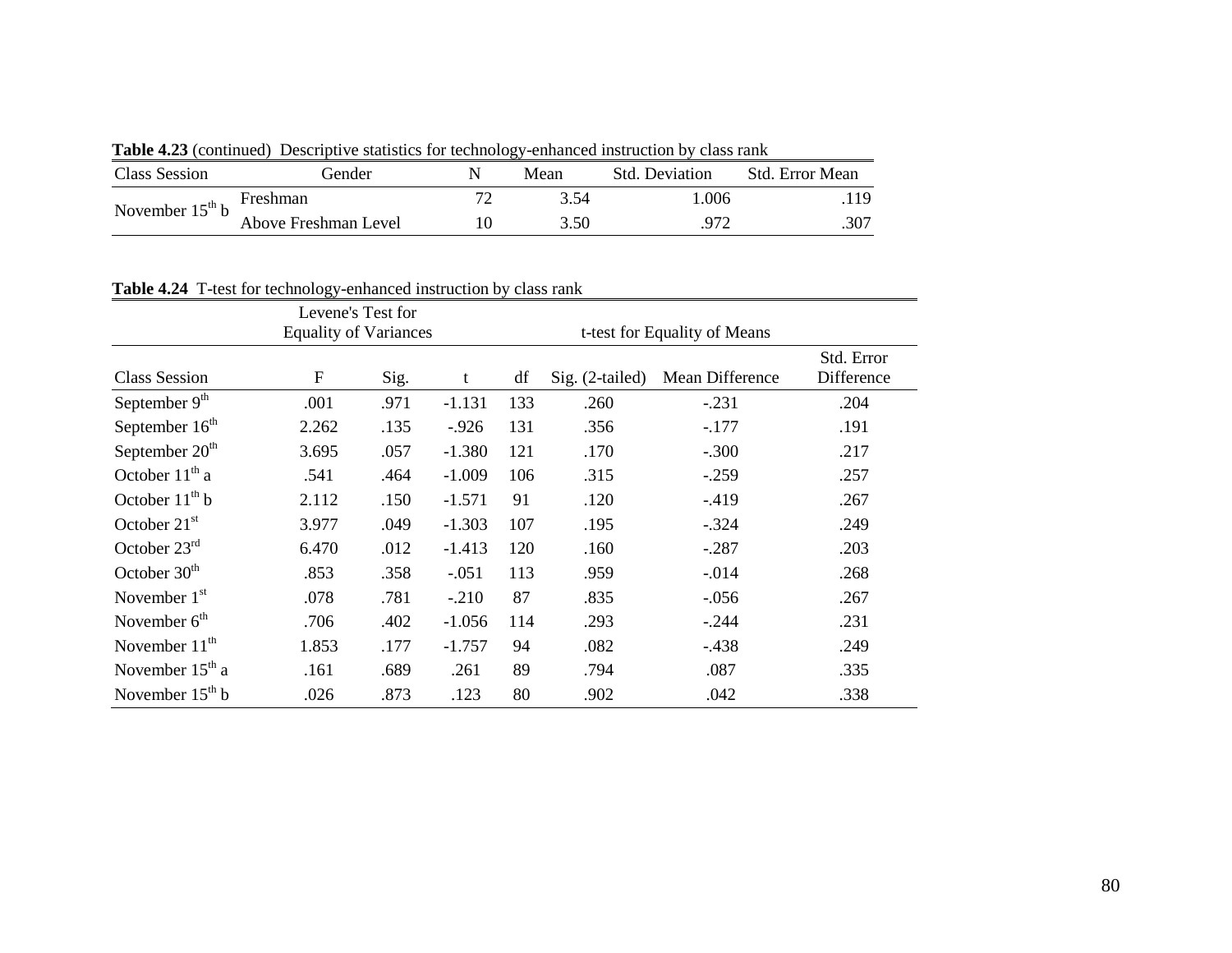**Table 4.23** (continued) Descriptive statistics for technology-enhanced instruction by class rank

| Class Session | Gender | N | Mean | Std. Deviation | Std. Error Mean |
|---|---|---|---|---|---|
| November 15th b | Freshman | 72 | 3.54 | 1.006 | .119 |
| | Above Freshman Level | 10 | 3.50 | .972 | .307 |

**Table 4.24** T-test for technology-enhanced instruction by class rank

| | Levene's Test for Equality of Variances | | t-test for Equality of Means | | | | |
|---|---|---|---|---|---|---|---|
| Class Session | F | Sig. | t | df | Sig. (2-tailed) | Mean Difference | Std. Error Difference |
| September 9th | .001 | .971 | -1.131 | 133 | .260 | -.231 | .204 |
| September 16th | 2.262 | .135 | -.926 | 131 | .356 | -.177 | .191 |
| September 20th | 3.695 | .057 | -1.380 | 121 | .170 | -.300 | .217 |
| October 11th a | .541 | .464 | -1.009 | 106 | .315 | -.259 | .257 |
| October 11th b | 2.112 | .150 | -1.571 | 91 | .120 | -.419 | .267 |
| October 21st | 3.977 | .049 | -1.303 | 107 | .195 | -.324 | .249 |
| October 23rd | 6.470 | .012 | -1.413 | 120 | .160 | -.287 | .203 |
| October 30th | .853 | .358 | -.051 | 113 | .959 | -.014 | .268 |
| November 1st | .078 | .781 | -.210 | 87 | .835 | -.056 | .267 |
| November 6th | .706 | .402 | -1.056 | 114 | .293 | -.244 | .231 |
| November 11th | 1.853 | .177 | -1.757 | 94 | .082 | -.438 | .249 |
| November 15th a | .161 | .689 | .261 | 89 | .794 | .087 | .335 |
| November 15th b | .026 | .873 | .123 | 80 | .902 | .042 | .338 |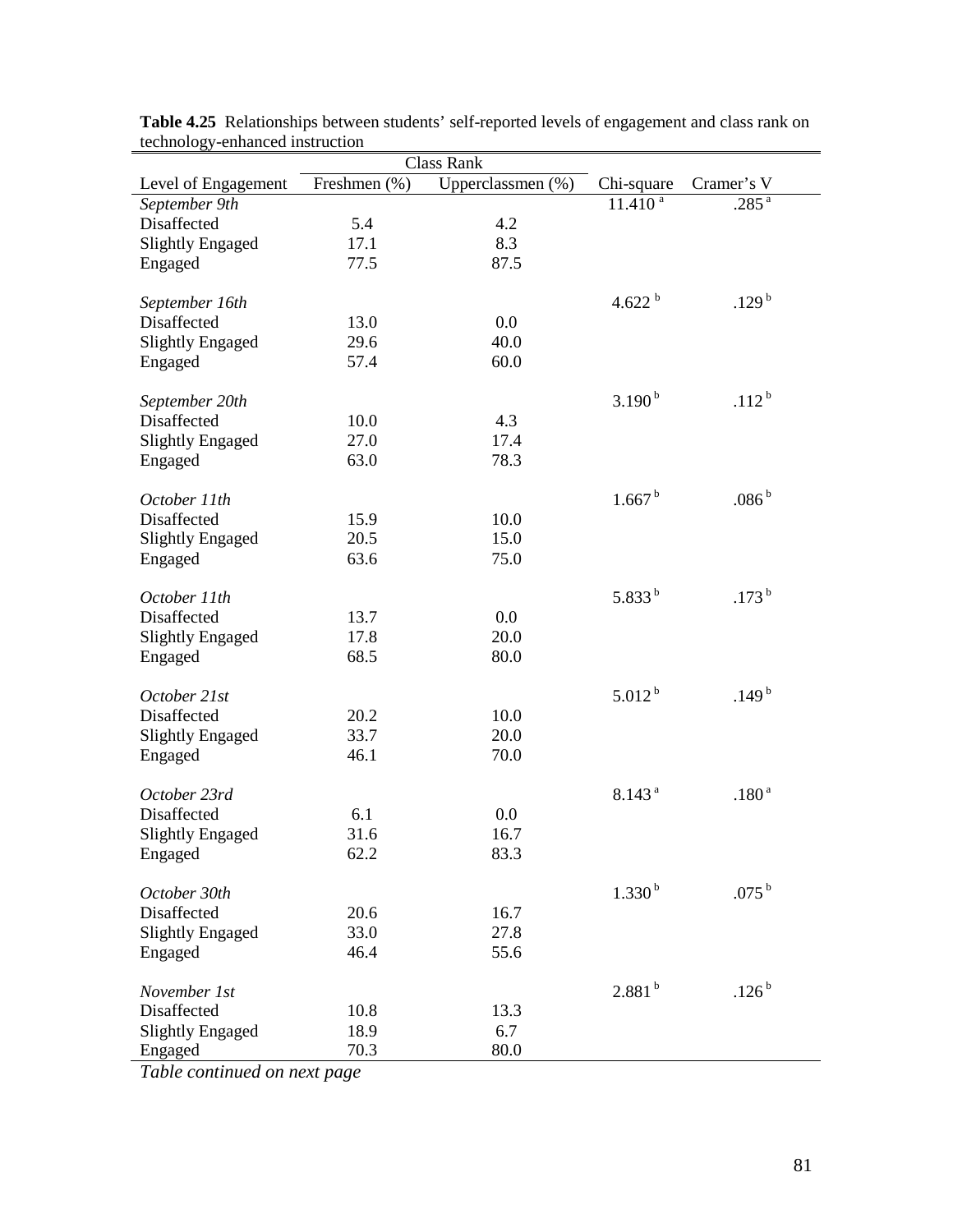**Table 4.25** Relationships between students' self-reported levels of engagement and class rank on technology-enhanced instruction

| | Class Rank | | | |
|---|---|---|---|---|
| Level of Engagement | Freshmen (%) | Upperclassmen (%) | Chi-square | Cramer's V |
| *September 9th* | | | 11.410 [a] | .285 [a] |
| Disaffected | 5.4 | 4.2 | | |
| Slightly Engaged | 17.1 | 8.3 | | |
| Engaged | 77.5 | 87.5 | | |
| *September 16th* | | | 4.622 [b] | .129 [b] |
| Disaffected | 13.0 | 0.0 | | |
| Slightly Engaged | 29.6 | 40.0 | | |
| Engaged | 57.4 | 60.0 | | |
| *September 20th* | | | 3.190 [b] | .112 [b] |
| Disaffected | 10.0 | 4.3 | | |
| Slightly Engaged | 27.0 | 17.4 | | |
| Engaged | 63.0 | 78.3 | | |
| *October 11th* | | | 1.667 [b] | .086 [b] |
| Disaffected | 15.9 | 10.0 | | |
| Slightly Engaged | 20.5 | 15.0 | | |
| Engaged | 63.6 | 75.0 | | |
| *October 11th* | | | 5.833 [b] | .173 [b] |
| Disaffected | 13.7 | 0.0 | | |
| Slightly Engaged | 17.8 | 20.0 | | |
| Engaged | 68.5 | 80.0 | | |
| *October 21st* | | | 5.012 [b] | .149 [b] |
| Disaffected | 20.2 | 10.0 | | |
| Slightly Engaged | 33.7 | 20.0 | | |
| Engaged | 46.1 | 70.0 | | |
| *October 23rd* | | | 8.143 [a] | .180 [a] |
| Disaffected | 6.1 | 0.0 | | |
| Slightly Engaged | 31.6 | 16.7 | | |
| Engaged | 62.2 | 83.3 | | |
| *October 30th* | | | 1.330 [b] | .075 [b] |
| Disaffected | 20.6 | 16.7 | | |
| Slightly Engaged | 33.0 | 27.8 | | |
| Engaged | 46.4 | 55.6 | | |
| *November 1st* | | | 2.881 [b] | .126 [b] |
| Disaffected | 10.8 | 13.3 | | |
| Slightly Engaged | 18.9 | 6.7 | | |
| Engaged | 70.3 | 80.0 | | |

*Table continued on next page*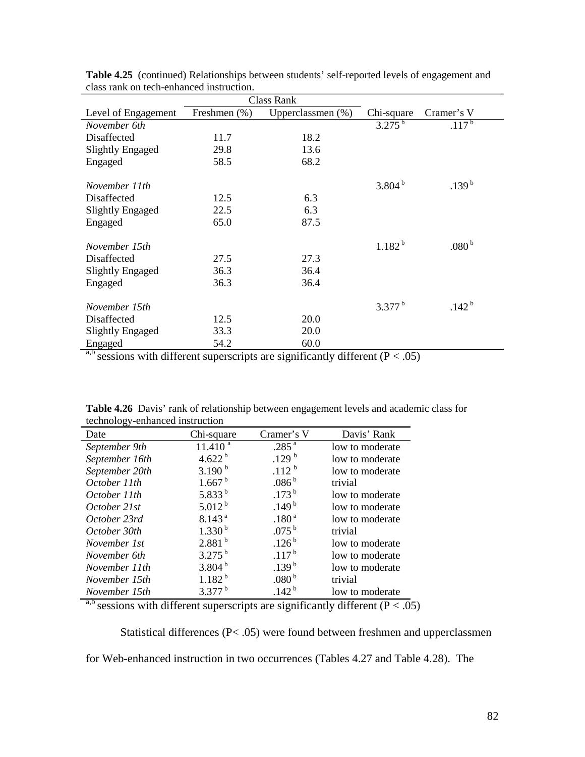**Table 4.25** (continued) Relationships between students' self-reported levels of engagement and class rank on tech-enhanced instruction.

| | Class Rank | | | |
|---|---|---|---|---|
| Level of Engagement | Freshmen (%) | Upperclassmen (%) | Chi-square | Cramer's V |
| *November 6th* | | | 3.275 [b] | .117 [b] |
| Disaffected | 11.7 | 18.2 | | |
| Slightly Engaged | 29.8 | 13.6 | | |
| Engaged | 58.5 | 68.2 | | |
| *November 11th* | | | 3.804 [b] | .139 [b] |
| Disaffected | 12.5 | 6.3 | | |
| Slightly Engaged | 22.5 | 6.3 | | |
| Engaged | 65.0 | 87.5 | | |
| *November 15th* | | | 1.182 [b] | .080 [b] |
| Disaffected | 27.5 | 27.3 | | |
| Slightly Engaged | 36.3 | 36.4 | | |
| Engaged | 36.3 | 36.4 | | |
| *November 15th* | | | 3.377 [b] | .142 [b] |
| Disaffected | 12.5 | 20.0 | | |
| Slightly Engaged | 33.3 | 20.0 | | |
| Engaged | 54.2 | 60.0 | | |

[a,b] sessions with different superscripts are significantly different ($P < .05$)

**Table 4.26** Davis' rank of relationship between engagement levels and academic class for technology-enhanced instruction

| Date | Chi-square | Cramer's V | Davis' Rank |
|---|---|---|---|
| *September 9th* | 11.410 [a] | .285 [a] | low to moderate |
| *September 16th* | 4.622 [b] | .129 [b] | low to moderate |
| *September 20th* | 3.190 [b] | .112 [b] | low to moderate |
| *October 11th* | 1.667 [b] | .086 [b] | trivial |
| *October 11th* | 5.833 [b] | .173 [b] | low to moderate |
| *October 21st* | 5.012 [b] | .149 [b] | low to moderate |
| *October 23rd* | 8.143 [a] | .180 [a] | low to moderate |
| *October 30th* | 1.330 [b] | .075 [b] | trivial |
| *November 1st* | 2.881 [b] | .126 [b] | low to moderate |
| *November 6th* | 3.275 [b] | .117 [b] | low to moderate |
| *November 11th* | 3.804 [b] | .139 [b] | low to moderate |
| *November 15th* | 1.182 [b] | .080 [b] | trivial |
| *November 15th* | 3.377 [b] | .142 [b] | low to moderate |

[a,b] sessions with different superscripts are significantly different ($P < .05$)

Statistical differences ($P < .05$) were found between freshmen and upperclassmen for Web-enhanced instruction in two occurrences (Tables 4.27 and Table 4.28). The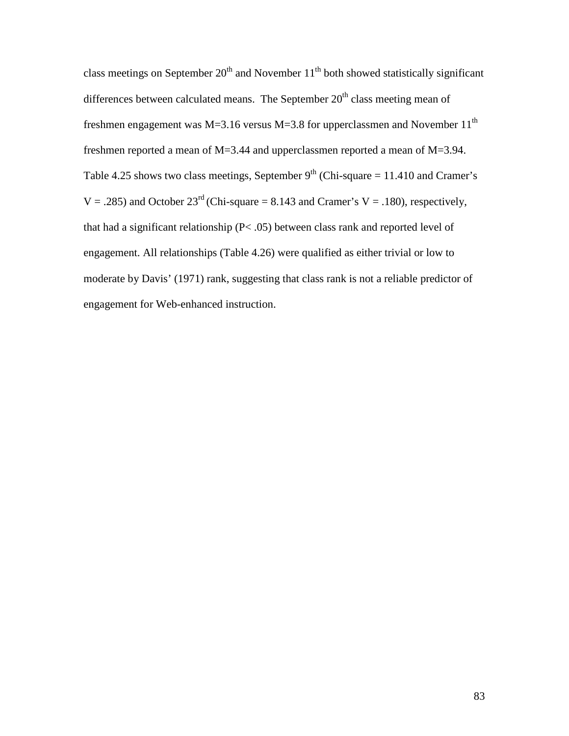class meetings on September 20th and November 11th both showed statistically significant differences between calculated means. The September 20th class meeting mean of freshmen engagement was $M=3.16$ versus $M=3.8$ for upperclassmen and November 11th freshmen reported a mean of $M=3.44$ and upperclassmen reported a mean of $M=3.94$. Table 4.25 shows two class meetings, September 9th (Chi-square = 11.410 and Cramer's V = .285) and October 23rd (Chi-square = 8.143 and Cramer's V = .180), respectively, that had a significant relationship ($P < .05$) between class rank and reported level of engagement. All relationships (Table 4.26) were qualified as either trivial or low to moderate by Davis' (1971) rank, suggesting that class rank is not a reliable predictor of engagement for Web-enhanced instruction.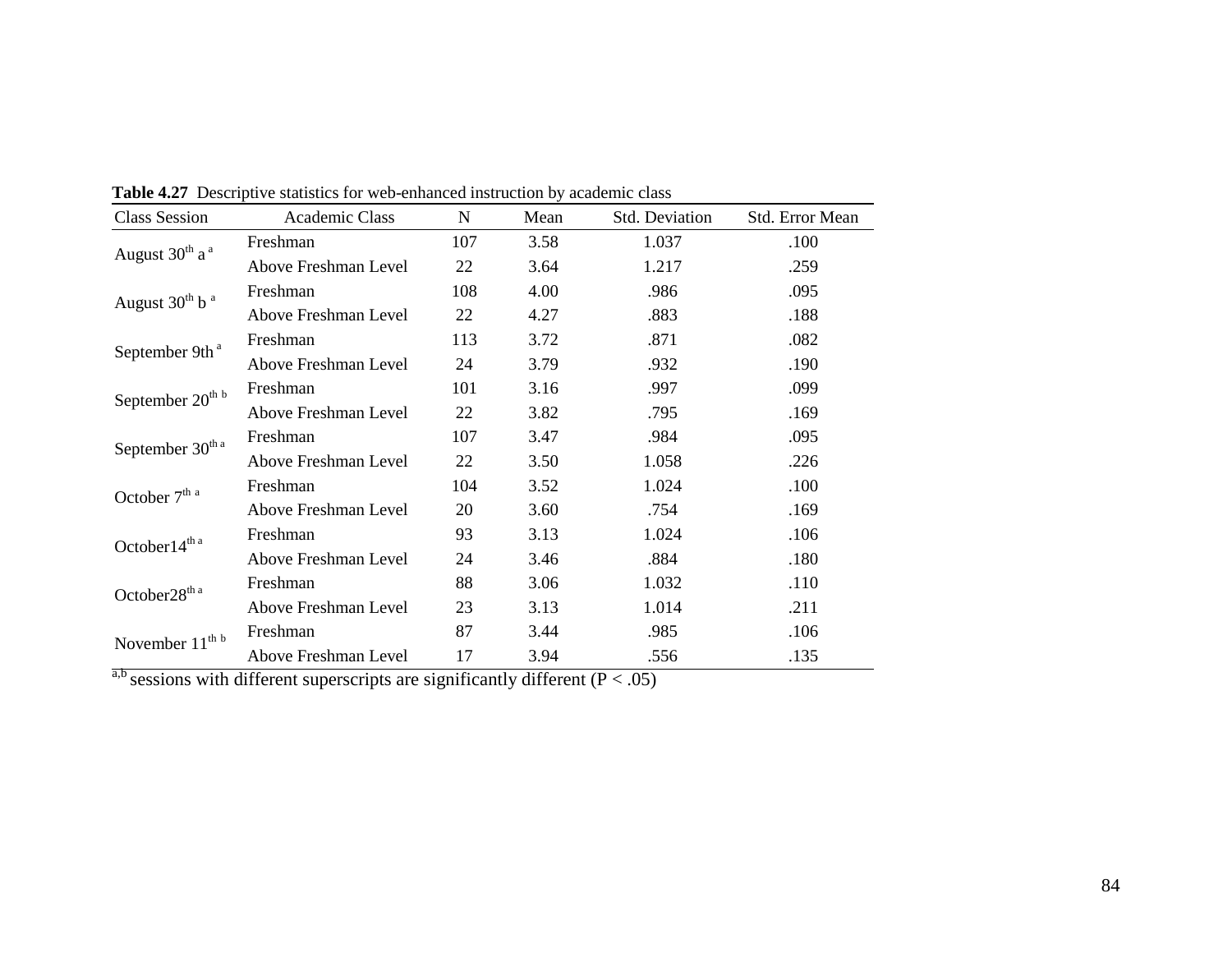**Table 4.27** Descriptive statistics for web-enhanced instruction by academic class

| Class Session | Academic Class | N | Mean | Std. Deviation | Std. Error Mean |
|---|---|---|---|---|---|
| August 30th a [a] | Freshman | 107 | 3.58 | 1.037 | .100 |
| | Above Freshman Level | 22 | 3.64 | 1.217 | .259 |
| August 30th b [a] | Freshman | 108 | 4.00 | .986 | .095 |
| | Above Freshman Level | 22 | 4.27 | .883 | .188 |
| September 9th [a] | Freshman | 113 | 3.72 | .871 | .082 |
| | Above Freshman Level | 24 | 3.79 | .932 | .190 |
| September 20th [b] | Freshman | 101 | 3.16 | .997 | .099 |
| | Above Freshman Level | 22 | 3.82 | .795 | .169 |
| September 30th [a] | Freshman | 107 | 3.47 | .984 | .095 |
| | Above Freshman Level | 22 | 3.50 | 1.058 | .226 |
| October 7th [a] | Freshman | 104 | 3.52 | 1.024 | .100 |
| | Above Freshman Level | 20 | 3.60 | .754 | .169 |
| October14th [a] | Freshman | 93 | 3.13 | 1.024 | .106 |
| | Above Freshman Level | 24 | 3.46 | .884 | .180 |
| October28th [a] | Freshman | 88 | 3.06 | 1.032 | .110 |
| | Above Freshman Level | 23 | 3.13 | 1.014 | .211 |
| November 11th [b] | Freshman | 87 | 3.44 | .985 | .106 |
| | Above Freshman Level | 17 | 3.94 | .556 | .135 |

[a,b] sessions with different superscripts are significantly different ($P < .05$)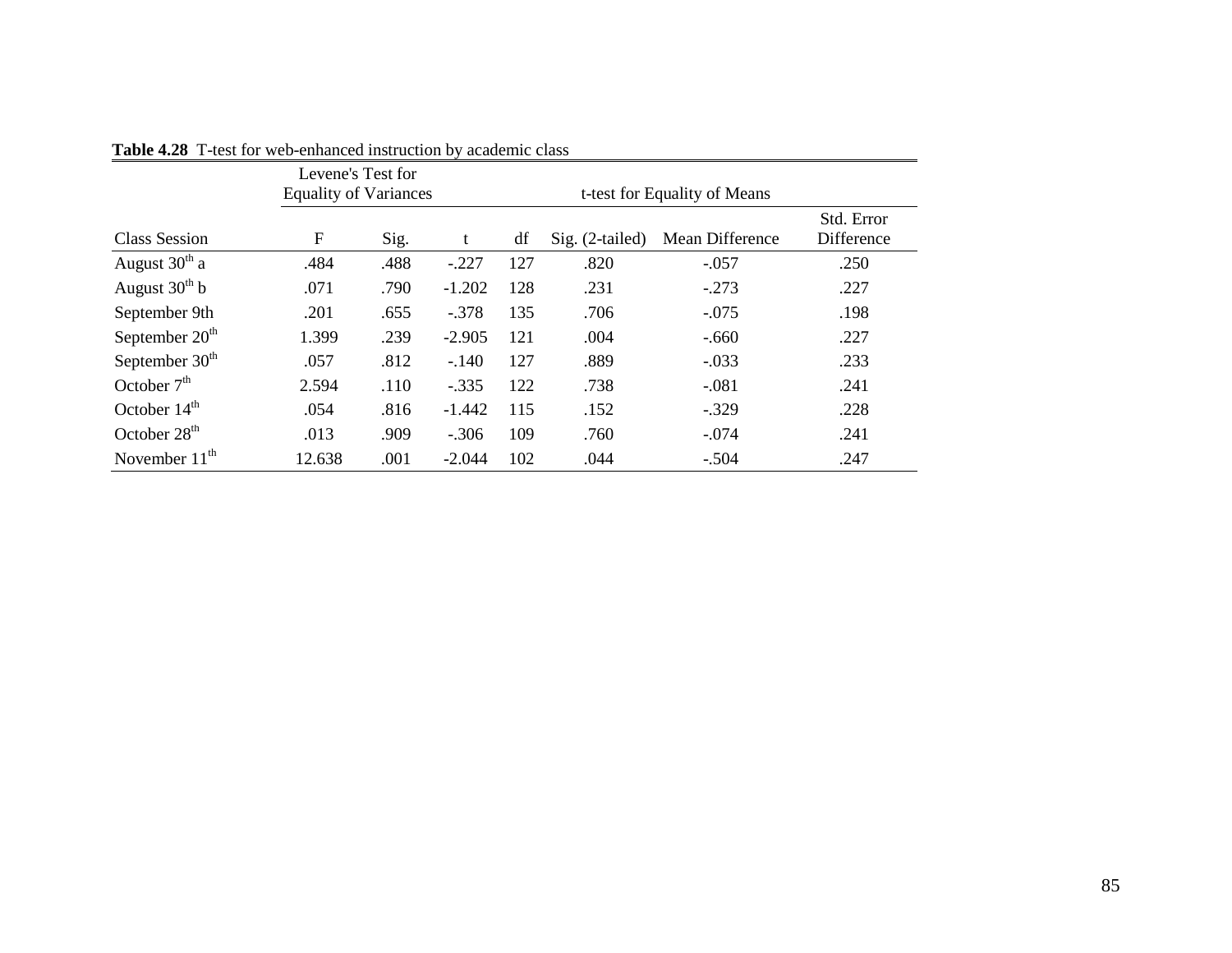**Table 4.28** T-test for web-enhanced instruction by academic class

| | Levene's Test for Equality of Variances | | t-test for Equality of Means | | | | |
|---|---|---|---|---|---|---|---|
| Class Session | F | Sig. | t | df | Sig. (2-tailed) | Mean Difference | Std. Error Difference |
| August 30th a | .484 | .488 | -.227 | 127 | .820 | -.057 | .250 |
| August 30th b | .071 | .790 | -1.202 | 128 | .231 | -.273 | .227 |
| September 9th | .201 | .655 | -.378 | 135 | .706 | -.075 | .198 |
| September 20th | 1.399 | .239 | -2.905 | 121 | .004 | -.660 | .227 |
| September 30th | .057 | .812 | -.140 | 127 | .889 | -.033 | .233 |
| October 7th | 2.594 | .110 | -.335 | 122 | .738 | -.081 | .241 |
| October 14th | .054 | .816 | -1.442 | 115 | .152 | -.329 | .228 |
| October 28th | .013 | .909 | -.306 | 109 | .760 | -.074 | .241 |
| November 11th | 12.638 | .001 | -2.044 | 102 | .044 | -.504 | .247 |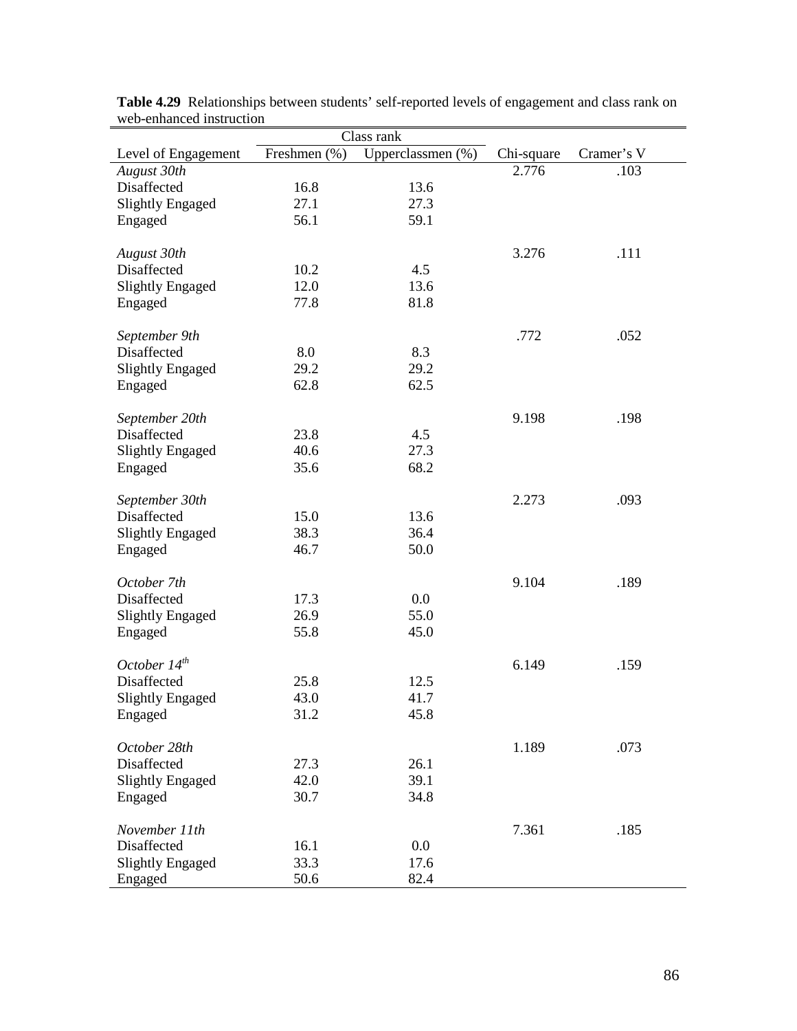**Table 4.29** Relationships between students' self-reported levels of engagement and class rank on web-enhanced instruction

| | Class rank | | | |
|---|---|---|---|---|
| Level of Engagement | Freshmen (%) | Upperclassmen (%) | Chi-square | Cramer's V |
| *August 30th* | | | 2.776 | .103 |
| Disaffected | 16.8 | 13.6 | | |
| Slightly Engaged | 27.1 | 27.3 | | |
| Engaged | 56.1 | 59.1 | | |
| *August 30th* | | | 3.276 | .111 |
| Disaffected | 10.2 | 4.5 | | |
| Slightly Engaged | 12.0 | 13.6 | | |
| Engaged | 77.8 | 81.8 | | |
| *September 9th* | | | .772 | .052 |
| Disaffected | 8.0 | 8.3 | | |
| Slightly Engaged | 29.2 | 29.2 | | |
| Engaged | 62.8 | 62.5 | | |
| *September 20th* | | | 9.198 | .198 |
| Disaffected | 23.8 | 4.5 | | |
| Slightly Engaged | 40.6 | 27.3 | | |
| Engaged | 35.6 | 68.2 | | |
| *September 30th* | | | 2.273 | .093 |
| Disaffected | 15.0 | 13.6 | | |
| Slightly Engaged | 38.3 | 36.4 | | |
| Engaged | 46.7 | 50.0 | | |
| *October 7th* | | | 9.104 | .189 |
| Disaffected | 17.3 | 0.0 | | |
| Slightly Engaged | 26.9 | 55.0 | | |
| Engaged | 55.8 | 45.0 | | |
| *October 14th* | | | 6.149 | .159 |
| Disaffected | 25.8 | 12.5 | | |
| Slightly Engaged | 43.0 | 41.7 | | |
| Engaged | 31.2 | 45.8 | | |
| *October 28th* | | | 1.189 | .073 |
| Disaffected | 27.3 | 26.1 | | |
| Slightly Engaged | 42.0 | 39.1 | | |
| Engaged | 30.7 | 34.8 | | |
| *November 11th* | | | 7.361 | .185 |
| Disaffected | 16.1 | 0.0 | | |
| Slightly Engaged | 33.3 | 17.6 | | |
| Engaged | 50.6 | 82.4 | | |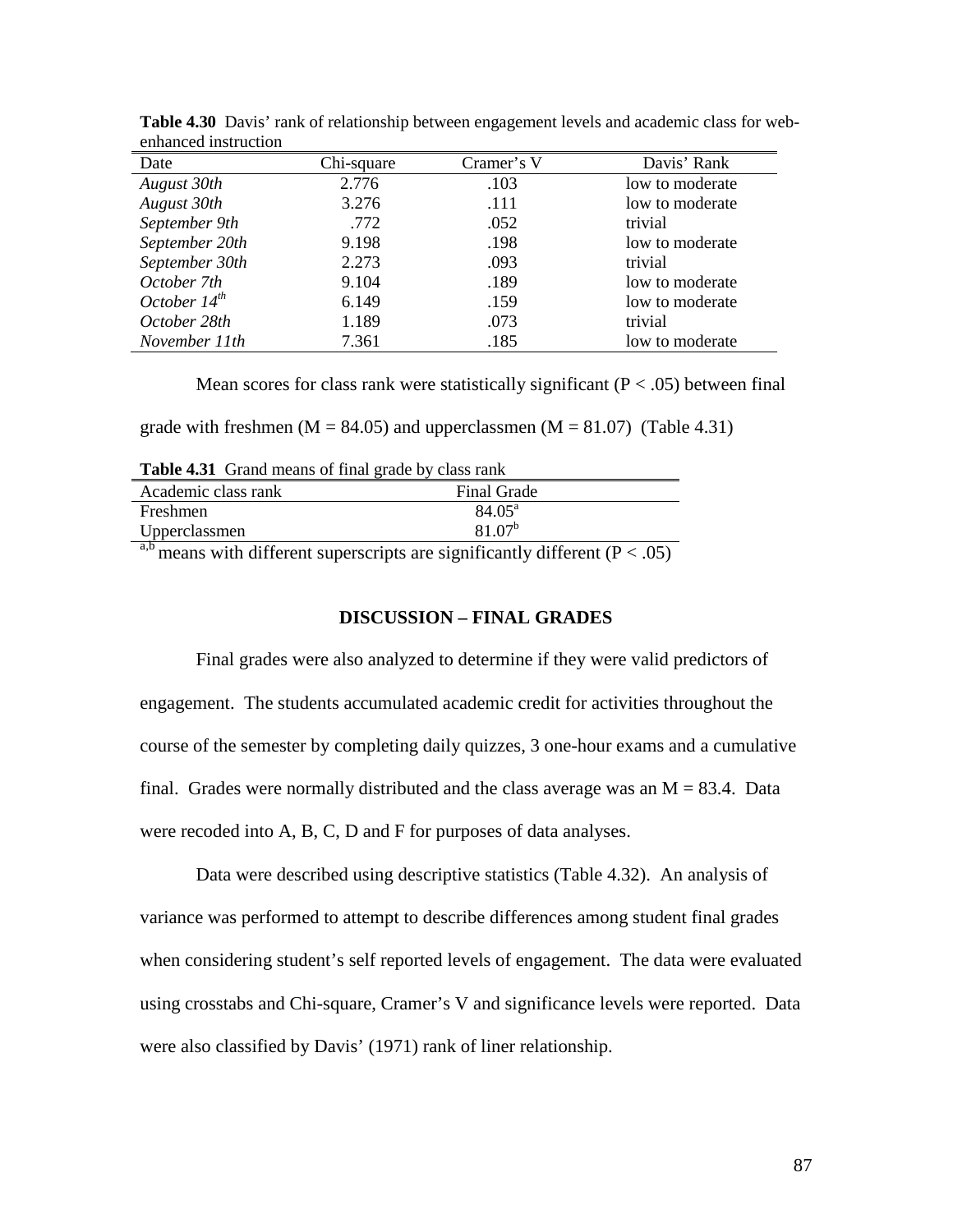**Table 4.30** Davis' rank of relationship between engagement levels and academic class for web-enhanced instruction

| Date | Chi-square | Cramer's V | Davis' Rank |
|---|---|---|---|
| *August 30th* | 2.776 | .103 | low to moderate |
| *August 30th* | 3.276 | .111 | low to moderate |
| *September 9th* | .772 | .052 | trivial |
| *September 20th* | 9.198 | .198 | low to moderate |
| *September 30th* | 2.273 | .093 | trivial |
| *October 7th* | 9.104 | .189 | low to moderate |
| *October 14th* | 6.149 | .159 | low to moderate |
| *October 28th* | 1.189 | .073 | trivial |
| *November 11th* | 7.361 | .185 | low to moderate |

Mean scores for class rank were statistically significant ($P < .05$) between final grade with freshmen ($M = 84.05$) and upperclassmen ($M = 81.07$) (Table 4.31)

**Table 4.31** Grand means of final grade by class rank

| Academic class rank | Final Grade |
|---|---|
| Freshmen | $84.05^a$ |
| Upperclassmen | $81.07^b$ |

$^{a,b}$ means with different superscripts are significantly different ($P < .05$)

## DISCUSSION – FINAL GRADES

Final grades were also analyzed to determine if they were valid predictors of engagement. The students accumulated academic credit for activities throughout the course of the semester by completing daily quizzes, 3 one-hour exams and a cumulative final. Grades were normally distributed and the class average was an $M = 83.4$. Data were recoded into A, B, C, D and F for purposes of data analyses.

Data were described using descriptive statistics (Table 4.32). An analysis of variance was performed to attempt to describe differences among student final grades when considering student's self reported levels of engagement. The data were evaluated using crosstabs and Chi-square, Cramer's V and significance levels were reported. Data were also classified by Davis' (1971) rank of liner relationship.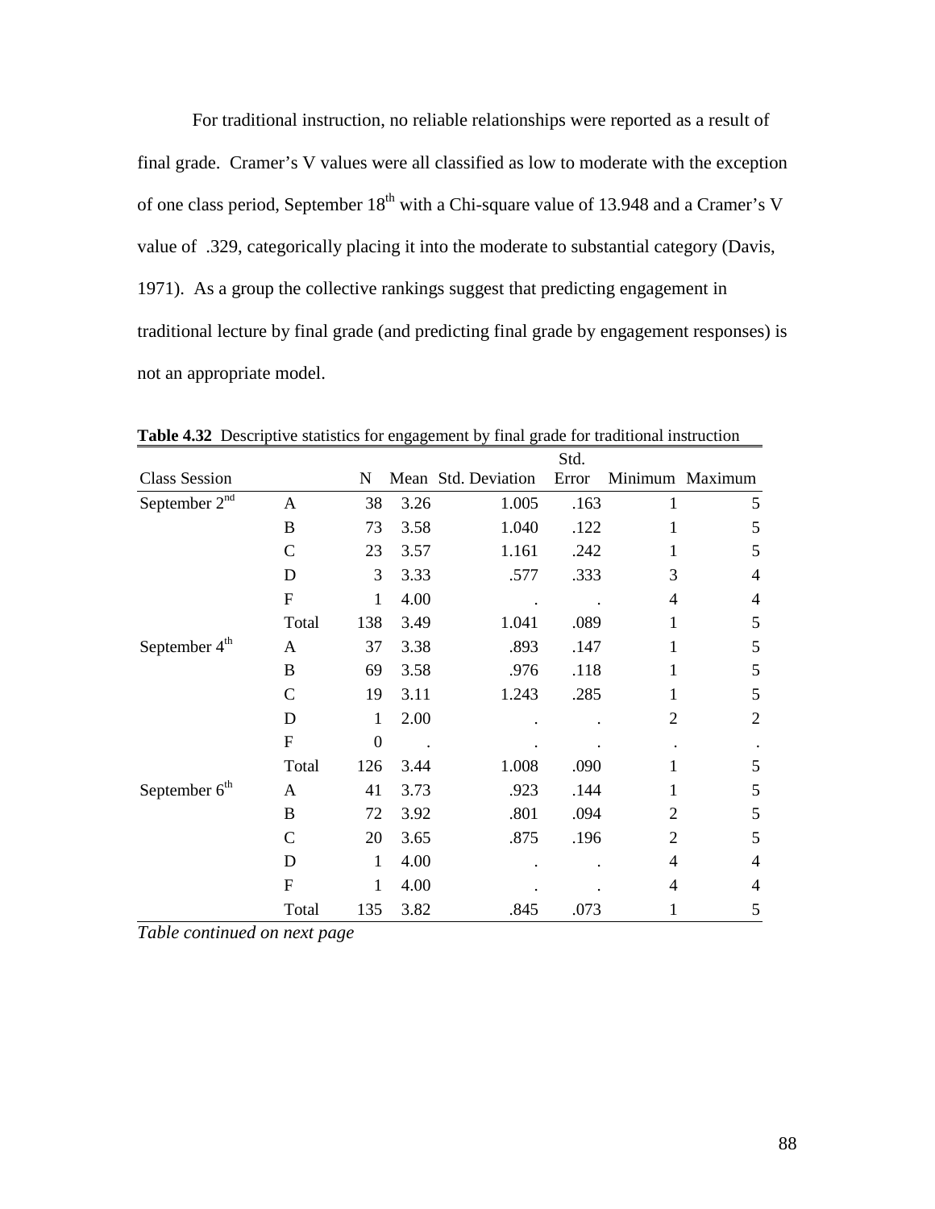For traditional instruction, no reliable relationships were reported as a result of final grade. Cramer's V values were all classified as low to moderate with the exception of one class period, September 18th with a Chi-square value of 13.948 and a Cramer's V value of .329, categorically placing it into the moderate to substantial category (Davis, 1971). As a group the collective rankings suggest that predicting engagement in traditional lecture by final grade (and predicting final grade by engagement responses) is not an appropriate model.

**Table 4.32** Descriptive statistics for engagement by final grade for traditional instruction

| Class Session | | N | Mean | Std. Deviation | Std. Error | Minimum | Maximum |
|---|---|---|---|---|---|---|---|
| September 2nd | A | 38 | 3.26 | 1.005 | .163 | 1 | 5 |
| | B | 73 | 3.58 | 1.040 | .122 | 1 | 5 |
| | C | 23 | 3.57 | 1.161 | .242 | 1 | 5 |
| | D | 3 | 3.33 | .577 | .333 | 3 | 4 |
| | F | 1 | 4.00 | . | . | 4 | 4 |
| | Total | 138 | 3.49 | 1.041 | .089 | 1 | 5 |
| September 4th | A | 37 | 3.38 | .893 | .147 | 1 | 5 |
| | B | 69 | 3.58 | .976 | .118 | 1 | 5 |
| | C | 19 | 3.11 | 1.243 | .285 | 1 | 5 |
| | D | 1 | 2.00 | . | . | 2 | 2 |
| | F | 0 | . | . | . | . | . |
| | Total | 126 | 3.44 | 1.008 | .090 | 1 | 5 |
| September 6th | A | 41 | 3.73 | .923 | .144 | 1 | 5 |
| | B | 72 | 3.92 | .801 | .094 | 2 | 5 |
| | C | 20 | 3.65 | .875 | .196 | 2 | 5 |
| | D | 1 | 4.00 | . | . | 4 | 4 |
| | F | 1 | 4.00 | . | . | 4 | 4 |
| | Total | 135 | 3.82 | .845 | .073 | 1 | 5 |

*Table continued on next page*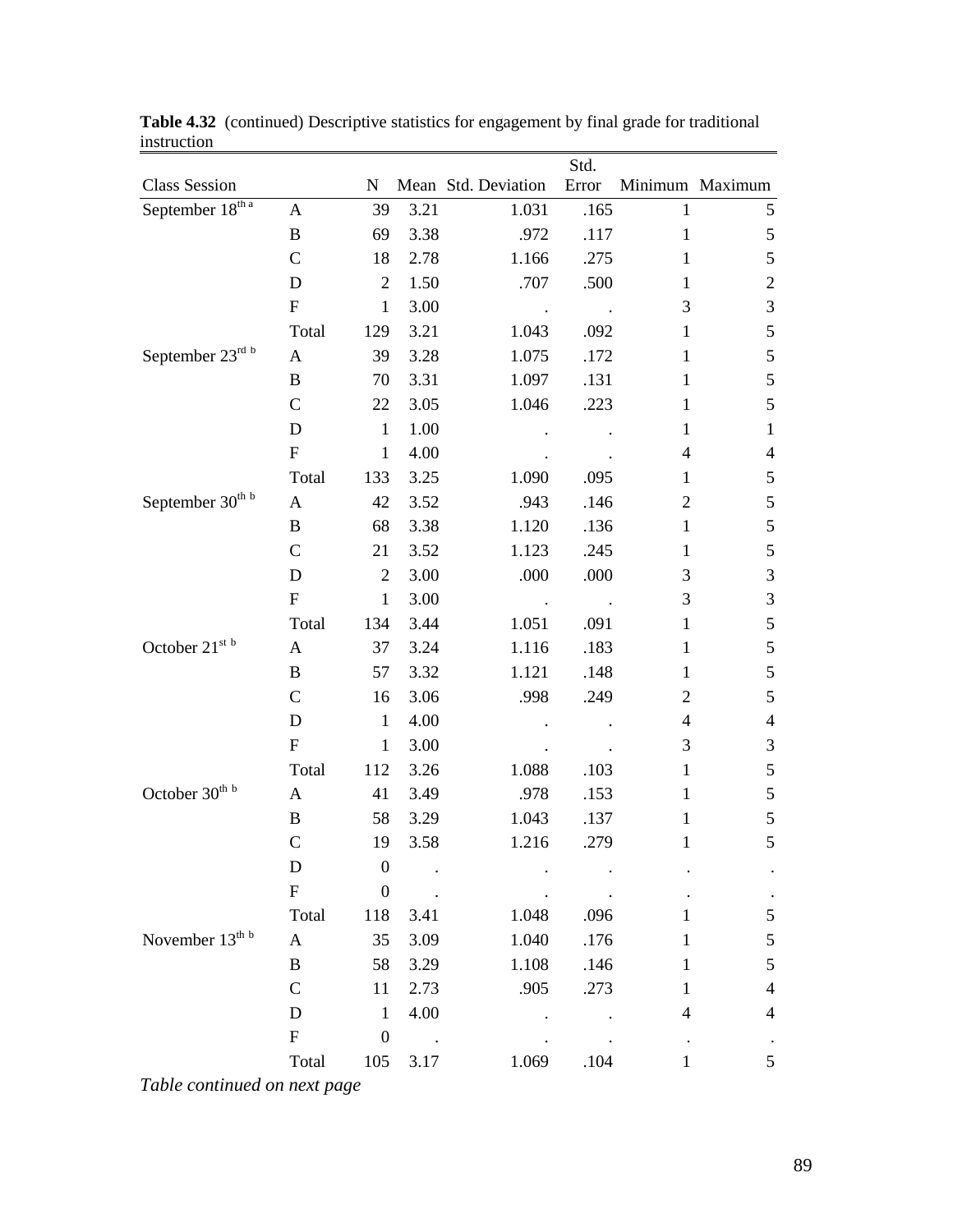**Table 4.32** (continued) Descriptive statistics for engagement by final grade for traditional instruction

| Class Session | | N | Mean | Std. Deviation | Std. Error | Minimum | Maximum |
|---|---|---|---|---|---|---|---|
| September 18th [a] | A | 39 | 3.21 | 1.031 | .165 | 1 | 5 |
| | B | 69 | 3.38 | .972 | .117 | 1 | 5 |
| | C | 18 | 2.78 | 1.166 | .275 | 1 | 5 |
| | D | 2 | 1.50 | .707 | .500 | 1 | 2 |
| | F | 1 | 3.00 | . | . | 3 | 3 |
| | Total | 129 | 3.21 | 1.043 | .092 | 1 | 5 |
| September 23rd [b] | A | 39 | 3.28 | 1.075 | .172 | 1 | 5 |
| | B | 70 | 3.31 | 1.097 | .131 | 1 | 5 |
| | C | 22 | 3.05 | 1.046 | .223 | 1 | 5 |
| | D | 1 | 1.00 | . | . | 1 | 1 |
| | F | 1 | 4.00 | . | . | 4 | 4 |
| | Total | 133 | 3.25 | 1.090 | .095 | 1 | 5 |
| September 30th [b] | A | 42 | 3.52 | .943 | .146 | 2 | 5 |
| | B | 68 | 3.38 | 1.120 | .136 | 1 | 5 |
| | C | 21 | 3.52 | 1.123 | .245 | 1 | 5 |
| | D | 2 | 3.00 | .000 | .000 | 3 | 3 |
| | F | 1 | 3.00 | . | . | 3 | 3 |
| | Total | 134 | 3.44 | 1.051 | .091 | 1 | 5 |
| October 21st [b] | A | 37 | 3.24 | 1.116 | .183 | 1 | 5 |
| | B | 57 | 3.32 | 1.121 | .148 | 1 | 5 |
| | C | 16 | 3.06 | .998 | .249 | 2 | 5 |
| | D | 1 | 4.00 | . | . | 4 | 4 |
| | F | 1 | 3.00 | . | . | 3 | 3 |
| | Total | 112 | 3.26 | 1.088 | .103 | 1 | 5 |
| October 30th [b] | A | 41 | 3.49 | .978 | .153 | 1 | 5 |
| | B | 58 | 3.29 | 1.043 | .137 | 1 | 5 |
| | C | 19 | 3.58 | 1.216 | .279 | 1 | 5 |
| | D | 0 | . | . | . | . | . |
| | F | 0 | . | . | . | . | . |
| | Total | 118 | 3.41 | 1.048 | .096 | 1 | 5 |
| November 13th [b] | A | 35 | 3.09 | 1.040 | .176 | 1 | 5 |
| | B | 58 | 3.29 | 1.108 | .146 | 1 | 5 |
| | C | 11 | 2.73 | .905 | .273 | 1 | 4 |
| | D | 1 | 4.00 | . | . | 4 | 4 |
| | F | 0 | . | . | . | . | . |
| | Total | 105 | 3.17 | 1.069 | .104 | 1 | 5 |

*Table continued on next page*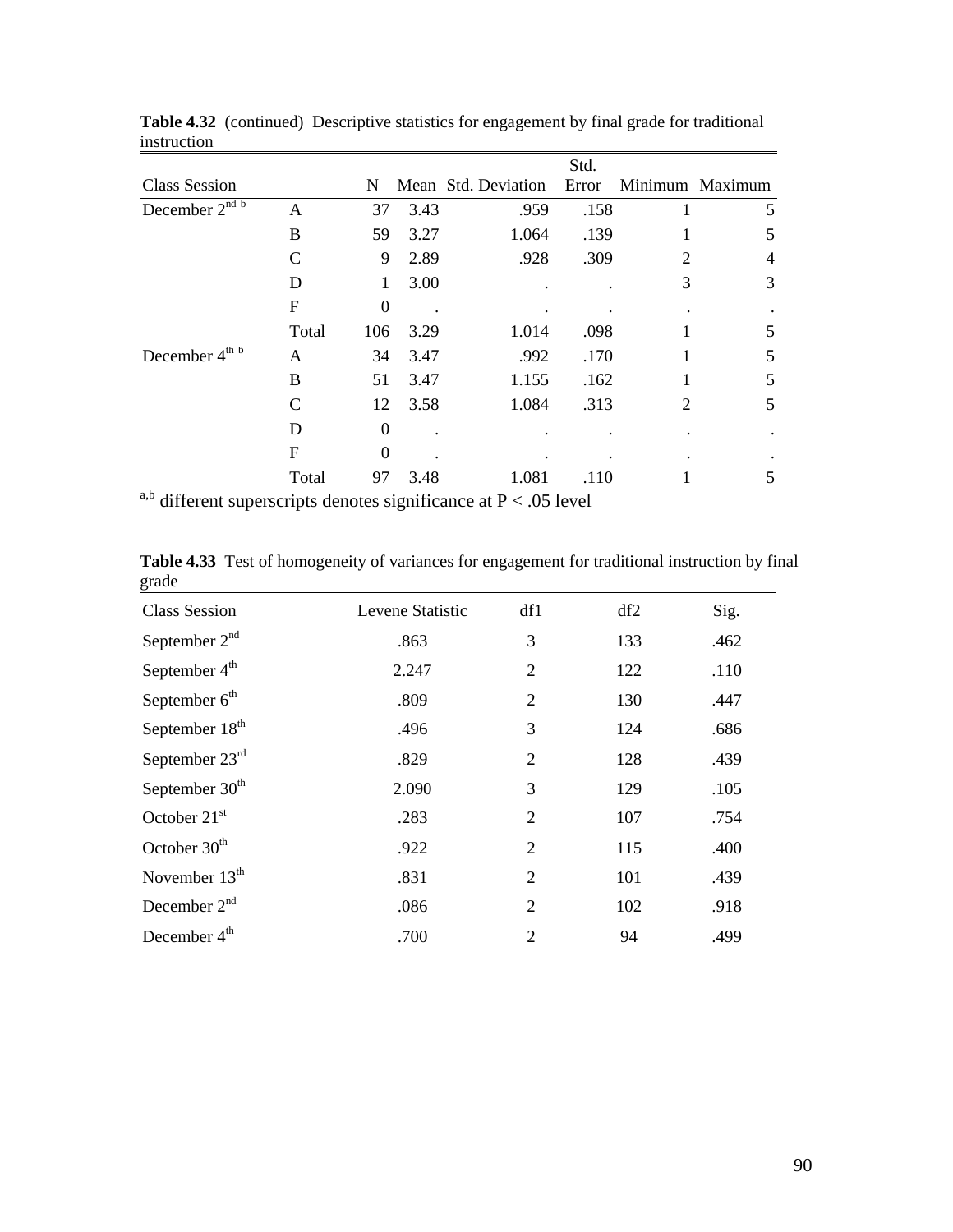**Table 4.32** (continued) Descriptive statistics for engagement by final grade for traditional instruction

| Class Session | | N | Mean | Std. Deviation | Std. Error | Minimum | Maximum |
|---|---|---|---|---|---|---|---|
| December 2nd [b] | A | 37 | 3.43 | .959 | .158 | 1 | 5 |
| | B | 59 | 3.27 | 1.064 | .139 | 1 | 5 |
| | C | 9 | 2.89 | .928 | .309 | 2 | 4 |
| | D | 1 | 3.00 | . | . | 3 | 3 |
| | F | 0 | . | . | . | . | . |
| | Total | 106 | 3.29 | 1.014 | .098 | 1 | 5 |
| December 4th [b] | A | 34 | 3.47 | .992 | .170 | 1 | 5 |
| | B | 51 | 3.47 | 1.155 | .162 | 1 | 5 |
| | C | 12 | 3.58 | 1.084 | .313 | 2 | 5 |
| | D | 0 | . | . | . | . | . |
| | F | 0 | . | . | . | . | . |
| | Total | 97 | 3.48 | 1.081 | .110 | 1 | 5 |

[a,b] different superscripts denotes significance at $P < .05$ level

**Table 4.33** Test of homogeneity of variances for engagement for traditional instruction by final grade

| Class Session | Levene Statistic | df1 | df2 | Sig. |
|---|---|---|---|---|
| September 2nd | .863 | 3 | 133 | .462 |
| September 4th | 2.247 | 2 | 122 | .110 |
| September 6th | .809 | 2 | 130 | .447 |
| September 18th | .496 | 3 | 124 | .686 |
| September 23rd | .829 | 2 | 128 | .439 |
| September 30th | 2.090 | 3 | 129 | .105 |
| October 21st | .283 | 2 | 107 | .754 |
| October 30th | .922 | 2 | 115 | .400 |
| November 13th | .831 | 2 | 101 | .439 |
| December 2nd | .086 | 2 | 102 | .918 |
| December 4th | .700 | 2 | 94 | .499 |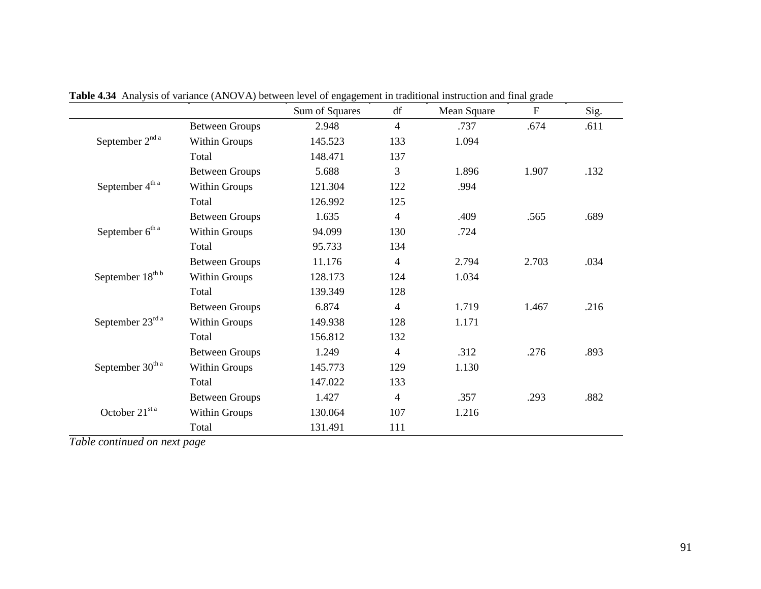**Table 4.34** Analysis of variance (ANOVA) between level of engagement in traditional instruction and final grade

| | | Sum of Squares | df | Mean Square | F | Sig. |
|---|---|---|---|---|---|---|
| September 2nd [a] | Between Groups | 2.948 | 4 | .737 | .674 | .611 |
| | Within Groups | 145.523 | 133 | 1.094 | | |
| | Total | 148.471 | 137 | | | |
| September 4th [a] | Between Groups | 5.688 | 3 | 1.896 | 1.907 | .132 |
| | Within Groups | 121.304 | 122 | .994 | | |
| | Total | 126.992 | 125 | | | |
| September 6th [a] | Between Groups | 1.635 | 4 | .409 | .565 | .689 |
| | Within Groups | 94.099 | 130 | .724 | | |
| | Total | 95.733 | 134 | | | |
| September 18th [b] | Between Groups | 11.176 | 4 | 2.794 | 2.703 | .034 |
| | Within Groups | 128.173 | 124 | 1.034 | | |
| | Total | 139.349 | 128 | | | |
| September 23rd [a] | Between Groups | 6.874 | 4 | 1.719 | 1.467 | .216 |
| | Within Groups | 149.938 | 128 | 1.171 | | |
| | Total | 156.812 | 132 | | | |
| September 30th [a] | Between Groups | 1.249 | 4 | .312 | .276 | .893 |
| | Within Groups | 145.773 | 129 | 1.130 | | |
| | Total | 147.022 | 133 | | | |
| October 21st [a] | Between Groups | 1.427 | 4 | .357 | .293 | .882 |
| | Within Groups | 130.064 | 107 | 1.216 | | |
| | Total | 131.491 | 111 | | | |

*Table continued on next page*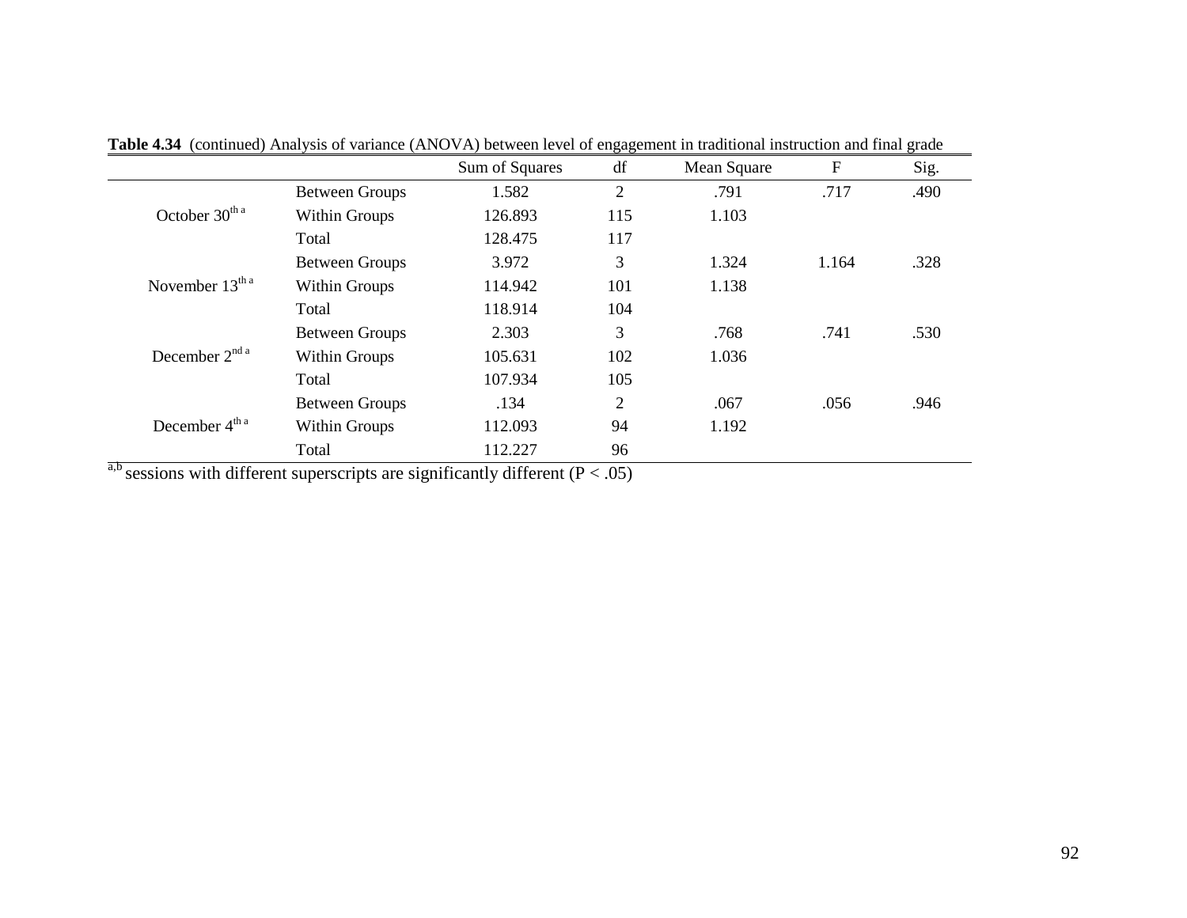**Table 4.34** (continued) Analysis of variance (ANOVA) between level of engagement in traditional instruction and final grade

| | | Sum of Squares | df | Mean Square | F | Sig. |
|---|---|---|---|---|---|---|
| October 30th [a] | Between Groups | 1.582 | 2 | .791 | .717 | .490 |
| | Within Groups | 126.893 | 115 | 1.103 | | |
| | Total | 128.475 | 117 | | | |
| November 13th [a] | Between Groups | 3.972 | 3 | 1.324 | 1.164 | .328 |
| | Within Groups | 114.942 | 101 | 1.138 | | |
| | Total | 118.914 | 104 | | | |
| December 2nd [a] | Between Groups | 2.303 | 3 | .768 | .741 | .530 |
| | Within Groups | 105.631 | 102 | 1.036 | | |
| | Total | 107.934 | 105 | | | |
| December 4th [a] | Between Groups | .134 | 2 | .067 | .056 | .946 |
| | Within Groups | 112.093 | 94 | 1.192 | | |
| | Total | 112.227 | 96 | | | |

[a,b] sessions with different superscripts are significantly different ($P < .05$)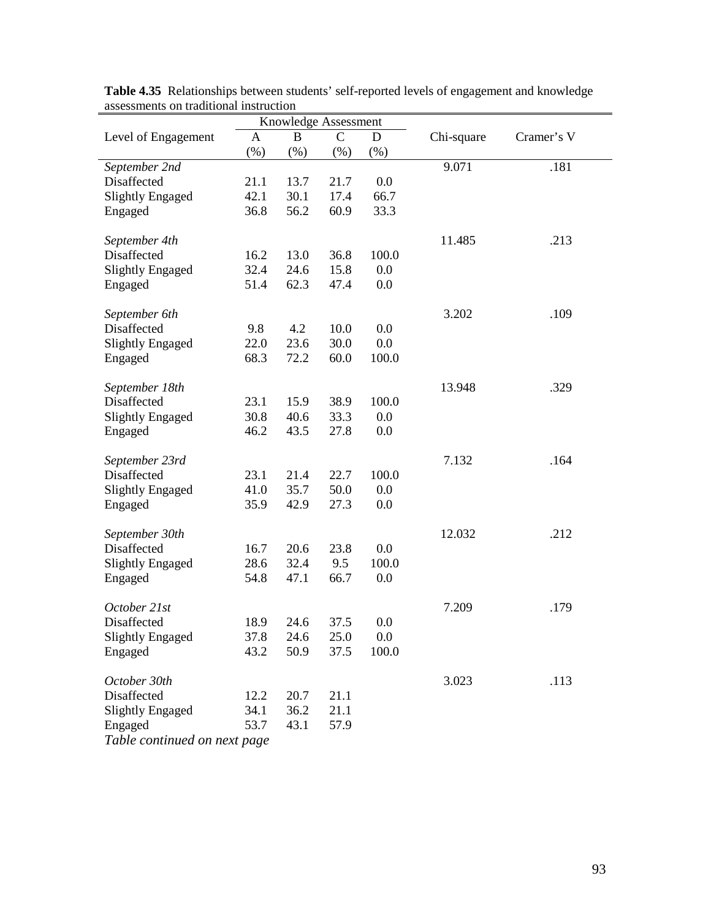**Table 4.35** Relationships between students' self-reported levels of engagement and knowledge assessments on traditional instruction

| Level of Engagement | Knowledge Assessment A (%) | B (%) | C (%) | D (%) | Chi-square | Cramer's V |
|---|---|---|---|---|---|---|
| *September 2nd* | | | | | 9.071 | .181 |
| Disaffected | 21.1 | 13.7 | 21.7 | 0.0 | | |
| Slightly Engaged | 42.1 | 30.1 | 17.4 | 66.7 | | |
| Engaged | 36.8 | 56.2 | 60.9 | 33.3 | | |
| *September 4th* | | | | | 11.485 | .213 |
| Disaffected | 16.2 | 13.0 | 36.8 | 100.0 | | |
| Slightly Engaged | 32.4 | 24.6 | 15.8 | 0.0 | | |
| Engaged | 51.4 | 62.3 | 47.4 | 0.0 | | |
| *September 6th* | | | | | 3.202 | .109 |
| Disaffected | 9.8 | 4.2 | 10.0 | 0.0 | | |
| Slightly Engaged | 22.0 | 23.6 | 30.0 | 0.0 | | |
| Engaged | 68.3 | 72.2 | 60.0 | 100.0 | | |
| *September 18th* | | | | | 13.948 | .329 |
| Disaffected | 23.1 | 15.9 | 38.9 | 100.0 | | |
| Slightly Engaged | 30.8 | 40.6 | 33.3 | 0.0 | | |
| Engaged | 46.2 | 43.5 | 27.8 | 0.0 | | |
| *September 23rd* | | | | | 7.132 | .164 |
| Disaffected | 23.1 | 21.4 | 22.7 | 100.0 | | |
| Slightly Engaged | 41.0 | 35.7 | 50.0 | 0.0 | | |
| Engaged | 35.9 | 42.9 | 27.3 | 0.0 | | |
| *September 30th* | | | | | 12.032 | .212 |
| Disaffected | 16.7 | 20.6 | 23.8 | 0.0 | | |
| Slightly Engaged | 28.6 | 32.4 | 9.5 | 100.0 | | |
| Engaged | 54.8 | 47.1 | 66.7 | 0.0 | | |
| *October 21st* | | | | | 7.209 | .179 |
| Disaffected | 18.9 | 24.6 | 37.5 | 0.0 | | |
| Slightly Engaged | 37.8 | 24.6 | 25.0 | 0.0 | | |
| Engaged | 43.2 | 50.9 | 37.5 | 100.0 | | |
| *October 30th* | | | | | 3.023 | .113 |
| Disaffected | 12.2 | 20.7 | 21.1 | | | |
| Slightly Engaged | 34.1 | 36.2 | 21.1 | | | |
| Engaged | 53.7 | 43.1 | 57.9 | | | |

*Table continued on next page*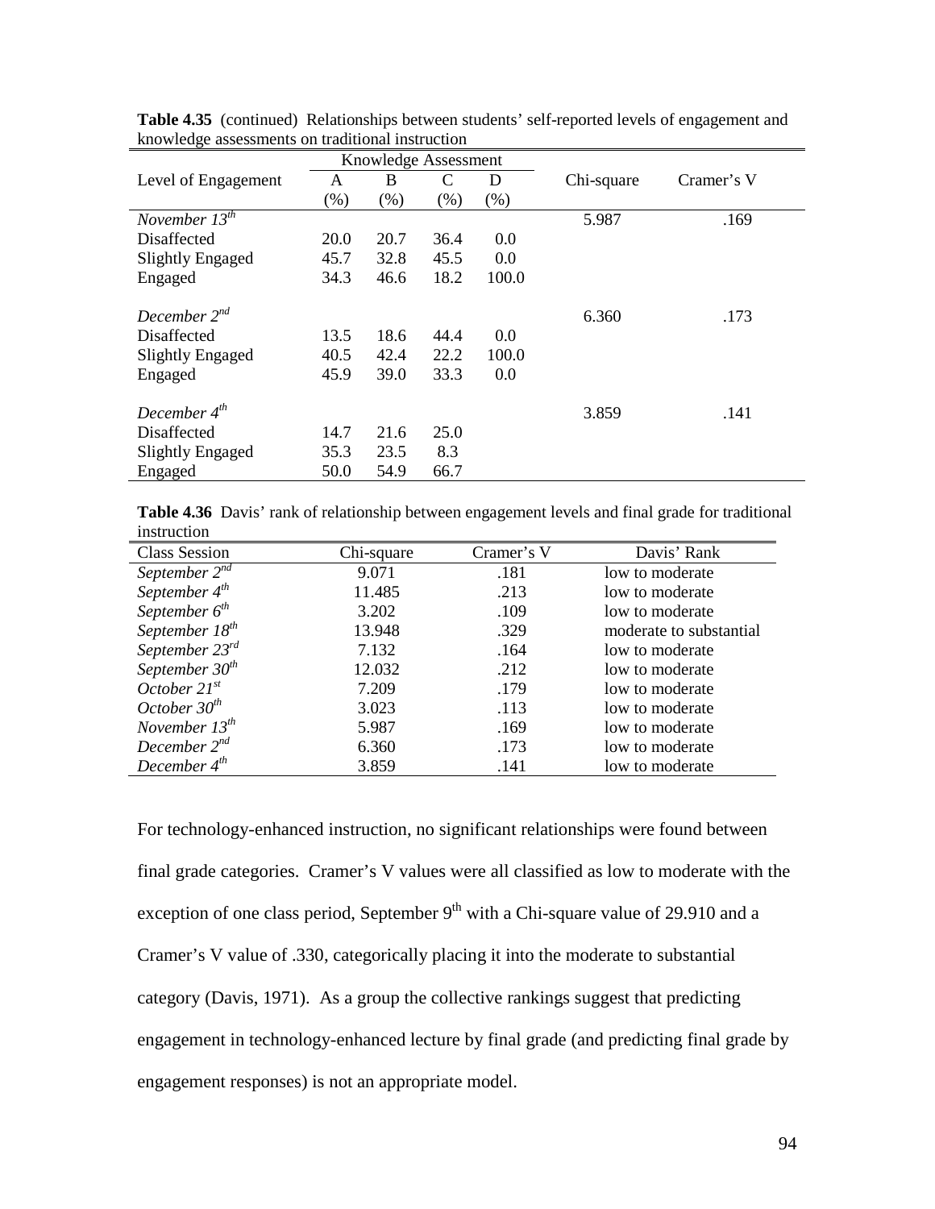**Table 4.35** (continued) Relationships between students' self-reported levels of engagement and knowledge assessments on traditional instruction

| Level of Engagement | Knowledge Assessment A (%) | B (%) | C (%) | D (%) | Chi-square | Cramer's V |
|---|---|---|---|---|---|---|
| *November 13th* | | | | | 5.987 | .169 |
| Disaffected | 20.0 | 20.7 | 36.4 | 0.0 | | |
| Slightly Engaged | 45.7 | 32.8 | 45.5 | 0.0 | | |
| Engaged | 34.3 | 46.6 | 18.2 | 100.0 | | |
| *December 2nd* | | | | | 6.360 | .173 |
| Disaffected | 13.5 | 18.6 | 44.4 | 0.0 | | |
| Slightly Engaged | 40.5 | 42.4 | 22.2 | 100.0 | | |
| Engaged | 45.9 | 39.0 | 33.3 | 0.0 | | |
| *December 4th* | | | | | 3.859 | .141 |
| Disaffected | 14.7 | 21.6 | 25.0 | | | |
| Slightly Engaged | 35.3 | 23.5 | 8.3 | | | |
| Engaged | 50.0 | 54.9 | 66.7 | | | |

**Table 4.36** Davis' rank of relationship between engagement levels and final grade for traditional instruction

| Class Session | Chi-square | Cramer's V | Davis' Rank |
|---|---|---|---|
| *September 2nd* | 9.071 | .181 | low to moderate |
| *September 4th* | 11.485 | .213 | low to moderate |
| *September 6th* | 3.202 | .109 | low to moderate |
| *September 18th* | 13.948 | .329 | moderate to substantial |
| *September 23rd* | 7.132 | .164 | low to moderate |
| *September 30th* | 12.032 | .212 | low to moderate |
| *October 21st* | 7.209 | .179 | low to moderate |
| *October 30th* | 3.023 | .113 | low to moderate |
| *November 13th* | 5.987 | .169 | low to moderate |
| *December 2nd* | 6.360 | .173 | low to moderate |
| *December 4th* | 3.859 | .141 | low to moderate |

For technology-enhanced instruction, no significant relationships were found between final grade categories. Cramer's V values were all classified as low to moderate with the exception of one class period, September 9th with a Chi-square value of 29.910 and a Cramer's V value of .330, categorically placing it into the moderate to substantial category (Davis, 1971). As a group the collective rankings suggest that predicting engagement in technology-enhanced lecture by final grade (and predicting final grade by engagement responses) is not an appropriate model.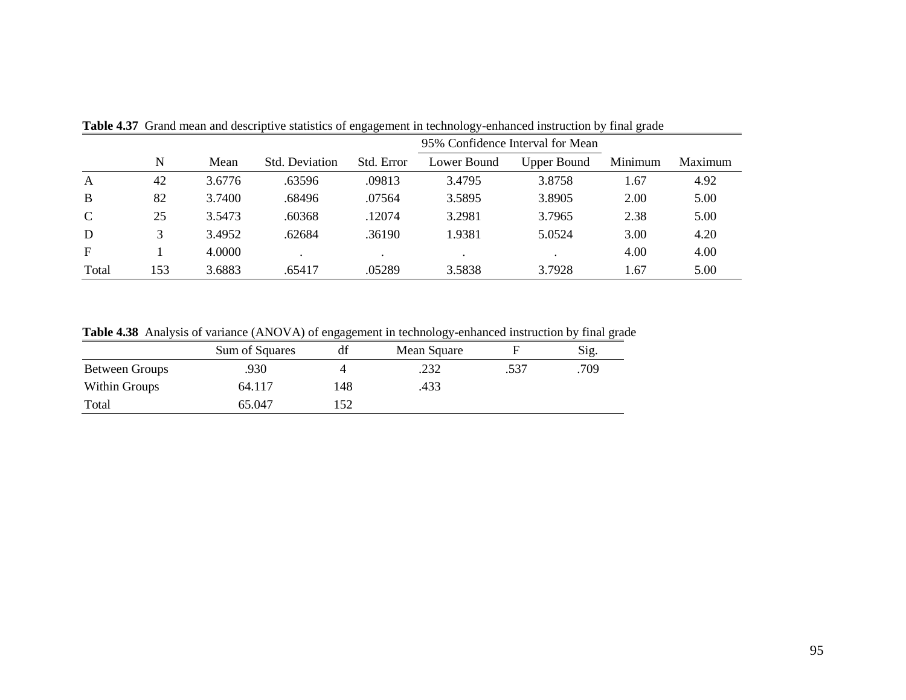**Table 4.37** Grand mean and descriptive statistics of engagement in technology-enhanced instruction by final grade

| | N | Mean | Std. Deviation | Std. Error | 95% Confidence Interval for Mean | | Minimum | Maximum |
|---|---|---|---|---|---|---|---|---|
| | | | | | Lower Bound | Upper Bound | | |
| A | 42 | 3.6776 | .63596 | .09813 | 3.4795 | 3.8758 | 1.67 | 4.92 |
| B | 82 | 3.7400 | .68496 | .07564 | 3.5895 | 3.8905 | 2.00 | 5.00 |
| C | 25 | 3.5473 | .60368 | .12074 | 3.2981 | 3.7965 | 2.38 | 5.00 |
| D | 3 | 3.4952 | .62684 | .36190 | 1.9381 | 5.0524 | 3.00 | 4.20 |
| F | 1 | 4.0000 | . | . | . | . | 4.00 | 4.00 |
| Total | 153 | 3.6883 | .65417 | .05289 | 3.5838 | 3.7928 | 1.67 | 5.00 |

**Table 4.38** Analysis of variance (ANOVA) of engagement in technology-enhanced instruction by final grade

| | Sum of Squares | df | Mean Square | F | Sig. |
|---|---|---|---|---|---|
| Between Groups | .930 | 4 | .232 | .537 | .709 |
| Within Groups | 64.117 | 148 | .433 | | |
| Total | 65.047 | 152 | | | |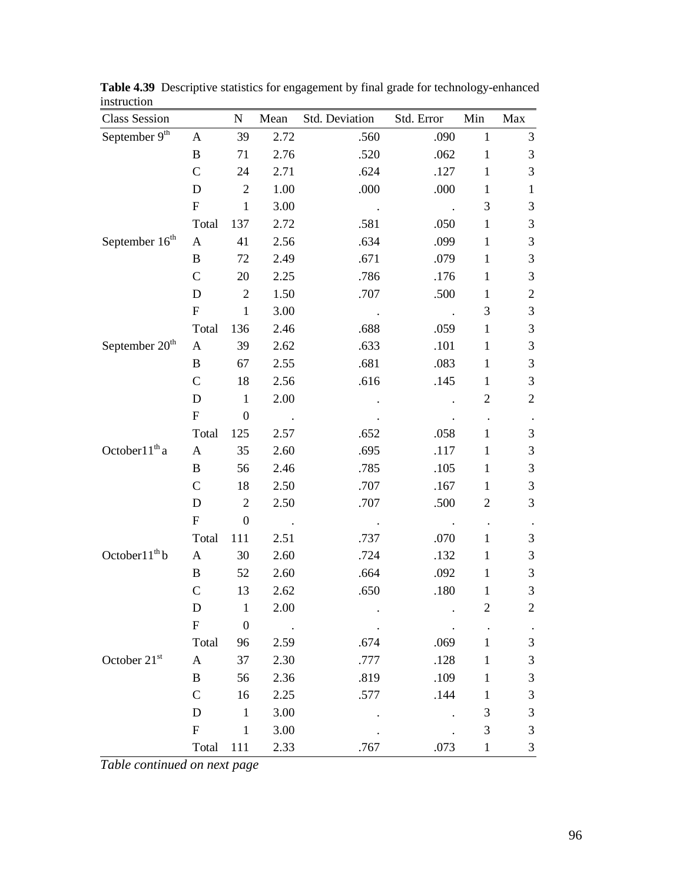**Table 4.39** Descriptive statistics for engagement by final grade for technology-enhanced instruction

| Class Session | | N | Mean | Std. Deviation | Std. Error | Min | Max |
|---|---|---|---|---|---|---|---|
| September 9th | A | 39 | 2.72 | .560 | .090 | 1 | 3 |
| | B | 71 | 2.76 | .520 | .062 | 1 | 3 |
| | C | 24 | 2.71 | .624 | .127 | 1 | 3 |
| | D | 2 | 1.00 | .000 | .000 | 1 | 1 |
| | F | 1 | 3.00 | . | . | 3 | 3 |
| | Total | 137 | 2.72 | .581 | .050 | 1 | 3 |
| September 16th | A | 41 | 2.56 | .634 | .099 | 1 | 3 |
| | B | 72 | 2.49 | .671 | .079 | 1 | 3 |
| | C | 20 | 2.25 | .786 | .176 | 1 | 3 |
| | D | 2 | 1.50 | .707 | .500 | 1 | 2 |
| | F | 1 | 3.00 | . | . | 3 | 3 |
| | Total | 136 | 2.46 | .688 | .059 | 1 | 3 |
| September 20th | A | 39 | 2.62 | .633 | .101 | 1 | 3 |
| | B | 67 | 2.55 | .681 | .083 | 1 | 3 |
| | C | 18 | 2.56 | .616 | .145 | 1 | 3 |
| | D | 1 | 2.00 | . | . | 2 | 2 |
| | F | 0 | . | . | . | . | . |
| | Total | 125 | 2.57 | .652 | .058 | 1 | 3 |
| October11th a | A | 35 | 2.60 | .695 | .117 | 1 | 3 |
| | B | 56 | 2.46 | .785 | .105 | 1 | 3 |
| | C | 18 | 2.50 | .707 | .167 | 1 | 3 |
| | D | 2 | 2.50 | .707 | .500 | 2 | 3 |
| | F | 0 | . | . | . | . | . |
| | Total | 111 | 2.51 | .737 | .070 | 1 | 3 |
| October11th b | A | 30 | 2.60 | .724 | .132 | 1 | 3 |
| | B | 52 | 2.60 | .664 | .092 | 1 | 3 |
| | C | 13 | 2.62 | .650 | .180 | 1 | 3 |
| | D | 1 | 2.00 | . | . | 2 | 2 |
| | F | 0 | . | . | . | . | . |
| | Total | 96 | 2.59 | .674 | .069 | 1 | 3 |
| October 21st | A | 37 | 2.30 | .777 | .128 | 1 | 3 |
| | B | 56 | 2.36 | .819 | .109 | 1 | 3 |
| | C | 16 | 2.25 | .577 | .144 | 1 | 3 |
| | D | 1 | 3.00 | . | . | 3 | 3 |
| | F | 1 | 3.00 | . | . | 3 | 3 |
| | Total | 111 | 2.33 | .767 | .073 | 1 | 3 |

*Table continued on next page*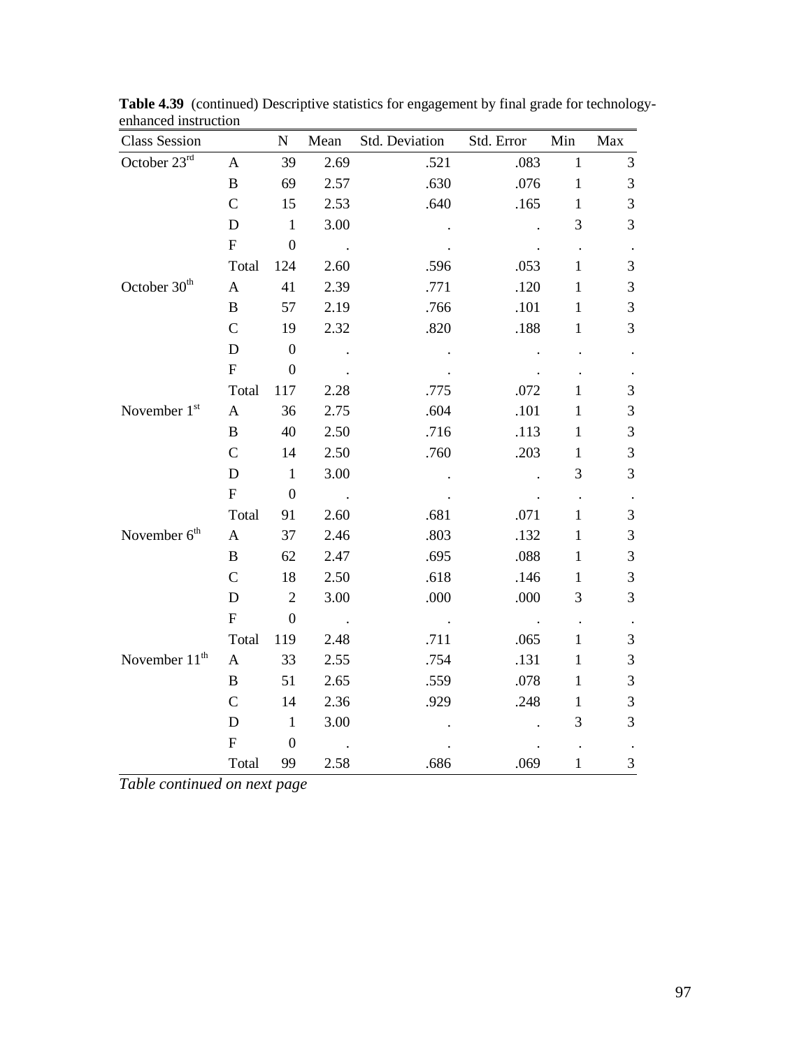**Table 4.39** (continued) Descriptive statistics for engagement by final grade for technology-enhanced instruction

| Class Session | | N | Mean | Std. Deviation | Std. Error | Min | Max |
|---|---|---|---|---|---|---|---|
| October 23rd | A | 39 | 2.69 | .521 | .083 | 1 | 3 |
| | B | 69 | 2.57 | .630 | .076 | 1 | 3 |
| | C | 15 | 2.53 | .640 | .165 | 1 | 3 |
| | D | 1 | 3.00 | . | . | 3 | 3 |
| | F | 0 | . | . | . | . | . |
| | Total | 124 | 2.60 | .596 | .053 | 1 | 3 |
| October 30th | A | 41 | 2.39 | .771 | .120 | 1 | 3 |
| | B | 57 | 2.19 | .766 | .101 | 1 | 3 |
| | C | 19 | 2.32 | .820 | .188 | 1 | 3 |
| | D | 0 | . | . | . | . | . |
| | F | 0 | . | . | . | . | . |
| | Total | 117 | 2.28 | .775 | .072 | 1 | 3 |
| November 1st | A | 36 | 2.75 | .604 | .101 | 1 | 3 |
| | B | 40 | 2.50 | .716 | .113 | 1 | 3 |
| | C | 14 | 2.50 | .760 | .203 | 1 | 3 |
| | D | 1 | 3.00 | . | . | 3 | 3 |
| | F | 0 | . | . | . | . | . |
| | Total | 91 | 2.60 | .681 | .071 | 1 | 3 |
| November 6th | A | 37 | 2.46 | .803 | .132 | 1 | 3 |
| | B | 62 | 2.47 | .695 | .088 | 1 | 3 |
| | C | 18 | 2.50 | .618 | .146 | 1 | 3 |
| | D | 2 | 3.00 | .000 | .000 | 3 | 3 |
| | F | 0 | . | . | . | . | . |
| | Total | 119 | 2.48 | .711 | .065 | 1 | 3 |
| November 11th | A | 33 | 2.55 | .754 | .131 | 1 | 3 |
| | B | 51 | 2.65 | .559 | .078 | 1 | 3 |
| | C | 14 | 2.36 | .929 | .248 | 1 | 3 |
| | D | 1 | 3.00 | . | . | 3 | 3 |
| | F | 0 | . | . | . | . | . |
| | Total | 99 | 2.58 | .686 | .069 | 1 | 3 |

*Table continued on next page*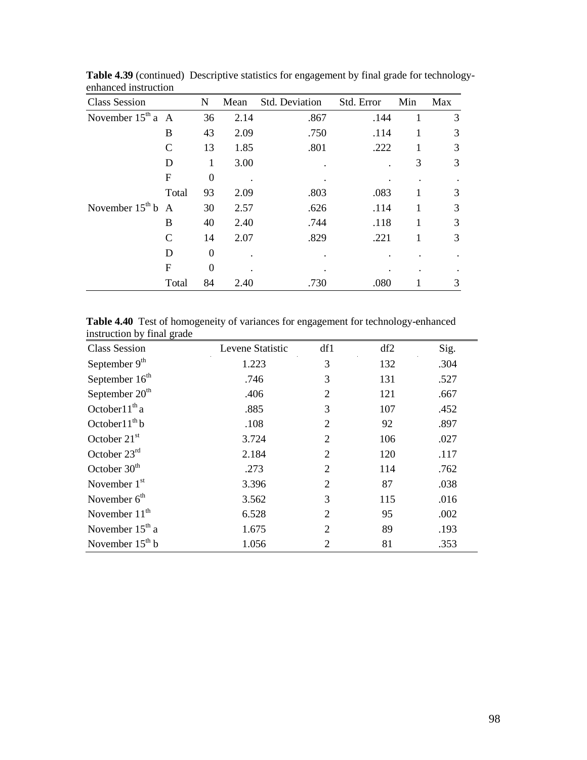**Table 4.39** (continued) Descriptive statistics for engagement by final grade for technology-enhanced instruction

| Class Session | | N | Mean | Std. Deviation | Std. Error | Min | Max |
|---|---|---|---|---|---|---|---|
| November 15$^{th}$ a | A | 36 | 2.14 | .867 | .144 | 1 | 3 |
| | B | 43 | 2.09 | .750 | .114 | 1 | 3 |
| | C | 13 | 1.85 | .801 | .222 | 1 | 3 |
| | D | 1 | 3.00 | . | . | 3 | 3 |
| | F | 0 | . | . | . | . | . |
| | Total | 93 | 2.09 | .803 | .083 | 1 | 3 |
| November 15$^{th}$ b | A | 30 | 2.57 | .626 | .114 | 1 | 3 |
| | B | 40 | 2.40 | .744 | .118 | 1 | 3 |
| | C | 14 | 2.07 | .829 | .221 | 1 | 3 |
| | D | 0 | . | . | . | . | . |
| | F | 0 | . | . | . | . | . |
| | Total | 84 | 2.40 | .730 | .080 | 1 | 3 |

**Table 4.40** Test of homogeneity of variances for engagement for technology-enhanced instruction by final grade

| Class Session | Levene Statistic | df1 | df2 | Sig. |
|---|---|---|---|---|
| September 9$^{th}$ | 1.223 | 3 | 132 | .304 |
| September 16$^{th}$ | .746 | 3 | 131 | .527 |
| September 20$^{th}$ | .406 | 2 | 121 | .667 |
| October11$^{th}$ a | .885 | 3 | 107 | .452 |
| October11$^{th}$ b | .108 | 2 | 92 | .897 |
| October 21$^{st}$ | 3.724 | 2 | 106 | .027 |
| October 23$^{rd}$ | 2.184 | 2 | 120 | .117 |
| October 30$^{th}$ | .273 | 2 | 114 | .762 |
| November 1$^{st}$ | 3.396 | 2 | 87 | .038 |
| November 6$^{th}$ | 3.562 | 3 | 115 | .016 |
| November 11$^{th}$ | 6.528 | 2 | 95 | .002 |
| November 15$^{th}$ a | 1.675 | 2 | 89 | .193 |
| November 15$^{th}$ b | 1.056 | 2 | 81 | .353 |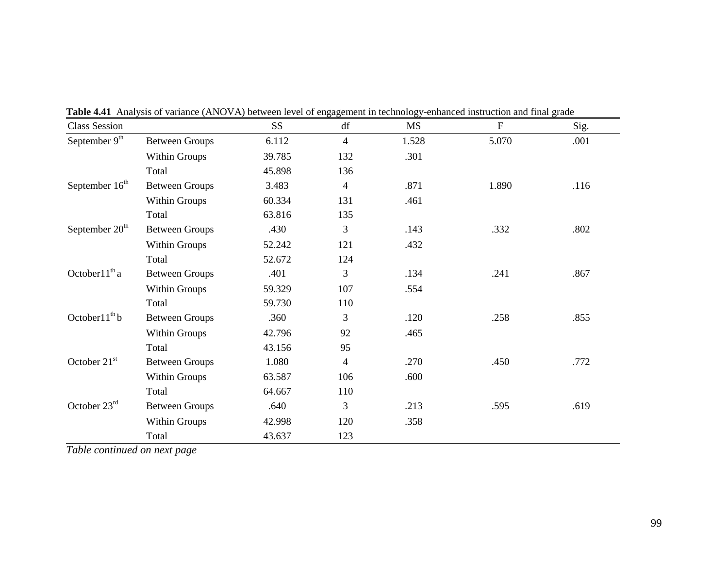**Table 4.41** Analysis of variance (ANOVA) between level of engagement in technology-enhanced instruction and final grade

| Class Session | | SS | df | MS | F | Sig. |
|---|---|---|---|---|---|---|
| September 9th | Between Groups | 6.112 | 4 | 1.528 | 5.070 | .001 |
| | Within Groups | 39.785 | 132 | .301 | | |
| | Total | 45.898 | 136 | | | |
| September 16th | Between Groups | 3.483 | 4 | .871 | 1.890 | .116 |
| | Within Groups | 60.334 | 131 | .461 | | |
| | Total | 63.816 | 135 | | | |
| September 20th | Between Groups | .430 | 3 | .143 | .332 | .802 |
| | Within Groups | 52.242 | 121 | .432 | | |
| | Total | 52.672 | 124 | | | |
| October11th a | Between Groups | .401 | 3 | .134 | .241 | .867 |
| | Within Groups | 59.329 | 107 | .554 | | |
| | Total | 59.730 | 110 | | | |
| October11th b | Between Groups | .360 | 3 | .120 | .258 | .855 |
| | Within Groups | 42.796 | 92 | .465 | | |
| | Total | 43.156 | 95 | | | |
| October 21st | Between Groups | 1.080 | 4 | .270 | .450 | .772 |
| | Within Groups | 63.587 | 106 | .600 | | |
| | Total | 64.667 | 110 | | | |
| October 23rd | Between Groups | .640 | 3 | .213 | .595 | .619 |
| | Within Groups | 42.998 | 120 | .358 | | |
| | Total | 43.637 | 123 | | | |

*Table continued on next page*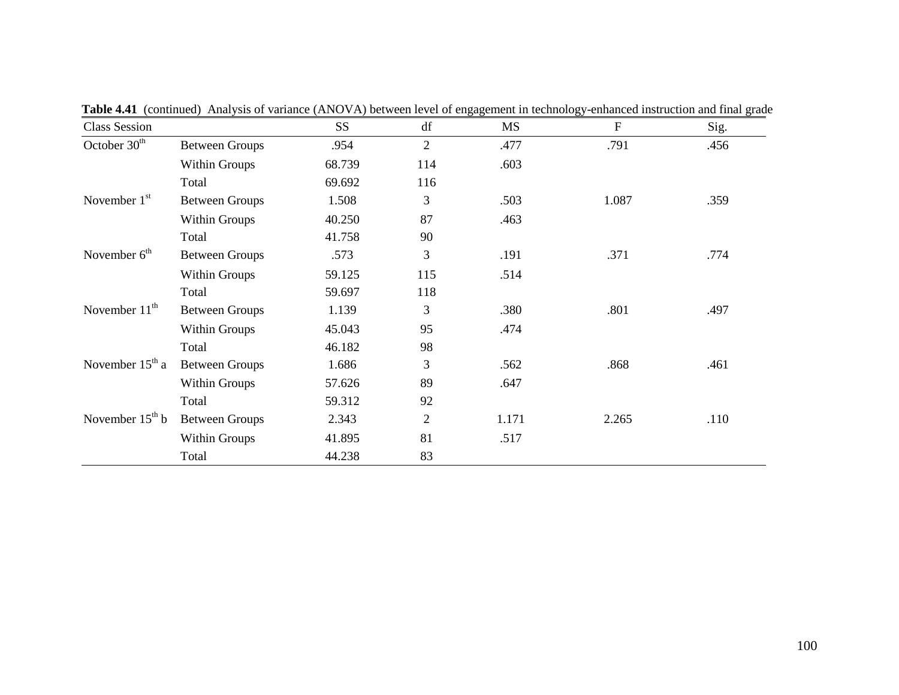**Table 4.41** (continued) Analysis of variance (ANOVA) between level of engagement in technology-enhanced instruction and final grade

| Class Session | | SS | df | MS | F | Sig. |
|---|---|---|---|---|---|---|
| October 30th | Between Groups | .954 | 2 | .477 | .791 | .456 |
| | Within Groups | 68.739 | 114 | .603 | | |
| | Total | 69.692 | 116 | | | |
| November 1st | Between Groups | 1.508 | 3 | .503 | 1.087 | .359 |
| | Within Groups | 40.250 | 87 | .463 | | |
| | Total | 41.758 | 90 | | | |
| November 6th | Between Groups | .573 | 3 | .191 | .371 | .774 |
| | Within Groups | 59.125 | 115 | .514 | | |
| | Total | 59.697 | 118 | | | |
| November 11th | Between Groups | 1.139 | 3 | .380 | .801 | .497 |
| | Within Groups | 45.043 | 95 | .474 | | |
| | Total | 46.182 | 98 | | | |
| November 15th a | Between Groups | 1.686 | 3 | .562 | .868 | .461 |
| | Within Groups | 57.626 | 89 | .647 | | |
| | Total | 59.312 | 92 | | | |
| November 15th b | Between Groups | 2.343 | 2 | 1.171 | 2.265 | .110 |
| | Within Groups | 41.895 | 81 | .517 | | |
| | Total | 44.238 | 83 | | | |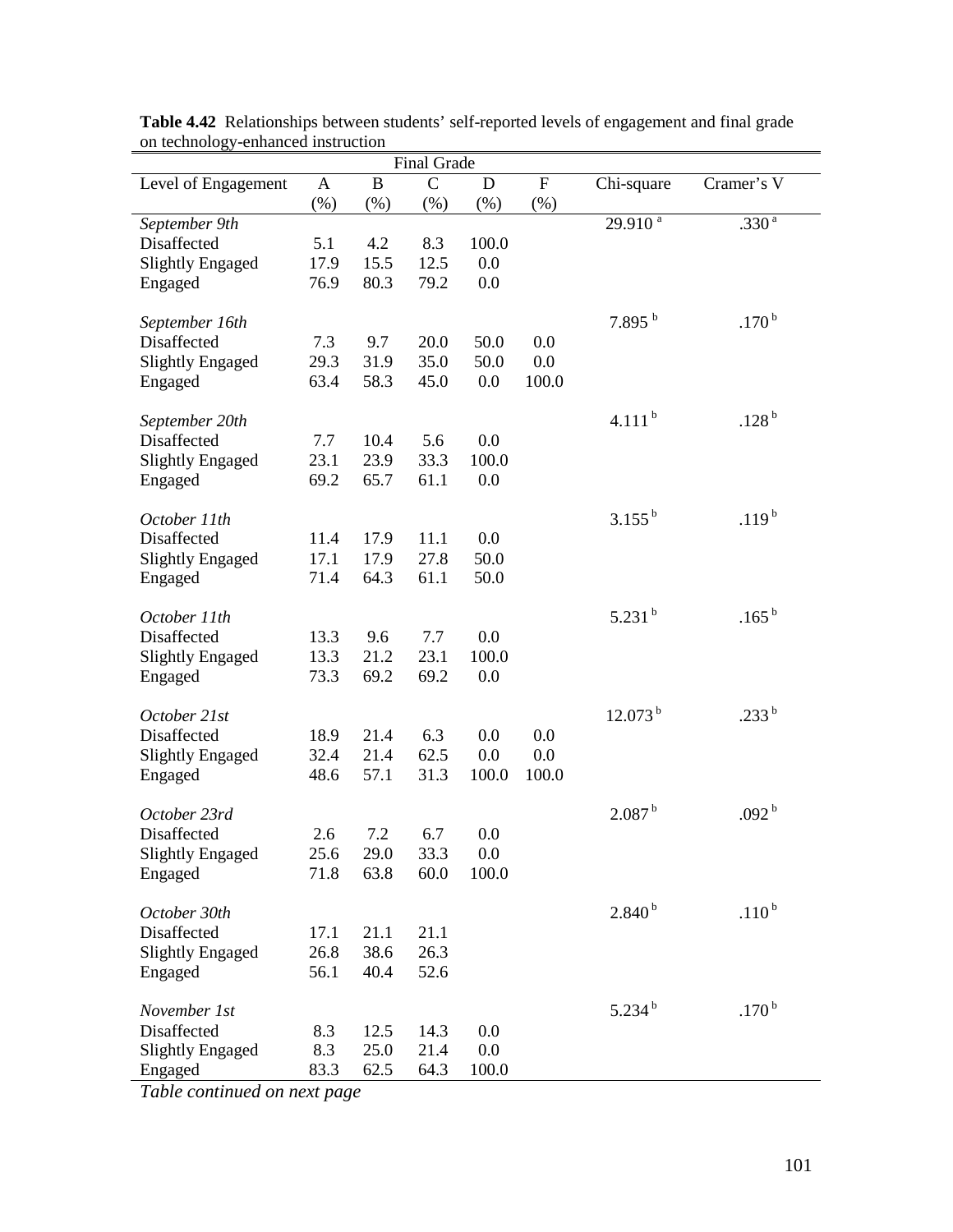**Table 4.42** Relationships between students' self-reported levels of engagement and final grade on technology-enhanced instruction

| | Final Grade | | | | | | |
|---|---|---|---|---|---|---|---|
| Level of Engagement | A (%) | B (%) | C (%) | D (%) | F (%) | Chi-square | Cramer's V |
| *September 9th* | | | | | | 29.910 [a] | .330 [a] |
| Disaffected | 5.1 | 4.2 | 8.3 | 100.0 | | | |
| Slightly Engaged | 17.9 | 15.5 | 12.5 | 0.0 | | | |
| Engaged | 76.9 | 80.3 | 79.2 | 0.0 | | | |
| *September 16th* | | | | | | 7.895 [b] | .170 [b] |
| Disaffected | 7.3 | 9.7 | 20.0 | 50.0 | 0.0 | | |
| Slightly Engaged | 29.3 | 31.9 | 35.0 | 50.0 | 0.0 | | |
| Engaged | 63.4 | 58.3 | 45.0 | 0.0 | 100.0 | | |
| *September 20th* | | | | | | 4.111 [b] | .128 [b] |
| Disaffected | 7.7 | 10.4 | 5.6 | 0.0 | | | |
| Slightly Engaged | 23.1 | 23.9 | 33.3 | 100.0 | | | |
| Engaged | 69.2 | 65.7 | 61.1 | 0.0 | | | |
| *October 11th* | | | | | | 3.155 [b] | .119 [b] |
| Disaffected | 11.4 | 17.9 | 11.1 | 0.0 | | | |
| Slightly Engaged | 17.1 | 17.9 | 27.8 | 50.0 | | | |
| Engaged | 71.4 | 64.3 | 61.1 | 50.0 | | | |
| *October 11th* | | | | | | 5.231 [b] | .165 [b] |
| Disaffected | 13.3 | 9.6 | 7.7 | 0.0 | | | |
| Slightly Engaged | 13.3 | 21.2 | 23.1 | 100.0 | | | |
| Engaged | 73.3 | 69.2 | 69.2 | 0.0 | | | |
| *October 21st* | | | | | | 12.073 [b] | .233 [b] |
| Disaffected | 18.9 | 21.4 | 6.3 | 0.0 | 0.0 | | |
| Slightly Engaged | 32.4 | 21.4 | 62.5 | 0.0 | 0.0 | | |
| Engaged | 48.6 | 57.1 | 31.3 | 100.0 | 100.0 | | |
| *October 23rd* | | | | | | 2.087 [b] | .092 [b] |
| Disaffected | 2.6 | 7.2 | 6.7 | 0.0 | | | |
| Slightly Engaged | 25.6 | 29.0 | 33.3 | 0.0 | | | |
| Engaged | 71.8 | 63.8 | 60.0 | 100.0 | | | |
| *October 30th* | | | | | | 2.840 [b] | .110 [b] |
| Disaffected | 17.1 | 21.1 | 21.1 | | | | |
| Slightly Engaged | 26.8 | 38.6 | 26.3 | | | | |
| Engaged | 56.1 | 40.4 | 52.6 | | | | |
| *November 1st* | | | | | | 5.234 [b] | .170 [b] |
| Disaffected | 8.3 | 12.5 | 14.3 | 0.0 | | | |
| Slightly Engaged | 8.3 | 25.0 | 21.4 | 0.0 | | | |
| Engaged | 83.3 | 62.5 | 64.3 | 100.0 | | | |

*Table continued on next page*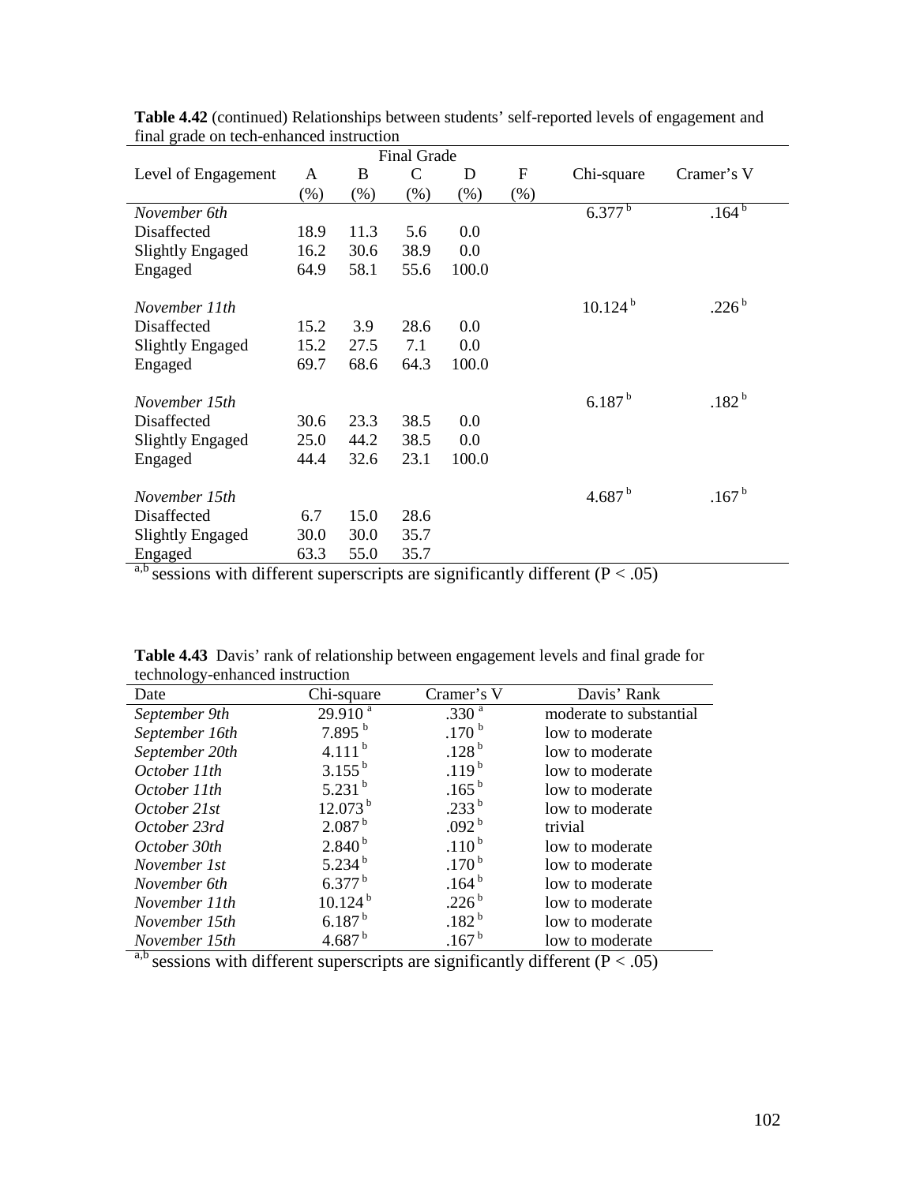**Table 4.42** (continued) Relationships between students' self-reported levels of engagement and final grade on tech-enhanced instruction

| | Final Grade | | | | | | |
|---|---|---|---|---|---|---|---|
| Level of Engagement | A (%) | B (%) | C (%) | D (%) | F (%) | Chi-square | Cramer's V |
| *November 6th* | | | | | | 6.377 [b] | .164 [b] |
| Disaffected | 18.9 | 11.3 | 5.6 | 0.0 | | | |
| Slightly Engaged | 16.2 | 30.6 | 38.9 | 0.0 | | | |
| Engaged | 64.9 | 58.1 | 55.6 | 100.0 | | | |
| *November 11th* | | | | | | 10.124 [b] | .226 [b] |
| Disaffected | 15.2 | 3.9 | 28.6 | 0.0 | | | |
| Slightly Engaged | 15.2 | 27.5 | 7.1 | 0.0 | | | |
| Engaged | 69.7 | 68.6 | 64.3 | 100.0 | | | |
| *November 15th* | | | | | | 6.187 [b] | .182 [b] |
| Disaffected | 30.6 | 23.3 | 38.5 | 0.0 | | | |
| Slightly Engaged | 25.0 | 44.2 | 38.5 | 0.0 | | | |
| Engaged | 44.4 | 32.6 | 23.1 | 100.0 | | | |
| *November 15th* | | | | | | 4.687 [b] | .167 [b] |
| Disaffected | 6.7 | 15.0 | 28.6 | | | | |
| Slightly Engaged | 30.0 | 30.0 | 35.7 | | | | |
| Engaged | 63.3 | 55.0 | 35.7 | | | | |

[a,b] sessions with different superscripts are significantly different ($P < .05$)

**Table 4.43** Davis' rank of relationship between engagement levels and final grade for technology-enhanced instruction

| Date | Chi-square | Cramer's V | Davis' Rank |
|---|---|---|---|
| *September 9th* | 29.910 [a] | .330 [a] | moderate to substantial |
| *September 16th* | 7.895 [b] | .170 [b] | low to moderate |
| *September 20th* | 4.111 [b] | .128 [b] | low to moderate |
| *October 11th* | 3.155 [b] | .119 [b] | low to moderate |
| *October 11th* | 5.231 [b] | .165 [b] | low to moderate |
| *October 21st* | 12.073 [b] | .233 [b] | low to moderate |
| *October 23rd* | 2.087 [b] | .092 [b] | trivial |
| *October 30th* | 2.840 [b] | .110 [b] | low to moderate |
| *November 1st* | 5.234 [b] | .170 [b] | low to moderate |
| *November 6th* | 6.377 [b] | .164 [b] | low to moderate |
| *November 11th* | 10.124 [b] | .226 [b] | low to moderate |
| *November 15th* | 6.187 [b] | .182 [b] | low to moderate |
| *November 15th* | 4.687 [b] | .167 [b] | low to moderate |

[a,b] sessions with different superscripts are significantly different ($P < .05$)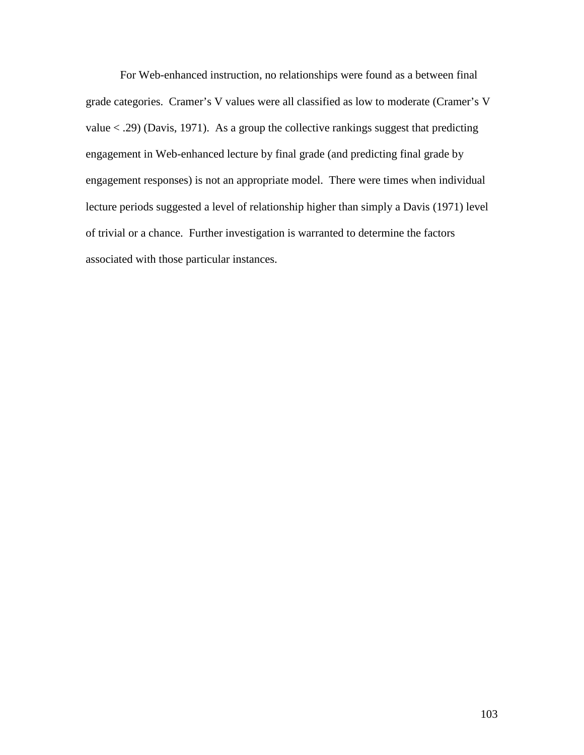For Web-enhanced instruction, no relationships were found as a between final grade categories. Cramer's V values were all classified as low to moderate (Cramer's V value < .29) (Davis, 1971). As a group the collective rankings suggest that predicting engagement in Web-enhanced lecture by final grade (and predicting final grade by engagement responses) is not an appropriate model. There were times when individual lecture periods suggested a level of relationship higher than simply a Davis (1971) level of trivial or a chance. Further investigation is warranted to determine the factors associated with those particular instances.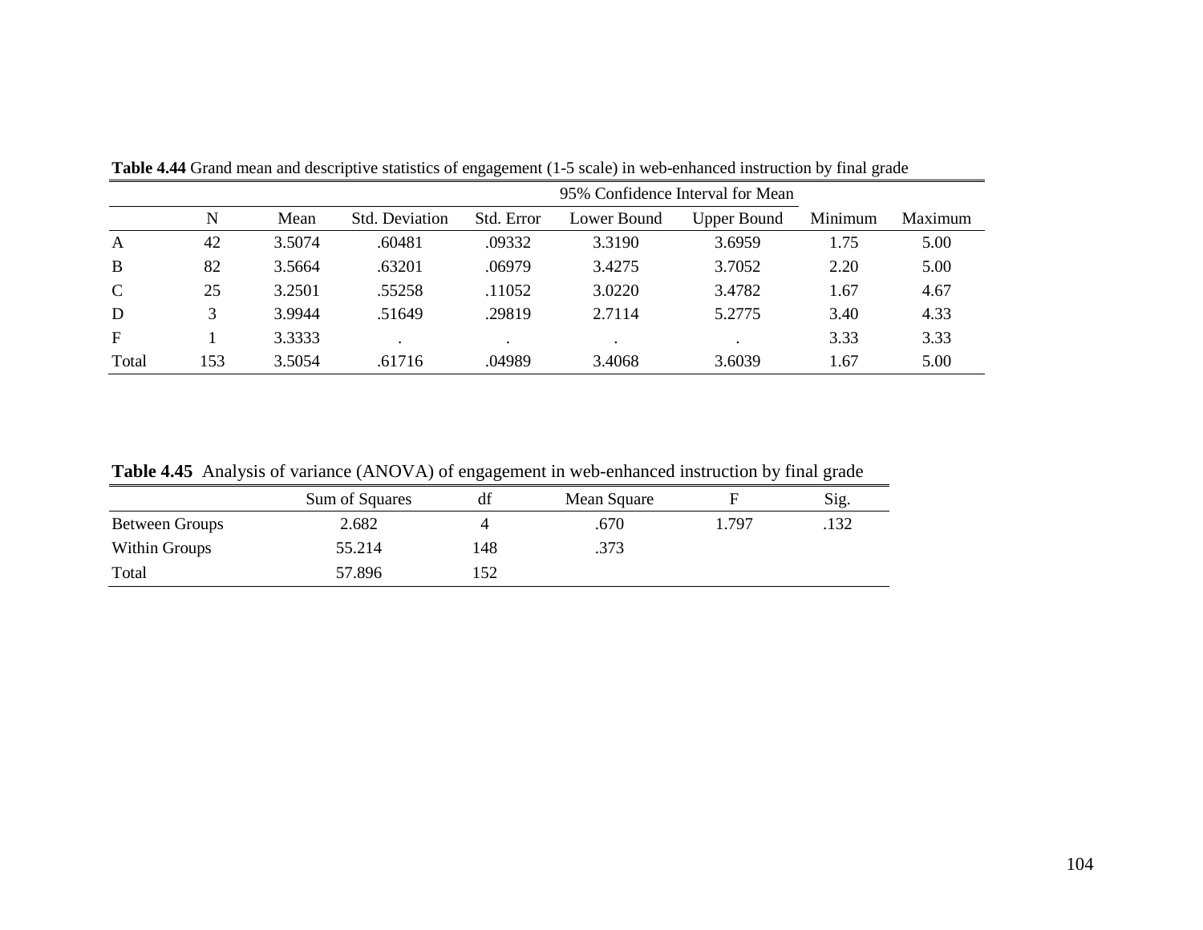**Table 4.44** Grand mean and descriptive statistics of engagement (1-5 scale) in web-enhanced instruction by final grade

| | N | Mean | Std. Deviation | Std. Error | 95% Confidence Interval for Mean | | Minimum | Maximum |
|---|---|---|---|---|---|---|---|---|
| | | | | | Lower Bound | Upper Bound | | |
| A | 42 | 3.5074 | .60481 | .09332 | 3.3190 | 3.6959 | 1.75 | 5.00 |
| B | 82 | 3.5664 | .63201 | .06979 | 3.4275 | 3.7052 | 2.20 | 5.00 |
| C | 25 | 3.2501 | .55258 | .11052 | 3.0220 | 3.4782 | 1.67 | 4.67 |
| D | 3 | 3.9944 | .51649 | .29819 | 2.7114 | 5.2775 | 3.40 | 4.33 |
| F | 1 | 3.3333 | . | . | . | . | 3.33 | 3.33 |
| Total | 153 | 3.5054 | .61716 | .04989 | 3.4068 | 3.6039 | 1.67 | 5.00 |

**Table 4.45** Analysis of variance (ANOVA) of engagement in web-enhanced instruction by final grade

| | Sum of Squares | df | Mean Square | F | Sig. |
|---|---|---|---|---|---|
| Between Groups | 2.682 | 4 | .670 | 1.797 | .132 |
| Within Groups | 55.214 | 148 | .373 | | |
| Total | 57.896 | 152 | | | |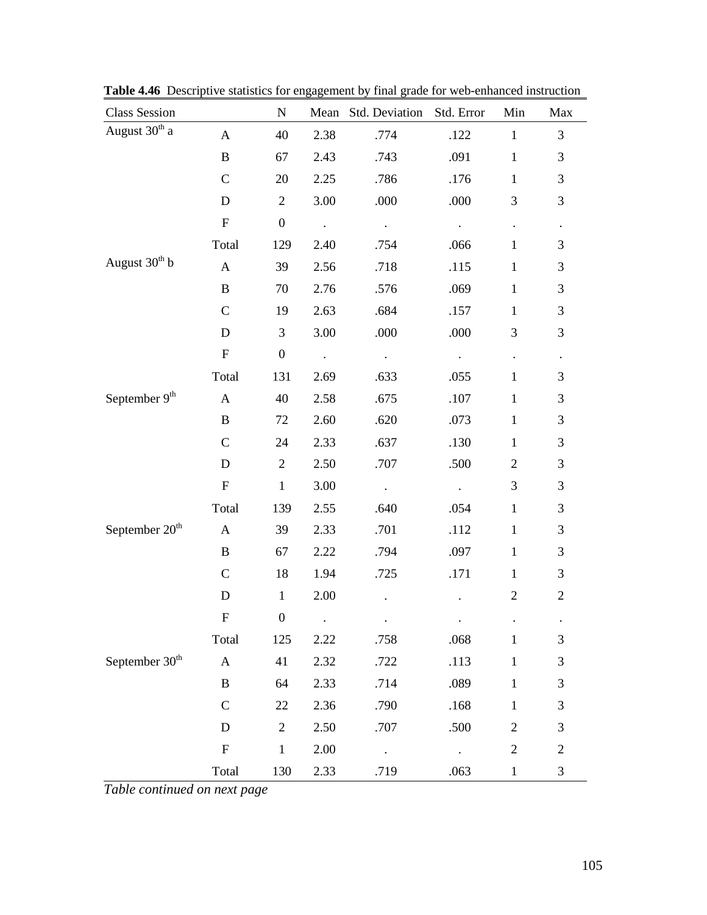**Table 4.46** Descriptive statistics for engagement by final grade for web-enhanced instruction

| Class Session | | N | Mean | Std. Deviation | Std. Error | Min | Max |
|---|---|---|---|---|---|---|---|
| August 30th a | A | 40 | 2.38 | .774 | .122 | 1 | 3 |
| | B | 67 | 2.43 | .743 | .091 | 1 | 3 |
| | C | 20 | 2.25 | .786 | .176 | 1 | 3 |
| | D | 2 | 3.00 | .000 | .000 | 3 | 3 |
| | F | 0 | . | . | . | . | . |
| | Total | 129 | 2.40 | .754 | .066 | 1 | 3 |
| August 30th b | A | 39 | 2.56 | .718 | .115 | 1 | 3 |
| | B | 70 | 2.76 | .576 | .069 | 1 | 3 |
| | C | 19 | 2.63 | .684 | .157 | 1 | 3 |
| | D | 3 | 3.00 | .000 | .000 | 3 | 3 |
| | F | 0 | . | . | . | . | . |
| | Total | 131 | 2.69 | .633 | .055 | 1 | 3 |
| September 9th | A | 40 | 2.58 | .675 | .107 | 1 | 3 |
| | B | 72 | 2.60 | .620 | .073 | 1 | 3 |
| | C | 24 | 2.33 | .637 | .130 | 1 | 3 |
| | D | 2 | 2.50 | .707 | .500 | 2 | 3 |
| | F | 1 | 3.00 | . | . | 3 | 3 |
| | Total | 139 | 2.55 | .640 | .054 | 1 | 3 |
| September 20th | A | 39 | 2.33 | .701 | .112 | 1 | 3 |
| | B | 67 | 2.22 | .794 | .097 | 1 | 3 |
| | C | 18 | 1.94 | .725 | .171 | 1 | 3 |
| | D | 1 | 2.00 | . | . | 2 | 2 |
| | F | 0 | . | . | . | . | . |
| | Total | 125 | 2.22 | .758 | .068 | 1 | 3 |
| September 30th | A | 41 | 2.32 | .722 | .113 | 1 | 3 |
| | B | 64 | 2.33 | .714 | .089 | 1 | 3 |
| | C | 22 | 2.36 | .790 | .168 | 1 | 3 |
| | D | 2 | 2.50 | .707 | .500 | 2 | 3 |
| | F | 1 | 2.00 | . | . | 2 | 2 |
| | Total | 130 | 2.33 | .719 | .063 | 1 | 3 |

*Table continued on next page*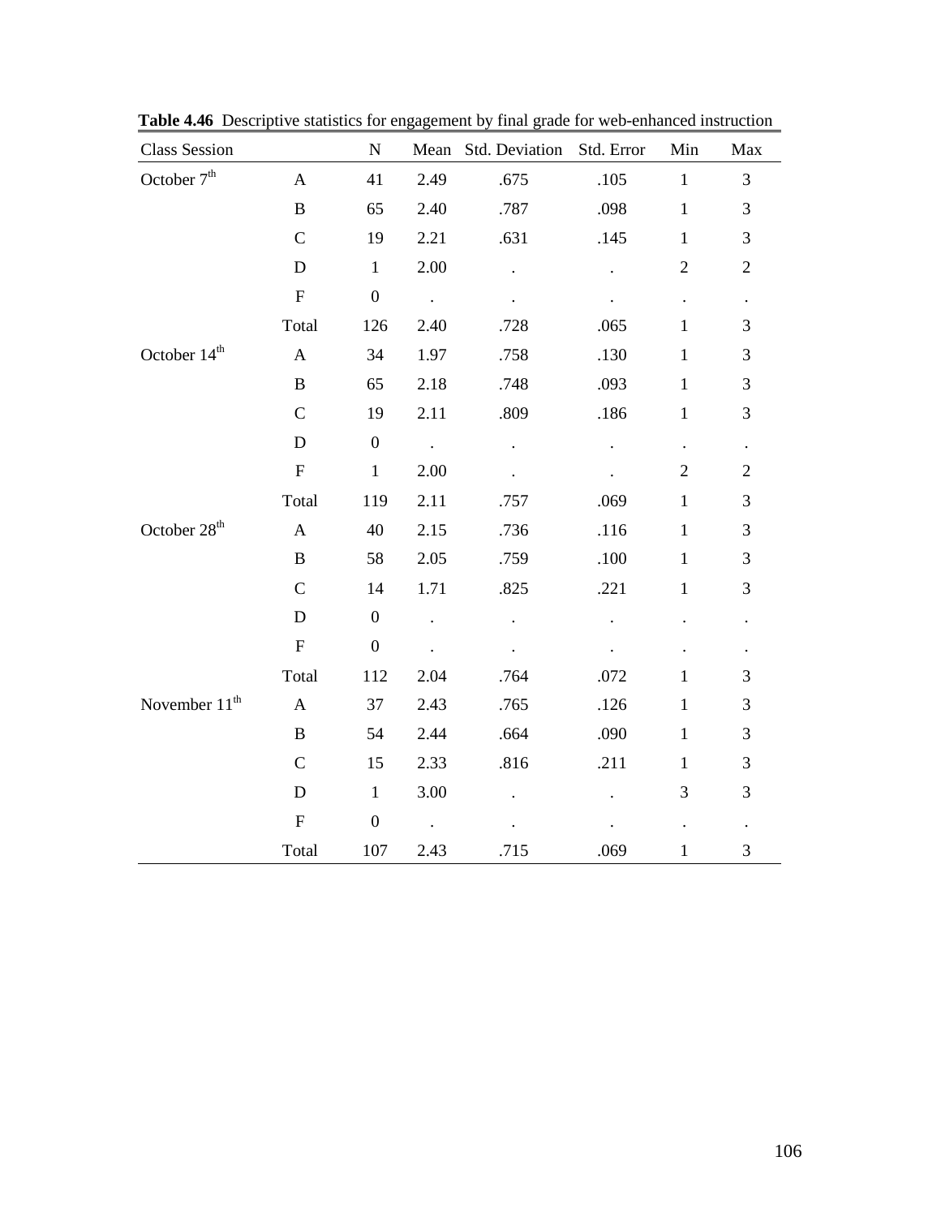**Table 4.46** Descriptive statistics for engagement by final grade for web-enhanced instruction

| Class Session | | N | Mean | Std. Deviation | Std. Error | Min | Max |
|---|---|---|---|---|---|---|---|
| October 7th | A | 41 | 2.49 | .675 | .105 | 1 | 3 |
| | B | 65 | 2.40 | .787 | .098 | 1 | 3 |
| | C | 19 | 2.21 | .631 | .145 | 1 | 3 |
| | D | 1 | 2.00 | . | . | 2 | 2 |
| | F | 0 | . | . | . | . | . |
| | Total | 126 | 2.40 | .728 | .065 | 1 | 3 |
| October 14th | A | 34 | 1.97 | .758 | .130 | 1 | 3 |
| | B | 65 | 2.18 | .748 | .093 | 1 | 3 |
| | C | 19 | 2.11 | .809 | .186 | 1 | 3 |
| | D | 0 | . | . | . | . | . |
| | F | 1 | 2.00 | . | . | 2 | 2 |
| | Total | 119 | 2.11 | .757 | .069 | 1 | 3 |
| October 28th | A | 40 | 2.15 | .736 | .116 | 1 | 3 |
| | B | 58 | 2.05 | .759 | .100 | 1 | 3 |
| | C | 14 | 1.71 | .825 | .221 | 1 | 3 |
| | D | 0 | . | . | . | . | . |
| | F | 0 | . | . | . | . | . |
| | Total | 112 | 2.04 | .764 | .072 | 1 | 3 |
| November 11th | A | 37 | 2.43 | .765 | .126 | 1 | 3 |
| | B | 54 | 2.44 | .664 | .090 | 1 | 3 |
| | C | 15 | 2.33 | .816 | .211 | 1 | 3 |
| | D | 1 | 3.00 | . | . | 3 | 3 |
| | F | 0 | . | . | . | . | . |
| | Total | 107 | 2.43 | .715 | .069 | 1 | 3 |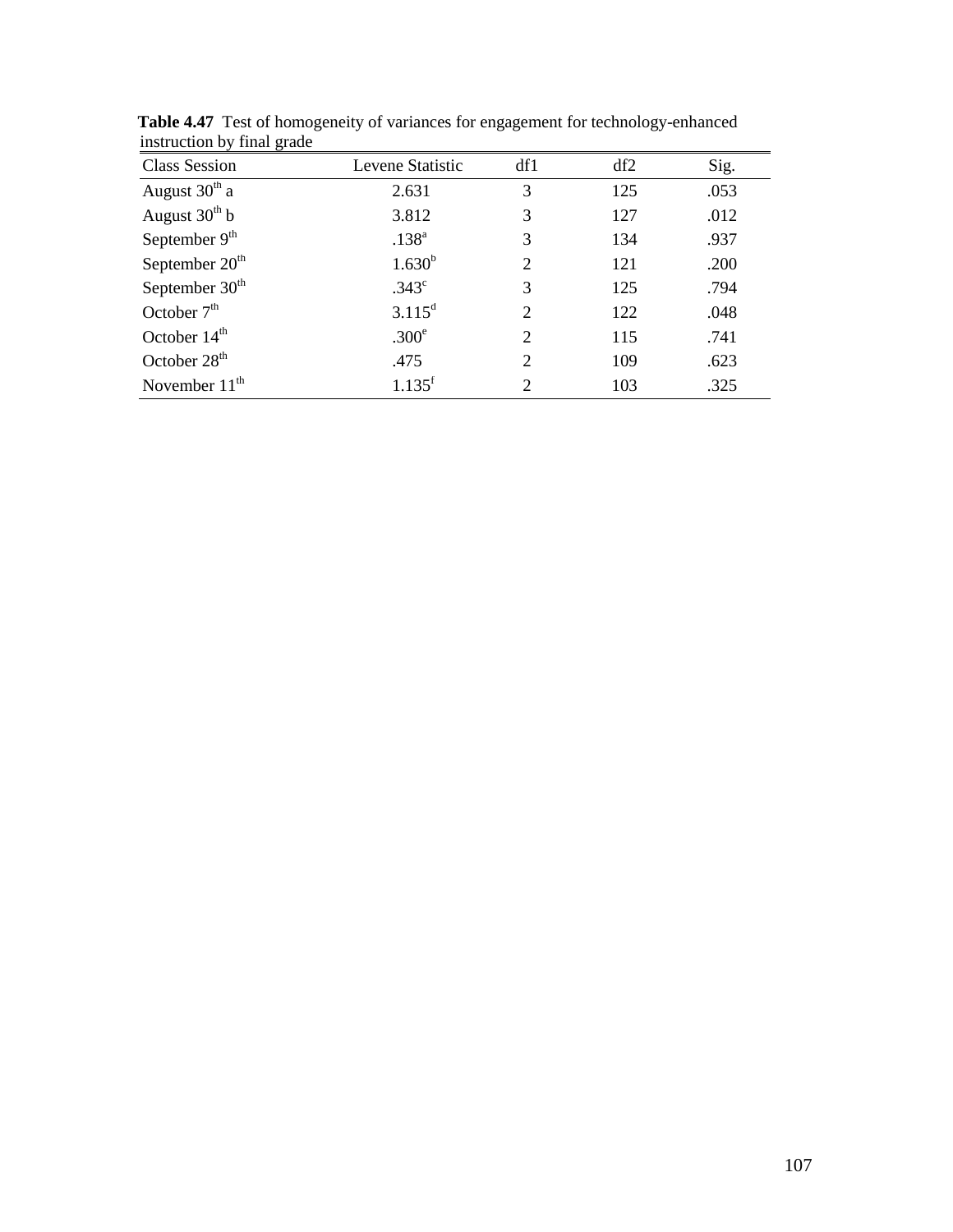**Table 4.47** Test of homogeneity of variances for engagement for technology-enhanced instruction by final grade

| Class Session | Levene Statistic | df1 | df2 | Sig. |
|---|---|---|---|---|
| August 30th a | 2.631 | 3 | 125 | .053 |
| August 30th b | 3.812 | 3 | 127 | .012 |
| September 9th | .138[a] | 3 | 134 | .937 |
| September 20th | 1.630[b] | 2 | 121 | .200 |
| September 30th | .343[c] | 3 | 125 | .794 |
| October 7th | 3.115[d] | 2 | 122 | .048 |
| October 14th | .300[e] | 2 | 115 | .741 |
| October 28th | .475 | 2 | 109 | .623 |
| November 11th | 1.135[f] | 2 | 103 | .325 |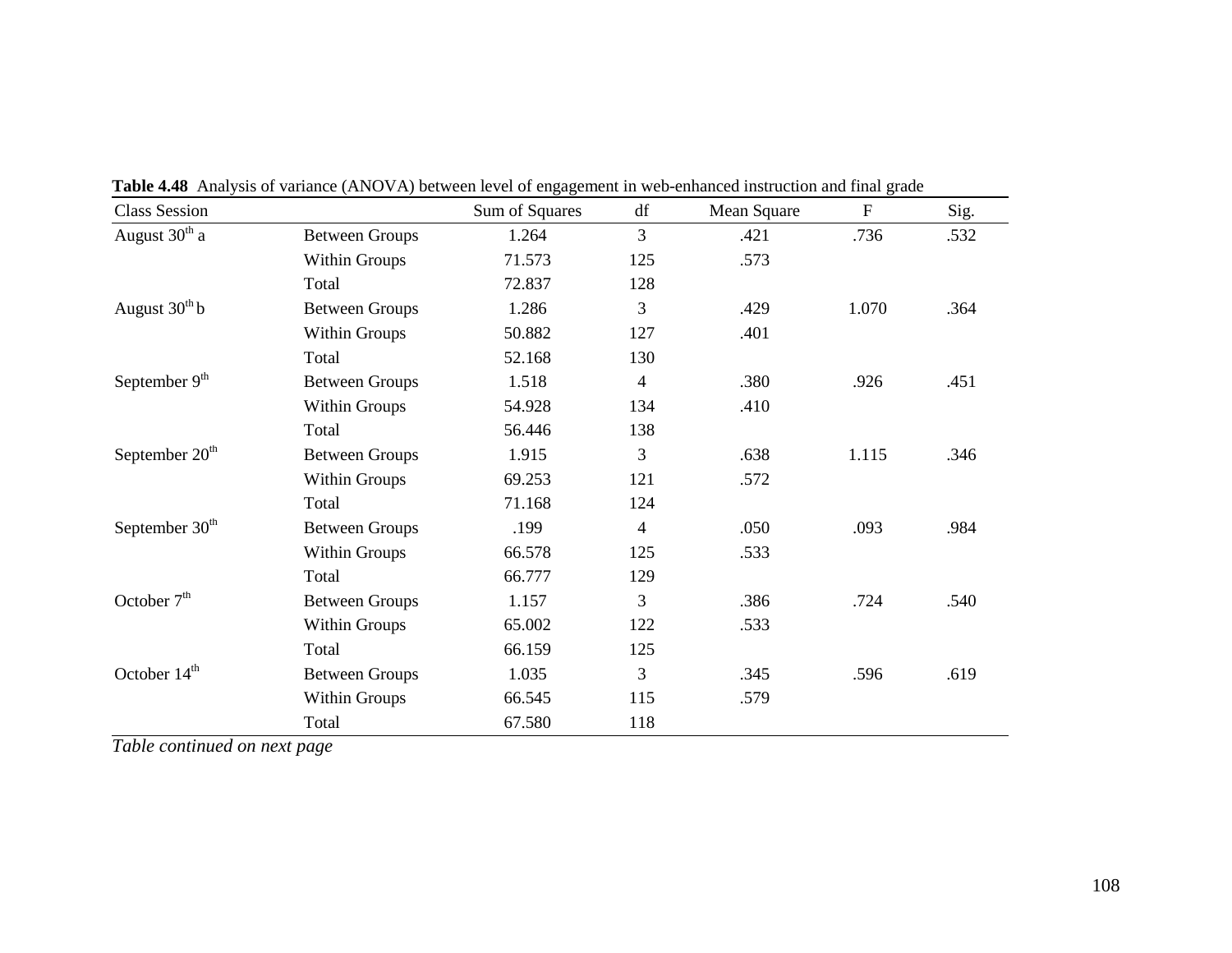**Table 4.48** Analysis of variance (ANOVA) between level of engagement in web-enhanced instruction and final grade

| Class Session | | Sum of Squares | df | Mean Square | F | Sig. |
|---|---|---|---|---|---|---|
| August 30th a | Between Groups | 1.264 | 3 | .421 | .736 | .532 |
| | Within Groups | 71.573 | 125 | .573 | | |
| | Total | 72.837 | 128 | | | |
| August 30th b | Between Groups | 1.286 | 3 | .429 | 1.070 | .364 |
| | Within Groups | 50.882 | 127 | .401 | | |
| | Total | 52.168 | 130 | | | |
| September 9th | Between Groups | 1.518 | 4 | .380 | .926 | .451 |
| | Within Groups | 54.928 | 134 | .410 | | |
| | Total | 56.446 | 138 | | | |
| September 20th | Between Groups | 1.915 | 3 | .638 | 1.115 | .346 |
| | Within Groups | 69.253 | 121 | .572 | | |
| | Total | 71.168 | 124 | | | |
| September 30th | Between Groups | .199 | 4 | .050 | .093 | .984 |
| | Within Groups | 66.578 | 125 | .533 | | |
| | Total | 66.777 | 129 | | | |
| October 7th | Between Groups | 1.157 | 3 | .386 | .724 | .540 |
| | Within Groups | 65.002 | 122 | .533 | | |
| | Total | 66.159 | 125 | | | |
| October 14th | Between Groups | 1.035 | 3 | .345 | .596 | .619 |
| | Within Groups | 66.545 | 115 | .579 | | |
| | Total | 67.580 | 118 | | | |

*Table continued on next page*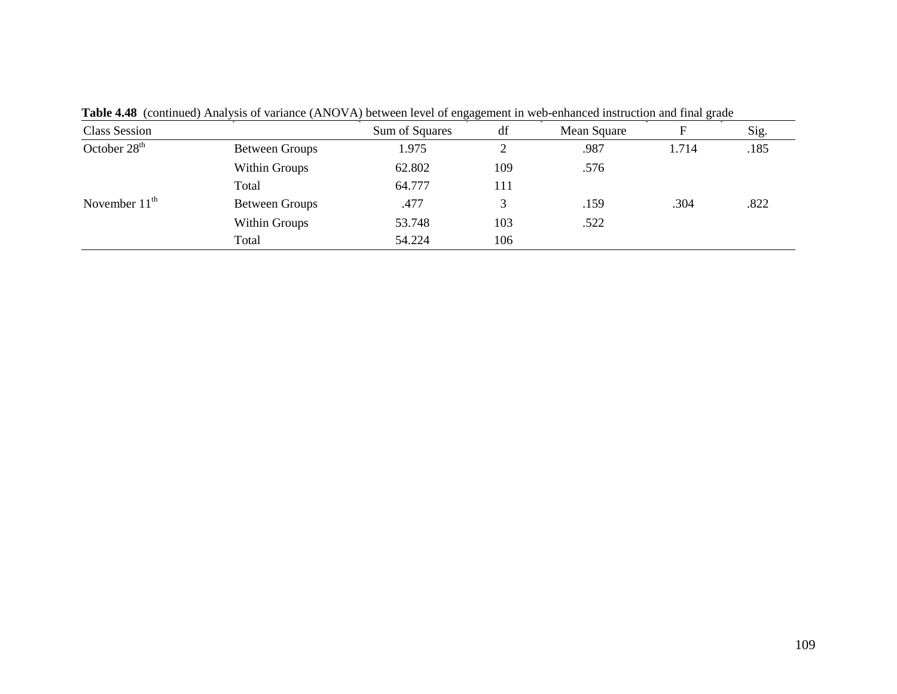**Table 4.48** (continued) Analysis of variance (ANOVA) between level of engagement in web-enhanced instruction and final grade

| Class Session | | Sum of Squares | df | Mean Square | F | Sig. |
|---|---|---|---|---|---|---|
| October 28th | Between Groups | 1.975 | 2 | .987 | 1.714 | .185 |
| | Within Groups | 62.802 | 109 | .576 | | |
| | Total | 64.777 | 111 | | | |
| November 11th | Between Groups | .477 | 3 | .159 | .304 | .822 |
| | Within Groups | 53.748 | 103 | .522 | | |
| | Total | 54.224 | 106 | | | |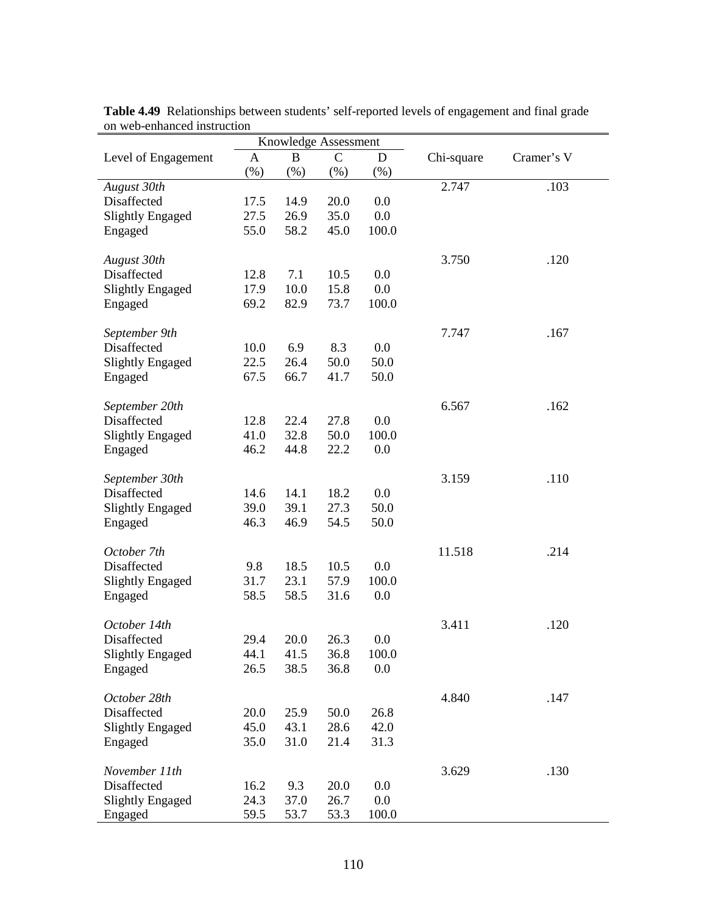**Table 4.49** Relationships between students' self-reported levels of engagement and final grade on web-enhanced instruction

| Level of Engagement | Knowledge Assessment A (%) | B (%) | C (%) | D (%) | Chi-square | Cramer's V |
|---|---|---|---|---|---|---|
| *August 30th* | | | | | 2.747 | .103 |
| Disaffected | 17.5 | 14.9 | 20.0 | 0.0 | | |
| Slightly Engaged | 27.5 | 26.9 | 35.0 | 0.0 | | |
| Engaged | 55.0 | 58.2 | 45.0 | 100.0 | | |
| *August 30th* | | | | | 3.750 | .120 |
| Disaffected | 12.8 | 7.1 | 10.5 | 0.0 | | |
| Slightly Engaged | 17.9 | 10.0 | 15.8 | 0.0 | | |
| Engaged | 69.2 | 82.9 | 73.7 | 100.0 | | |
| *September 9th* | | | | | 7.747 | .167 |
| Disaffected | 10.0 | 6.9 | 8.3 | 0.0 | | |
| Slightly Engaged | 22.5 | 26.4 | 50.0 | 50.0 | | |
| Engaged | 67.5 | 66.7 | 41.7 | 50.0 | | |
| *September 20th* | | | | | 6.567 | .162 |
| Disaffected | 12.8 | 22.4 | 27.8 | 0.0 | | |
| Slightly Engaged | 41.0 | 32.8 | 50.0 | 100.0 | | |
| Engaged | 46.2 | 44.8 | 22.2 | 0.0 | | |
| *September 30th* | | | | | 3.159 | .110 |
| Disaffected | 14.6 | 14.1 | 18.2 | 0.0 | | |
| Slightly Engaged | 39.0 | 39.1 | 27.3 | 50.0 | | |
| Engaged | 46.3 | 46.9 | 54.5 | 50.0 | | |
| *October 7th* | | | | | 11.518 | .214 |
| Disaffected | 9.8 | 18.5 | 10.5 | 0.0 | | |
| Slightly Engaged | 31.7 | 23.1 | 57.9 | 100.0 | | |
| Engaged | 58.5 | 58.5 | 31.6 | 0.0 | | |
| *October 14th* | | | | | 3.411 | .120 |
| Disaffected | 29.4 | 20.0 | 26.3 | 0.0 | | |
| Slightly Engaged | 44.1 | 41.5 | 36.8 | 100.0 | | |
| Engaged | 26.5 | 38.5 | 36.8 | 0.0 | | |
| *October 28th* | | | | | 4.840 | .147 |
| Disaffected | 20.0 | 25.9 | 50.0 | 26.8 | | |
| Slightly Engaged | 45.0 | 43.1 | 28.6 | 42.0 | | |
| Engaged | 35.0 | 31.0 | 21.4 | 31.3 | | |
| *November 11th* | | | | | 3.629 | .130 |
| Disaffected | 16.2 | 9.3 | 20.0 | 0.0 | | |
| Slightly Engaged | 24.3 | 37.0 | 26.7 | 0.0 | | |
| Engaged | 59.5 | 53.7 | 53.3 | 100.0 | | |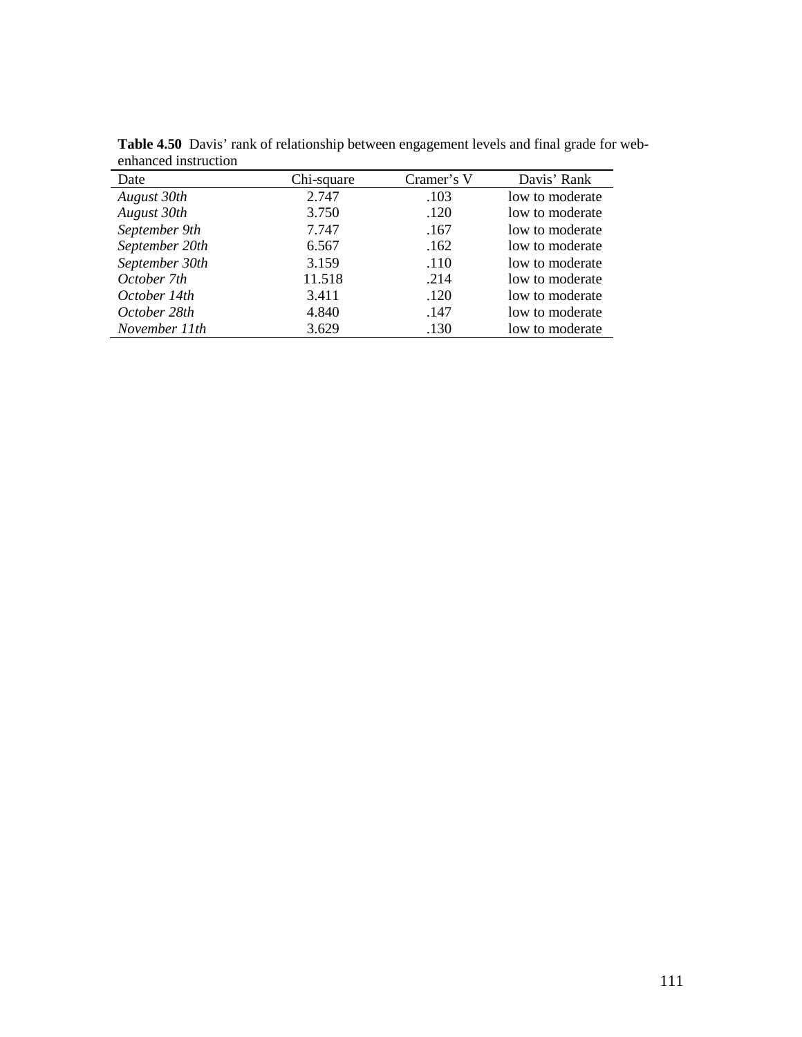**Table 4.50** Davis' rank of relationship between engagement levels and final grade for web-enhanced instruction

| Date | Chi-square | Cramer's V | Davis' Rank |
|---|---|---|---|
| *August 30th* | 2.747 | .103 | low to moderate |
| *August 30th* | 3.750 | .120 | low to moderate |
| *September 9th* | 7.747 | .167 | low to moderate |
| *September 20th* | 6.567 | .162 | low to moderate |
| *September 30th* | 3.159 | .110 | low to moderate |
| *October 7th* | 11.518 | .214 | low to moderate |
| *October 14th* | 3.411 | .120 | low to moderate |
| *October 28th* | 4.840 | .147 | low to moderate |
| *November 11th* | 3.629 | .130 | low to moderate |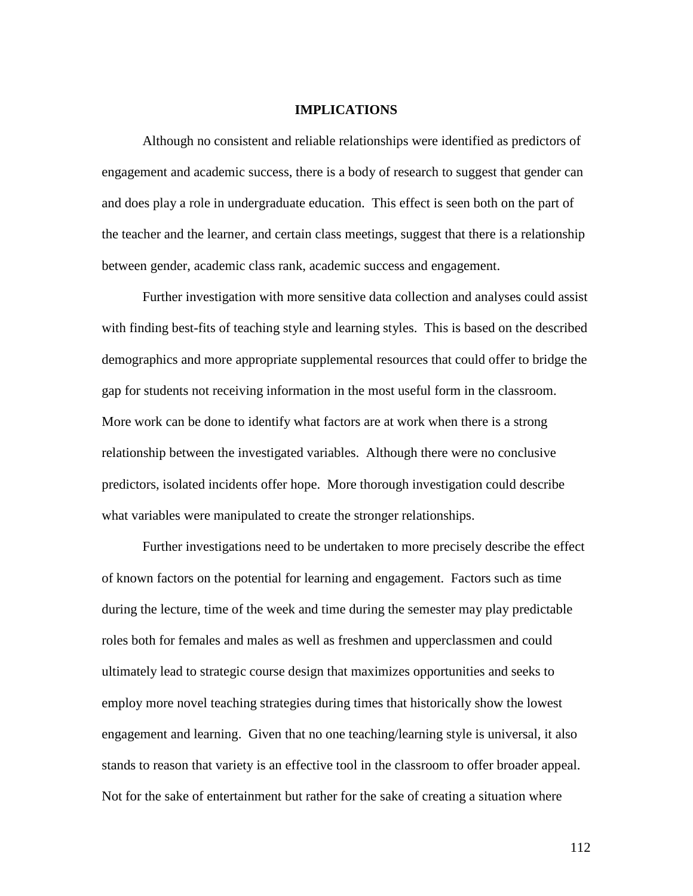# IMPLICATIONS

Although no consistent and reliable relationships were identified as predictors of engagement and academic success, there is a body of research to suggest that gender can and does play a role in undergraduate education. This effect is seen both on the part of the teacher and the learner, and certain class meetings, suggest that there is a relationship between gender, academic class rank, academic success and engagement.

Further investigation with more sensitive data collection and analyses could assist with finding best-fits of teaching style and learning styles. This is based on the described demographics and more appropriate supplemental resources that could offer to bridge the gap for students not receiving information in the most useful form in the classroom. More work can be done to identify what factors are at work when there is a strong relationship between the investigated variables. Although there were no conclusive predictors, isolated incidents offer hope. More thorough investigation could describe what variables were manipulated to create the stronger relationships.

Further investigations need to be undertaken to more precisely describe the effect of known factors on the potential for learning and engagement. Factors such as time during the lecture, time of the week and time during the semester may play predictable roles both for females and males as well as freshmen and upperclassmen and could ultimately lead to strategic course design that maximizes opportunities and seeks to employ more novel teaching strategies during times that historically show the lowest engagement and learning. Given that no one teaching/learning style is universal, it also stands to reason that variety is an effective tool in the classroom to offer broader appeal. Not for the sake of entertainment but rather for the sake of creating a situation where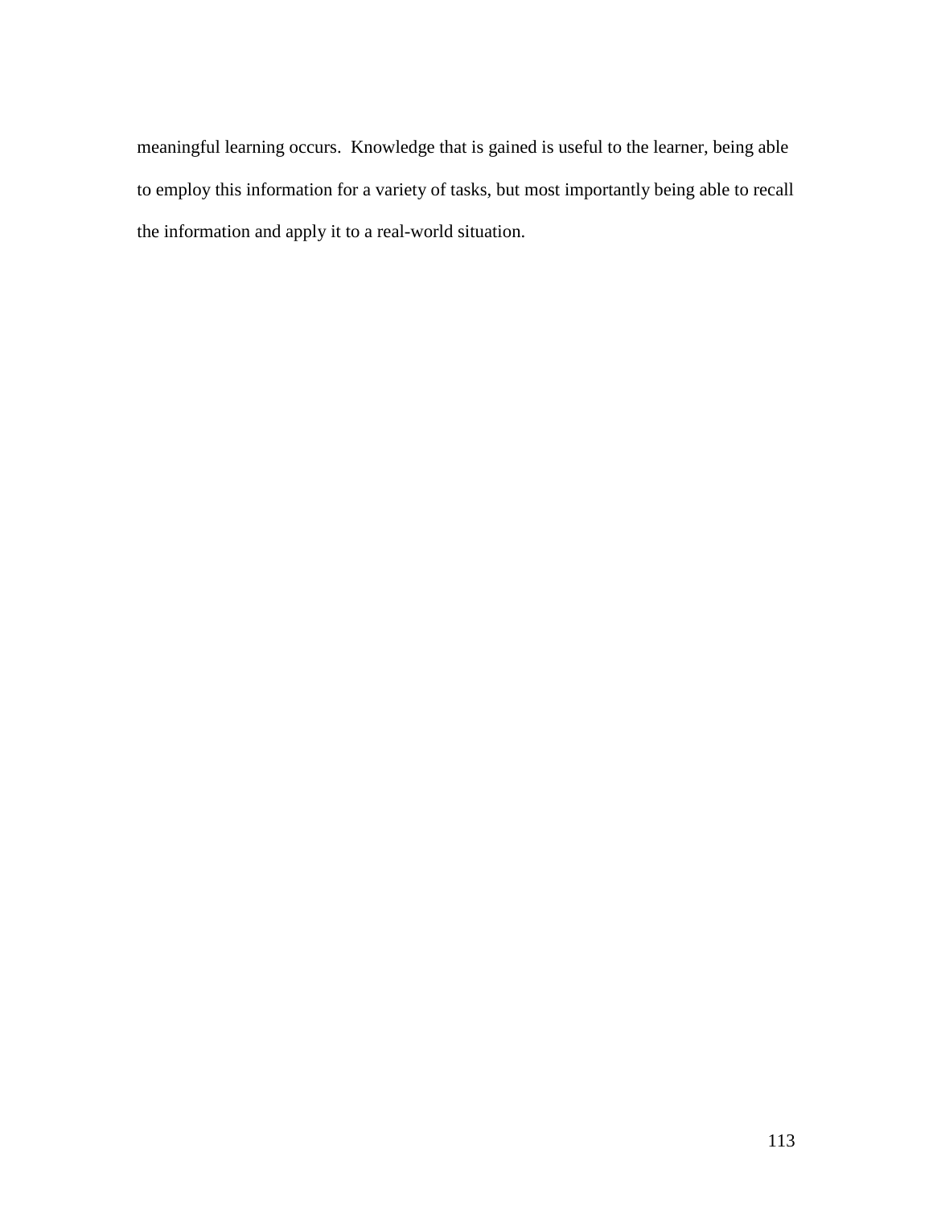meaningful learning occurs.  Knowledge that is gained is useful to the learner, being able to employ this information for a variety of tasks, but most importantly being able to recall the information and apply it to a real-world situation.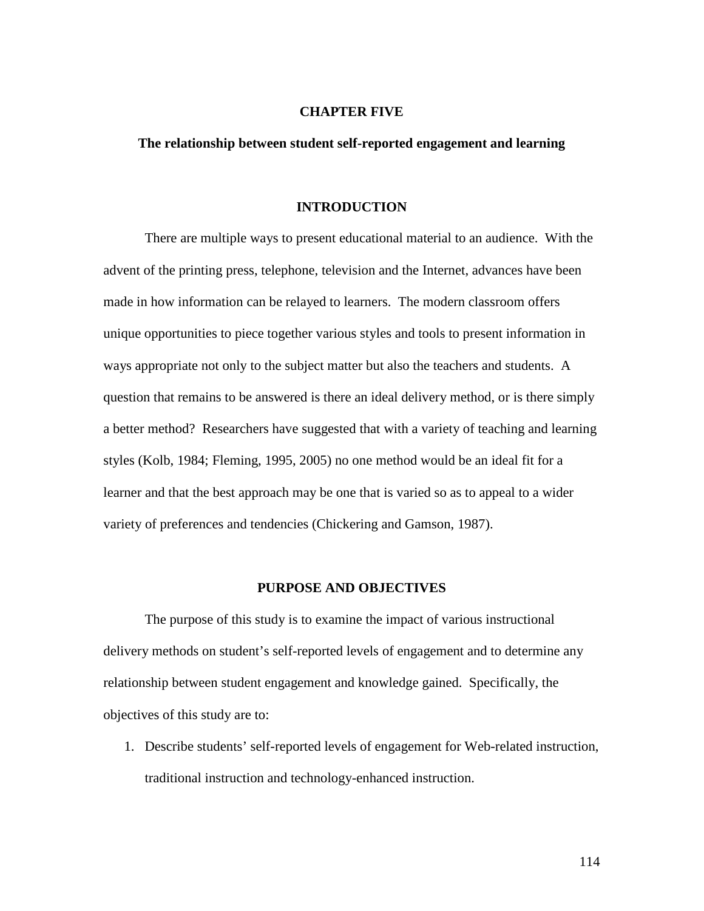# CHAPTER FIVE

## The relationship between student self-reported engagement and learning

### INTRODUCTION

There are multiple ways to present educational material to an audience. With the advent of the printing press, telephone, television and the Internet, advances have been made in how information can be relayed to learners. The modern classroom offers unique opportunities to piece together various styles and tools to present information in ways appropriate not only to the subject matter but also the teachers and students. A question that remains to be answered is there an ideal delivery method, or is there simply a better method? Researchers have suggested that with a variety of teaching and learning styles (Kolb, 1984; Fleming, 1995, 2005) no one method would be an ideal fit for a learner and that the best approach may be one that is varied so as to appeal to a wider variety of preferences and tendencies (Chickering and Gamson, 1987).

### PURPOSE AND OBJECTIVES

The purpose of this study is to examine the impact of various instructional delivery methods on student's self-reported levels of engagement and to determine any relationship between student engagement and knowledge gained. Specifically, the objectives of this study are to:

1. Describe students' self-reported levels of engagement for Web-related instruction, traditional instruction and technology-enhanced instruction.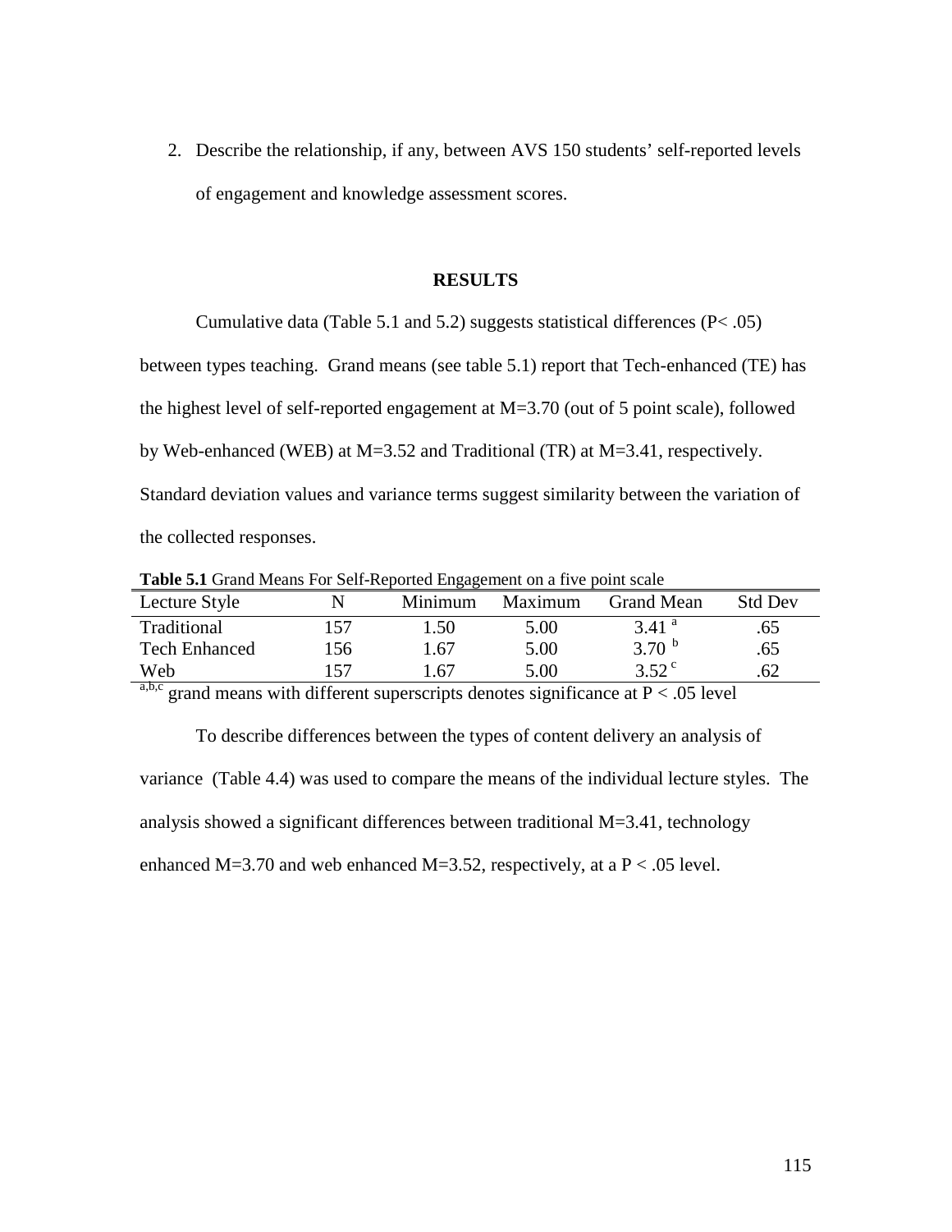2. Describe the relationship, if any, between AVS 150 students' self-reported levels of engagement and knowledge assessment scores.

## RESULTS

Cumulative data (Table 5.1 and 5.2) suggests statistical differences ($P < .05$) between types teaching. Grand means (see table 5.1) report that Tech-enhanced (TE) has the highest level of self-reported engagement at M=3.70 (out of 5 point scale), followed by Web-enhanced (WEB) at M=3.52 and Traditional (TR) at M=3.41, respectively. Standard deviation values and variance terms suggest similarity between the variation of the collected responses.

**Table 5.1** Grand Means For Self-Reported Engagement on a five point scale

| Lecture Style | N | Minimum | Maximum | Grand Mean | Std Dev |
|---|---|---|---|---|---|
| Traditional | 157 | 1.50 | 5.00 | 3.41 [a] | .65 |
| Tech Enhanced | 156 | 1.67 | 5.00 | 3.70 [b] | .65 |
| Web | 157 | 1.67 | 5.00 | 3.52 [c] | .62 |

[a,b,c] grand means with different superscripts denotes significance at $P < .05$ level

To describe differences between the types of content delivery an analysis of variance (Table 4.4) was used to compare the means of the individual lecture styles. The analysis showed a significant differences between traditional M=3.41, technology enhanced M=3.70 and web enhanced M=3.52, respectively, at a $P < .05$ level.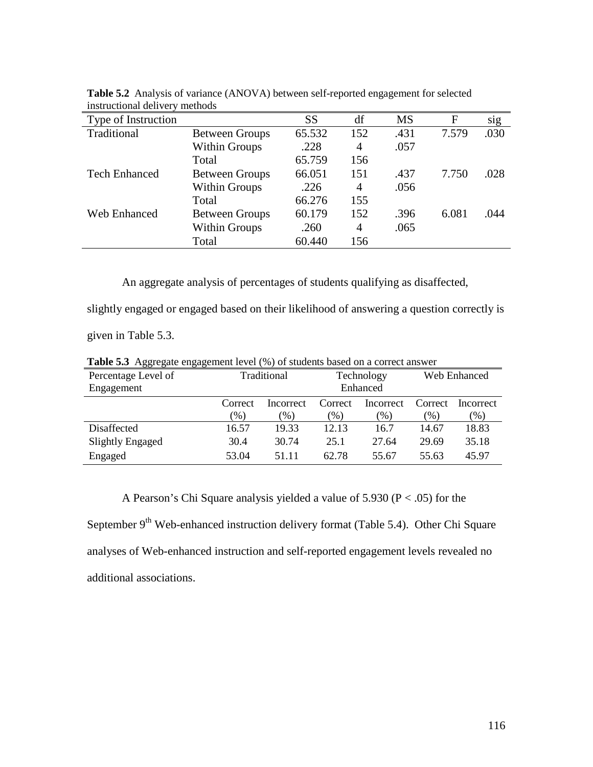**Table 5.2** Analysis of variance (ANOVA) between self-reported engagement for selected instructional delivery methods

| Type of Instruction | | SS | df | MS | F | sig |
|---|---|---|---|---|---|---|
| Traditional | Between Groups | 65.532 | 152 | .431 | 7.579 | .030 |
| | Within Groups | .228 | 4 | .057 | | |
| | Total | 65.759 | 156 | | | |
| Tech Enhanced | Between Groups | 66.051 | 151 | .437 | 7.750 | .028 |
| | Within Groups | .226 | 4 | .056 | | |
| | Total | 66.276 | 155 | | | |
| Web Enhanced | Between Groups | 60.179 | 152 | .396 | 6.081 | .044 |
| | Within Groups | .260 | 4 | .065 | | |
| | Total | 60.440 | 156 | | | |

An aggregate analysis of percentages of students qualifying as disaffected, slightly engaged or engaged based on their likelihood of answering a question correctly is given in Table 5.3.

**Table 5.3** Aggregate engagement level (%) of students based on a correct answer

| Percentage Level of Engagement | Traditional | | Technology Enhanced | | Web Enhanced | |
|---|---|---|---|---|---|---|
| | Correct (%) | Incorrect (%) | Correct (%) | Incorrect (%) | Correct (%) | Incorrect (%) |
| Disaffected | 16.57 | 19.33 | 12.13 | 16.7 | 14.67 | 18.83 |
| Slightly Engaged | 30.4 | 30.74 | 25.1 | 27.64 | 29.69 | 35.18 |
| Engaged | 53.04 | 51.11 | 62.78 | 55.67 | 55.63 | 45.97 |

A Pearson's Chi Square analysis yielded a value of 5.930 ($P < .05$) for the September 9th Web-enhanced instruction delivery format (Table 5.4). Other Chi Square analyses of Web-enhanced instruction and self-reported engagement levels revealed no additional associations.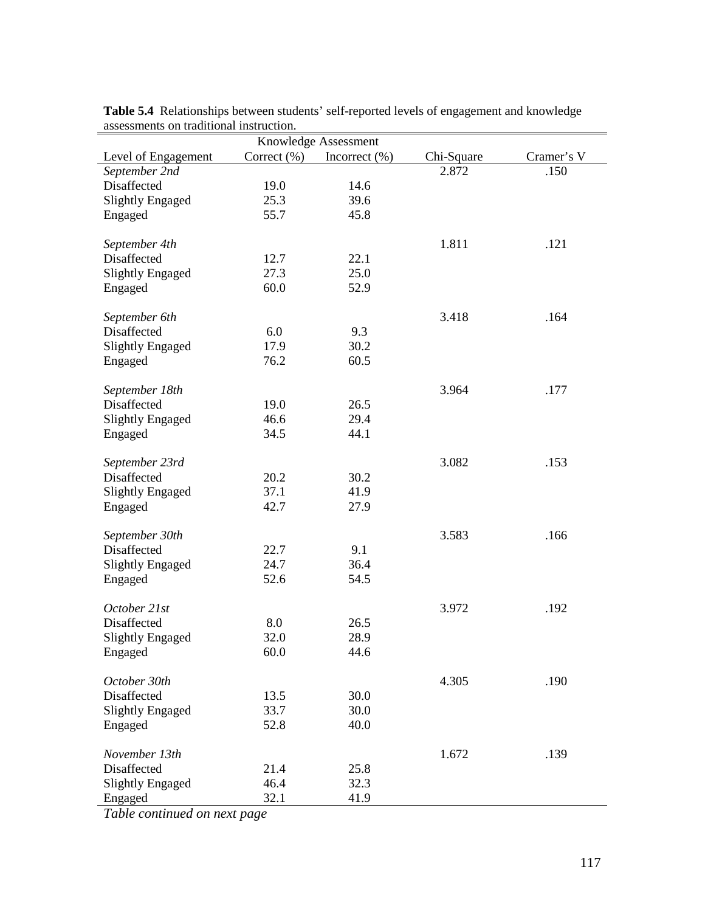**Table 5.4** Relationships between students' self-reported levels of engagement and knowledge assessments on traditional instruction.

| | Knowledge Assessment | | | |
|---|---|---|---|---|
| Level of Engagement | Correct (%) | Incorrect (%) | Chi-Square | Cramer's V |
| *September 2nd* | | | 2.872 | .150 |
| Disaffected | 19.0 | 14.6 | | |
| Slightly Engaged | 25.3 | 39.6 | | |
| Engaged | 55.7 | 45.8 | | |
| *September 4th* | | | 1.811 | .121 |
| Disaffected | 12.7 | 22.1 | | |
| Slightly Engaged | 27.3 | 25.0 | | |
| Engaged | 60.0 | 52.9 | | |
| *September 6th* | | | 3.418 | .164 |
| Disaffected | 6.0 | 9.3 | | |
| Slightly Engaged | 17.9 | 30.2 | | |
| Engaged | 76.2 | 60.5 | | |
| *September 18th* | | | 3.964 | .177 |
| Disaffected | 19.0 | 26.5 | | |
| Slightly Engaged | 46.6 | 29.4 | | |
| Engaged | 34.5 | 44.1 | | |
| *September 23rd* | | | 3.082 | .153 |
| Disaffected | 20.2 | 30.2 | | |
| Slightly Engaged | 37.1 | 41.9 | | |
| Engaged | 42.7 | 27.9 | | |
| *September 30th* | | | 3.583 | .166 |
| Disaffected | 22.7 | 9.1 | | |
| Slightly Engaged | 24.7 | 36.4 | | |
| Engaged | 52.6 | 54.5 | | |
| *October 21st* | | | 3.972 | .192 |
| Disaffected | 8.0 | 26.5 | | |
| Slightly Engaged | 32.0 | 28.9 | | |
| Engaged | 60.0 | 44.6 | | |
| *October 30th* | | | 4.305 | .190 |
| Disaffected | 13.5 | 30.0 | | |
| Slightly Engaged | 33.7 | 30.0 | | |
| Engaged | 52.8 | 40.0 | | |
| *November 13th* | | | 1.672 | .139 |
| Disaffected | 21.4 | 25.8 | | |
| Slightly Engaged | 46.4 | 32.3 | | |
| Engaged | 32.1 | 41.9 | | |

*Table continued on next page*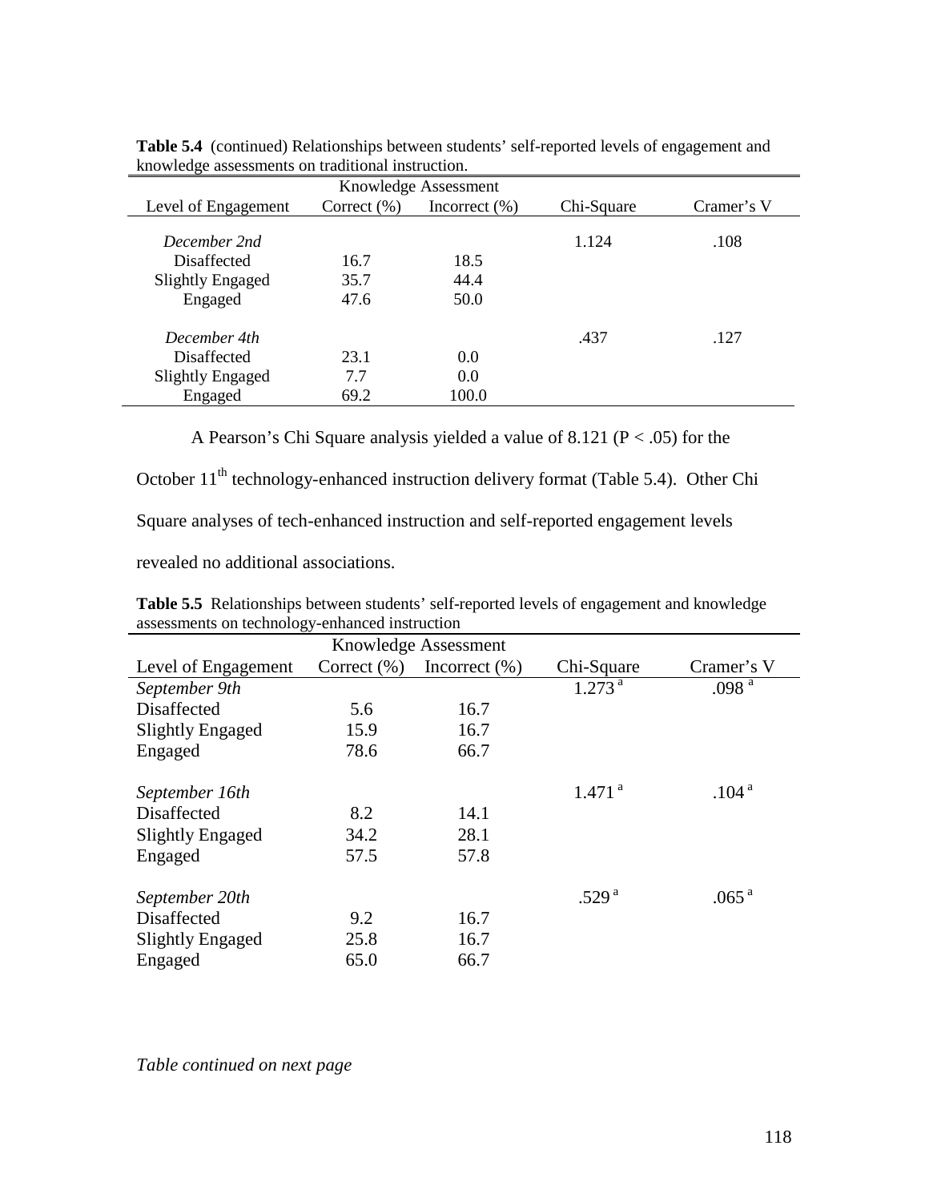**Table 5.4** (continued) Relationships between students' self-reported levels of engagement and knowledge assessments on traditional instruction.

| Level of Engagement | Knowledge Assessment Correct (%) | Incorrect (%) | Chi-Square | Cramer's V |
|---|---|---|---|---|
| *December 2nd* | | | 1.124 | .108 |
| Disaffected | 16.7 | 18.5 | | |
| Slightly Engaged | 35.7 | 44.4 | | |
| Engaged | 47.6 | 50.0 | | |
| *December 4th* | | | .437 | .127 |
| Disaffected | 23.1 | 0.0 | | |
| Slightly Engaged | 7.7 | 0.0 | | |
| Engaged | 69.2 | 100.0 | | |

A Pearson's Chi Square analysis yielded a value of 8.121 ($P < .05$) for the October 11th technology-enhanced instruction delivery format (Table 5.4). Other Chi Square analyses of tech-enhanced instruction and self-reported engagement levels revealed no additional associations.

**Table 5.5** Relationships between students' self-reported levels of engagement and knowledge assessments on technology-enhanced instruction

| Level of Engagement | Knowledge Assessment Correct (%) | Incorrect (%) | Chi-Square | Cramer's V |
|---|---|---|---|---|
| *September 9th* | | | 1.273 [a] | .098 [a] |
| Disaffected | 5.6 | 16.7 | | |
| Slightly Engaged | 15.9 | 16.7 | | |
| Engaged | 78.6 | 66.7 | | |
| *September 16th* | | | 1.471 [a] | .104 [a] |
| Disaffected | 8.2 | 14.1 | | |
| Slightly Engaged | 34.2 | 28.1 | | |
| Engaged | 57.5 | 57.8 | | |
| *September 20th* | | | .529 [a] | .065 [a] |
| Disaffected | 9.2 | 16.7 | | |
| Slightly Engaged | 25.8 | 16.7 | | |
| Engaged | 65.0 | 66.7 | | |

*Table continued on next page*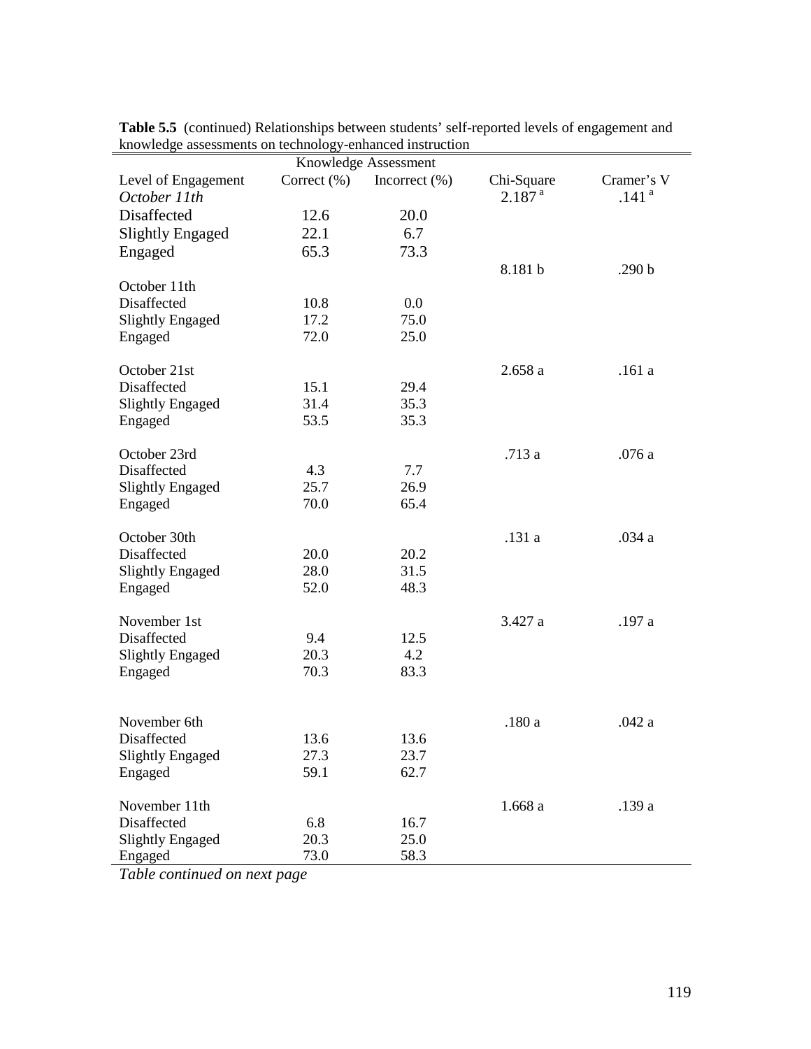**Table 5.5** (continued) Relationships between students' self-reported levels of engagement and knowledge assessments on technology-enhanced instruction

| | Knowledge Assessment | | | |
|---|---|---|---|---|
| Level of Engagement | Correct (%) | Incorrect (%) | Chi-Square | Cramer's V |
| *October 11th* | | | 2.187 [a] | .141 [a] |
| Disaffected | 12.6 | 20.0 | | |
| Slightly Engaged | 22.1 | 6.7 | | |
| Engaged | 65.3 | 73.3 | | |
| | | | 8.181 b | .290 b |
| October 11th | | | | |
| Disaffected | 10.8 | 0.0 | | |
| Slightly Engaged | 17.2 | 75.0 | | |
| Engaged | 72.0 | 25.0 | | |
| October 21st | | | 2.658 a | .161 a |
| Disaffected | 15.1 | 29.4 | | |
| Slightly Engaged | 31.4 | 35.3 | | |
| Engaged | 53.5 | 35.3 | | |
| October 23rd | | | .713 a | .076 a |
| Disaffected | 4.3 | 7.7 | | |
| Slightly Engaged | 25.7 | 26.9 | | |
| Engaged | 70.0 | 65.4 | | |
| October 30th | | | .131 a | .034 a |
| Disaffected | 20.0 | 20.2 | | |
| Slightly Engaged | 28.0 | 31.5 | | |
| Engaged | 52.0 | 48.3 | | |
| November 1st | | | 3.427 a | .197 a |
| Disaffected | 9.4 | 12.5 | | |
| Slightly Engaged | 20.3 | 4.2 | | |
| Engaged | 70.3 | 83.3 | | |
| November 6th | | | .180 a | .042 a |
| Disaffected | 13.6 | 13.6 | | |
| Slightly Engaged | 27.3 | 23.7 | | |
| Engaged | 59.1 | 62.7 | | |
| November 11th | | | 1.668 a | .139 a |
| Disaffected | 6.8 | 16.7 | | |
| Slightly Engaged | 20.3 | 25.0 | | |
| Engaged | 73.0 | 58.3 | | |

*Table continued on next page*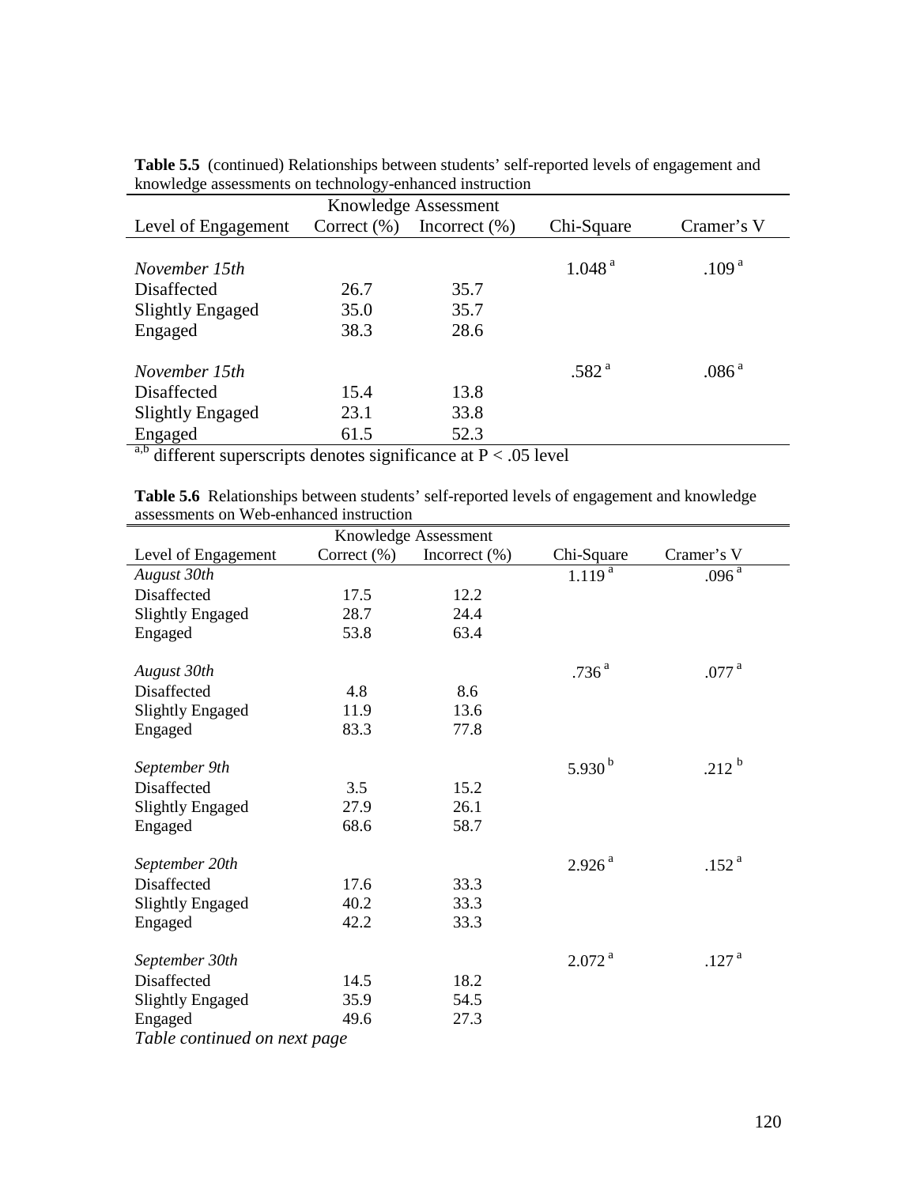**Table 5.5** (continued) Relationships between students' self-reported levels of engagement and knowledge assessments on technology-enhanced instruction

| | Knowledge Assessment | | | |
|---|---|---|---|---|
| Level of Engagement | Correct (%) | Incorrect (%) | Chi-Square | Cramer's V |
| *November 15th* | | | 1.048 [a] | .109 [a] |
| Disaffected | 26.7 | 35.7 | | |
| Slightly Engaged | 35.0 | 35.7 | | |
| Engaged | 38.3 | 28.6 | | |
| *November 15th* | | | .582 [a] | .086 [a] |
| Disaffected | 15.4 | 13.8 | | |
| Slightly Engaged | 23.1 | 33.8 | | |
| Engaged | 61.5 | 52.3 | | |

[a,b] different superscripts denotes significance at $P < .05$ level

**Table 5.6** Relationships between students' self-reported levels of engagement and knowledge assessments on Web-enhanced instruction

| | Knowledge Assessment | | | |
|---|---|---|---|---|
| Level of Engagement | Correct (%) | Incorrect (%) | Chi-Square | Cramer's V |
| *August 30th* | | | 1.119 [a] | .096 [a] |
| Disaffected | 17.5 | 12.2 | | |
| Slightly Engaged | 28.7 | 24.4 | | |
| Engaged | 53.8 | 63.4 | | |
| *August 30th* | | | .736 [a] | .077 [a] |
| Disaffected | 4.8 | 8.6 | | |
| Slightly Engaged | 11.9 | 13.6 | | |
| Engaged | 83.3 | 77.8 | | |
| *September 9th* | | | 5.930 [b] | .212 [b] |
| Disaffected | 3.5 | 15.2 | | |
| Slightly Engaged | 27.9 | 26.1 | | |
| Engaged | 68.6 | 58.7 | | |
| *September 20th* | | | 2.926 [a] | .152 [a] |
| Disaffected | 17.6 | 33.3 | | |
| Slightly Engaged | 40.2 | 33.3 | | |
| Engaged | 42.2 | 33.3 | | |
| *September 30th* | | | 2.072 [a] | .127 [a] |
| Disaffected | 14.5 | 18.2 | | |
| Slightly Engaged | 35.9 | 54.5 | | |
| Engaged | 49.6 | 27.3 | | |

*Table continued on next page*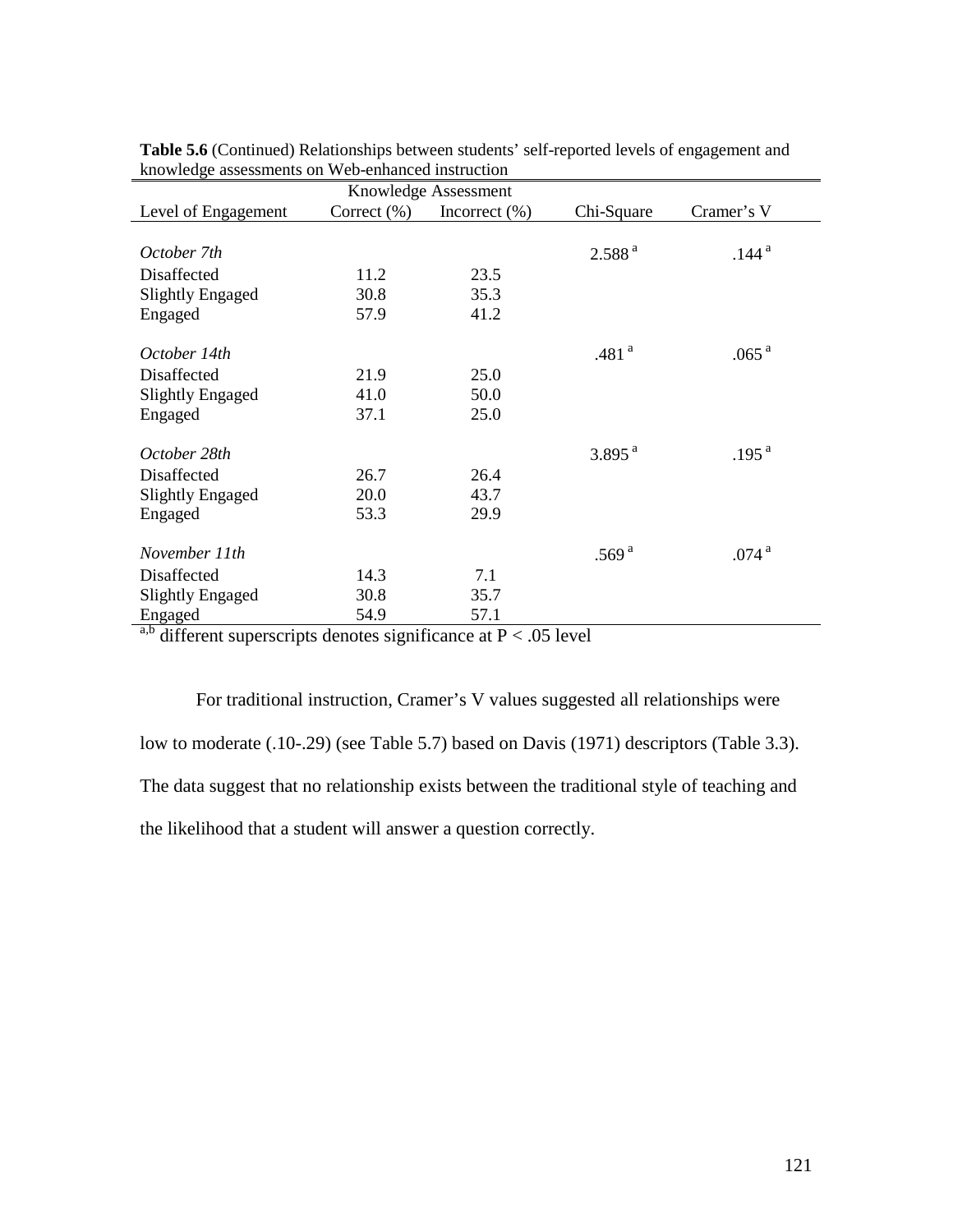**Table 5.6** (Continued) Relationships between students' self-reported levels of engagement and knowledge assessments on Web-enhanced instruction

| | Knowledge Assessment | | | |
|---|---|---|---|---|
| Level of Engagement | Correct (%) | Incorrect (%) | Chi-Square | Cramer's V |
| *October 7th* | | | 2.588 [a] | .144 [a] |
| Disaffected | 11.2 | 23.5 | | |
| Slightly Engaged | 30.8 | 35.3 | | |
| Engaged | 57.9 | 41.2 | | |
| *October 14th* | | | .481 [a] | .065 [a] |
| Disaffected | 21.9 | 25.0 | | |
| Slightly Engaged | 41.0 | 50.0 | | |
| Engaged | 37.1 | 25.0 | | |
| *October 28th* | | | 3.895 [a] | .195 [a] |
| Disaffected | 26.7 | 26.4 | | |
| Slightly Engaged | 20.0 | 43.7 | | |
| Engaged | 53.3 | 29.9 | | |
| *November 11th* | | | .569 [a] | .074 [a] |
| Disaffected | 14.3 | 7.1 | | |
| Slightly Engaged | 30.8 | 35.7 | | |
| Engaged | 54.9 | 57.1 | | |

[a,b] different superscripts denotes significance at $P < .05$ level

For traditional instruction, Cramer's V values suggested all relationships were low to moderate (.10-.29) (see Table 5.7) based on Davis (1971) descriptors (Table 3.3). The data suggest that no relationship exists between the traditional style of teaching and the likelihood that a student will answer a question correctly.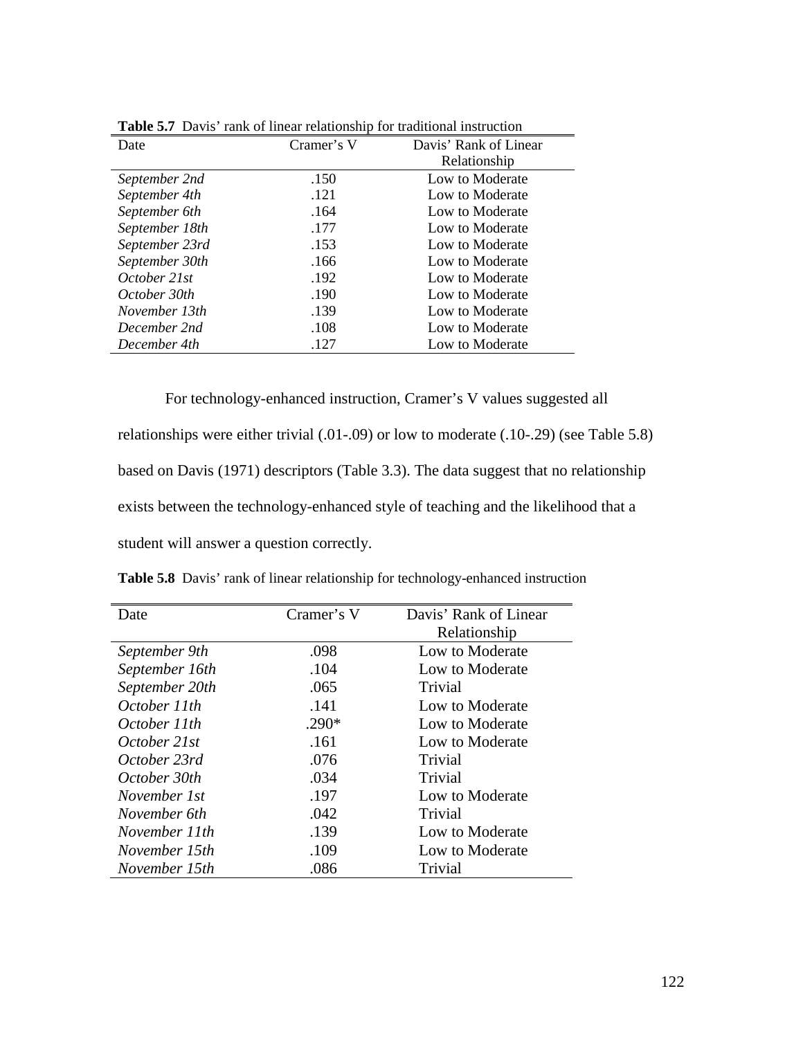**Table 5.7** Davis' rank of linear relationship for traditional instruction

| Date | Cramer's V | Davis' Rank of Linear Relationship |
|---|---|---|
| *September 2nd* | .150 | Low to Moderate |
| *September 4th* | .121 | Low to Moderate |
| *September 6th* | .164 | Low to Moderate |
| *September 18th* | .177 | Low to Moderate |
| *September 23rd* | .153 | Low to Moderate |
| *September 30th* | .166 | Low to Moderate |
| *October 21st* | .192 | Low to Moderate |
| *October 30th* | .190 | Low to Moderate |
| *November 13th* | .139 | Low to Moderate |
| *December 2nd* | .108 | Low to Moderate |
| *December 4th* | .127 | Low to Moderate |

For technology-enhanced instruction, Cramer's V values suggested all relationships were either trivial (.01-.09) or low to moderate (.10-.29) (see Table 5.8) based on Davis (1971) descriptors (Table 3.3). The data suggest that no relationship exists between the technology-enhanced style of teaching and the likelihood that a student will answer a question correctly.

**Table 5.8** Davis' rank of linear relationship for technology-enhanced instruction

| Date | Cramer's V | Davis' Rank of Linear Relationship |
|---|---|---|
| *September 9th* | .098 | Low to Moderate |
| *September 16th* | .104 | Low to Moderate |
| *September 20th* | .065 | Trivial |
| *October 11th* | .141 | Low to Moderate |
| *October 11th* | .290* | Low to Moderate |
| *October 21st* | .161 | Low to Moderate |
| *October 23rd* | .076 | Trivial |
| *October 30th* | .034 | Trivial |
| *November 1st* | .197 | Low to Moderate |
| *November 6th* | .042 | Trivial |
| *November 11th* | .139 | Low to Moderate |
| *November 15th* | .109 | Low to Moderate |
| *November 15th* | .086 | Trivial |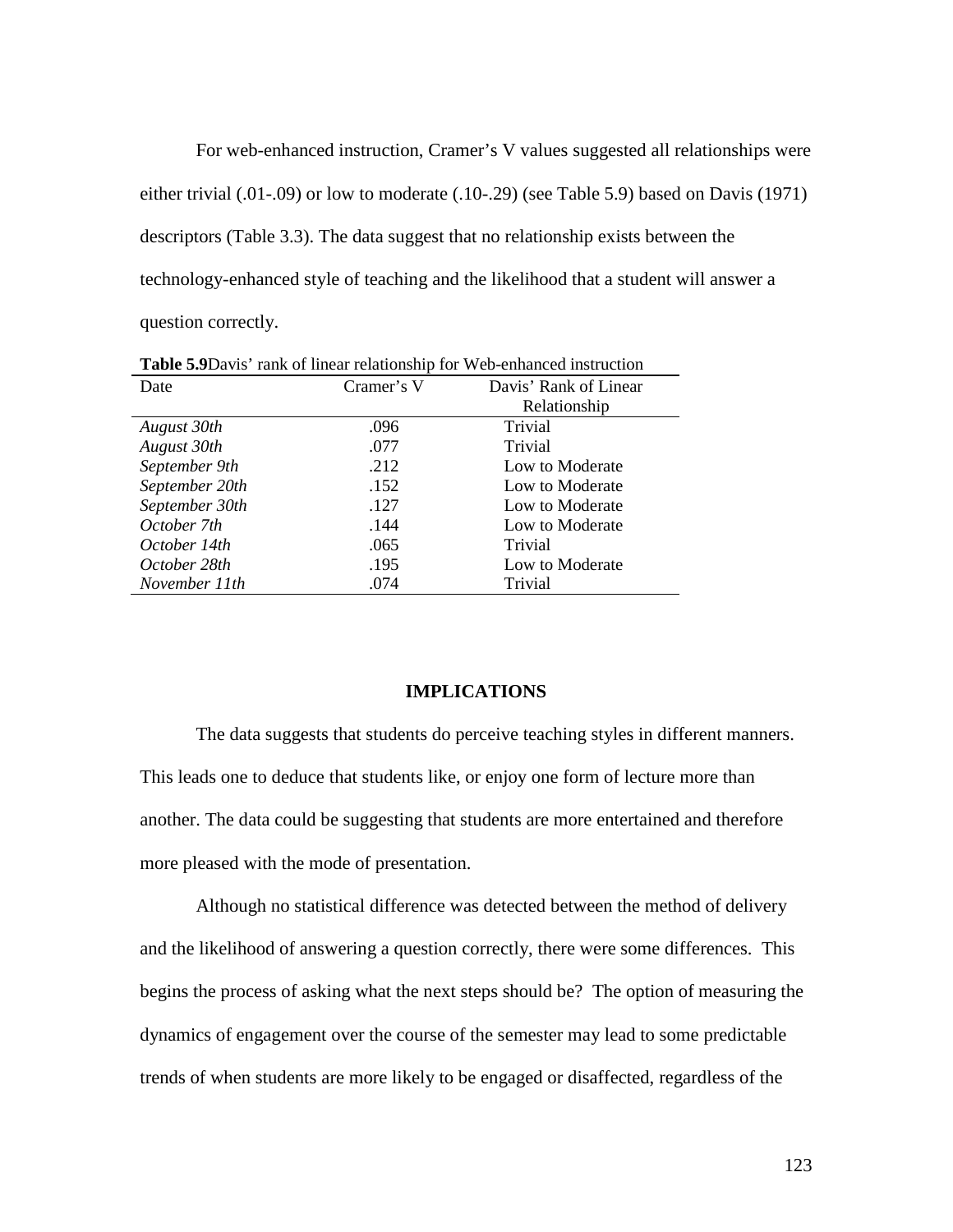For web-enhanced instruction, Cramer's V values suggested all relationships were either trivial (.01-.09) or low to moderate (.10-.29) (see Table 5.9) based on Davis (1971) descriptors (Table 3.3). The data suggest that no relationship exists between the technology-enhanced style of teaching and the likelihood that a student will answer a question correctly.

**Table 5.9**Davis' rank of linear relationship for Web-enhanced instruction

| Date | Cramer's V | Davis' Rank of Linear Relationship |
|---|---|---|
| *August 30th* | .096 | Trivial |
| *August 30th* | .077 | Trivial |
| *September 9th* | .212 | Low to Moderate |
| *September 20th* | .152 | Low to Moderate |
| *September 30th* | .127 | Low to Moderate |
| *October 7th* | .144 | Low to Moderate |
| *October 14th* | .065 | Trivial |
| *October 28th* | .195 | Low to Moderate |
| *November 11th* | .074 | Trivial |

## IMPLICATIONS

The data suggests that students do perceive teaching styles in different manners. This leads one to deduce that students like, or enjoy one form of lecture more than another. The data could be suggesting that students are more entertained and therefore more pleased with the mode of presentation.

Although no statistical difference was detected between the method of delivery and the likelihood of answering a question correctly, there were some differences. This begins the process of asking what the next steps should be? The option of measuring the dynamics of engagement over the course of the semester may lead to some predictable trends of when students are more likely to be engaged or disaffected, regardless of the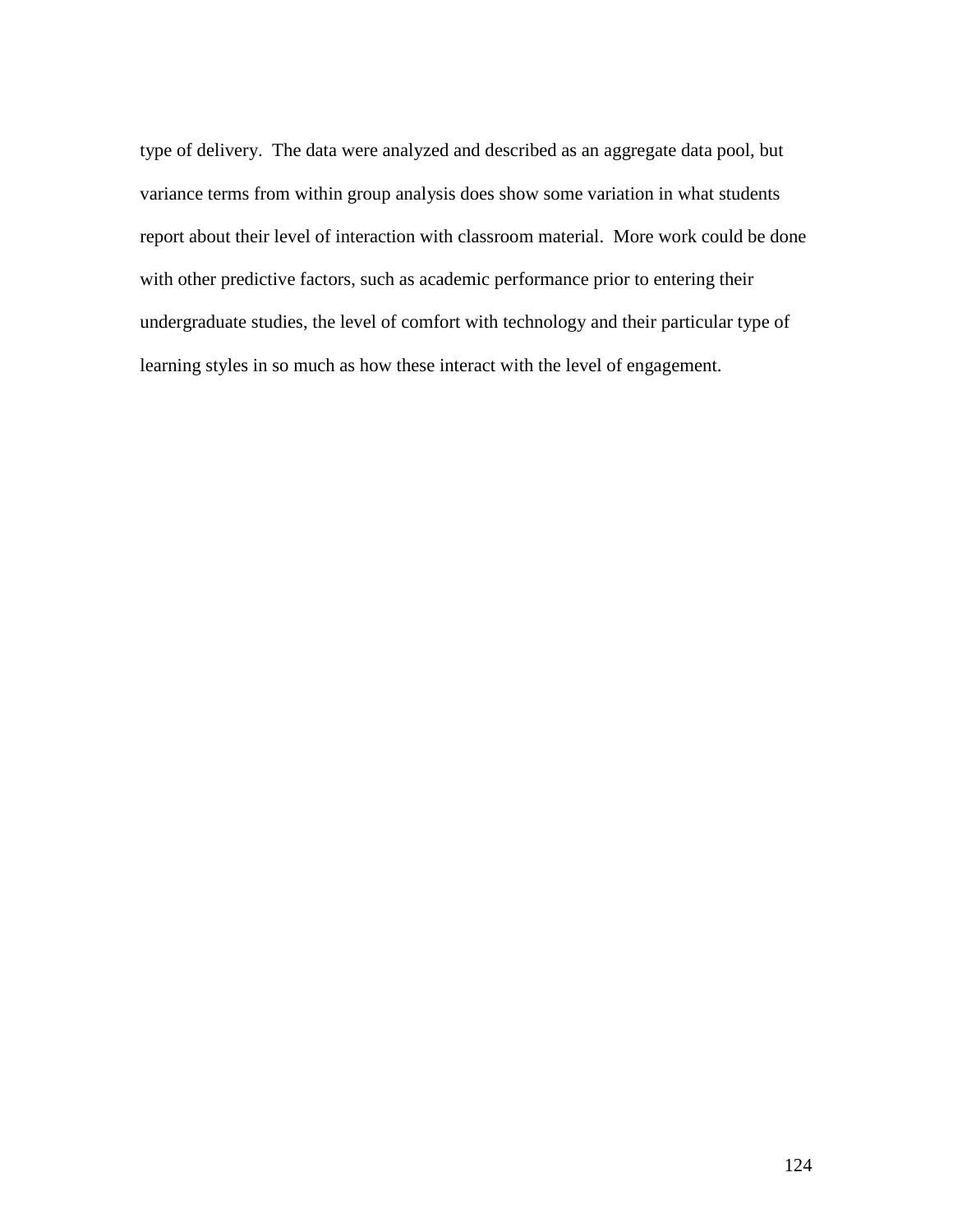type of delivery. The data were analyzed and described as an aggregate data pool, but variance terms from within group analysis does show some variation in what students report about their level of interaction with classroom material. More work could be done with other predictive factors, such as academic performance prior to entering their undergraduate studies, the level of comfort with technology and their particular type of learning styles in so much as how these interact with the level of engagement.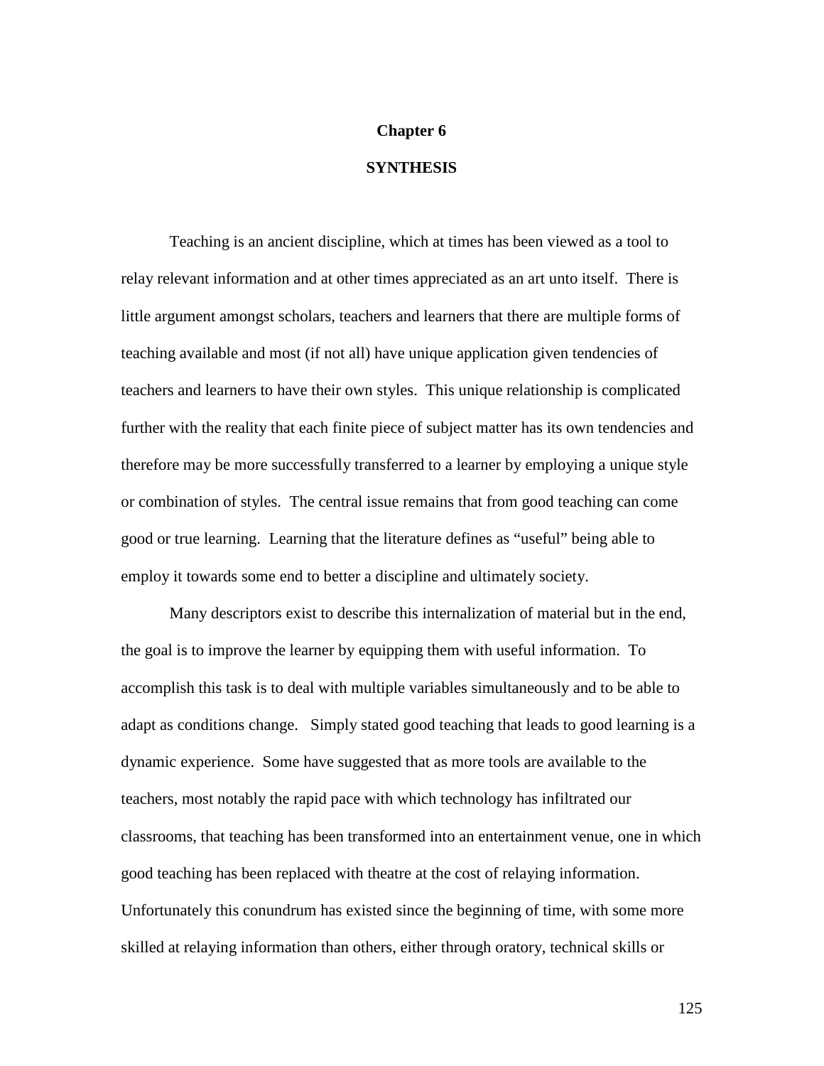# Chapter 6

## SYNTHESIS

Teaching is an ancient discipline, which at times has been viewed as a tool to relay relevant information and at other times appreciated as an art unto itself. There is little argument amongst scholars, teachers and learners that there are multiple forms of teaching available and most (if not all) have unique application given tendencies of teachers and learners to have their own styles. This unique relationship is complicated further with the reality that each finite piece of subject matter has its own tendencies and therefore may be more successfully transferred to a learner by employing a unique style or combination of styles. The central issue remains that from good teaching can come good or true learning. Learning that the literature defines as "useful" being able to employ it towards some end to better a discipline and ultimately society.

Many descriptors exist to describe this internalization of material but in the end, the goal is to improve the learner by equipping them with useful information. To accomplish this task is to deal with multiple variables simultaneously and to be able to adapt as conditions change. Simply stated good teaching that leads to good learning is a dynamic experience. Some have suggested that as more tools are available to the teachers, most notably the rapid pace with which technology has infiltrated our classrooms, that teaching has been transformed into an entertainment venue, one in which good teaching has been replaced with theatre at the cost of relaying information. Unfortunately this conundrum has existed since the beginning of time, with some more skilled at relaying information than others, either through oratory, technical skills or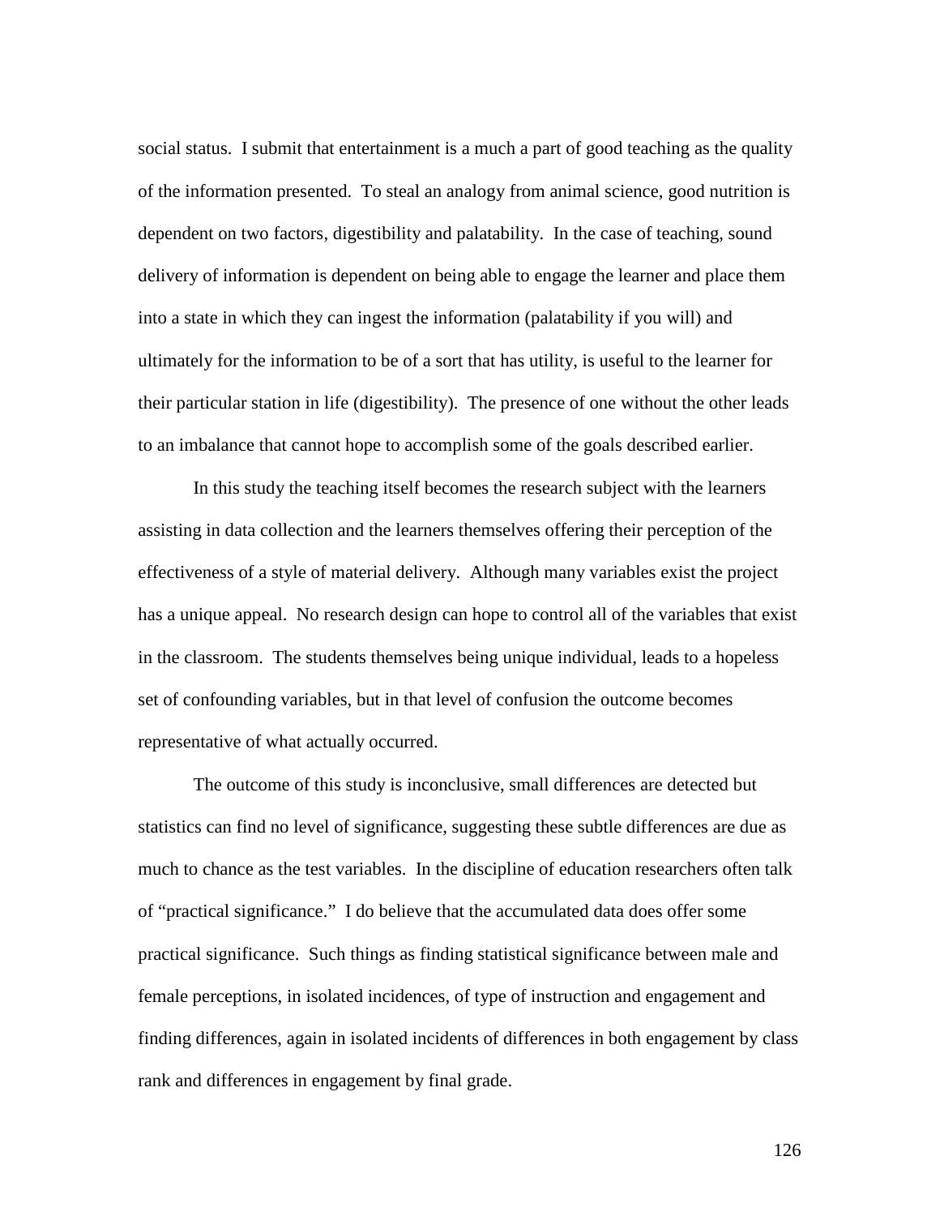social status. I submit that entertainment is a much a part of good teaching as the quality of the information presented. To steal an analogy from animal science, good nutrition is dependent on two factors, digestibility and palatability. In the case of teaching, sound delivery of information is dependent on being able to engage the learner and place them into a state in which they can ingest the information (palatability if you will) and ultimately for the information to be of a sort that has utility, is useful to the learner for their particular station in life (digestibility). The presence of one without the other leads to an imbalance that cannot hope to accomplish some of the goals described earlier.

In this study the teaching itself becomes the research subject with the learners assisting in data collection and the learners themselves offering their perception of the effectiveness of a style of material delivery. Although many variables exist the project has a unique appeal. No research design can hope to control all of the variables that exist in the classroom. The students themselves being unique individual, leads to a hopeless set of confounding variables, but in that level of confusion the outcome becomes representative of what actually occurred.

The outcome of this study is inconclusive, small differences are detected but statistics can find no level of significance, suggesting these subtle differences are due as much to chance as the test variables. In the discipline of education researchers often talk of "practical significance." I do believe that the accumulated data does offer some practical significance. Such things as finding statistical significance between male and female perceptions, in isolated incidences, of type of instruction and engagement and finding differences, again in isolated incidents of differences in both engagement by class rank and differences in engagement by final grade.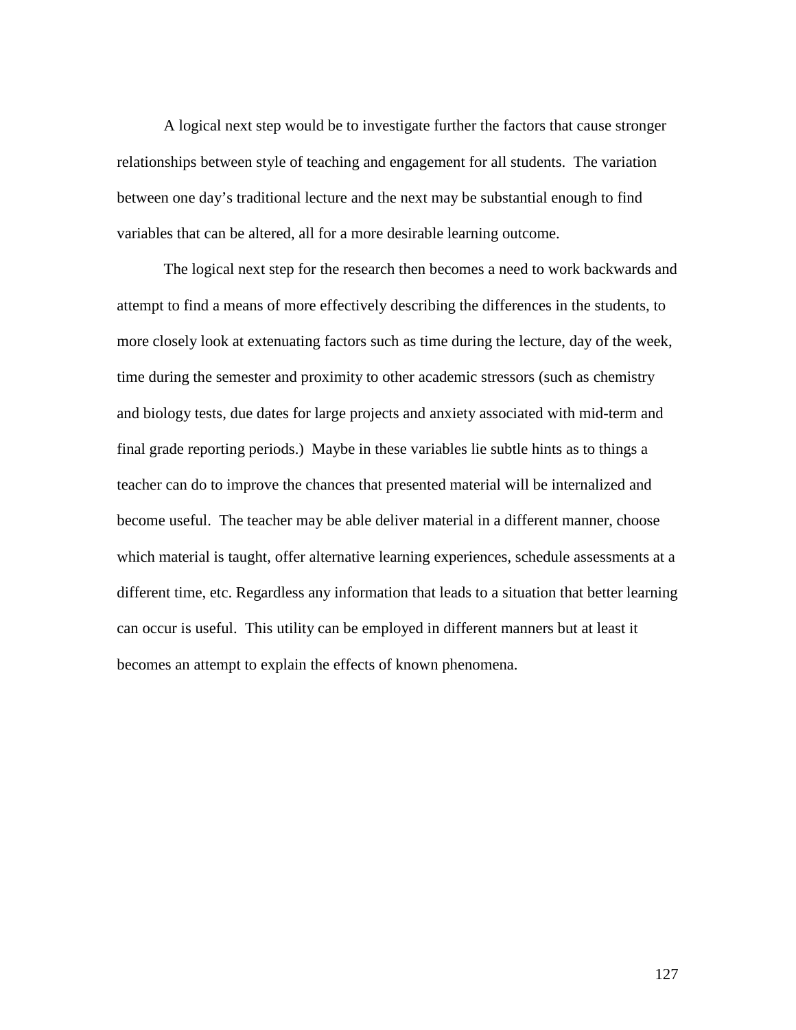A logical next step would be to investigate further the factors that cause stronger relationships between style of teaching and engagement for all students. The variation between one day's traditional lecture and the next may be substantial enough to find variables that can be altered, all for a more desirable learning outcome.

The logical next step for the research then becomes a need to work backwards and attempt to find a means of more effectively describing the differences in the students, to more closely look at extenuating factors such as time during the lecture, day of the week, time during the semester and proximity to other academic stressors (such as chemistry and biology tests, due dates for large projects and anxiety associated with mid-term and final grade reporting periods.) Maybe in these variables lie subtle hints as to things a teacher can do to improve the chances that presented material will be internalized and become useful. The teacher may be able deliver material in a different manner, choose which material is taught, offer alternative learning experiences, schedule assessments at a different time, etc. Regardless any information that leads to a situation that better learning can occur is useful. This utility can be employed in different manners but at least it becomes an attempt to explain the effects of known phenomena.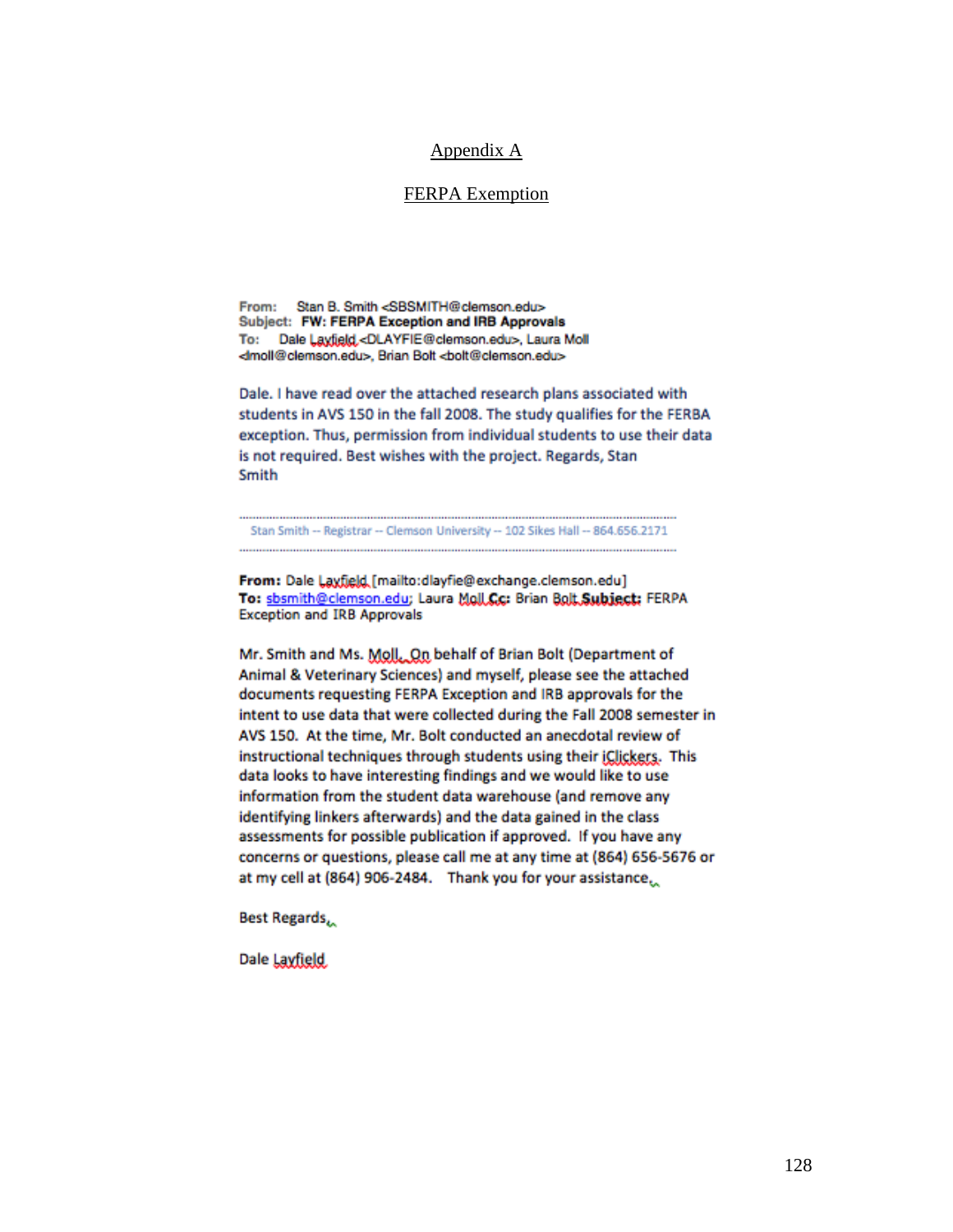Appendix A

FERPA Exemption

From: Stan B. Smith <SBSMITH@clemson.edu>
Subject: **FW: FERPA Exception and IRB Approvals**
To: Dale Layfield <DLAYFIE@clemson.edu>, Laura Moll <lmoll@clemson.edu>, Brian Bolt <bolt@clemson.edu>

Dale. I have read over the attached research plans associated with students in AVS 150 in the fall 2008. The study qualifies for the FERBA exception. Thus, permission from individual students to use their data is not required. Best wishes with the project. Regards, Stan Smith

Stan Smith -- Registrar -- Clemson University -- 102 Sikes Hall -- 864.656.2171

**From:** Dale Layfield [mailto:dlayfie@exchange.clemson.edu]
**To:** sbsmith@clemson.edu; Laura Moll **Cc:** Brian Bolt **Subject:** FERPA Exception and IRB Approvals

Mr. Smith and Ms. Moll. On behalf of Brian Bolt (Department of Animal & Veterinary Sciences) and myself, please see the attached documents requesting FERPA Exception and IRB approvals for the intent to use data that were collected during the Fall 2008 semester in AVS 150. At the time, Mr. Bolt conducted an anecdotal review of instructional techniques through students using their iClickers. This data looks to have interesting findings and we would like to use information from the student data warehouse (and remove any identifying linkers afterwards) and the data gained in the class assessments for possible publication if approved. If you have any concerns or questions, please call me at any time at (864) 656-5676 or at my cell at (864) 906-2484. Thank you for your assistance.

Best Regards,

Dale Layfield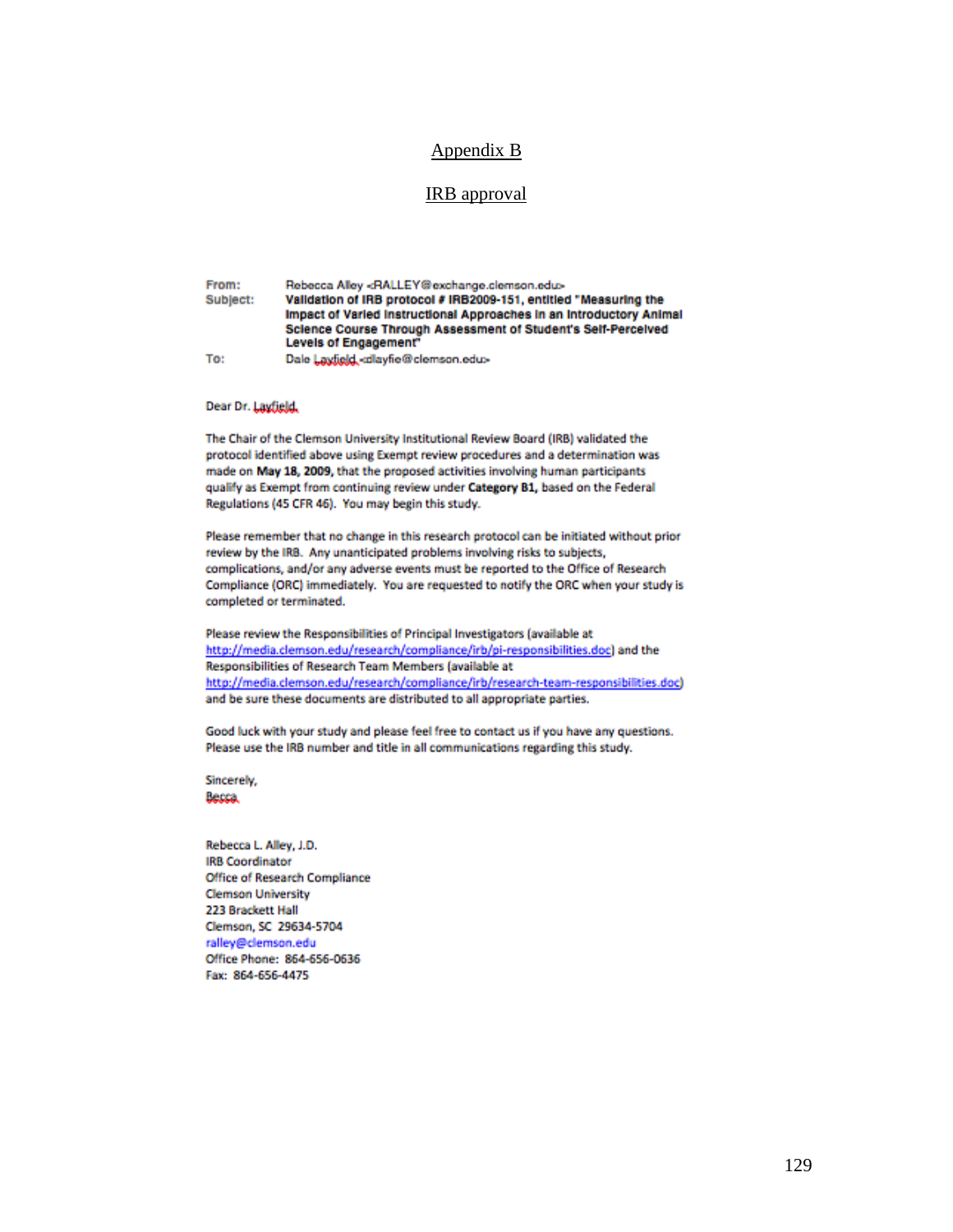## Appendix B

## IRB approval

From: Rebecca Alley <RALLEY@exchange.clemson.edu>
Subject: **Validation of IRB protocol # IRB2009-151, entitled "Measuring the Impact of Varied Instructional Approaches in an Introductory Animal Science Course Through Assessment of Student's Self-Perceived Levels of Engagement"**
To: Dale Layfield <dlayfie@clemson.edu>

Dear Dr. Layfield,

The Chair of the Clemson University Institutional Review Board (IRB) validated the protocol identified above using Exempt review procedures and a determination was made on **May 18, 2009,** that the proposed activities involving human participants qualify as Exempt from continuing review under **Category B1,** based on the Federal Regulations (45 CFR 46). You may begin this study.

Please remember that no change in this research protocol can be initiated without prior review by the IRB. Any unanticipated problems involving risks to subjects, complications, and/or any adverse events must be reported to the Office of Research Compliance (ORC) immediately. You are requested to notify the ORC when your study is completed or terminated.

Please review the Responsibilities of Principal Investigators (available at http://media.clemson.edu/research/compliance/irb/pi-responsibilities.doc) and the Responsibilities of Research Team Members (available at http://media.clemson.edu/research/compliance/irb/research-team-responsibilities.doc) and be sure these documents are distributed to all appropriate parties.

Good luck with your study and please feel free to contact us if you have any questions. Please use the IRB number and title in all communications regarding this study.

Sincerely,
Becca

Rebecca L. Alley, J.D.
IRB Coordinator
Office of Research Compliance
Clemson University
223 Brackett Hall
Clemson, SC 29634-5704
ralley@clemson.edu
Office Phone: 864-656-0636
Fax: 864-656-4475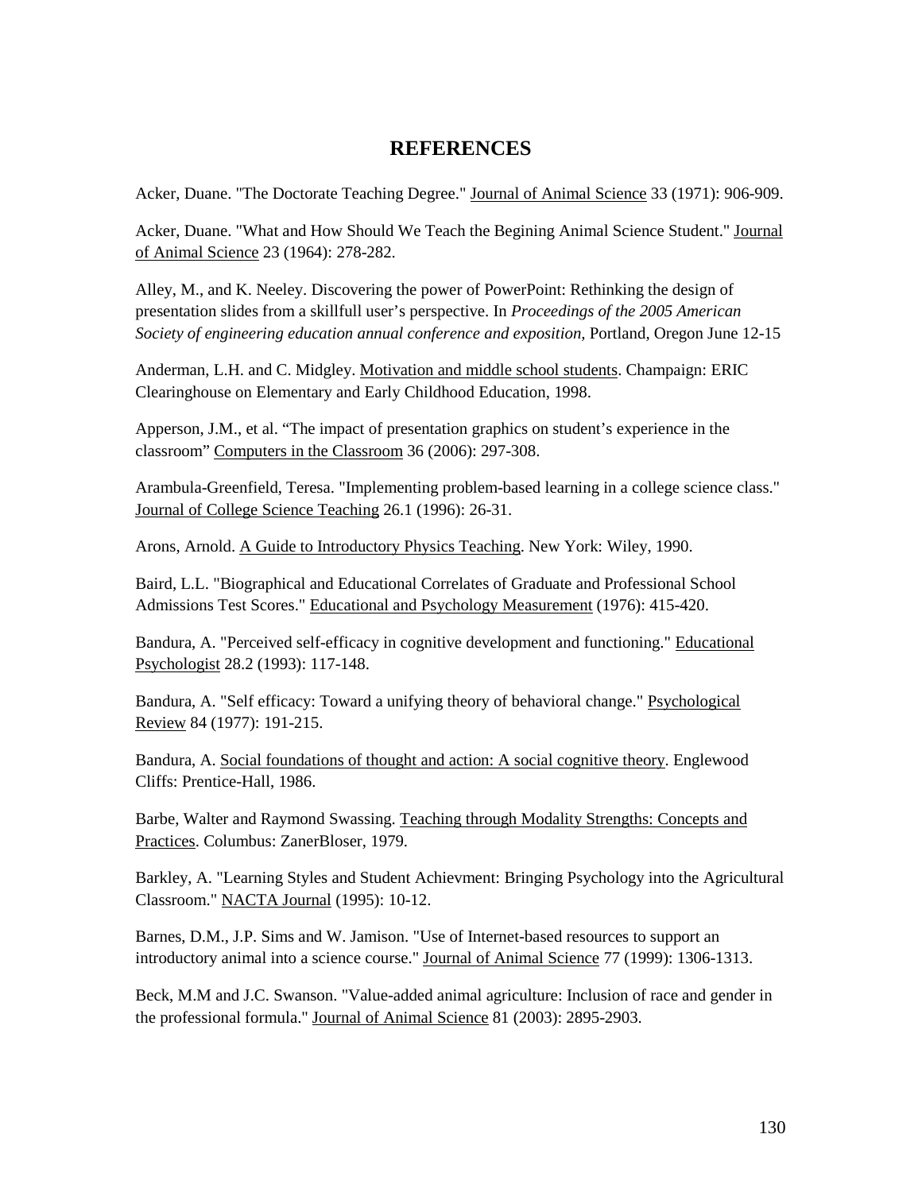# REFERENCES

Acker, Duane. "The Doctorate Teaching Degree." Journal of Animal Science 33 (1971): 906-909.

Acker, Duane. "What and How Should We Teach the Begining Animal Science Student." Journal of Animal Science 23 (1964): 278-282.

Alley, M., and K. Neeley. Discovering the power of PowerPoint: Rethinking the design of presentation slides from a skillfull user's perspective. In *Proceedings of the 2005 American Society of engineering education annual conference and exposition,* Portland, Oregon June 12-15

Anderman, L.H. and C. Midgley. Motivation and middle school students. Champaign: ERIC Clearinghouse on Elementary and Early Childhood Education, 1998.

Apperson, J.M., et al. "The impact of presentation graphics on student's experience in the classroom" Computers in the Classroom 36 (2006): 297-308.

Arambula-Greenfield, Teresa. "Implementing problem-based learning in a college science class." Journal of College Science Teaching 26.1 (1996): 26-31.

Arons, Arnold. A Guide to Introductory Physics Teaching. New York: Wiley, 1990.

Baird, L.L. "Biographical and Educational Correlates of Graduate and Professional School Admissions Test Scores." Educational and Psychology Measurement (1976): 415-420.

Bandura, A. "Perceived self-efficacy in cognitive development and functioning." Educational Psychologist 28.2 (1993): 117-148.

Bandura, A. "Self efficacy: Toward a unifying theory of behavioral change." Psychological Review 84 (1977): 191-215.

Bandura, A. Social foundations of thought and action: A social cognitive theory. Englewood Cliffs: Prentice-Hall, 1986.

Barbe, Walter and Raymond Swassing. Teaching through Modality Strengths: Concepts and Practices. Columbus: ZanerBloser, 1979.

Barkley, A. "Learning Styles and Student Achievment: Bringing Psychology into the Agricultural Classroom." NACTA Journal (1995): 10-12.

Barnes, D.M., J.P. Sims and W. Jamison. "Use of Internet-based resources to support an introductory animal into a science course." Journal of Animal Science 77 (1999): 1306-1313.

Beck, M.M and J.C. Swanson. "Value-added animal agriculture: Inclusion of race and gender in the professional formula." Journal of Animal Science 81 (2003): 2895-2903.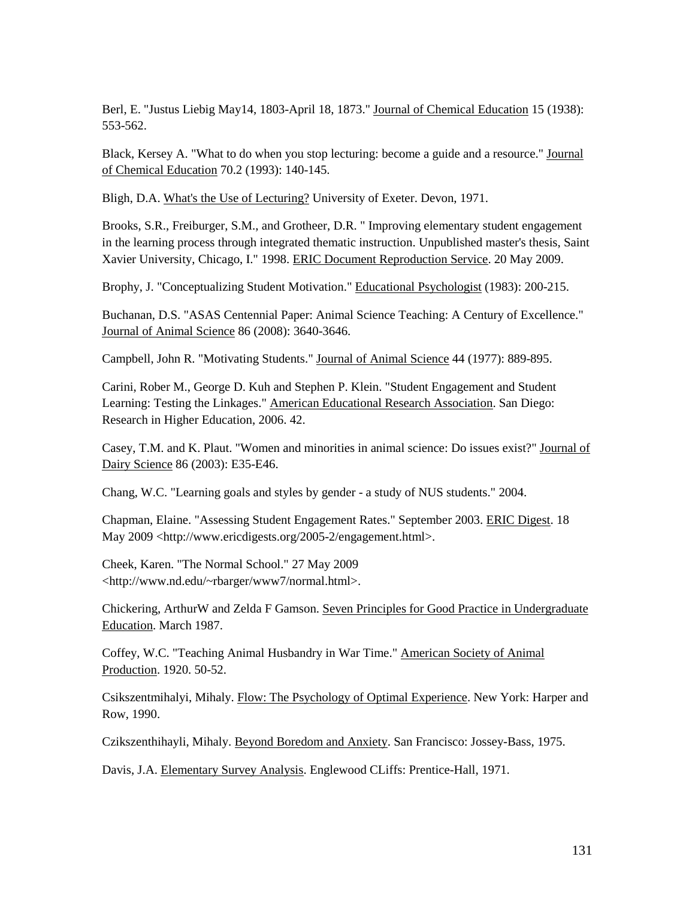Berl, E. "Justus Liebig May14, 1803-April 18, 1873." Journal of Chemical Education 15 (1938): 553-562.

Black, Kersey A. "What to do when you stop lecturing: become a guide and a resource." Journal of Chemical Education 70.2 (1993): 140-145.

Bligh, D.A. What's the Use of Lecturing? University of Exeter. Devon, 1971.

Brooks, S.R., Freiburger, S.M., and Grotheer, D.R. " Improving elementary student engagement in the learning process through integrated thematic instruction. Unpublished master's thesis, Saint Xavier University, Chicago, I." 1998. ERIC Document Reproduction Service. 20 May 2009.

Brophy, J. "Conceptualizing Student Motivation." Educational Psychologist (1983): 200-215.

Buchanan, D.S. "ASAS Centennial Paper: Animal Science Teaching: A Century of Excellence." Journal of Animal Science 86 (2008): 3640-3646.

Campbell, John R. "Motivating Students." Journal of Animal Science 44 (1977): 889-895.

Carini, Rober M., George D. Kuh and Stephen P. Klein. "Student Engagement and Student Learning: Testing the Linkages." American Educational Research Association. San Diego: Research in Higher Education, 2006. 42.

Casey, T.M. and K. Plaut. "Women and minorities in animal science: Do issues exist?" Journal of Dairy Science 86 (2003): E35-E46.

Chang, W.C. "Learning goals and styles by gender - a study of NUS students." 2004.

Chapman, Elaine. "Assessing Student Engagement Rates." September 2003. ERIC Digest. 18 May 2009 <http://www.ericdigests.org/2005-2/engagement.html>.

Cheek, Karen. "The Normal School." 27 May 2009 <http://www.nd.edu/~rbarger/www7/normal.html>.

Chickering, ArthurW and Zelda F Gamson. Seven Principles for Good Practice in Undergraduate Education. March 1987.

Coffey, W.C. "Teaching Animal Husbandry in War Time." American Society of Animal Production. 1920. 50-52.

Csikszentmihalyi, Mihaly. Flow: The Psychology of Optimal Experience. New York: Harper and Row, 1990.

Czikszenthihayli, Mihaly. Beyond Boredom and Anxiety. San Francisco: Jossey-Bass, 1975.

Davis, J.A. Elementary Survey Analysis. Englewood CLiffs: Prentice-Hall, 1971.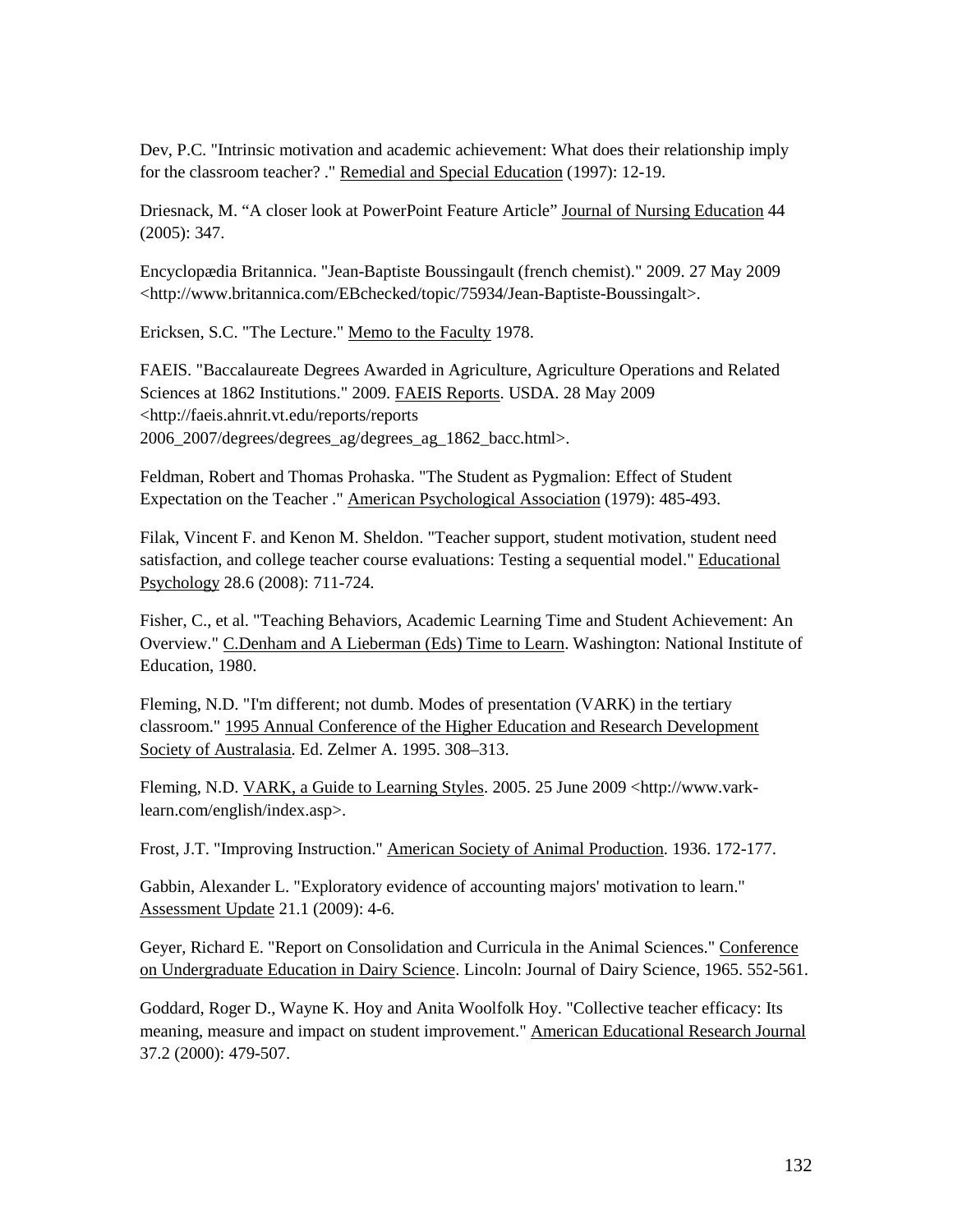Dev, P.C. "Intrinsic motivation and academic achievement: What does their relationship imply for the classroom teacher? ." Remedial and Special Education (1997): 12-19.

Driesnack, M. “A closer look at PowerPoint Feature Article” Journal of Nursing Education 44 (2005): 347.

Encyclopædia Britannica. "Jean-Baptiste Boussingault (french chemist)." 2009. 27 May 2009 <http://www.britannica.com/EBchecked/topic/75934/Jean-Baptiste-Boussingalt>.

Ericksen, S.C. "The Lecture." Memo to the Faculty 1978.

FAEIS. "Baccalaureate Degrees Awarded in Agriculture, Agriculture Operations and Related Sciences at 1862 Institutions." 2009. FAEIS Reports. USDA. 28 May 2009 <http://faeis.ahnrit.vt.edu/reports/reports 2006_2007/degrees/degrees_ag/degrees_ag_1862_bacc.html>.

Feldman, Robert and Thomas Prohaska. "The Student as Pygmalion: Effect of Student Expectation on the Teacher ." American Psychological Association (1979): 485-493.

Filak, Vincent F. and Kenon M. Sheldon. "Teacher support, student motivation, student need satisfaction, and college teacher course evaluations: Testing a sequential model." Educational Psychology 28.6 (2008): 711-724.

Fisher, C., et al. "Teaching Behaviors, Academic Learning Time and Student Achievement: An Overview." C.Denham and A Lieberman (Eds) Time to Learn. Washington: National Institute of Education, 1980.

Fleming, N.D. "I'm different; not dumb. Modes of presentation (VARK) in the tertiary classroom." 1995 Annual Conference of the Higher Education and Research Development Society of Australasia. Ed. Zelmer A. 1995. 308–313.

Fleming, N.D. VARK, a Guide to Learning Styles. 2005. 25 June 2009 <http://www.vark-learn.com/english/index.asp>.

Frost, J.T. "Improving Instruction." American Society of Animal Production. 1936. 172-177.

Gabbin, Alexander L. "Exploratory evidence of accounting majors' motivation to learn." Assessment Update 21.1 (2009): 4-6.

Geyer, Richard E. "Report on Consolidation and Curricula in the Animal Sciences." Conference on Undergraduate Education in Dairy Science. Lincoln: Journal of Dairy Science, 1965. 552-561.

Goddard, Roger D., Wayne K. Hoy and Anita Woolfolk Hoy. "Collective teacher efficacy: Its meaning, measure and impact on student improvement." American Educational Research Journal 37.2 (2000): 479-507.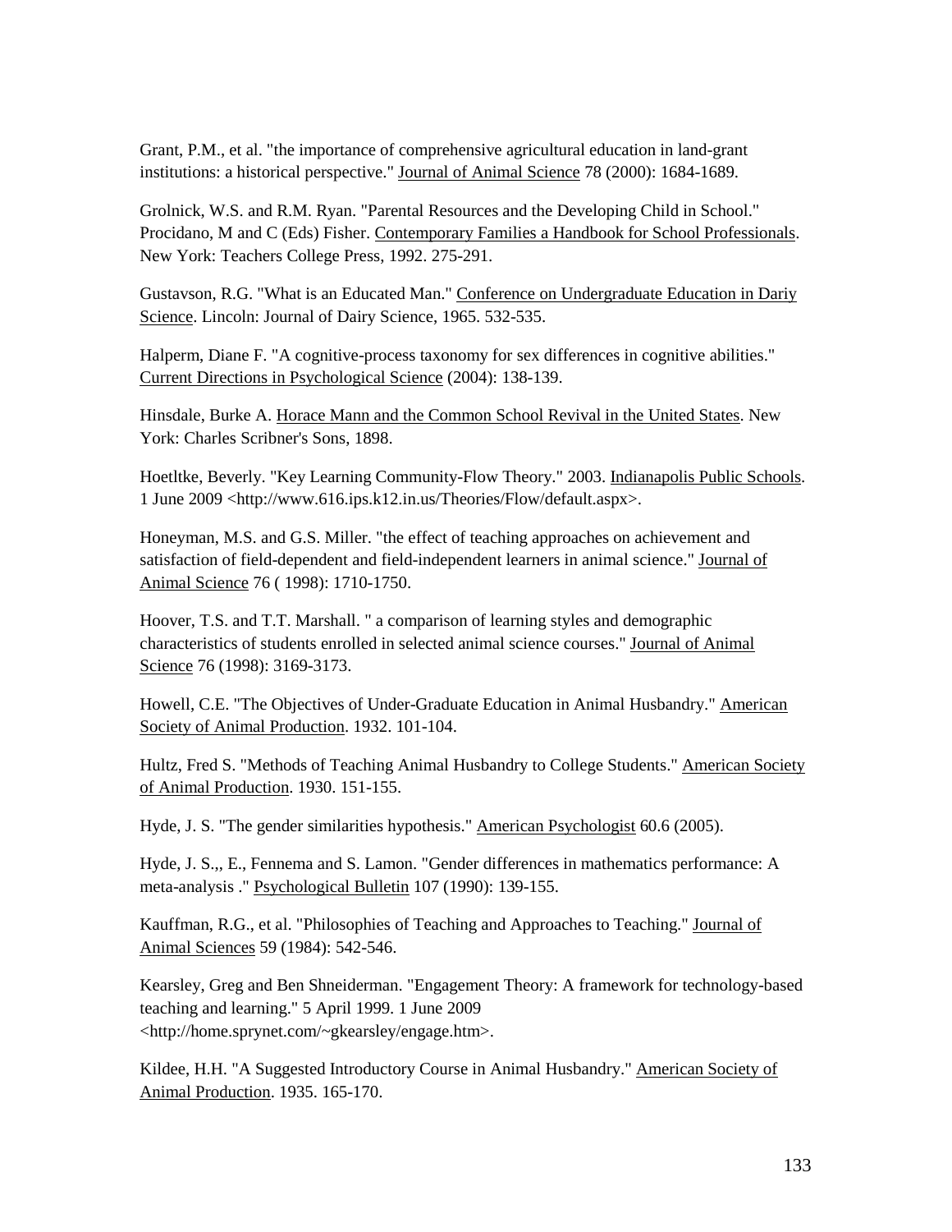Grant, P.M., et al. "the importance of comprehensive agricultural education in land-grant institutions: a historical perspective." Journal of Animal Science 78 (2000): 1684-1689.

Grolnick, W.S. and R.M. Ryan. "Parental Resources and the Developing Child in School." Procidano, M and C (Eds) Fisher. Contemporary Families a Handbook for School Professionals. New York: Teachers College Press, 1992. 275-291.

Gustavson, R.G. "What is an Educated Man." Conference on Undergraduate Education in Dariy Science. Lincoln: Journal of Dairy Science, 1965. 532-535.

Halperm, Diane F. "A cognitive-process taxonomy for sex differences in cognitive abilities." Current Directions in Psychological Science (2004): 138-139.

Hinsdale, Burke A. Horace Mann and the Common School Revival in the United States. New York: Charles Scribner's Sons, 1898.

Hoetltke, Beverly. "Key Learning Community-Flow Theory." 2003. Indianapolis Public Schools. 1 June 2009 <http://www.616.ips.k12.in.us/Theories/Flow/default.aspx>.

Honeyman, M.S. and G.S. Miller. "the effect of teaching approaches on achievement and satisfaction of field-dependent and field-independent learners in animal science." Journal of Animal Science 76 ( 1998): 1710-1750.

Hoover, T.S. and T.T. Marshall. " a comparison of learning styles and demographic characteristics of students enrolled in selected animal science courses." Journal of Animal Science 76 (1998): 3169-3173.

Howell, C.E. "The Objectives of Under-Graduate Education in Animal Husbandry." American Society of Animal Production. 1932. 101-104.

Hultz, Fred S. "Methods of Teaching Animal Husbandry to College Students." American Society of Animal Production. 1930. 151-155.

Hyde, J. S. "The gender similarities hypothesis." American Psychologist 60.6 (2005).

Hyde, J. S.,, E., Fennema and S. Lamon. "Gender differences in mathematics performance: A meta-analysis ." Psychological Bulletin 107 (1990): 139-155.

Kauffman, R.G., et al. "Philosophies of Teaching and Approaches to Teaching." Journal of Animal Sciences 59 (1984): 542-546.

Kearsley, Greg and Ben Shneiderman. "Engagement Theory: A framework for technology-based teaching and learning." 5 April 1999. 1 June 2009 <http://home.sprynet.com/~gkearsley/engage.htm>.

Kildee, H.H. "A Suggested Introductory Course in Animal Husbandry." American Society of Animal Production. 1935. 165-170.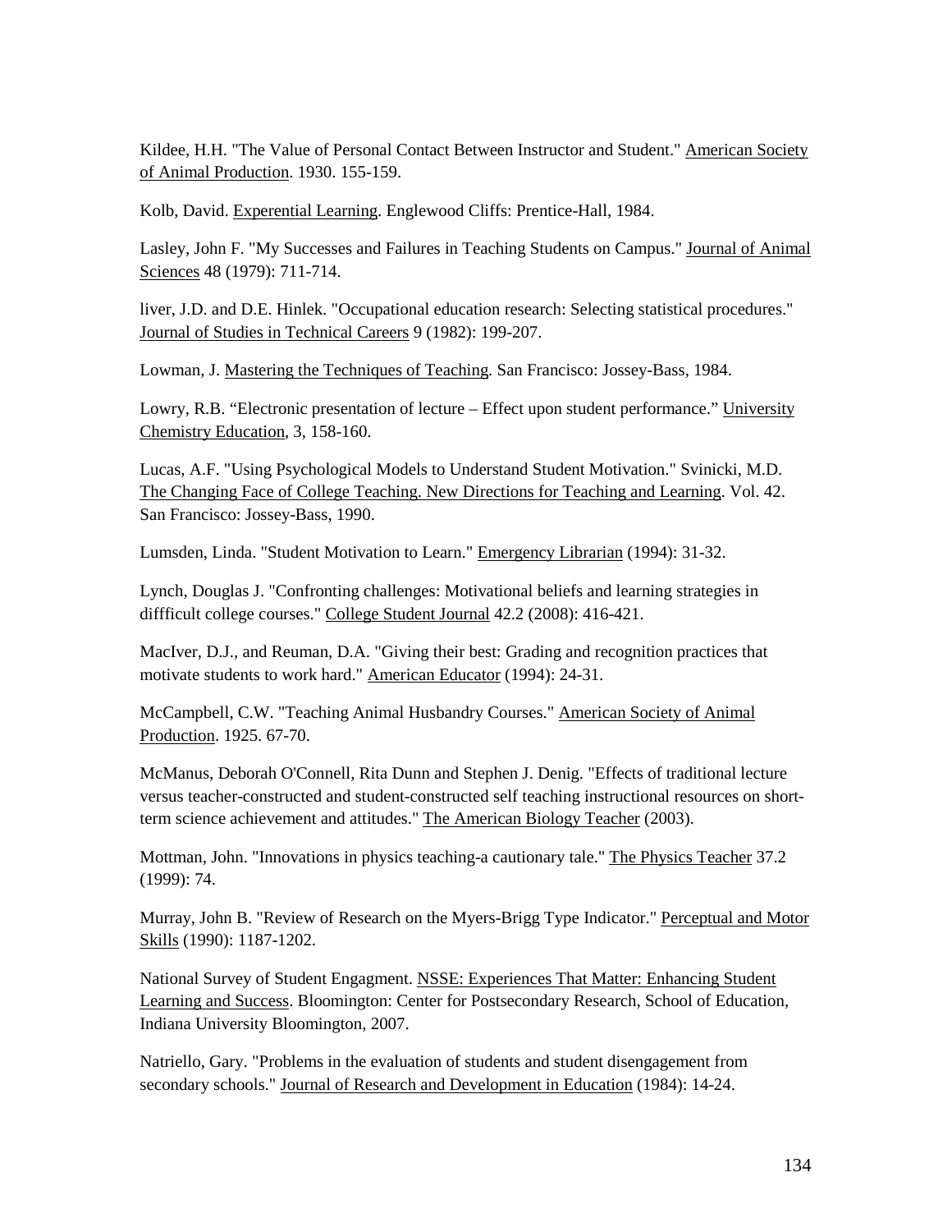Kildee, H.H. "The Value of Personal Contact Between Instructor and Student." American Society of Animal Production. 1930. 155-159.

Kolb, David. Experiential Learning. Englewood Cliffs: Prentice-Hall, 1984.

Lasley, John F. "My Successes and Failures in Teaching Students on Campus." Journal of Animal Sciences 48 (1979): 711-714.

liver, J.D. and D.E. Hinlek. "Occupational education research: Selecting statistical procedures." Journal of Studies in Technical Careers 9 (1982): 199-207.

Lowman, J. Mastering the Techniques of Teaching. San Francisco: Jossey-Bass, 1984.

Lowry, R.B. "Electronic presentation of lecture – Effect upon student performance." University Chemistry Education, 3, 158-160.

Lucas, A.F. "Using Psychological Models to Understand Student Motivation." Svinicki, M.D. The Changing Face of College Teaching. New Directions for Teaching and Learning. Vol. 42. San Francisco: Jossey-Bass, 1990.

Lumsden, Linda. "Student Motivation to Learn." Emergency Librarian (1994): 31-32.

Lynch, Douglas J. "Confronting challenges: Motivational beliefs and learning strategies in diffficult college courses." College Student Journal 42.2 (2008): 416-421.

MacIver, D.J., and Reuman, D.A. "Giving their best: Grading and recognition practices that motivate students to work hard." American Educator (1994): 24-31.

McCampbell, C.W. "Teaching Animal Husbandry Courses." American Society of Animal Production. 1925. 67-70.

McManus, Deborah O'Connell, Rita Dunn and Stephen J. Denig. "Effects of traditional lecture versus teacher-constructed and student-constructed self teaching instructional resources on short-term science achievement and attitudes." The American Biology Teacher (2003).

Mottman, John. "Innovations in physics teaching-a cautionary tale." The Physics Teacher 37.2 (1999): 74.

Murray, John B. "Review of Research on the Myers-Brigg Type Indicator." Perceptual and Motor Skills (1990): 1187-1202.

National Survey of Student Engagment. NSSE: Experiences That Matter: Enhancing Student Learning and Success. Bloomington: Center for Postsecondary Research, School of Education, Indiana University Bloomington, 2007.

Natriello, Gary. "Problems in the evaluation of students and student disengagement from secondary schools." Journal of Research and Development in Education (1984): 14-24.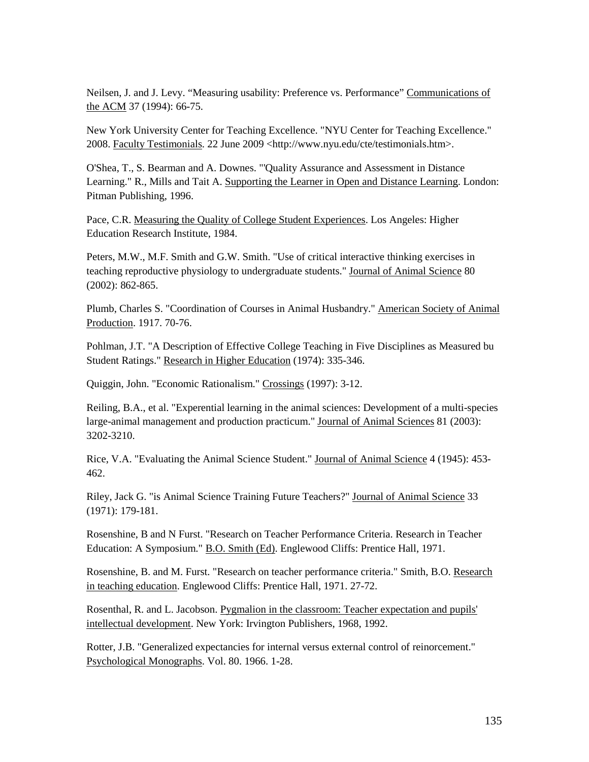Neilsen, J. and J. Levy. “Measuring usability: Preference vs. Performance” Communications of the ACM 37 (1994): 66-75.

New York University Center for Teaching Excellence. "NYU Center for Teaching Excellence." 2008. Faculty Testimonials. 22 June 2009 <http://www.nyu.edu/cte/testimonials.htm>.

O'Shea, T., S. Bearman and A. Downes. "'Quality Assurance and Assessment in Distance Learning." R., Mills and Tait A. Supporting the Learner in Open and Distance Learning. London: Pitman Publishing, 1996.

Pace, C.R. Measuring the Quality of College Student Experiences. Los Angeles: Higher Education Research Institute, 1984.

Peters, M.W., M.F. Smith and G.W. Smith. "Use of critical interactive thinking exercises in teaching reproductive physiology to undergraduate students." Journal of Animal Science 80 (2002): 862-865.

Plumb, Charles S. "Coordination of Courses in Animal Husbandry." American Society of Animal Production. 1917. 70-76.

Pohlman, J.T. "A Description of Effective College Teaching in Five Disciplines as Measured bu Student Ratings." Research in Higher Education (1974): 335-346.

Quiggin, John. "Economic Rationalism." Crossings (1997): 3-12.

Reiling, B.A., et al. "Experiential learning in the animal sciences: Development of a multi-species large-animal management and production practicum." Journal of Animal Sciences 81 (2003): 3202-3210.

Rice, V.A. "Evaluating the Animal Science Student." Journal of Animal Science 4 (1945): 453-462.

Riley, Jack G. "is Animal Science Training Future Teachers?" Journal of Animal Science 33 (1971): 179-181.

Rosenshine, B and N Furst. "Research on Teacher Performance Criteria. Research in Teacher Education: A Symposium." B.O. Smith (Ed). Englewood Cliffs: Prentice Hall, 1971.

Rosenshine, B. and M. Furst. "Research on teacher performance criteria." Smith, B.O. Research in teaching education. Englewood Cliffs: Prentice Hall, 1971. 27-72.

Rosenthal, R. and L. Jacobson. Pygmalion in the classroom: Teacher expectation and pupils' intellectual development. New York: Irvington Publishers, 1968, 1992.

Rotter, J.B. "Generalized expectancies for internal versus external control of reinorcement." Psychological Monographs. Vol. 80. 1966. 1-28.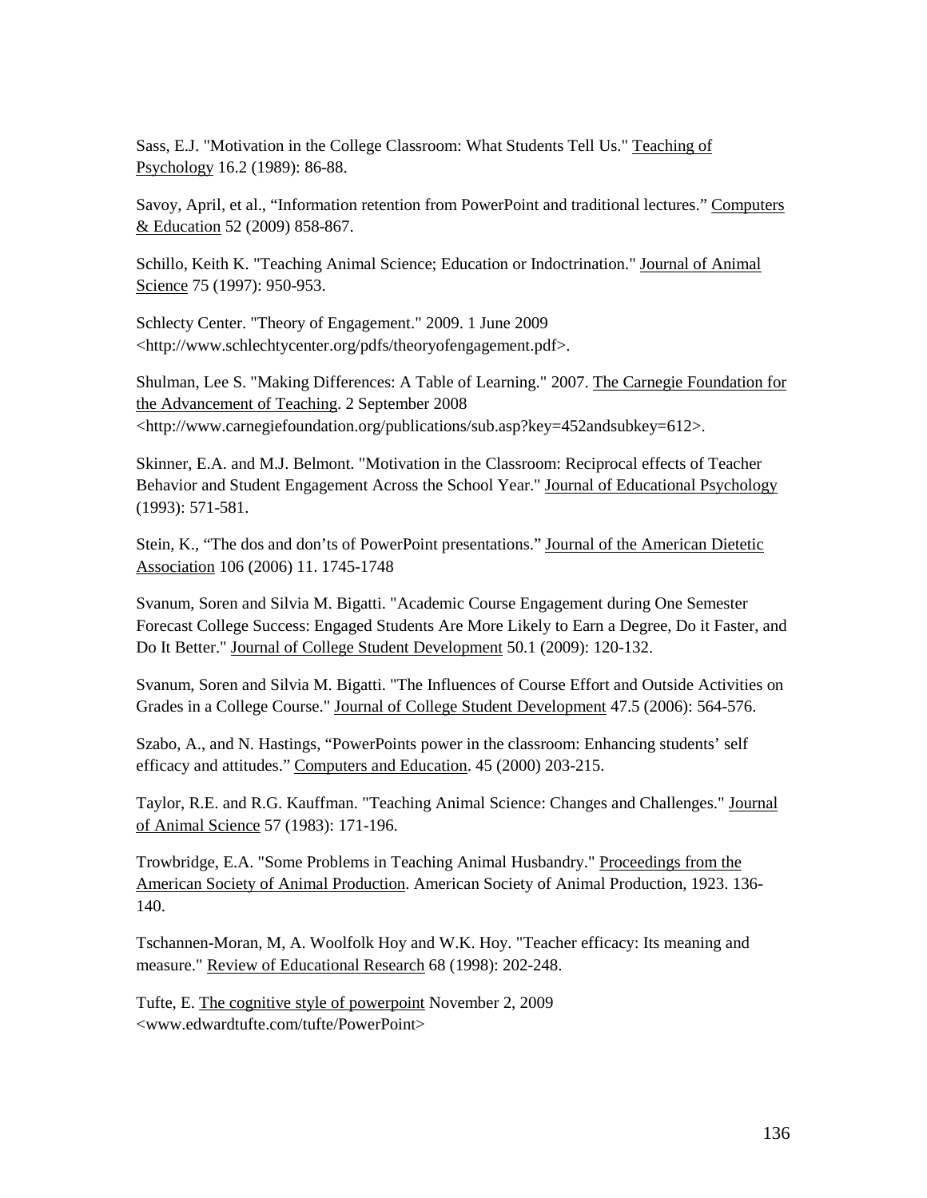Sass, E.J. "Motivation in the College Classroom: What Students Tell Us." Teaching of Psychology 16.2 (1989): 86-88.

Savoy, April, et al., "Information retention from PowerPoint and traditional lectures." Computers & Education 52 (2009) 858-867.

Schillo, Keith K. "Teaching Animal Science; Education or Indoctrination." Journal of Animal Science 75 (1997): 950-953.

Schlecty Center. "Theory of Engagement." 2009. 1 June 2009 <http://www.schlechtycenter.org/pdfs/theoryofengagement.pdf>.

Shulman, Lee S. "Making Differences: A Table of Learning." 2007. The Carnegie Foundation for the Advancement of Teaching. 2 September 2008 <http://www.carnegiefoundation.org/publications/sub.asp?key=452andsubkey=612>.

Skinner, E.A. and M.J. Belmont. "Motivation in the Classroom: Reciprocal effects of Teacher Behavior and Student Engagement Across the School Year." Journal of Educational Psychology (1993): 571-581.

Stein, K., "The dos and don'ts of PowerPoint presentations." Journal of the American Dietetic Association 106 (2006) 11. 1745-1748

Svanum, Soren and Silvia M. Bigatti. "Academic Course Engagement during One Semester Forecast College Success: Engaged Students Are More Likely to Earn a Degree, Do it Faster, and Do It Better." Journal of College Student Development 50.1 (2009): 120-132.

Svanum, Soren and Silvia M. Bigatti. "The Influences of Course Effort and Outside Activities on Grades in a College Course." Journal of College Student Development 47.5 (2006): 564-576.

Szabo, A., and N. Hastings, "PowerPoints power in the classroom: Enhancing students' self efficacy and attitudes." Computers and Education. 45 (2000) 203-215.

Taylor, R.E. and R.G. Kauffman. "Teaching Animal Science: Changes and Challenges." Journal of Animal Science 57 (1983): 171-196.

Trowbridge, E.A. "Some Problems in Teaching Animal Husbandry." Proceedings from the American Society of Animal Production. American Society of Animal Production, 1923. 136-140.

Tschannen-Moran, M, A. Woolfolk Hoy and W.K. Hoy. "Teacher efficacy: Its meaning and measure." Review of Educational Research 68 (1998): 202-248.

Tufte, E. The cognitive style of powerpoint November 2, 2009 <www.edwardtufte.com/tufte/PowerPoint>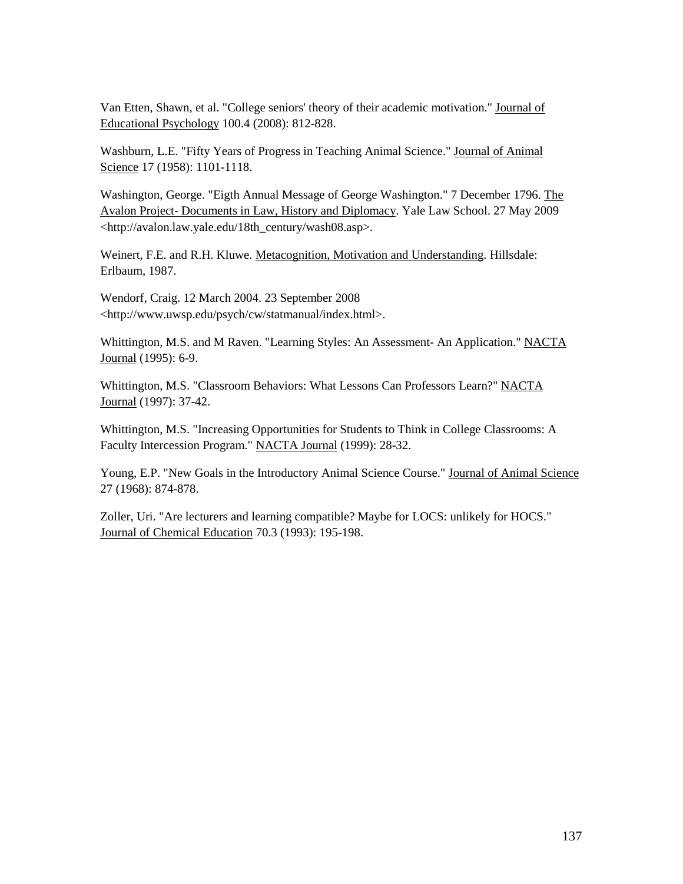Van Etten, Shawn, et al. "College seniors' theory of their academic motivation." Journal of Educational Psychology 100.4 (2008): 812-828.

Washburn, L.E. "Fifty Years of Progress in Teaching Animal Science." Journal of Animal Science 17 (1958): 1101-1118.

Washington, George. "Eigth Annual Message of George Washington." 7 December 1796. The Avalon Project- Documents in Law, History and Diplomacy. Yale Law School. 27 May 2009 <http://avalon.law.yale.edu/18th_century/wash08.asp>.

Weinert, F.E. and R.H. Kluwe. Metacognition, Motivation and Understanding. Hillsdale: Erlbaum, 1987.

Wendorf, Craig. 12 March 2004. 23 September 2008 <http://www.uwsp.edu/psych/cw/statmanual/index.html>.

Whittington, M.S. and M Raven. "Learning Styles: An Assessment- An Application." NACTA Journal (1995): 6-9.

Whittington, M.S. "Classroom Behaviors: What Lessons Can Professors Learn?" NACTA Journal (1997): 37-42.

Whittington, M.S. "Increasing Opportunities for Students to Think in College Classrooms: A Faculty Intercession Program." NACTA Journal (1999): 28-32.

Young, E.P. "New Goals in the Introductory Animal Science Course." Journal of Animal Science 27 (1968): 874-878.

Zoller, Uri. "Are lecturers and learning compatible? Maybe for LOCS: unlikely for HOCS." Journal of Chemical Education 70.3 (1993): 195-198.